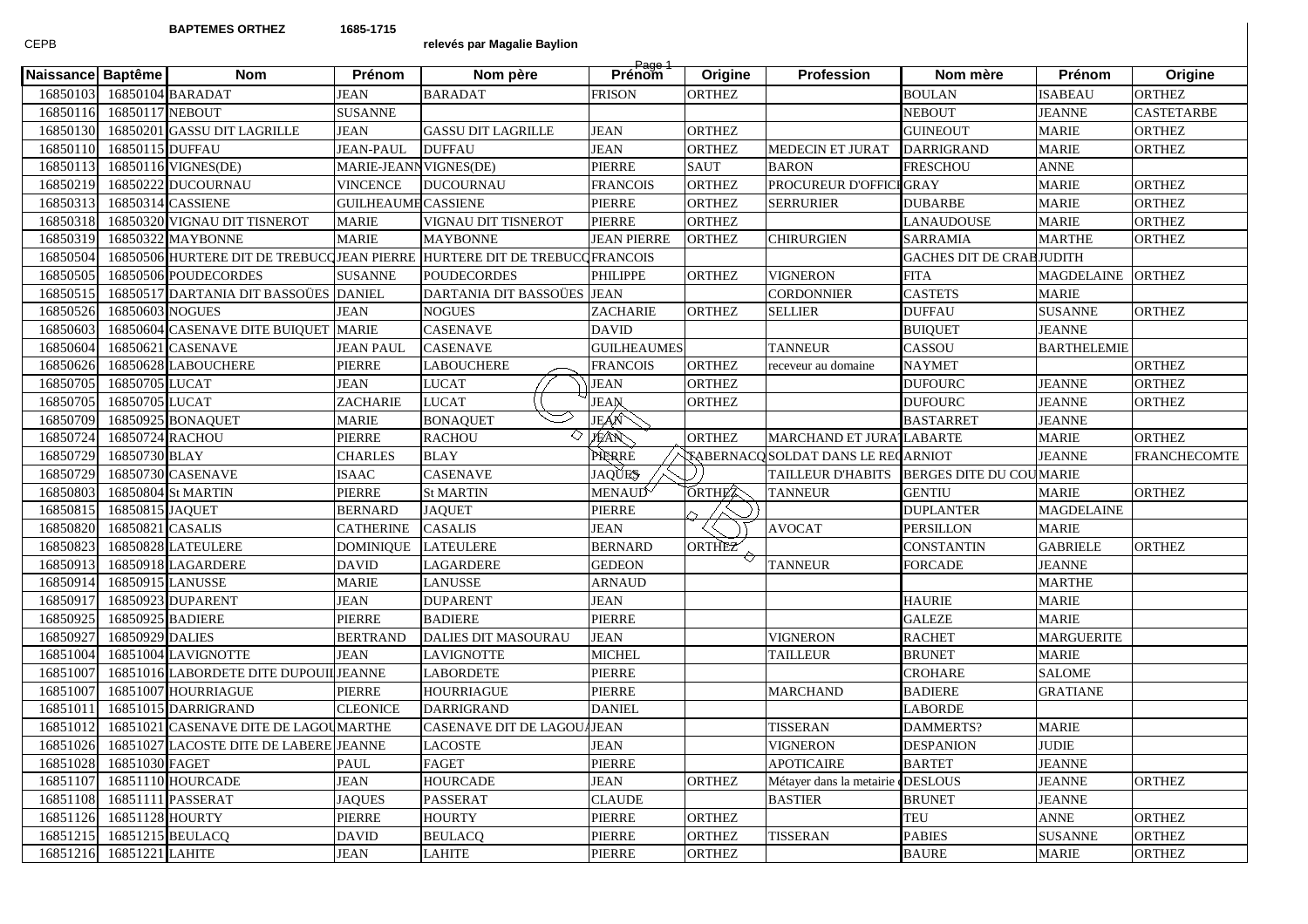**BAPTEMES ORTHEZ** **1685-1715**

CEPB

**relevés par Magalie Baylion**

| Naissance | Baptême | Nom | Prénom | Nom père | Prénom | Origine | Profession | Nom mère | Prénom | Origine |
|---|---|---|---|---|---|---|---|---|---|---|
| 16850103 | 16850104 | BARADAT | JEAN | BARADAT | FRISON | ORTHEZ | | BOULAN | ISABEAU | ORTHEZ |
| 16850116 | 16850117 | NEBOUT | SUSANNE | | | | | NEBOUT | JEANNE | CASTETARBE |
| 16850130 | 16850201 | GASSU DIT LAGRILLE | JEAN | GASSU DIT LAGRILLE | JEAN | ORTHEZ | | GUINEOUT | MARIE | ORTHEZ |
| 16850110 | 16850115 | DUFFAU | JEAN-PAUL | DUFFAU | JEAN | ORTHEZ | MEDECIN ET JURAT | DARRIGRAND | MARIE | ORTHEZ |
| 16850113 | 16850116 | VIGNES(DE) | MARIE-JEANN | VIGNES(DE) | PIERRE | SAUT | BARON | FRESCHOU | ANNE | |
| 16850219 | 16850222 | DUCOURNAU | VINCENCE | DUCOURNAU | FRANCOIS | ORTHEZ | PROCUREUR D'OFFICI | GRAY | MARIE | ORTHEZ |
| 16850313 | 16850314 | CASSIENE | GUILHEAUME | CASSIENE | PIERRE | ORTHEZ | SERRURIER | DUBARBE | MARIE | ORTHEZ |
| 16850318 | 16850320 | VIGNAU DIT TISNEROT | MARIE | VIGNAU DIT TISNEROT | PIERRE | ORTHEZ | | LANAUDOUSE | MARIE | ORTHEZ |
| 16850319 | 16850322 | MAYBONNE | MARIE | MAYBONNE | JEAN PIERRE | ORTHEZ | CHIRURGIEN | SARRAMIA | MARTHE | ORTHEZ |
| 16850504 | 16850506 | HURTERE DIT DE TREBUCQ | JEAN PIERRE | HURTERE DIT DE TREBUCQ | FRANCOIS | | | GACHES DIT DE CRAB | JUDITH | |
| 16850505 | 16850506 | POUDECORDES | SUSANNE | POUDECORDES | PHILIPPE | ORTHEZ | VIGNERON | FITA | MAGDELAINE | ORTHEZ |
| 16850515 | 16850517 | DARTANIA DIT BASSOÜES | DANIEL | DARTANIA DIT BASSOÜES | JEAN | | CORDONNIER | CASTETS | MARIE | |
| 16850526 | 16850603 | NOGUES | JEAN | NOGUES | ZACHARIE | ORTHEZ | SELLIER | DUFFAU | SUSANNE | ORTHEZ |
| 16850603 | 16850604 | CASENAVE DITE BUIQUET | MARIE | CASENAVE | DAVID | | | BUIQUET | JEANNE | |
| 16850604 | 16850621 | CASENAVE | JEAN PAUL | CASENAVE | GUILHEAUMES | | TANNEUR | CASSOU | BARTHELEMIE | |
| 16850626 | 16850628 | LABOUCHERE | PIERRE | LABOUCHERE | FRANCOIS | ORTHEZ | receveur au domaine | NAYMET | | ORTHEZ |
| 16850705 | 16850705 | LUCAT | JEAN | LUCAT | JEAN | ORTHEZ | | DUFOURC | JEANNE | ORTHEZ |
| 16850705 | 16850705 | LUCAT | ZACHARIE | LUCAT | JEAN | ORTHEZ | | DUFOURC | JEANNE | ORTHEZ |
| 16850709 | 16850925 | BONAQUET | MARIE | BONAQUET | JEAN | | | BASTARRET | JEANNE | |
| 16850724 | 16850724 | RACHOU | PIERRE | RACHOU | JEAN | ORTHEZ | MARCHAND ET JURAT | LABARTE | MARIE | ORTHEZ |
| 16850729 | 16850730 | BLAY | CHARLES | BLAY | PIERRE | TABERNACQ | SOLDAT DANS LE REG | ARNIOT | JEANNE | FRANCHECOMTE |
| 16850729 | 16850730 | CASENAVE | ISAAC | CASENAVE | JAQUES | | TAILLEUR D'HABITS | BERGES DITE DU COU | MARIE | |
| 16850803 | 16850804 | St MARTIN | PIERRE | St MARTIN | MENAUD | ORTHEZ | TANNEUR | GENTIU | MARIE | ORTHEZ |
| 16850815 | 16850815 | JAQUET | BERNARD | JAQUET | PIERRE | | | DUPLANTER | MAGDELAINE | |
| 16850820 | 16850821 | CASALIS | CATHERINE | CASALIS | JEAN | | AVOCAT | PERSILLON | MARIE | |
| 16850823 | 16850828 | LATEULERE | DOMINIQUE | LATEULERE | BERNARD | ORTHEZ | | CONSTANTIN | GABRIELE | ORTHEZ |
| 16850913 | 16850918 | LAGARDERE | DAVID | LAGARDERE | GEDEON | | TANNEUR | FORCADE | JEANNE | |
| 16850914 | 16850915 | LANUSSE | MARIE | LANUSSE | ARNAUD | | | | MARTHE | |
| 16850917 | 16850923 | DUPARENT | JEAN | DUPARENT | JEAN | | | HAURIE | MARIE | |
| 16850925 | 16850925 | BADIERE | PIERRE | BADIERE | PIERRE | | | GALEZE | MARIE | |
| 16850927 | 16850929 | DALIES | BERTRAND | DALIES DIT MASOURAU | JEAN | | VIGNERON | RACHET | MARGUERITE | |
| 16851004 | 16851004 | LAVIGNOTTE | JEAN | LAVIGNOTTE | MICHEL | | TAILLEUR | BRUNET | MARIE | |
| 16851007 | 16851016 | LABORDETE DITE DUPOUIL | JEANNE | LABORDETE | PIERRE | | | CROHARE | SALOME | |
| 16851007 | 16851007 | HOURRIAGUE | PIERRE | HOURRIAGUE | PIERRE | | MARCHAND | BADIERE | GRATIANE | |
| 16851011 | 16851015 | DARRIGRAND | CLEONICE | DARRIGRAND | DANIEL | | | LABORDE | | |
| 16851012 | 16851021 | CASENAVE DITE DE LAGOU | MARTHE | CASENAVE DIT DE LAGOUA | JEAN | | TISSERAN | DAMMERTS? | MARIE | |
| 16851026 | 16851027 | LACOSTE DITE DE LABERE | JEANNE | LACOSTE | JEAN | | VIGNERON | DESPANION | JUDIE | |
| 16851028 | 16851030 | FAGET | PAUL | FAGET | PIERRE | | APOTICAIRE | BARTET | JEANNE | |
| 16851107 | 16851110 | HOURCADE | JEAN | HOURCADE | JEAN | ORTHEZ | Métayer dans la metairie | DESLOUS | JEANNE | ORTHEZ |
| 16851108 | 16851111 | PASSERAT | JAQUES | PASSERAT | CLAUDE | | BASTIER | BRUNET | JEANNE | |
| 16851126 | 16851128 | HOURTY | PIERRE | HOURTY | PIERRE | ORTHEZ | | TEU | ANNE | ORTHEZ |
| 16851215 | 16851215 | BEULACQ | DAVID | BEULACQ | PIERRE | ORTHEZ | TISSERAN | PABIES | SUSANNE | ORTHEZ |
| 16851216 | 16851221 | LAHITE | JEAN | LAHITE | PIERRE | ORTHEZ | | BAURE | MARIE | ORTHEZ |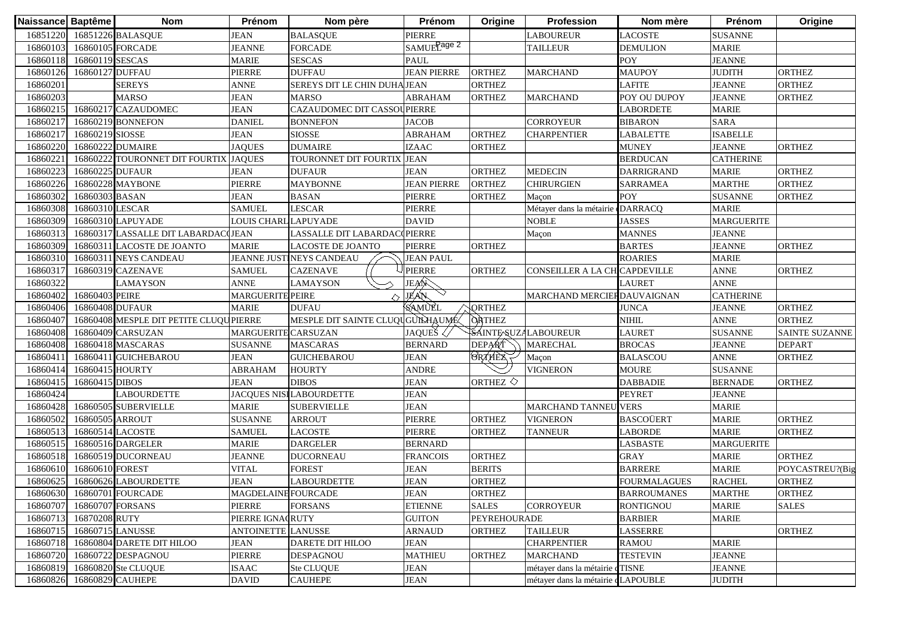| Naissance | Baptême | Nom | Prénom | Nom père | Prénom | Origine | Profession | Nom mère | Prénom | Origine |
|---|---|---|---|---|---|---|---|---|---|---|
| 16851220 | 16851226 | BALASQUE | JEAN | BALASQUE | PIERRE | | LABOUREUR | LACOSTE | SUSANNE | |
| 16860103 | 16860105 | FORCADE | JEANNE | FORCADE | SAMUEL | | TAILLEUR | DEMULION | MARIE | |
| 16860118 | 16860119 | SESCAS | MARIE | SESCAS | PAUL | | | POY | JEANNE | |
| 16860126 | 16860127 | DUFFAU | PIERRE | DUFFAU | JEAN PIERRE | ORTHEZ | MARCHAND | MAUPOY | JUDITH | ORTHEZ |
| 16860201 | | SEREYS | ANNE | SEREYS DIT LE CHIN DUHA | JEAN | ORTHEZ | | LAFITE | JEANNE | ORTHEZ |
| 16860203 | | MARSO | JEAN | MARSO | ABRAHAM | ORTHEZ | MARCHAND | POY OU DUPOY | JEANNE | ORTHEZ |
| 16860215 | 16860217 | CAZAUDOMEC | JEAN | CAZAUDOMEC DIT CASSOU | PIERRE | | | LABORDETE | MARIE | |
| 16860217 | 16860219 | BONNEFON | DANIEL | BONNEFON | JACOB | | CORROYEUR | BIBARON | SARA | |
| 16860217 | 16860219 | SIOSSE | JEAN | SIOSSE | ABRAHAM | ORTHEZ | CHARPENTIER | LABALETTE | ISABELLE | |
| 16860220 | 16860222 | DUMAIRE | JAQUES | DUMAIRE | IZAAC | ORTHEZ | | MUNEY | JEANNE | ORTHEZ |
| 16860221 | 16860222 | TOURONNET DIT FOURTIX | JAQUES | TOURONNET DIT FOURTIX | JEAN | | | BERDUCAN | CATHERINE | |
| 16860223 | 16860225 | DUFAUR | JEAN | DUFAUR | JEAN | ORTHEZ | MEDECIN | DARRIGRAND | MARIE | ORTHEZ |
| 16860226 | 16860228 | MAYBONE | PIERRE | MAYBONNE | JEAN PIERRE | ORTHEZ | CHIRURGIEN | SARRAMEA | MARTHE | ORTHEZ |
| 16860302 | 16860303 | BASAN | JEAN | BASAN | PIERRE | ORTHEZ | Maçon | POY | SUSANNE | ORTHEZ |
| 16860308 | 16860310 | LESCAR | SAMUEL | LESCAR | PIERRE | | Métayer dans la métairie d | DARRACQ | MARIE | |
| 16860309 | 16860310 | LAPUYADE | LOUIS CHARL | LAPUYADE | DAVID | | NOBLE | JASSES | MARGUERITE | |
| 16860313 | 16860317 | LASSALLE DIT LABARDAC | JEAN | LASSALLE DIT LABARDAC | PIERRE | | Maçon | MANNES | JEANNE | |
| 16860309 | 16860311 | LACOSTE DE JOANTO | MARIE | LACOSTE DE JOANTO | PIERRE | ORTHEZ | | BARTES | JEANNE | ORTHEZ |
| 16860310 | 16860311 | NEYS CANDEAU | JEANNE JUST | NEYS CANDEAU | JEAN PAUL | | | ROARIES | MARIE | |
| 16860317 | 16860319 | CAZENAVE | SAMUEL | CAZENAVE | PIERRE | ORTHEZ | CONSEILLER A LA CH | CAPDEVILLE | ANNE | ORTHEZ |
| 16860322 | | LAMAYSON | ANNE | LAMAYSON | JEAN | | | LAURET | ANNE | |
| 16860402 | 16860403 | PEIRE | MARGUERITE | PEIRE | JEAN | | MARCHAND MERCIER | DAUVAIGNAN | CATHERINE | |
| 16860406 | 16860408 | DUFAUR | MARIE | DUFAU | SAMUEL | ORTHEZ | | JUNCA | JEANNE | ORTHEZ |
| 16860407 | 16860408 | MESPLE DIT PETITE CLUQU | PIERRE | MESPLE DIT SAINTE CLUQU | GUILHAUME | ORTHEZ | | NIHIL | ANNE | ORTHEZ |
| 16860408 | 16860409 | CARSUZAN | MARGUERITE | CARSUZAN | JAQUES | SAINTE SUZA | LABOUREUR | LAURET | SUSANNE | SAINTE SUZANNE |
| 16860408 | 16860418 | MASCARAS | SUSANNE | MASCARAS | BERNARD | DEPART | MARECHAL | BROCAS | JEANNE | DEPART |
| 16860411 | 16860411 | GUICHEBAROU | JEAN | GUICHEBAROU | JEAN | ORTHEZ | Maçon | BALASCOU | ANNE | ORTHEZ |
| 16860414 | 16860415 | HOURTY | ABRAHAM | HOURTY | ANDRE | | VIGNERON | MOURE | SUSANNE | |
| 16860415 | 16860415 | DIBOS | JEAN | DIBOS | JEAN | ORTHEZ | | DABBADIE | BERNADE | ORTHEZ |
| 16860424 | | LABOURDETTE | JACQUES NISI | LABOURDETTE | JEAN | | | PEYRET | JEANNE | |
| 16860428 | 16860505 | SUBERVIELLE | MARIE | SUBERVIELLE | JEAN | | MARCHAND TANNEU | VERS | MARIE | |
| 16860502 | 16860505 | ARROUT | SUSANNE | ARROUT | PIERRE | ORTHEZ | VIGNERON | BASCOÜERT | MARIE | ORTHEZ |
| 16860513 | 16860514 | LACOSTE | SAMUEL | LACOSTE | PIERRE | ORTHEZ | TANNEUR | LABORDE | MARIE | ORTHEZ |
| 16860515 | 16860516 | DARGELER | MARIE | DARGELER | BERNARD | | | LASBASTE | MARGUERITE | |
| 16860518 | 16860519 | DUCORNEAU | JEANNE | DUCORNEAU | FRANCOIS | ORTHEZ | | GRAY | MARIE | ORTHEZ |
| 16860610 | 16860610 | FOREST | VITAL | FOREST | JEAN | BERITS | | BARRERE | MARIE | POYCASTREU?(Big |
| 16860625 | 16860626 | LABOURDETTE | JEAN | LABOURDETTE | JEAN | ORTHEZ | | FOURMALAGUES | RACHEL | ORTHEZ |
| 16860630 | 16860701 | FOURCADE | MAGDELAINE | FOURCADE | JEAN | ORTHEZ | | BARROUMANES | MARTHE | ORTHEZ |
| 16860707 | 16860707 | FORSANS | PIERRE | FORSANS | ETIENNE | SALES | CORROYEUR | RONTIGNOU | MARIE | SALES |
| 16860713 | 16870208 | RUTY | PIERRE IGNAC | RUTY | GUITON | PEYREHOURADE | | BARBIER | MARIE | |
| 16860715 | 16860715 | LANUSSE | ANTOINETTE | LANUSSE | ARNAUD | ORTHEZ | TAILLEUR | LASSERRE | | ORTHEZ |
| 16860718 | 16860804 | DARETE DIT HILOO | JEAN | DARETE DIT HILOO | JEAN | | CHARPENTIER | RAMOU | MARIE | |
| 16860720 | 16860722 | DESPAGNOU | PIERRE | DESPAGNOU | MATHIEU | ORTHEZ | MARCHAND | TESTEVIN | JEANNE | |
| 16860819 | 16860820 | Ste CLUQUE | ISAAC | Ste CLUQUE | JEAN | | métayer dans la métairie d | TISNE | JEANNE | |
| 16860826 | 16860829 | CAUHEPE | DAVID | CAUHEPE | JEAN | | métayer dans la métairie d | LAPOUBLE | JUDITH | |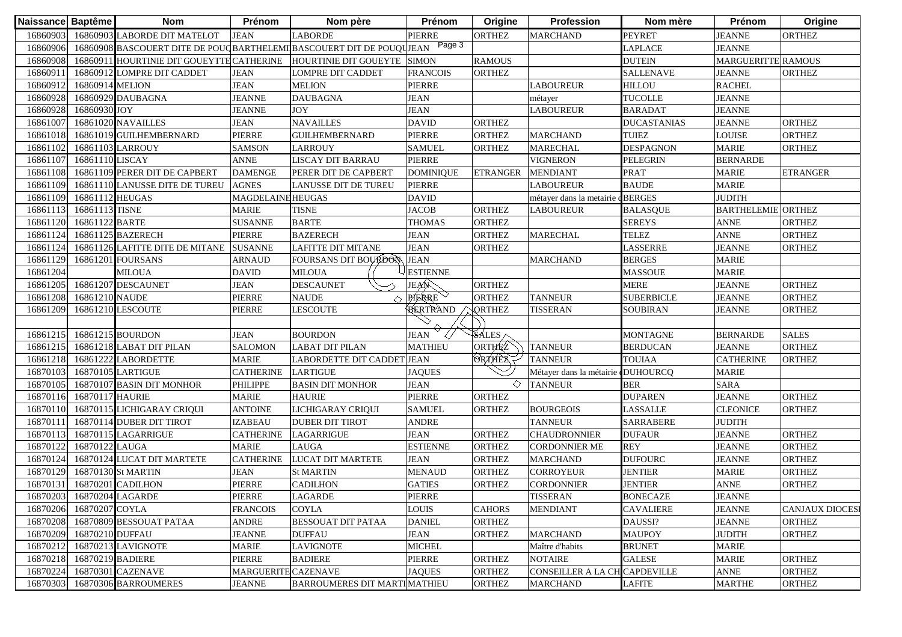| Naissance | Baptême | Nom | Prénom | Nom père | Prénom | Origine | Profession | Nom mère | Prénom | Origine |
|---|---|---|---|---|---|---|---|---|---|---|
| 16860903 | 16860903 | LABORDE DIT MATELOT | JEAN | LABORDE | PIERRE | ORTHEZ | MARCHAND | PEYRET | JEANNE | ORTHEZ |
| 16860906 | 16860908 | BASCOUERT DITE DE POUQ | BARTHELEMI | BASCOUERT DIT DE POUQU | JEAN | | | LAPLACE | JEANNE | |
| 16860908 | 16860911 | HOURTINIE DIT GOUEYTTE | CATHERINE | HOURTINIE DIT GOUEYTE | SIMON | RAMOUS | | DUTEIN | MARGUERITTE | RAMOUS |
| 16860911 | 16860912 | LOMPRE DIT CADDET | JEAN | LOMPRE DIT CADDET | FRANCOIS | ORTHEZ | | SALLENAVE | JEANNE | ORTHEZ |
| 16860912 | 16860914 | MELION | JEAN | MELION | PIERRE | | LABOUREUR | HILLOU | RACHEL | |
| 16860928 | 16860929 | DAUBAGNA | JEANNE | DAUBAGNA | JEAN | | métayer | TUCOLLE | JEANNE | |
| 16860928 | 16860930 | JOY | JEANNE | JOY | JEAN | | LABOUREUR | BARADAT | JEANNE | |
| 16861007 | 16861020 | NAVAILLES | JEAN | NAVAILLES | DAVID | ORTHEZ | | DUCASTANIAS | JEANNE | ORTHEZ |
| 16861018 | 16861019 | GUILHEMBERNARD | PIERRE | GUILHEMBERNARD | PIERRE | ORTHEZ | MARCHAND | TUIEZ | LOUISE | ORTHEZ |
| 16861102 | 16861103 | LARROUY | SAMSON | LARROUY | SAMUEL | ORTHEZ | MARECHAL | DESPAGNON | MARIE | ORTHEZ |
| 16861107 | 16861110 | LISCAY | ANNE | LISCAY DIT BARRAU | PIERRE | | VIGNERON | PELEGRIN | BERNARDE | |
| 16861108 | 16861109 | PERER DIT DE CAPBERT | DAMENGE | PERER DIT DE CAPBERT | DOMINIQUE | ETRANGER | MENDIANT | PRAT | MARIE | ETRANGER |
| 16861109 | 16861110 | LANUSSE DITE DE TUREU | AGNES | LANUSSE DIT DE TUREU | PIERRE | | LABOUREUR | BAUDE | MARIE | |
| 16861109 | 16861112 | HEUGAS | MAGDELAINE | HEUGAS | DAVID | | métayer dans la metairie d | BERGES | JUDITH | |
| 16861113 | 16861113 | TISNE | MARIE | TISNE | JACOB | ORTHEZ | LABOUREUR | BALASQUE | BARTHELEMIE | ORTHEZ |
| 16861120 | 16861122 | BARTE | SUSANNE | BARTE | THOMAS | ORTHEZ | | SEREYS | ANNE | ORTHEZ |
| 16861124 | 16861125 | BAZERECH | PIERRE | BAZERECH | JEAN | ORTHEZ | MARECHAL | TELEZ | ANNE | ORTHEZ |
| 16861124 | 16861126 | LAFITTE DITE DE MITANE | SUSANNE | LAFITTE DIT MITANE | JEAN | ORTHEZ | | LASSERRE | JEANNE | ORTHEZ |
| 16861129 | 16861201 | FOURSANS | ARNAUD | FOURSANS DIT BOURDON | JEAN | | MARCHAND | BERGES | MARIE | |
| 16861204 | | MILOUA | DAVID | MILOUA | ESTIENNE | | | MASSOUE | MARIE | |
| 16861205 | 16861207 | DESCAUNET | JEAN | DESCAUNET | JEAN | ORTHEZ | | MERE | JEANNE | ORTHEZ |
| 16861208 | 16861210 | NAUDE | PIERRE | NAUDE | PIERRE | ORTHEZ | TANNEUR | SUBERBICLE | JEANNE | ORTHEZ |
| 16861209 | 16861210 | LESCOUTE | PIERRE | LESCOUTE | BERTRAND | ORTHEZ | TISSERAN | SOUBIRAN | JEANNE | ORTHEZ |
| | | | | | | | | | | |
| 16861215 | 16861215 | BOURDON | JEAN | BOURDON | JEAN | SALES | | MONTAGNE | BERNARDE | SALES |
| 16861215 | 16861218 | LABAT DIT PILAN | SALOMON | LABAT DIT PILAN | MATHIEU | ORTHEZ | TANNEUR | BERDUCAN | JEANNE | ORTHEZ |
| 16861218 | 16861222 | LABORDETTE | MARIE | LABORDETTE DIT CADDET | JEAN | ORTHEZ | TANNEUR | TOUIAA | CATHERINE | ORTHEZ |
| 16870103 | 16870105 | LARTIGUE | CATHERINE | LARTIGUE | JAQUES | | Métayer dans la métairie d | DUHOURCQ | MARIE | |
| 16870105 | 16870107 | BASIN DIT MONHOR | PHILIPPE | BASIN DIT MONHOR | JEAN | | TANNEUR | BER | SARA | |
| 16870116 | 16870117 | HAURIE | MARIE | HAURIE | PIERRE | ORTHEZ | | DUPAREN | JEANNE | ORTHEZ |
| 16870110 | 16870115 | LICHIGARAY CRIQUI | ANTOINE | LICHIGARAY CRIQUI | SAMUEL | ORTHEZ | BOURGEOIS | LASSALLE | CLEONICE | ORTHEZ |
| 16870111 | 16870114 | DUBER DIT TIROT | IZABEAU | DUBER DIT TIROT | ANDRE | | TANNEUR | SARRABERE | JUDITH | |
| 16870113 | 16870115 | LAGARRIGUE | CATHERINE | LAGARRIGUE | JEAN | ORTHEZ | CHAUDRONNIER | DUFAUR | JEANNE | ORTHEZ |
| 16870122 | 16870122 | LAUGA | MARIE | LAUGA | ESTIENNE | ORTHEZ | CORDONNIER ME | REY | JEANNE | ORTHEZ |
| 16870124 | 16870124 | LUCAT DIT MARTETE | CATHERINE | LUCAT DIT MARTETE | JEAN | ORTHEZ | MARCHAND | DUFOURC | JEANNE | ORTHEZ |
| 16870129 | 16870130 | St MARTIN | JEAN | St MARTIN | MENAUD | ORTHEZ | CORROYEUR | JENTIER | MARIE | ORTHEZ |
| 16870131 | 16870201 | CADILHON | PIERRE | CADILHON | GATIES | ORTHEZ | CORDONNIER | JENTIER | ANNE | ORTHEZ |
| 16870203 | 16870204 | LAGARDE | PIERRE | LAGARDE | PIERRE | | TISSERAN | BONECAZE | JEANNE | |
| 16870206 | 16870207 | COYLA | FRANCOIS | COYLA | LOUIS | CAHORS | MENDIANT | CAVALIERE | JEANNE | CANJAUX DIOCES |
| 16870208 | 16870809 | BESSOUAT PATAA | ANDRE | BESSOUAT DIT PATAA | DANIEL | ORTHEZ | | DAUSSI? | JEANNE | ORTHEZ |
| 16870209 | 16870210 | DUFFAU | JEANNE | DUFFAU | JEAN | ORTHEZ | MARCHAND | MAUPOY | JUDITH | ORTHEZ |
| 16870212 | 16870213 | LAVIGNOTE | MARIE | LAVIGNOTE | MICHEL | | Maître d'habits | BRUNET | MARIE | |
| 16870218 | 16870219 | BADIERE | PIERRE | BADIERE | PIERRE | ORTHEZ | NOTAIRE | GALESE | MARIE | ORTHEZ |
| 16870224 | 16870301 | CAZENAVE | MARGUERITE | CAZENAVE | JAQUES | ORTHEZ | CONSEILLER A LA CH | CAPDEVILLE | ANNE | ORTHEZ |
| 16870303 | 16870306 | BARROUMERES | JEANNE | BARROUMERES DIT MARTI | MATHIEU | ORTHEZ | MARCHAND | LAFITE | MARTHE | ORTHEZ |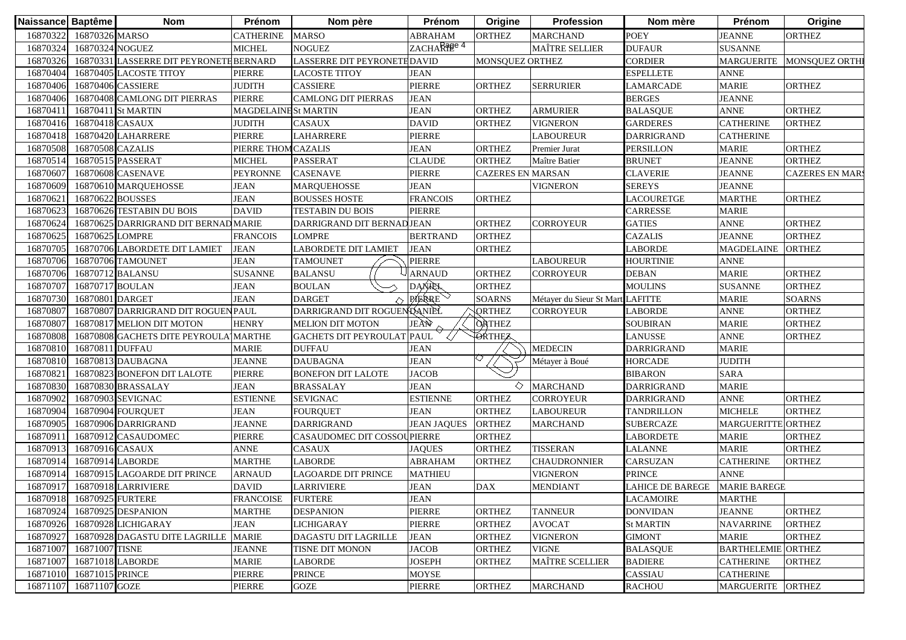| Naissance | Baptême | Nom | Prénom | Nom père | Prénom | Origine | Profession | Nom mère | Prénom | Origine |
|---|---|---|---|---|---|---|---|---|---|---|
| 16870322 | 16870326 | MARSO | CATHERINE | MARSO | ABRAHAM | ORTHEZ | MARCHAND | POEY | JEANNE | ORTHEZ |
| 16870324 | 16870324 | NOGUEZ | MICHEL | NOGUEZ | ZACHARIE | | MAÎTRE SELLIER | DUFAUR | SUSANNE | |
| 16870326 | 16870331 | LASSERRE DIT PEYRONETE | BERNARD | LASSERRE DIT PEYRONETE | DAVID | MONSQUEZ ORTHEZ | | CORDIER | MARGUERITE | MONSQUEZ ORTHEZ |
| 16870404 | 16870405 | LACOSTE TITOY | PIERRE | LACOSTE TITOY | JEAN | | | ESPELLETE | ANNE | |
| 16870406 | 16870406 | CASSIERE | JUDITH | CASSIERE | PIERRE | ORTHEZ | SERRURIER | LAMARCADE | MARIE | ORTHEZ |
| 16870406 | 16870408 | CAMLONG DIT PIERRAS | PIERRE | CAMLONG DIT PIERRAS | JEAN | | | BERGES | JEANNE | |
| 16870411 | 16870411 | St MARTIN | MAGDELAINE | St MARTIN | JEAN | ORTHEZ | ARMURIER | BALASQUE | ANNE | ORTHEZ |
| 16870416 | 16870418 | CASAUX | JUDITH | CASAUX | DAVID | ORTHEZ | VIGNERON | GARDERES | CATHERINE | ORTHEZ |
| 16870418 | 16870420 | LAHARRERE | PIERRE | LAHARRERE | PIERRE | | LABOUREUR | DARRIGRAND | CATHERINE | |
| 16870508 | 16870508 | CAZALIS | PIERRE THOM | CAZALIS | JEAN | ORTHEZ | Premier Jurat | PERSILLON | MARIE | ORTHEZ |
| 16870514 | 16870515 | PASSERAT | MICHEL | PASSERAT | CLAUDE | ORTHEZ | Maître Batier | BRUNET | JEANNE | ORTHEZ |
| 16870607 | 16870608 | CASENAVE | PEYRONNE | CASENAVE | PIERRE | CAZERES EN MARSAN | | CLAVERIE | JEANNE | CAZERES EN MARSAN |
| 16870609 | 16870610 | MARQUEHOSSE | JEAN | MARQUEHOSSE | JEAN | | VIGNERON | SEREYS | JEANNE | |
| 16870621 | 16870622 | BOUSSES | JEAN | BOUSSES HOSTE | FRANCOIS | ORTHEZ | | LACOURETGE | MARTHE | ORTHEZ |
| 16870623 | 16870626 | TESTABIN DU BOIS | DAVID | TESTABIN DU BOIS | PIERRE | | | CARRESSE | MARIE | |
| 16870624 | 16870625 | DARRIGRAND DIT BERNAD | MARIE | DARRIGRAND DIT BERNAD | JEAN | ORTHEZ | CORROYEUR | GATIES | ANNE | ORTHEZ |
| 16870625 | 16870625 | LOMPRE | FRANCOIS | LOMPRE | BERTRAND | ORTHEZ | | CAZALIS | JEANNE | ORTHEZ |
| 16870705 | 16870706 | LABORDETE DIT LAMIET | JEAN | LABORDETE DIT LAMIET | JEAN | ORTHEZ | | LABORDE | MAGDELAINE | ORTHEZ |
| 16870706 | 16870706 | TAMOUNET | JEAN | TAMOUNET | PIERRE | | LABOUREUR | HOURTINIE | ANNE | |
| 16870706 | 16870712 | BALANSU | SUSANNE | BALANSU | ARNAUD | ORTHEZ | CORROYEUR | DEBAN | MARIE | ORTHEZ |
| 16870707 | 16870717 | BOULAN | JEAN | BOULAN | DANIEL | ORTHEZ | | MOULINS | SUSANNE | ORTHEZ |
| 16870730 | 16870801 | DARGET | JEAN | DARGET | PIERRE | SOARNS | Métayer du Sieur St Mart | LAFITTE | MARIE | SOARNS |
| 16870807 | 16870807 | DARRIGRAND DIT ROGUEN | PAUL | DARRIGRAND DIT ROGUEN | DANIEL | ORTHEZ | CORROYEUR | LABORDE | ANNE | ORTHEZ |
| 16870807 | 16870817 | MELION DIT MOTON | HENRY | MELION DIT MOTON | JEAN | ORTHEZ | | SOUBIRAN | MARIE | ORTHEZ |
| 16870808 | 16870808 | GACHETS DITE PEYROULAT | MARTHE | GACHETS DIT PEYROULAT | PAUL | ORTHEZ | | LANUSSE | ANNE | ORTHEZ |
| 16870810 | 16870811 | DUFFAU | MARIE | DUFFAU | JEAN | | MEDECIN | DARRIGRAND | MARIE | |
| 16870810 | 16870813 | DAUBAGNA | JEANNE | DAUBAGNA | JEAN | | Métayer à Boué | HORCADE | JUDITH | |
| 16870821 | 16870823 | BONEFON DIT LALOTE | PIERRE | BONEFON DIT LALOTE | JACOB | | | BIBARON | SARA | |
| 16870830 | 16870830 | BRASSALAY | JEAN | BRASSALAY | JEAN | | MARCHAND | DARRIGRAND | MARIE | |
| 16870902 | 16870903 | SEVIGNAC | ESTIENNE | SEVIGNAC | ESTIENNE | ORTHEZ | CORROYEUR | DARRIGRAND | ANNE | ORTHEZ |
| 16870904 | 16870904 | FOURQUET | JEAN | FOURQUET | JEAN | ORTHEZ | LABOUREUR | TANDRILLON | MICHELE | ORTHEZ |
| 16870905 | 16870906 | DARRIGRAND | JEANNE | DARRIGRAND | JEAN JAQUES | ORTHEZ | MARCHAND | SUBERCAZE | MARGUERITTE | ORTHEZ |
| 16870911 | 16870912 | CASAUDOMEC | PIERRE | CASAUDOMEC DIT COSSOU | PIERRE | ORTHEZ | | LABORDETE | MARIE | ORTHEZ |
| 16870913 | 16870916 | CASAUX | ANNE | CASAUX | JAQUES | ORTHEZ | TISSERAN | LALANNE | MARIE | ORTHEZ |
| 16870914 | 16870914 | LABORDE | MARTHE | LABORDE | ABRAHAM | ORTHEZ | CHAUDRONNIER | CARSUZAN | CATHERINE | ORTHEZ |
| 16870914 | 16870915 | LAGOARDE DIT PRINCE | ARNAUD | LAGOARDE DIT PRINCE | MATHIEU | | VIGNERON | PRINCE | ANNE | |
| 16870917 | 16870918 | LARRIVIERE | DAVID | LARRIVIERE | JEAN | DAX | MENDIANT | LAHICE DE BAREGE | MARIE BAREGE | |
| 16870918 | 16870925 | FURTERE | FRANCOISE | FURTERE | JEAN | | | LACAMOIRE | MARTHE | |
| 16870924 | 16870925 | DESPANION | MARTHE | DESPANION | PIERRE | ORTHEZ | TANNEUR | DONVIDAN | JEANNE | ORTHEZ |
| 16870926 | 16870928 | LICHIGARAY | JEAN | LICHIGARAY | PIERRE | ORTHEZ | AVOCAT | St MARTIN | NAVARRINE | ORTHEZ |
| 16870927 | 16870928 | DAGASTU DITE LAGRILLE | MARIE | DAGASTU DIT LAGRILLE | JEAN | ORTHEZ | VIGNERON | GIMONT | MARIE | ORTHEZ |
| 16871007 | 16871007 | TISNE | JEANNE | TISNE DIT MONON | JACOB | ORTHEZ | VIGNE | BALASQUE | BARTHELEMIE | ORTHEZ |
| 16871007 | 16871018 | LABORDE | MARIE | LABORDE | JOSEPH | ORTHEZ | MAÎTRE SCELLIER | BADIERE | CATHERINE | ORTHEZ |
| 16871010 | 16871015 | PRINCE | PIERRE | PRINCE | MOYSE | | | CASSIAU | CATHERINE | |
| 16871107 | 16871107 | GOZE | PIERRE | GOZE | PIERRE | ORTHEZ | MARCHAND | RACHOU | MARGUERITE | ORTHEZ |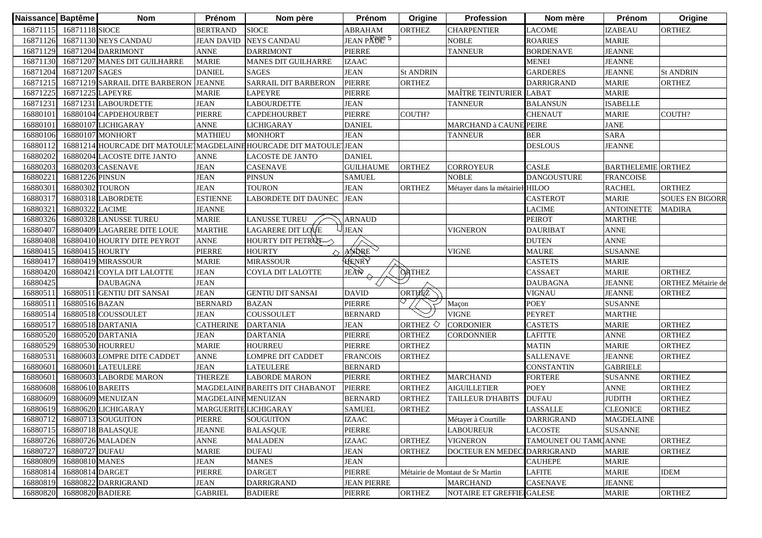| Naissance | Baptême | Nom | Prénom | Nom père | Prénom | Origine | Profession | Nom mère | Prénom | Origine |
|---|---|---|---|---|---|---|---|---|---|---|
| 16871115 | 16871118 | SIOCE | BERTRAND | SIOCE | ABRAHAM | ORTHEZ | CHARPENTIER | LACOME | IZABEAU | ORTHEZ |
| 16871126 | 16871130 | NEYS CANDAU | JEAN DAVID | NEYS CANDAU | JEAN PAUL | | NOBLE | ROARIES | MARIE | |
| 16871129 | 16871204 | DARRIMONT | ANNE | DARRIMONT | PIERRE | | TANNEUR | BORDENAVE | JEANNE | |
| 16871130 | 16871207 | MANES DIT GUILHARRE | MARIE | MANES DIT GUILHARRE | IZAAC | | | MENEI | JEANNE | |
| 16871204 | 16871207 | SAGES | DANIEL | SAGES | JEAN | St ANDRIN | | GARDERES | JEANNE | St ANDRIN |
| 16871215 | 16871219 | SARRAIL DITE BARBERON | JEANNE | SARRAIL DIT BARBERON | PIERRE | ORTHEZ | | DARRIGRAND | MARIE | ORTHEZ |
| 16871225 | 16871225 | LAPEYRE | MARIE | LAPEYRE | PIERRE | | MAÎTRE TEINTURIER | LABAT | MARIE | |
| 16871231 | 16871231 | LABOURDETTE | JEAN | LABOURDETTE | JEAN | | TANNEUR | BALANSUN | ISABELLE | |
| 16880101 | 16880104 | CAPDEHOURBET | PIERRE | CAPDEHOURBET | PIERRE | COUTH? | | CHENAUT | MARIE | COUTH? |
| 16880101 | 16880107 | LICHIGARAY | ANNE | LICHIGARAY | DANIEL | | MARCHAND à CAUNE | PEIRE | JANE | |
| 16880106 | 16880107 | MONHORT | MATHIEU | MONHORT | JEAN | | TANNEUR | BER | SARA | |
| 16880112 | 16881214 | HOURCADE DIT MATOULET | MAGDELAINE | HOURCADE DIT MATOULET | JEAN | | | DESLOUS | JEANNE | |
| 16880202 | 16880204 | LACOSTE DITE JANTO | ANNE | LACOSTE DE JANTO | DANIEL | | | | | |
| 16880203 | 16880203 | CASENAVE | JEAN | CASENAVE | GUILHAUME | ORTHEZ | CORROYEUR | CASLE | BARTHELEMIE | ORTHEZ |
| 16880221 | 16881226 | PINSUN | JEAN | PINSUN | SAMUEL | | NOBLE | DANGOUSTURE | FRANCOISE | |
| 16880301 | 16880302 | TOURON | JEAN | TOURON | JEAN | ORTHEZ | Métayer dans la métairie | HILOO | RACHEL | ORTHEZ |
| 16880317 | 16880318 | LABORDETE | ESTIENNE | LABORDETE DIT DAUNEC | JEAN | | | CASTEROT | MARIE | SOUES EN BIGORR |
| 16880321 | 16880322 | LACIME | JEANNE | | | | | LACIME | ANTOINETTE | MADIRA |
| 16880326 | 16880328 | LANUSSE TUREU | MARIE | LANUSSE TUREU | ARNAUD | | | PEIROT | MARTHE | |
| 16880407 | 16880409 | LAGARERE DITE LOUE | MARTHE | LAGARERE DIT LOUE | JEAN | | VIGNERON | DAURIBAT | ANNE | |
| 16880408 | 16880410 | HOURTY DITE PEYROT | ANNE | HOURTY DIT PETROT | | | | DUTEN | ANNE | |
| 16880415 | 16880415 | HOURTY | PIERRE | HOURTY | ANDRE | | VIGNE | MAURE | SUSANNE | |
| 16880417 | 16880419 | MIRASSOUR | MARIE | MIRASSOUR | HENRY | | | CASTETS | MARIE | |
| 16880420 | 16880421 | COYLA DIT LALOTTE | JEAN | COYLA DIT LALOTTE | JEAN | ORTHEZ | | CASSAET | MARIE | ORTHEZ |
| 16880425 | | DAUBAGNA | JEAN | | | | | DAUBAGNA | JEANNE | ORTHEZ Métairie de |
| 16880511 | 16880511 | GENTIU DIT SANSAI | JEAN | GENTIU DIT SANSAI | DAVID | ORTHEZ | | VIGNAU | JEANNE | ORTHEZ |
| 16880511 | 16880516 | BAZAN | BERNARD | BAZAN | PIERRE | | Maçon | POEY | SUSANNE | |
| 16880514 | 16880518 | COUSSOULET | JEAN | COUSSOULET | BERNARD | | VIGNE | PEYRET | MARTHE | |
| 16880517 | 16880518 | DARTANIA | CATHERINE | DARTANIA | JEAN | ORTHEZ | CORDONIER | CASTETS | MARIE | ORTHEZ |
| 16880520 | 16880520 | DARTANIA | JEAN | DARTANIA | PIERRE | ORTHEZ | CORDONNIER | LAFITTE | ANNE | ORTHEZ |
| 16880529 | 16880530 | HOURREU | MARIE | HOURREU | PIERRE | ORTHEZ | | MATIN | MARIE | ORTHEZ |
| 16880531 | 16880603 | LOMPRE DITE CADDET | ANNE | LOMPRE DIT CADDET | FRANCOIS | ORTHEZ | | SALLENAVE | JEANNE | ORTHEZ |
| 16880601 | 16880601 | LATEULERE | JEAN | LATEULERE | BERNARD | | | CONSTANTIN | GABRIELE | |
| 16880601 | 16880603 | LABORDE MARON | THEREZE | LABORDE MARON | PIERRE | ORTHEZ | MARCHAND | FORTERE | SUSANNE | ORTHEZ |
| 16880608 | 16880610 | BAREITS | MAGDELAINE | BAREITS DIT CHABANOT | PIERRE | ORTHEZ | AIGUILLETIER | POEY | ANNE | ORTHEZ |
| 16880609 | 16880609 | MENUIZAN | MAGDELAINE | MENUIZAN | BERNARD | ORTHEZ | TAILLEUR D'HABITS | DUFAU | JUDITH | ORTHEZ |
| 16880619 | 16880620 | LICHIGARAY | MARGUERITE | LICHIGARAY | SAMUEL | ORTHEZ | | LASSALLE | CLEONICE | ORTHEZ |
| 16880712 | 16880713 | SOUGUITON | PIERRE | SOUGUITON | IZAAC | | Métayer à Courtille | DARRIGRAND | MAGDELAINE | |
| 16880715 | 16880718 | BALASQUE | JEANNE | BALASQUE | PIERRE | | LABOUREUR | LACOSTE | SUSANNE | |
| 16880726 | 16880726 | MALADEN | ANNE | MALADEN | IZAAC | ORTHEZ | VIGNERON | TAMOUNET OU TAMO | ANNE | ORTHEZ |
| 16880727 | 16880727 | DUFAU | MARIE | DUFAU | JEAN | ORTHEZ | DOCTEUR EN MEDECI | DARRIGRAND | MARIE | ORTHEZ |
| 16880809 | 16880810 | MANES | JEAN | MANES | JEAN | | | CAUHEPE | MARIE | |
| 16880814 | 16880814 | DARGET | PIERRE | DARGET | PIERRE | Métairie de Montaut de Sr Martin | | LAFITE | MARIE | IDEM |
| 16880819 | 16880822 | DARRIGRAND | JEAN | DARRIGRAND | JEAN PIERRE | | MARCHAND | CASENAVE | JEANNE | |
| 16880820 | 16880820 | BADIERE | GABRIEL | BADIERE | PIERRE | ORTHEZ | NOTAIRE ET GREFFIE | GALESE | MARIE | ORTHEZ |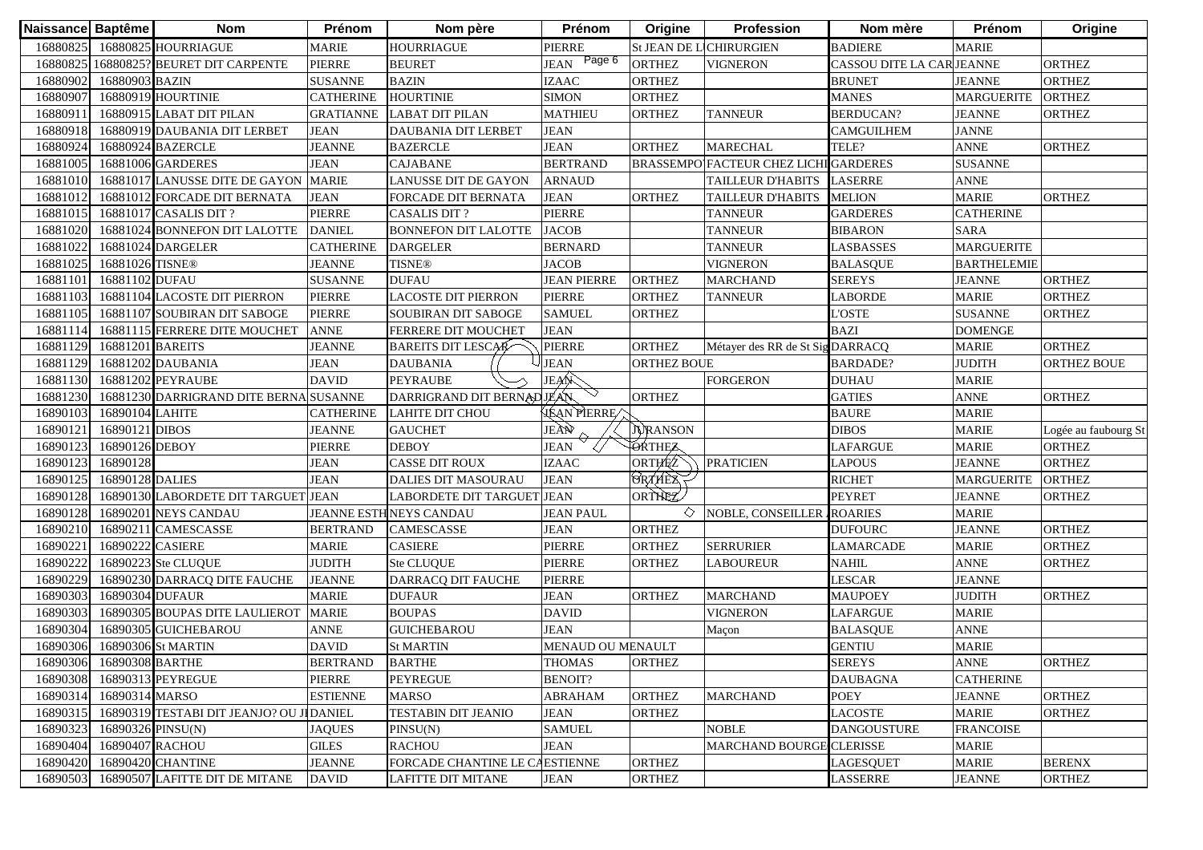| Naissance | Baptême | Nom | Prénom | Nom père | Prénom | Origine | Profession | Nom mère | Prénom | Origine |
|---|---|---|---|---|---|---|---|---|---|---|
| 16880825 | 16880825 | HOURRIAGUE | MARIE | HOURRIAGUE | PIERRE | St JEAN DE L | CHIRURGIEN | BADIERE | MARIE | |
| 16880825 | 16880825? | BEURET DIT CARPENTE | PIERRE | BEURET | JEAN | ORTHEZ | VIGNERON | CASSOU DITE LA CAR | JEANNE | ORTHEZ |
| 16880902 | 16880903 | BAZIN | SUSANNE | BAZIN | IZAAC | ORTHEZ | | BRUNET | JEANNE | ORTHEZ |
| 16880907 | 16880919 | HOURTINIE | CATHERINE | HOURTINIE | SIMON | ORTHEZ | | MANES | MARGUERITE | ORTHEZ |
| 16880911 | 16880915 | LABAT DIT PILAN | GRATIANNE | LABAT DIT PILAN | MATHIEU | ORTHEZ | TANNEUR | BERDUCAN? | JEANNE | ORTHEZ |
| 16880918 | 16880919 | DAUBANIA DIT LERBET | JEAN | DAUBANIA DIT LERBET | JEAN | | | CAMGUILHEM | JANNE | |
| 16880924 | 16880924 | BAZERCLE | JEANNE | BAZERCLE | JEAN | ORTHEZ | MARECHAL | TELE? | ANNE | ORTHEZ |
| 16881005 | 16881006 | GARDERES | JEAN | CAJABANE | BERTRAND | BRASSEMPO | FACTEUR CHEZ LICHI | GARDERES | SUSANNE | |
| 16881010 | 16881017 | LANUSSE DITE DE GAYON | MARIE | LANUSSE DIT DE GAYON | ARNAUD | | TAILLEUR D'HABITS | LASERRE | ANNE | |
| 16881012 | 16881012 | FORCADE DIT BERNATA | JEAN | FORCADE DIT BERNATA | JEAN | ORTHEZ | TAILLEUR D'HABITS | MELION | MARIE | ORTHEZ |
| 16881015 | 16881017 | CASALIS DIT ? | PIERRE | CASALIS DIT ? | PIERRE | | TANNEUR | GARDERES | CATHERINE | |
| 16881020 | 16881024 | BONNEFON DIT LALOTTE | DANIEL | BONNEFON DIT LALOTTE | JACOB | | TANNEUR | BIBARON | SARA | |
| 16881022 | 16881024 | DARGELER | CATHERINE | DARGELER | BERNARD | | TANNEUR | LASBASSES | MARGUERITE | |
| 16881025 | 16881026 | TISNE® | JEANNE | TISNE® | JACOB | | VIGNERON | BALASQUE | BARTHELEMIE | |
| 16881101 | 16881102 | DUFAU | SUSANNE | DUFAU | JEAN PIERRE | ORTHEZ | MARCHAND | SEREYS | JEANNE | ORTHEZ |
| 16881103 | 16881104 | LACOSTE DIT PIERRON | PIERRE | LACOSTE DIT PIERRON | PIERRE | ORTHEZ | TANNEUR | LABORDE | MARIE | ORTHEZ |
| 16881105 | 16881107 | SOUBIRAN DIT SABOGE | PIERRE | SOUBIRAN DIT SABOGE | SAMUEL | ORTHEZ | | L'OSTE | SUSANNE | ORTHEZ |
| 16881114 | 16881115 | FERRERE DITE MOUCHET | ANNE | FERRERE DIT MOUCHET | JEAN | | | BAZI | DOMENGE | |
| 16881129 | 16881201 | BAREITS | JEANNE | BAREITS DIT LESCAR | PIERRE | ORTHEZ | Métayer des RR de St Sig | DARRACQ | MARIE | ORTHEZ |
| 16881129 | 16881202 | DAUBANIA | JEAN | DAUBANIA | JEAN | ORTHEZ BOUE | | BARDADE? | JUDITH | ORTHEZ BOUE |
| 16881130 | 16881202 | PEYRAUBE | DAVID | PEYRAUBE | JEAN | | FORGERON | DUHAU | MARIE | |
| 16881230 | 16881230 | DARRIGRAND DITE BERNA | SUSANNE | DARRIGRAND DIT BERNAD | JEAN | ORTHEZ | | GATIES | ANNE | ORTHEZ |
| 16890103 | 16890104 | LAHITE | CATHERINE | LAHITE DIT CHOU | JEAN PIERRE | | | BAURE | MARIE | |
| 16890121 | 16890121 | DIBOS | JEANNE | GAUCHET | JEAN | JURANSON | | DIBOS | MARIE | Logée au faubourg St |
| 16890123 | 16890126 | DEBOY | PIERRE | DEBOY | JEAN | ORTHEZ | | LAFARGUE | MARIE | ORTHEZ |
| 16890123 | 16890128 | | JEAN | CASSE DIT ROUX | IZAAC | ORTHEZ | PRATICIEN | LAPOUS | JEANNE | ORTHEZ |
| 16890125 | 16890128 | DALIES | JEAN | DALIES DIT MASOURAU | JEAN | ORTHEZ | | RICHET | MARGUERITE | ORTHEZ |
| 16890128 | 16890130 | LABORDETE DIT TARGUET | JEAN | LABORDETE DIT TARGUET | JEAN | ORTHEZ | | PEYRET | JEANNE | ORTHEZ |
| 16890128 | 16890201 | NEYS CANDAU | JEANNE ESTH | NEYS CANDAU | JEAN PAUL | | NOBLE, CONSEILLER | ROARIES | MARIE | |
| 16890210 | 16890211 | CAMESCASSE | BERTRAND | CAMESCASSE | JEAN | ORTHEZ | | DUFOURC | JEANNE | ORTHEZ |
| 16890221 | 16890222 | CASIERE | MARIE | CASIERE | PIERRE | ORTHEZ | SERRURIER | LAMARCADE | MARIE | ORTHEZ |
| 16890222 | 16890223 | Ste CLUQUE | JUDITH | Ste CLUQUE | PIERRE | ORTHEZ | LABOUREUR | NAHIL | ANNE | ORTHEZ |
| 16890229 | 16890230 | DARRACQ DITE FAUCHE | JEANNE | DARRACQ DIT FAUCHE | PIERRE | | | LESCAR | JEANNE | |
| 16890303 | 16890304 | DUFAUR | MARIE | DUFAUR | JEAN | ORTHEZ | MARCHAND | MAUPOEY | JUDITH | ORTHEZ |
| 16890303 | 16890305 | BOUPAS DITE LAULIEROT | MARIE | BOUPAS | DAVID | | VIGNERON | LAFARGUE | MARIE | |
| 16890304 | 16890305 | GUICHEBAROU | ANNE | GUICHEBAROU | JEAN | | Maçon | BALASQUE | ANNE | |
| 16890306 | 16890306 | St MARTIN | DAVID | St MARTIN | MENAUD OU MENAULT | | | GENTIU | MARIE | |
| 16890306 | 16890308 | BARTHE | BERTRAND | BARTHE | THOMAS | ORTHEZ | | SEREYS | ANNE | ORTHEZ |
| 16890308 | 16890313 | PEYREGUE | PIERRE | PEYREGUE | BENOIT? | | | DAUBAGNA | CATHERINE | |
| 16890314 | 16890314 | MARSO | ESTIENNE | MARSO | ABRAHAM | ORTHEZ | MARCHAND | POEY | JEANNE | ORTHEZ |
| 16890315 | 16890319 | TESTABI DIT JEANJO? OU JI | DANIEL | TESTABIN DIT JEANIO | JEAN | ORTHEZ | | LACOSTE | MARIE | ORTHEZ |
| 16890323 | 16890326 | PINSU(N) | JAQUES | PINSU(N) | SAMUEL | | NOBLE | DANGOUSTURE | FRANCOISE | |
| 16890404 | 16890407 | RACHOU | GILES | RACHOU | JEAN | | MARCHAND BOURGE | CLERISSE | MARIE | |
| 16890420 | 16890420 | CHANTINE | JEANNE | FORCADE CHANTINE LE CA | ESTIENNE | ORTHEZ | | LAGESQUET | MARIE | BERENX |
| 16890503 | 16890507 | LAFITTE DIT DE MITANE | DAVID | LAFITTE DIT MITANE | JEAN | ORTHEZ | | LASSERRE | JEANNE | ORTHEZ |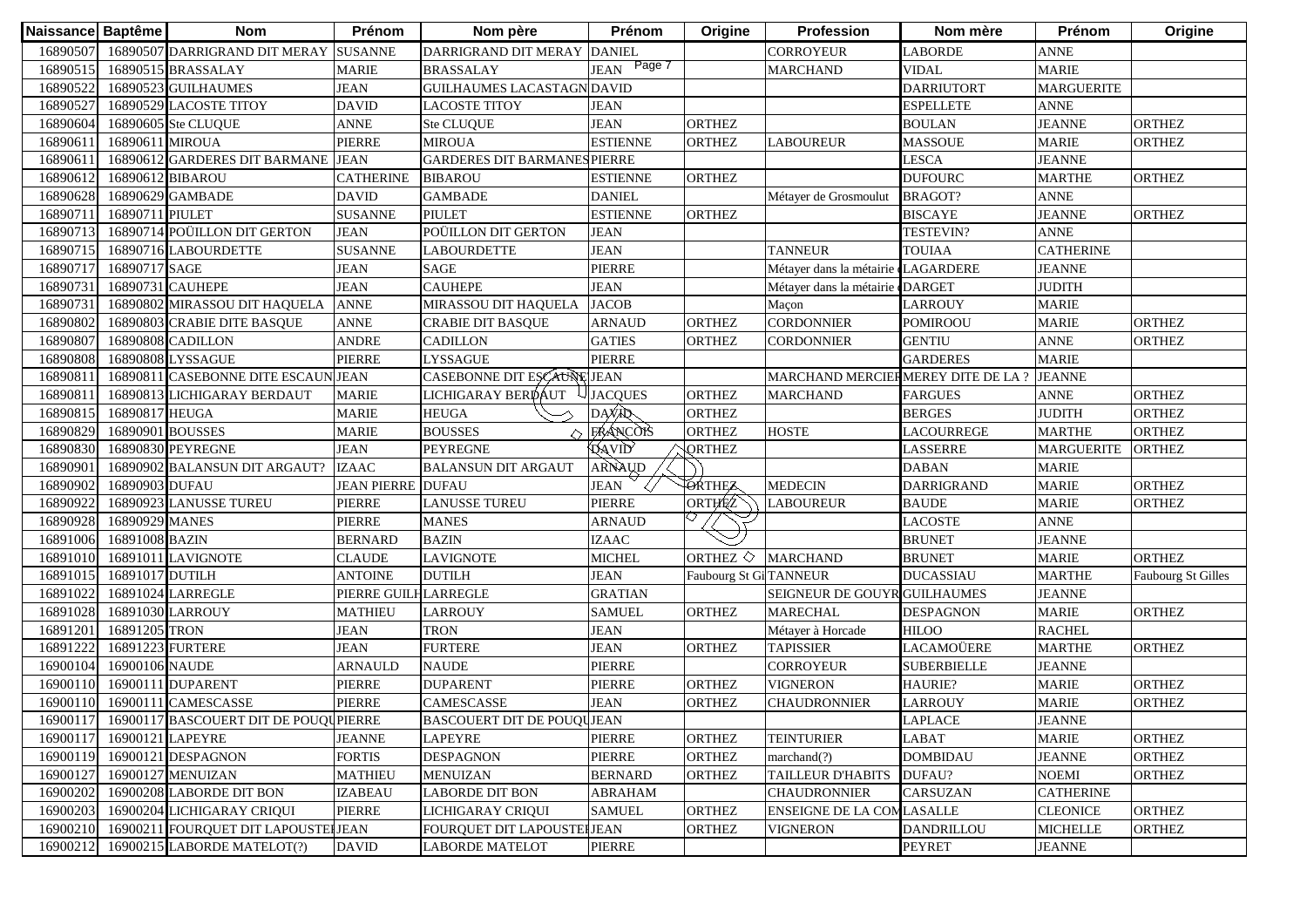| Naissance | Baptême | Nom | Prénom | Nom père | Prénom | Origine | Profession | Nom mère | Prénom | Origine |
|---|---|---|---|---|---|---|---|---|---|---|
| 16890507 | 16890507 | DARRIGRAND DIT MERAY | SUSANNE | DARRIGRAND DIT MERAY | DANIEL | | CORROYEUR | LABORDE | ANNE | |
| 16890515 | 16890515 | BRASSALAY | MARIE | BRASSALAY | JEAN | | MARCHAND | VIDAL | MARIE | |
| 16890522 | 16890523 | GUILHAUMES | JEAN | GUILHAUMES LACASTAGN | DAVID | | | DARRIUTORT | MARGUERITE | |
| 16890527 | 16890529 | LACOSTE TITOY | DAVID | LACOSTE TITOY | JEAN | | | ESPELLETE | ANNE | |
| 16890604 | 16890605 | Ste CLUQUE | ANNE | Ste CLUQUE | JEAN | ORTHEZ | | BOULAN | JEANNE | ORTHEZ |
| 16890611 | 16890611 | MIROUA | PIERRE | MIROUA | ESTIENNE | ORTHEZ | LABOUREUR | MASSOUE | MARIE | ORTHEZ |
| 16890611 | 16890612 | GARDERES DIT BARMANE | JEAN | GARDERES DIT BARMANES | PIERRE | | | LESCA | JEANNE | |
| 16890612 | 16890612 | BIBAROU | CATHERINE | BIBAROU | ESTIENNE | ORTHEZ | | DUFOURC | MARTHE | ORTHEZ |
| 16890628 | 16890629 | GAMBADE | DAVID | GAMBADE | DANIEL | | Métayer de Grosmoulut | BRAGOT? | ANNE | |
| 16890711 | 16890711 | PIULET | SUSANNE | PIULET | ESTIENNE | ORTHEZ | | BISCAYE | JEANNE | ORTHEZ |
| 16890713 | 16890714 | POÜILLON DIT GERTON | JEAN | POÜILLON DIT GERTON | JEAN | | | TESTEVIN? | ANNE | |
| 16890715 | 16890716 | LABOURDETTE | SUSANNE | LABOURDETTE | JEAN | | TANNEUR | TOUIAA | CATHERINE | |
| 16890717 | 16890717 | SAGE | JEAN | SAGE | PIERRE | | Métayer dans la métairie | LAGARDERE | JEANNE | |
| 16890731 | 16890731 | CAUHEPE | JEAN | CAUHEPE | JEAN | | Métayer dans la métairie | DARGET | JUDITH | |
| 16890731 | 16890802 | MIRASSOU DIT HAQUELA | ANNE | MIRASSOU DIT HAQUELA | JACOB | | Maçon | LARROUY | MARIE | |
| 16890802 | 16890803 | CRABIE DITE BASQUE | ANNE | CRABIE DIT BASQUE | ARNAUD | ORTHEZ | CORDONNIER | POMIROOU | MARIE | ORTHEZ |
| 16890807 | 16890808 | CADILLON | ANDRE | CADILLON | GATIES | ORTHEZ | CORDONNIER | GENTIU | ANNE | ORTHEZ |
| 16890808 | 16890808 | LYSSAGUE | PIERRE | LYSSAGUE | PIERRE | | | GARDERES | MARIE | |
| 16890811 | 16890811 | CASEBONNE DITE ESCAUN | JEAN | CASEBONNE DIT ESCAUNE | JEAN | | MARCHAND MERCIER | MEREY DITE DE LA ? | JEANNE | |
| 16890811 | 16890813 | LICHIGARAY BERDAUT | MARIE | LICHIGARAY BERDAUT | JACQUES | ORTHEZ | MARCHAND | FARGUES | ANNE | ORTHEZ |
| 16890815 | 16890817 | HEUGA | MARIE | HEUGA | DAVID | ORTHEZ | | BERGES | JUDITH | ORTHEZ |
| 16890829 | 16890901 | BOUSSES | MARIE | BOUSSES | FRANCOIS | ORTHEZ | HOSTE | LACOURREGE | MARTHE | ORTHEZ |
| 16890830 | 16890830 | PEYREGNE | JEAN | PEYREGNE | DAVID | ORTHEZ | | LASSERRE | MARGUERITE | ORTHEZ |
| 16890901 | 16890902 | BALANSUN DIT ARGAUT? | IZAAC | BALANSUN DIT ARGAUT | ARNAUD | | | DABAN | MARIE | |
| 16890902 | 16890903 | DUFAU | JEAN PIERRE | DUFAU | JEAN | ORTHEZ | MEDECIN | DARRIGRAND | MARIE | ORTHEZ |
| 16890922 | 16890923 | LANUSSE TUREU | PIERRE | LANUSSE TUREU | PIERRE | ORTHEZ | LABOUREUR | BAUDE | MARIE | ORTHEZ |
| 16890928 | 16890929 | MANES | PIERRE | MANES | ARNAUD | | | LACOSTE | ANNE | |
| 16891006 | 16891008 | BAZIN | BERNARD | BAZIN | IZAAC | | | BRUNET | JEANNE | |
| 16891010 | 16891011 | LAVIGNOTE | CLAUDE | LAVIGNOTE | MICHEL | ORTHEZ | MARCHAND | BRUNET | MARIE | ORTHEZ |
| 16891015 | 16891017 | DUTILH | ANTOINE | DUTILH | JEAN | Faubourg St Gi | TANNEUR | DUCASSIAU | MARTHE | Faubourg St Gilles |
| 16891022 | 16891024 | LARREGLE | PIERRE GUILH | LARREGLE | GRATIAN | | SEIGNEUR DE GOUYR | GUILHAUMES | JEANNE | |
| 16891028 | 16891030 | LARROUY | MATHIEU | LARROUY | SAMUEL | ORTHEZ | MARECHAL | DESPAGNON | MARIE | ORTHEZ |
| 16891201 | 16891205 | TRON | JEAN | TRON | JEAN | | Métayer à Horcade | HILOO | RACHEL | |
| 16891222 | 16891223 | FURTERE | JEAN | FURTERE | JEAN | ORTHEZ | TAPISSIER | LACAMOÜERE | MARTHE | ORTHEZ |
| 16900104 | 16900106 | NAUDE | ARNAULD | NAUDE | PIERRE | | CORROYEUR | SUBERBIELLE | JEANNE | |
| 16900110 | 16900111 | DUPARENT | PIERRE | DUPARENT | PIERRE | ORTHEZ | VIGNERON | HAURIE? | MARIE | ORTHEZ |
| 16900110 | 16900111 | CAMESCASSE | PIERRE | CAMESCASSE | JEAN | ORTHEZ | CHAUDRONNIER | LARROUY | MARIE | ORTHEZ |
| 16900117 | 16900117 | BASCOUERT DIT DE POUQU | PIERRE | BASCOUERT DIT DE POUQU | JEAN | | | LAPLACE | JEANNE | |
| 16900117 | 16900121 | LAPEYRE | JEANNE | LAPEYRE | PIERRE | ORTHEZ | TEINTURIER | LABAT | MARIE | ORTHEZ |
| 16900119 | 16900121 | DESPAGNON | FORTIS | DESPAGNON | PIERRE | ORTHEZ | marchand(?) | DOMBIDAU | JEANNE | ORTHEZ |
| 16900127 | 16900127 | MENUIZAN | MATHIEU | MENUIZAN | BERNARD | ORTHEZ | TAILLEUR D'HABITS | DUFAU? | NOEMI | ORTHEZ |
| 16900202 | 16900208 | LABORDE DIT BON | IZABEAU | LABORDE DIT BON | ABRAHAM | | CHAUDRONNIER | CARSUZAN | CATHERINE | |
| 16900203 | 16900204 | LICHIGARAY CRIQUI | PIERRE | LICHIGARAY CRIQUI | SAMUEL | ORTHEZ | ENSEIGNE DE LA COM | LASALLE | CLEONICE | ORTHEZ |
| 16900210 | 16900211 | FOURQUET DIT LAPOUSTE | JEAN | FOURQUET DIT LAPOUSTE | JEAN | ORTHEZ | VIGNERON | DANDRILLOU | MICHELLE | ORTHEZ |
| 16900212 | 16900215 | LABORDE MATELOT(?) | DAVID | LABORDE MATELOT | PIERRE | | | PEYRET | JEANNE | |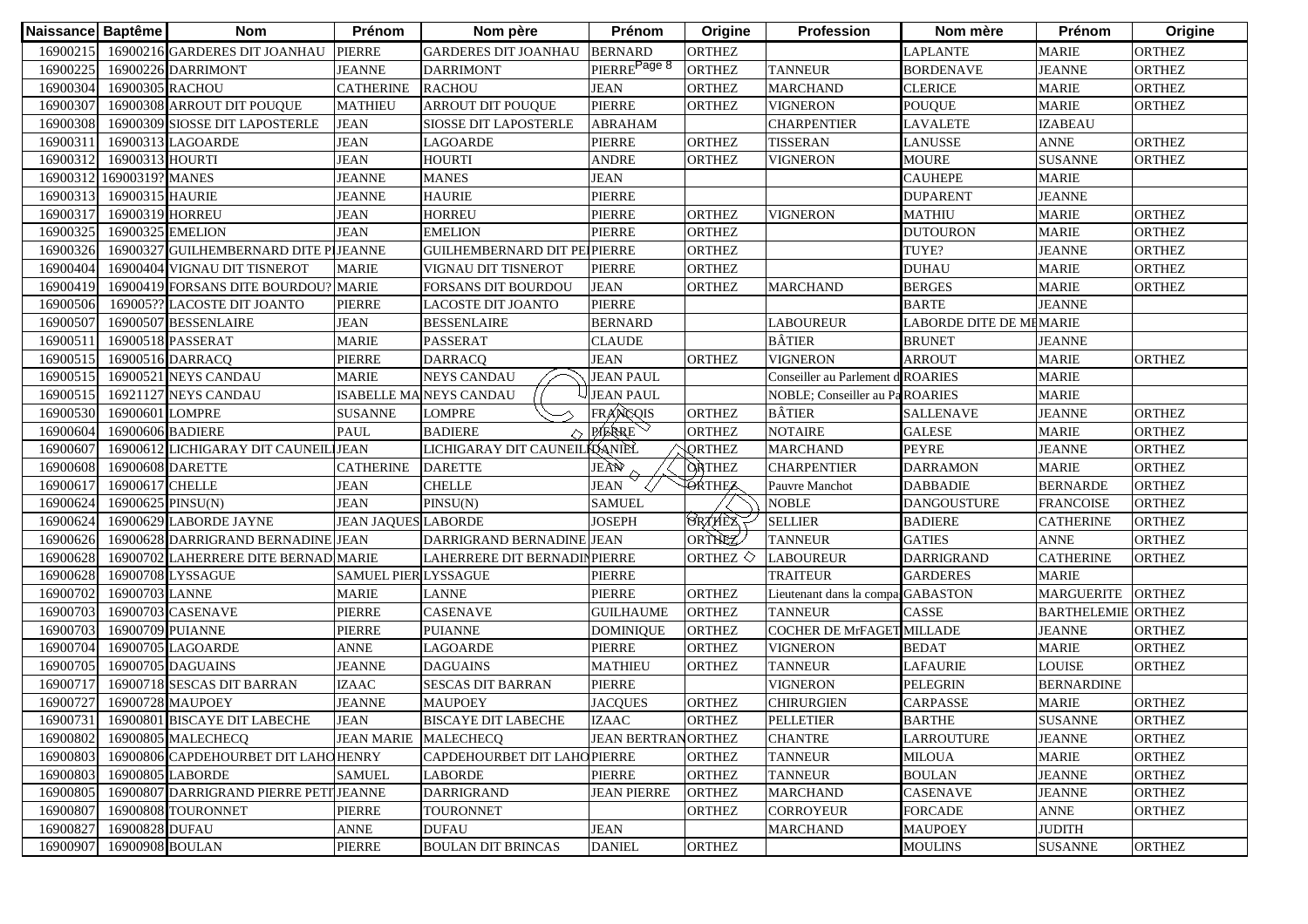| Naissance | Baptême | Nom | Prénom | Nom père | Prénom | Origine | Profession | Nom mère | Prénom | Origine |
|---|---|---|---|---|---|---|---|---|---|---|
| 16900215 | 16900216 | GARDERES DIT JOANHAU | PIERRE | GARDERES DIT JOANHAU | BERNARD | ORTHEZ | | LAPLANTE | MARIE | ORTHEZ |
| 16900225 | 16900226 | DARRIMONT | JEANNE | DARRIMONT | PIERRE | ORTHEZ | TANNEUR | BORDENAVE | JEANNE | ORTHEZ |
| 16900304 | 16900305 | RACHOU | CATHERINE | RACHOU | JEAN | ORTHEZ | MARCHAND | CLERICE | MARIE | ORTHEZ |
| 16900307 | 16900308 | ARROUT DIT POUQUE | MATHIEU | ARROUT DIT POUQUE | PIERRE | ORTHEZ | VIGNERON | POUQUE | MARIE | ORTHEZ |
| 16900308 | 16900309 | SIOSSE DIT LAPOSTERLE | JEAN | SIOSSE DIT LAPOSTERLE | ABRAHAM | | CHARPENTIER | LAVALETE | IZABEAU | |
| 16900311 | 16900313 | LAGOARDE | JEAN | LAGOARDE | PIERRE | ORTHEZ | TISSERAN | LANUSSE | ANNE | ORTHEZ |
| 16900312 | 16900313 | HOURTI | JEAN | HOURTI | ANDRE | ORTHEZ | VIGNERON | MOURE | SUSANNE | ORTHEZ |
| 16900312 | 16900319? | MANES | JEANNE | MANES | JEAN | | | CAUHEPE | MARIE | |
| 16900313 | 16900315 | HAURIE | JEANNE | HAURIE | PIERRE | | | DUPARENT | JEANNE | |
| 16900317 | 16900319 | HORREU | JEAN | HORREU | PIERRE | ORTHEZ | VIGNERON | MATHIU | MARIE | ORTHEZ |
| 16900325 | 16900325 | EMELION | JEAN | EMELION | PIERRE | ORTHEZ | | DUTOURON | MARIE | ORTHEZ |
| 16900326 | 16900327 | GUILHEMBERNARD DITE PI | JEANNE | GUILHEMBERNARD DIT PE | PIERRE | ORTHEZ | | TUYE? | JEANNE | ORTHEZ |
| 16900404 | 16900404 | VIGNAU DIT TISNEROT | MARIE | VIGNAU DIT TISNEROT | PIERRE | ORTHEZ | | DUHAU | MARIE | ORTHEZ |
| 16900419 | 16900419 | FORSANS DITE BOURDOU? | MARIE | FORSANS DIT BOURDOU | JEAN | ORTHEZ | MARCHAND | BERGES | MARIE | ORTHEZ |
| 16900506 | 169005?? | LACOSTE DIT JOANTO | PIERRE | LACOSTE DIT JOANTO | PIERRE | | | BARTE | JEANNE | |
| 16900507 | 16900507 | BESSENLAIRE | JEAN | BESSENLAIRE | BERNARD | | LABOUREUR | LABORDE DITE DE MI | MARIE | |
| 16900511 | 16900518 | PASSERAT | MARIE | PASSERAT | CLAUDE | | BÂTIER | BRUNET | JEANNE | |
| 16900515 | 16900516 | DARRACQ | PIERRE | DARRACQ | JEAN | ORTHEZ | VIGNERON | ARROUT | MARIE | ORTHEZ |
| 16900515 | 16900521 | NEYS CANDAU | MARIE | NEYS CANDAU | JEAN PAUL | | Conseiller au Parlement d | ROARIES | MARIE | |
| 16900515 | 16921127 | NEYS CANDAU | ISABELLE MA | NEYS CANDAU | JEAN PAUL | | NOBLE; Conseiller au Pa | ROARIES | MARIE | |
| 16900530 | 16900601 | LOMPRE | SUSANNE | LOMPRE | FRANCOIS | ORTHEZ | BÂTIER | SALLENAVE | JEANNE | ORTHEZ |
| 16900604 | 16900606 | BADIERE | PAUL | BADIERE | PIERRE | ORTHEZ | NOTAIRE | GALESE | MARIE | ORTHEZ |
| 16900607 | 16900612 | LICHIGARAY DIT CAUNEIL | JEAN | LICHIGARAY DIT CAUNEIL | DANIEL | ORTHEZ | MARCHAND | PEYRE | JEANNE | ORTHEZ |
| 16900608 | 16900608 | DARETTE | CATHERINE | DARETTE | JEAN | ORTHEZ | CHARPENTIER | DARRAMON | MARIE | ORTHEZ |
| 16900617 | 16900617 | CHELLE | JEAN | CHELLE | JEAN | ORTHEZ | Pauvre Manchot | DABBADIE | BERNARDE | ORTHEZ |
| 16900624 | 16900625 | PINSU(N) | JEAN | PINSU(N) | SAMUEL | | NOBLE | DANGOUSTURE | FRANCOISE | ORTHEZ |
| 16900624 | 16900629 | LABORDE JAYNE | JEAN JAQUES | LABORDE | JOSEPH | ORTHEZ | SELLIER | BADIERE | CATHERINE | ORTHEZ |
| 16900626 | 16900628 | DARRIGRAND BERNADINE | JEAN | DARRIGRAND BERNADINE | JEAN | ORTHEZ | TANNEUR | GATIES | ANNE | ORTHEZ |
| 16900628 | 16900702 | LAHERRERE DITE BERNAD | MARIE | LAHERRERE DIT BERNADIN | PIERRE | ORTHEZ | LABOUREUR | DARRIGRAND | CATHERINE | ORTHEZ |
| 16900628 | 16900708 | LYSSAGUE | SAMUEL PIER | LYSSAGUE | PIERRE | | TRAITEUR | GARDERES | MARIE | |
| 16900702 | 16900703 | LANNE | MARIE | LANNE | PIERRE | ORTHEZ | Lieutenant dans la compa | GABASTON | MARGUERITE | ORTHEZ |
| 16900703 | 16900703 | CASENAVE | PIERRE | CASENAVE | GUILHAUME | ORTHEZ | TANNEUR | CASSE | BARTHELEMIE | ORTHEZ |
| 16900703 | 16900709 | PUIANNE | PIERRE | PUIANNE | DOMINIQUE | ORTHEZ | COCHER DE MrFAGET | MILLADE | JEANNE | ORTHEZ |
| 16900704 | 16900705 | LAGOARDE | ANNE | LAGOARDE | PIERRE | ORTHEZ | VIGNERON | BEDAT | MARIE | ORTHEZ |
| 16900705 | 16900705 | DAGUAINS | JEANNE | DAGUAINS | MATHIEU | ORTHEZ | TANNEUR | LAFAURIE | LOUISE | ORTHEZ |
| 16900717 | 16900718 | SESCAS DIT BARRAN | IZAAC | SESCAS DIT BARRAN | PIERRE | | VIGNERON | PELEGRIN | BERNARDINE | |
| 16900727 | 16900728 | MAUPOEY | JEANNE | MAUPOEY | JACQUES | ORTHEZ | CHIRURGIEN | CARPASSE | MARIE | ORTHEZ |
| 16900731 | 16900801 | BISCAYE DIT LABECHE | JEAN | BISCAYE DIT LABECHE | IZAAC | ORTHEZ | PELLETIER | BARTHE | SUSANNE | ORTHEZ |
| 16900802 | 16900805 | MALECHECQ | JEAN MARIE | MALECHECQ | JEAN BERTRAN | ORTHEZ | CHANTRE | LARROUTURE | JEANNE | ORTHEZ |
| 16900803 | 16900806 | CAPDEHOURBET DIT LAHO | HENRY | CAPDEHOURBET DIT LAHO | PIERRE | ORTHEZ | TANNEUR | MILOUA | MARIE | ORTHEZ |
| 16900803 | 16900805 | LABORDE | SAMUEL | LABORDE | PIERRE | ORTHEZ | TANNEUR | BOULAN | JEANNE | ORTHEZ |
| 16900805 | 16900807 | DARRIGRAND PIERRE PETI | JEANNE | DARRIGRAND | JEAN PIERRE | ORTHEZ | MARCHAND | CASENAVE | JEANNE | ORTHEZ |
| 16900807 | 16900808 | TOURONNET | PIERRE | TOURONNET | | ORTHEZ | CORROYEUR | FORCADE | ANNE | ORTHEZ |
| 16900827 | 16900828 | DUFAU | ANNE | DUFAU | JEAN | | MARCHAND | MAUPOEY | JUDITH | |
| 16900907 | 16900908 | BOULAN | PIERRE | BOULAN DIT BRINCAS | DANIEL | ORTHEZ | | MOULINS | SUSANNE | ORTHEZ |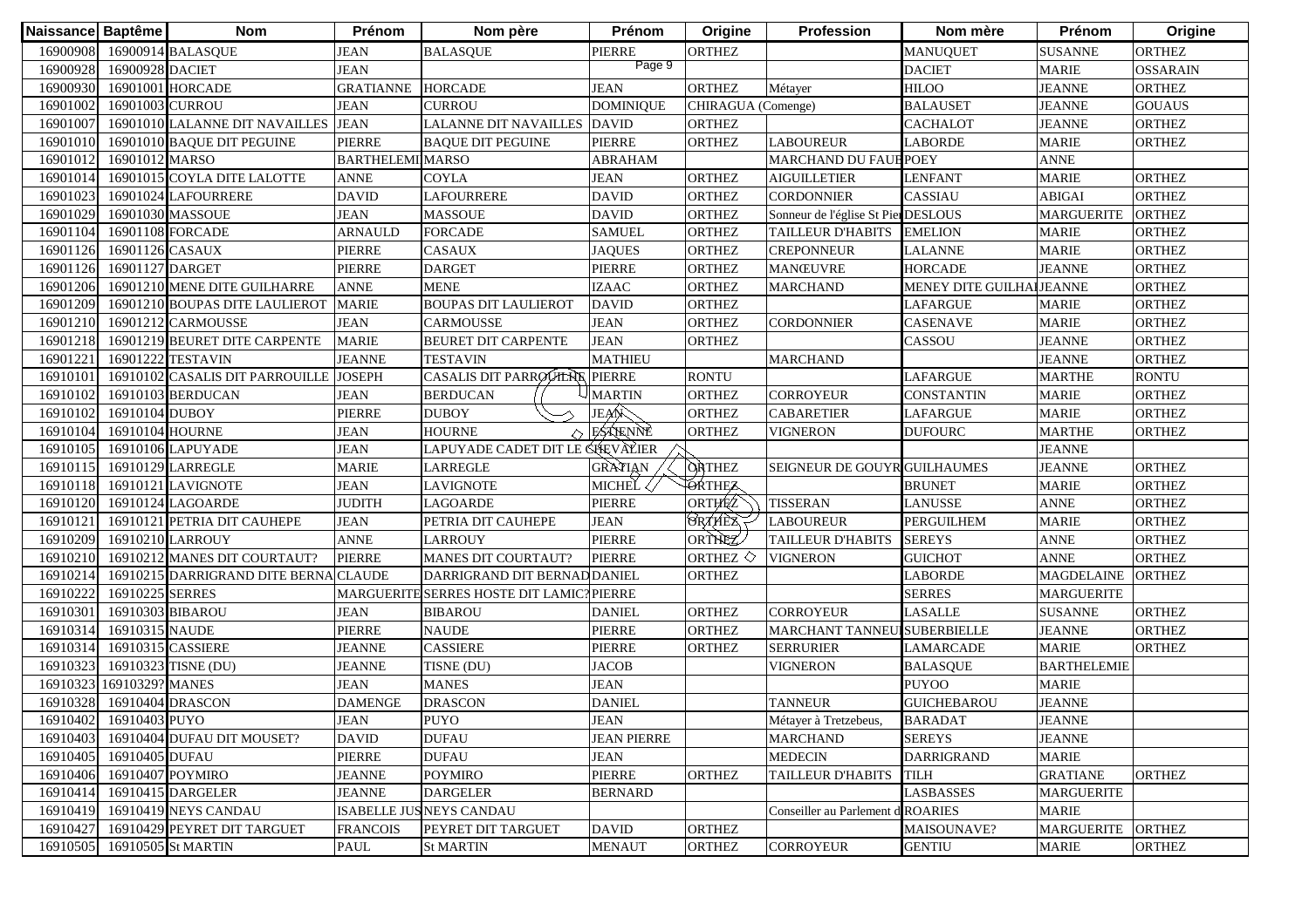| Naissance | Baptême | Nom | Prénom | Nom père | Prénom | Origine | Profession | Nom mère | Prénom | Origine |
|---|---|---|---|---|---|---|---|---|---|---|
| 16900908 | 16900914 | BALASQUE | JEAN | BALASQUE | PIERRE | ORTHEZ | | MANUQUET | SUSANNE | ORTHEZ |
| 16900928 | 16900928 | DACIET | JEAN | | | | | DACIET | MARIE | OSSARAIN |
| 16900930 | 16901001 | HORCADE | GRATIANNE | HORCADE | JEAN | ORTHEZ | Métayer | HILOO | JEANNE | ORTHEZ |
| 16901002 | 16901003 | CURROU | JEAN | CURROU | DOMINIQUE | CHIRAGUA (Comenge) | | BALAUSET | JEANNE | GOUAUS |
| 16901007 | 16901010 | LALANNE DIT NAVAILLES | JEAN | LALANNE DIT NAVAILLES | DAVID | ORTHEZ | | CACHALOT | JEANNE | ORTHEZ |
| 16901010 | 16901010 | BAQUE DIT PEGUINE | PIERRE | BAQUE DIT PEGUINE | PIERRE | ORTHEZ | LABOUREUR | LABORDE | MARIE | ORTHEZ |
| 16901012 | 16901012 | MARSO | BARTHELEMI | MARSO | ABRAHAM | | MARCHAND DU FAUB | POEY | ANNE | |
| 16901014 | 16901015 | COYLA DITE LALOTTE | ANNE | COYLA | JEAN | ORTHEZ | AIGUILLETIER | LENFANT | MARIE | ORTHEZ |
| 16901023 | 16901024 | LAFOURRERE | DAVID | LAFOURRERE | DAVID | ORTHEZ | CORDONNIER | CASSIAU | ABIGAI | ORTHEZ |
| 16901029 | 16901030 | MASSOUE | JEAN | MASSOUE | DAVID | ORTHEZ | Sonneur de l'église St Pier | DESLOUS | MARGUERITE | ORTHEZ |
| 16901104 | 16901108 | FORCADE | ARNAULD | FORCADE | SAMUEL | ORTHEZ | TAILLEUR D'HABITS | EMELION | MARIE | ORTHEZ |
| 16901126 | 16901126 | CASAUX | PIERRE | CASAUX | JAQUES | ORTHEZ | CREPONNEUR | LALANNE | MARIE | ORTHEZ |
| 16901126 | 16901127 | DARGET | PIERRE | DARGET | PIERRE | ORTHEZ | MANŒUVRE | HORCADE | JEANNE | ORTHEZ |
| 16901206 | 16901210 | MENE DITE GUILHARRE | ANNE | MENE | IZAAC | ORTHEZ | MARCHAND | MENEY DITE GUILHA | JEANNE | ORTHEZ |
| 16901209 | 16901210 | BOUPAS DITE LAULIEROT | MARIE | BOUPAS DIT LAULIEROT | DAVID | ORTHEZ | | LAFARGUE | MARIE | ORTHEZ |
| 16901210 | 16901212 | CARMOUSSE | JEAN | CARMOUSSE | JEAN | ORTHEZ | CORDONNIER | CASENAVE | MARIE | ORTHEZ |
| 16901218 | 16901219 | BEURET DITE CARPENTE | MARIE | BEURET DIT CARPENTE | JEAN | ORTHEZ | | CASSOU | JEANNE | ORTHEZ |
| 16901221 | 16901222 | TESTAVIN | JEANNE | TESTAVIN | MATHIEU | | MARCHAND | | JEANNE | ORTHEZ |
| 16910101 | 16910102 | CASALIS DIT PARROUILLE | JOSEPH | CASALIS DIT PARROUILLE | PIERRE | RONTU | | LAFARGUE | MARTHE | RONTU |
| 16910102 | 16910103 | BERDUCAN | JEAN | BERDUCAN | MARTIN | ORTHEZ | CORROYEUR | CONSTANTIN | MARIE | ORTHEZ |
| 16910102 | 16910104 | DUBOY | PIERRE | DUBOY | JEAN | ORTHEZ | CABARETIER | LAFARGUE | MARIE | ORTHEZ |
| 16910104 | 16910104 | HOURNE | JEAN | HOURNE | ESTIENNE | ORTHEZ | VIGNERON | DUFOURC | MARTHE | ORTHEZ |
| 16910105 | 16910106 | LAPUYADE | JEAN | LAPUYADE CADET DIT LE CHEVALIER | | | | | JEANNE | |
| 16910115 | 16910129 | LARREGLE | MARIE | LARREGLE | GRATIAN | ORTHEZ | SEIGNEUR DE GOUYR | GUILHAUMES | JEANNE | ORTHEZ |
| 16910118 | 16910121 | LAVIGNOTE | JEAN | LAVIGNOTE | MICHEL | ORTHEZ | | BRUNET | MARIE | ORTHEZ |
| 16910120 | 16910124 | LAGOARDE | JUDITH | LAGOARDE | PIERRE | ORTHEZ | TISSERAN | LANUSSE | ANNE | ORTHEZ |
| 16910121 | 16910121 | PETRIA DIT CAUHEPE | JEAN | PETRIA DIT CAUHEPE | JEAN | ORTHEZ | LABOUREUR | PERGUILHEM | MARIE | ORTHEZ |
| 16910209 | 16910210 | LARROUY | ANNE | LARROUY | PIERRE | ORTHEZ | TAILLEUR D'HABITS | SEREYS | ANNE | ORTHEZ |
| 16910210 | 16910212 | MANES DIT COURTAUT? | PIERRE | MANES DIT COURTAUT? | PIERRE | ORTHEZ | VIGNERON | GUICHOT | ANNE | ORTHEZ |
| 16910214 | 16910215 | DARRIGRAND DITE BERNA | CLAUDE | DARRIGRAND DIT BERNAD | DANIEL | ORTHEZ | | LABORDE | MAGDELAINE | ORTHEZ |
| 16910222 | 16910225 | SERRES | MARGUERITE | SERRES HOSTE DIT LAMIC? | PIERRE | | | SERRES | MARGUERITE | |
| 16910301 | 16910303 | BIBAROU | JEAN | BIBAROU | DANIEL | ORTHEZ | CORROYEUR | LASALLE | SUSANNE | ORTHEZ |
| 16910314 | 16910315 | NAUDE | PIERRE | NAUDE | PIERRE | ORTHEZ | MARCHANT TANNEU | SUBERBIELLE | JEANNE | ORTHEZ |
| 16910314 | 16910315 | CASSIERE | JEANNE | CASSIERE | PIERRE | ORTHEZ | SERRURIER | LAMARCADE | MARIE | ORTHEZ |
| 16910323 | 16910323 | TISNE (DU) | JEANNE | TISNE (DU) | JACOB | | VIGNERON | BALASQUE | BARTHELEMIE | |
| 16910323 | 16910329? | MANES | JEAN | MANES | JEAN | | | PUYOO | MARIE | |
| 16910328 | 16910404 | DRASCON | DAMENGE | DRASCON | DANIEL | | TANNEUR | GUICHEBAROU | JEANNE | |
| 16910402 | 16910403 | PUYO | JEAN | PUYO | JEAN | | Métayer à Tretzebeus, | BARADAT | JEANNE | |
| 16910403 | 16910404 | DUFAU DIT MOUSET? | DAVID | DUFAU | JEAN PIERRE | | MARCHAND | SEREYS | JEANNE | |
| 16910405 | 16910405 | DUFAU | PIERRE | DUFAU | JEAN | | MEDECIN | DARRIGRAND | MARIE | |
| 16910406 | 16910407 | POYMIRO | JEANNE | POYMIRO | PIERRE | ORTHEZ | TAILLEUR D'HABITS | TILH | GRATIANE | ORTHEZ |
| 16910414 | 16910415 | DARGELER | JEANNE | DARGELER | BERNARD | | | LASBASSES | MARGUERITE | |
| 16910419 | 16910419 | NEYS CANDAU | ISABELLE JUS | NEYS CANDAU | | | Conseiller au Parlement d | ROARIES | MARIE | |
| 16910427 | 16910429 | PEYRET DIT TARGUET | FRANCOIS | PEYRET DIT TARGUET | DAVID | ORTHEZ | | MAISOUNAVE? | MARGUERITE | ORTHEZ |
| 16910505 | 16910505 | St MARTIN | PAUL | St MARTIN | MENAUT | ORTHEZ | CORROYEUR | GENTIU | MARIE | ORTHEZ |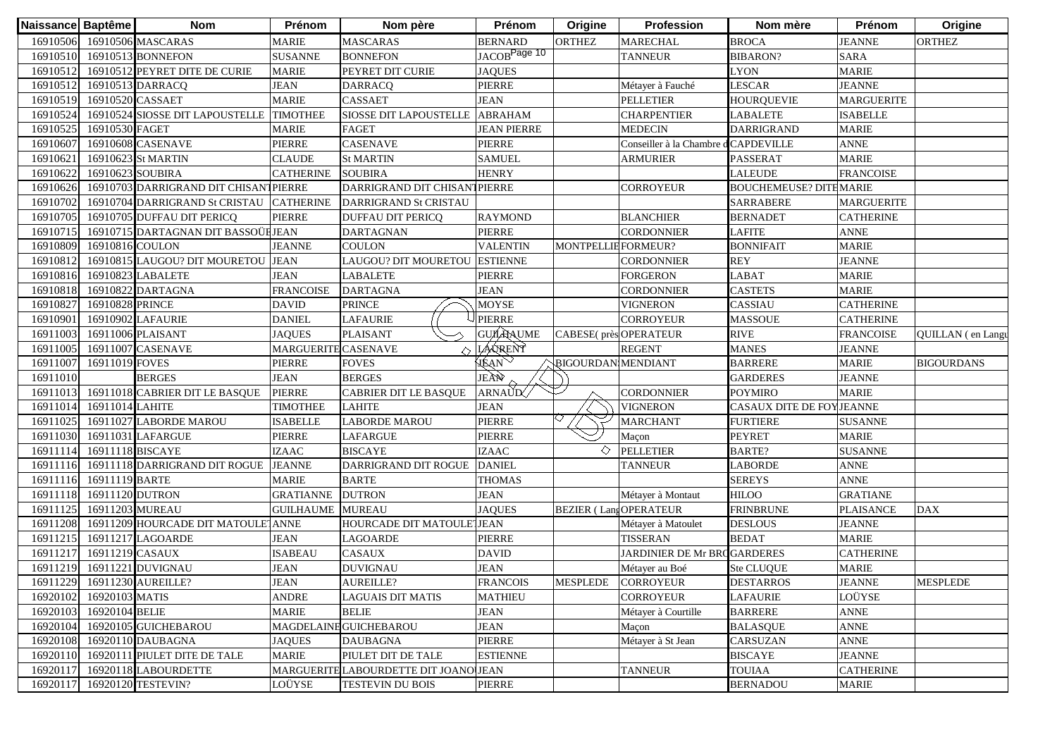| Naissance | Baptême | Nom | Prénom | Nom père | Prénom | Origine | Profession | Nom mère | Prénom | Origine |
|---|---|---|---|---|---|---|---|---|---|---|
| 16910506 | 16910506 | MASCARAS | MARIE | MASCARAS | BERNARD | ORTHEZ | MARECHAL | BROCA | JEANNE | ORTHEZ |
| 16910510 | 16910513 | BONNEFON | SUSANNE | BONNEFON | JACOB | | TANNEUR | BIBARON? | SARA | |
| 16910512 | 16910512 | PEYRET DITE DE CURIE | MARIE | PEYRET DIT CURIE | JAQUES | | | LYON | MARIE | |
| 16910512 | 16910513 | DARRACQ | JEAN | DARRACQ | PIERRE | | Métayer à Fauché | LESCAR | JEANNE | |
| 16910519 | 16910520 | CASSAET | MARIE | CASSAET | JEAN | | PELLETIER | HOURQUEVIE | MARGUERITE | |
| 16910524 | 16910524 | SIOSSE DIT LAPOUSTELLE | TIMOTHEE | SIOSSE DIT LAPOUSTELLE | ABRAHAM | | CHARPENTIER | LABALETE | ISABELLE | |
| 16910525 | 16910530 | FAGET | MARIE | FAGET | JEAN PIERRE | | MEDECIN | DARRIGRAND | MARIE | |
| 16910607 | 16910608 | CASENAVE | PIERRE | CASENAVE | PIERRE | | Conseiller à la Chambre d | CAPDEVILLE | ANNE | |
| 16910621 | 16910623 | St MARTIN | CLAUDE | St MARTIN | SAMUEL | | ARMURIER | PASSERAT | MARIE | |
| 16910622 | 16910623 | SOUBIRA | CATHERINE | SOUBIRA | HENRY | | | LALEUDE | FRANCOISE | |
| 16910626 | 16910703 | DARRIGRAND DIT CHISANT | PIERRE | DARRIGRAND DIT CHISANT | PIERRE | | CORROYEUR | BOUCHEMEUSE? DITE | MARIE | |
| 16910702 | 16910704 | DARRIGRAND St CRISTAU | CATHERINE | DARRIGRAND St CRISTAU | | | | SARRABERE | MARGUERITE | |
| 16910705 | 16910705 | DUFFAU DIT PERICQ | PIERRE | DUFFAU DIT PERICQ | RAYMOND | | BLANCHIER | BERNADET | CATHERINE | |
| 16910715 | 16910715 | DARTAGNAN DIT BASSOÜE | JEAN | DARTAGNAN | PIERRE | | CORDONNIER | LAFITE | ANNE | |
| 16910809 | 16910816 | COULON | JEANNE | COULON | VALENTIN | MONTPELLIE | FORMEUR? | BONNIFAIT | MARIE | |
| 16910812 | 16910815 | LAUGOU? DIT MOURETOU | JEAN | LAUGOU? DIT MOURETOU | ESTIENNE | | CORDONNIER | REY | JEANNE | |
| 16910816 | 16910823 | LABALETE | JEAN | LABALETE | PIERRE | | FORGERON | LABAT | MARIE | |
| 16910818 | 16910822 | DARTAGNA | FRANCOISE | DARTAGNA | JEAN | | CORDONNIER | CASTETS | MARIE | |
| 16910827 | 16910828 | PRINCE | DAVID | PRINCE | MOYSE | | VIGNERON | CASSIAU | CATHERINE | |
| 16910901 | 16910902 | LAFAURIE | DANIEL | LAFAURIE | PIERRE | | CORROYEUR | MASSOUE | CATHERINE | |
| 16911003 | 16911006 | PLAISANT | JAQUES | PLAISANT | GUILHAUME | CABESE( près | OPERATEUR | RIVE | FRANCOISE | QUILLAN ( en Langu |
| 16911005 | 16911007 | CASENAVE | MARGUERITE | CASENAVE | LAURENT | | REGENT | MANES | JEANNE | |
| 16911007 | 16911019 | FOVES | PIERRE | FOVES | JEAN | BIGOURDAN | MENDIANT | BARRERE | MARIE | BIGOURDANS |
| 16911010 | | BERGES | JEAN | BERGES | JEAN | | | GARDERES | JEANNE | |
| 16911013 | 16911018 | CABRIER DIT LE BASQUE | PIERRE | CABRIER DIT LE BASQUE | ARNAUD | | CORDONNIER | POYMIRO | MARIE | |
| 16911014 | 16911014 | LAHITE | TIMOTHEE | LAHITE | JEAN | | VIGNERON | CASAUX DITE DE FOY | JEANNE | |
| 16911025 | 16911027 | LABORDE MAROU | ISABELLE | LABORDE MAROU | PIERRE | | MARCHANT | FURTIERE | SUSANNE | |
| 16911030 | 16911031 | LAFARGUE | PIERRE | LAFARGUE | PIERRE | | Maçon | PEYRET | MARIE | |
| 16911114 | 16911118 | BISCAYE | IZAAC | BISCAYE | IZAAC | | PELLETIER | BARTE? | SUSANNE | |
| 16911116 | 16911118 | DARRIGRAND DIT ROGUE | JEANNE | DARRIGRAND DIT ROGUE | DANIEL | | TANNEUR | LABORDE | ANNE | |
| 16911116 | 16911119 | BARTE | MARIE | BARTE | THOMAS | | | SEREYS | ANNE | |
| 16911118 | 16911120 | DUTRON | GRATIANNE | DUTRON | JEAN | | Métayer à Montaut | HILOO | GRATIANE | |
| 16911125 | 16911203 | MUREAU | GUILHAUME | MUREAU | JAQUES | BEZIER ( Lang | OPERATEUR | FRINBRUNE | PLAISANCE | DAX |
| 16911208 | 16911209 | HOURCADE DIT MATOULET | ANNE | HOURCADE DIT MATOULET | JEAN | | Métayer à Matoulet | DESLOUS | JEANNE | |
| 16911215 | 16911217 | LAGOARDE | JEAN | LAGOARDE | PIERRE | | TISSERAN | BEDAT | MARIE | |
| 16911217 | 16911219 | CASAUX | ISABEAU | CASAUX | DAVID | | JARDINIER DE Mr BRO | GARDERES | CATHERINE | |
| 16911219 | 16911221 | DUVIGNAU | JEAN | DUVIGNAU | JEAN | | Métayer au Boé | Ste CLUQUE | MARIE | |
| 16911229 | 16911230 | AUREILLE? | JEAN | AUREILLE? | FRANCOIS | MESPLEDE | CORROYEUR | DESTARROS | JEANNE | MESPLEDE |
| 16920102 | 16920103 | MATIS | ANDRE | LAGUAIS DIT MATIS | MATHIEU | | CORROYEUR | LAFAURIE | LOÜYSE | |
| 16920103 | 16920104 | BELIE | MARIE | BELIE | JEAN | | Métayer à Courtille | BARRERE | ANNE | |
| 16920104 | 16920105 | GUICHEBAROU | MAGDELAINE | GUICHEBAROU | JEAN | | Maçon | BALASQUE | ANNE | |
| 16920108 | 16920110 | DAUBAGNA | JAQUES | DAUBAGNA | PIERRE | | Métayer à St Jean | CARSUZAN | ANNE | |
| 16920110 | 16920111 | PIULET DITE DE TALE | MARIE | PIULET DIT DE TALE | ESTIENNE | | | BISCAYE | JEANNE | |
| 16920117 | 16920118 | LABOURDETTE | MARGUERITE | LABOURDETTE DIT JOANO | JEAN | | TANNEUR | TOUIAA | CATHERINE | |
| 16920117 | 16920120 | TESTEVIN? | LOÜYSE | TESTEVIN DU BOIS | PIERRE | | | BERNADOU | MARIE | |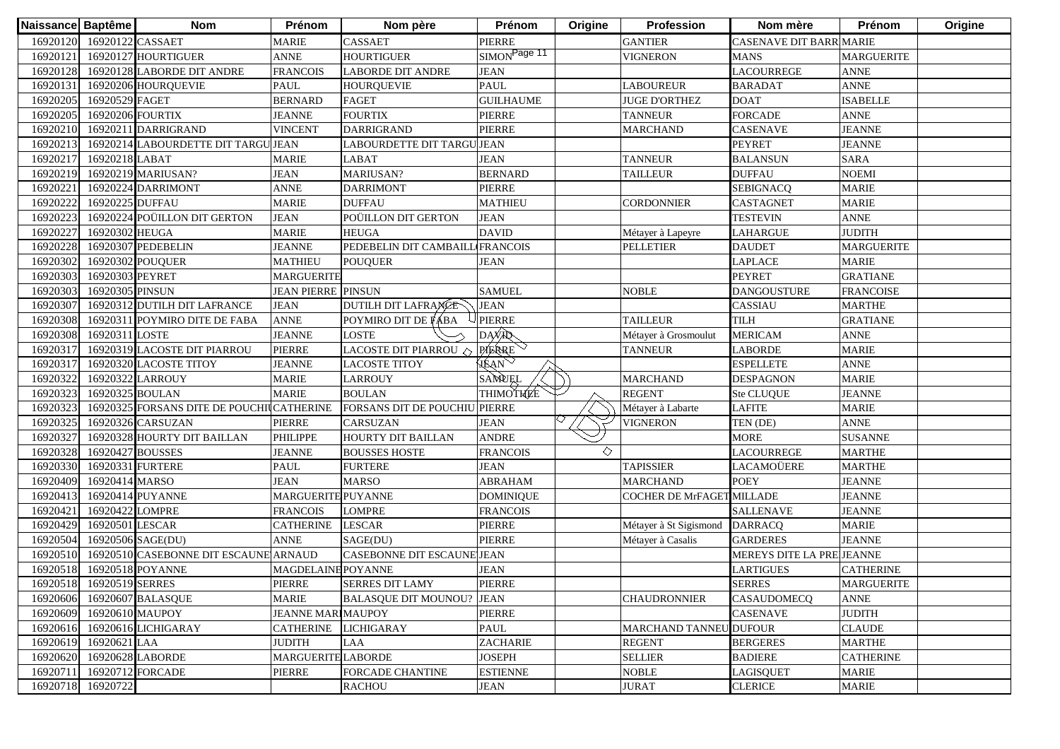| Naissance | Baptême | Nom | Prénom | Nom père | Prénom | Origine | Profession | Nom mère | Prénom | Origine |
|---|---|---|---|---|---|---|---|---|---|---|
| 16920120 | 16920122 | CASSAET | MARIE | CASSAET | PIERRE | | GANTIER | CASENAVE DIT BARR | MARIE | |
| 16920121 | 16920127 | HOURTIGUER | ANNE | HOURTIGUER | SIMON | | VIGNERON | MANS | MARGUERITE | |
| 16920128 | 16920128 | LABORDE DIT ANDRE | FRANCOIS | LABORDE DIT ANDRE | JEAN | | | LACOURREGE | ANNE | |
| 16920131 | 16920206 | HOURQUEVIE | PAUL | HOURQUEVIE | PAUL | | LABOUREUR | BARADAT | ANNE | |
| 16920205 | 16920529 | FAGET | BERNARD | FAGET | GUILHAUME | | JUGE D'ORTHEZ | DOAT | ISABELLE | |
| 16920205 | 16920206 | FOURTIX | JEANNE | FOURTIX | PIERRE | | TANNEUR | FORCADE | ANNE | |
| 16920210 | 16920211 | DARRIGRAND | VINCENT | DARRIGRAND | PIERRE | | MARCHAND | CASENAVE | JEANNE | |
| 16920213 | 16920214 | LABOURDETTE DIT TARGU | JEAN | LABOURDETTE DIT TARGU | JEAN | | | PEYRET | JEANNE | |
| 16920217 | 16920218 | LABAT | MARIE | LABAT | JEAN | | TANNEUR | BALANSUN | SARA | |
| 16920219 | 16920219 | MARIUSAN? | JEAN | MARIUSAN? | BERNARD | | TAILLEUR | DUFFAU | NOEMI | |
| 16920221 | 16920224 | DARRIMONT | ANNE | DARRIMONT | PIERRE | | | SEBIGNACQ | MARIE | |
| 16920222 | 16920225 | DUFFAU | MARIE | DUFFAU | MATHIEU | | CORDONNIER | CASTAGNET | MARIE | |
| 16920223 | 16920224 | POÜILLON DIT GERTON | JEAN | POÜILLON DIT GERTON | JEAN | | | TESTEVIN | ANNE | |
| 16920227 | 16920302 | HEUGA | MARIE | HEUGA | DAVID | | Métayer à Lapeyre | LAHARGUE | JUDITH | |
| 16920228 | 16920307 | PEDEBELIN | JEANNE | PEDEBELIN DIT CAMBAILL | FRANCOIS | | PELLETIER | DAUDET | MARGUERITE | |
| 16920302 | 16920302 | POUQUER | MATHIEU | POUQUER | JEAN | | | LAPLACE | MARIE | |
| 16920303 | 16920303 | PEYRET | MARGUERITE | | | | | PEYRET | GRATIANE | |
| 16920303 | 16920305 | PINSUN | JEAN PIERRE | PINSUN | SAMUEL | | NOBLE | DANGOUSTURE | FRANCOISE | |
| 16920307 | 16920312 | DUTILH DIT LAFRANCE | JEAN | DUTILH DIT LAFRANCE | JEAN | | | CASSIAU | MARTHE | |
| 16920308 | 16920311 | POYMIRO DITE DE FABA | ANNE | POYMIRO DIT DE FABA | PIERRE | | TAILLEUR | TILH | GRATIANE | |
| 16920308 | 16920311 | LOSTE | JEANNE | LOSTE | DAVID | | Métayer à Grosmoulut | MERICAM | ANNE | |
| 16920317 | 16920319 | LACOSTE DIT PIARROU | PIERRE | LACOSTE DIT PIARROU | PIERRE | | TANNEUR | LABORDE | MARIE | |
| 16920317 | 16920320 | LACOSTE TITOY | JEANNE | LACOSTE TITOY | JEAN | | | ESPELLETE | ANNE | |
| 16920322 | 16920322 | LARROUY | MARIE | LARROUY | SAMUEL | | MARCHAND | DESPAGNON | MARIE | |
| 16920323 | 16920325 | BOULAN | MARIE | BOULAN | THIMOTHEE | | REGENT | Ste CLUQUE | JEANNE | |
| 16920323 | 16920325 | FORSANS DITE DE POUCHIU | CATHERINE | FORSANS DIT DE POUCHIU | PIERRE | | Métayer à Labarte | LAFITE | MARIE | |
| 16920325 | 16920326 | CARSUZAN | PIERRE | CARSUZAN | JEAN | | VIGNERON | TEN (DE) | ANNE | |
| 16920327 | 16920328 | HOURTY DIT BAILLAN | PHILIPPE | HOURTY DIT BAILLAN | ANDRE | | | MORE | SUSANNE | |
| 16920328 | 16920427 | BOUSSES | JEANNE | BOUSSES HOSTE | FRANCOIS | | | LACOURREGE | MARTHE | |
| 16920330 | 16920331 | FURTERE | PAUL | FURTERE | JEAN | | TAPISSIER | LACAMOÜERE | MARTHE | |
| 16920409 | 16920414 | MARSO | JEAN | MARSO | ABRAHAM | | MARCHAND | POEY | JEANNE | |
| 16920413 | 16920414 | PUYANNE | MARGUERITE | PUYANNE | DOMINIQUE | | COCHER DE MrFAGET | MILLADE | JEANNE | |
| 16920421 | 16920422 | LOMPRE | FRANCOIS | LOMPRE | FRANCOIS | | | SALLENAVE | JEANNE | |
| 16920429 | 16920501 | LESCAR | CATHERINE | LESCAR | PIERRE | | Métayer à St Sigismond | DARRACQ | MARIE | |
| 16920504 | 16920506 | SAGE(DU) | ANNE | SAGE(DU) | PIERRE | | Métayer à Casalis | GARDERES | JEANNE | |
| 16920510 | 16920510 | CASEBONNE DIT ESCAUNE | ARNAUD | CASEBONNE DIT ESCAUNE | JEAN | | | MEREYS DITE LA PRE | JEANNE | |
| 16920518 | 16920518 | POYANNE | MAGDELAINE | POYANNE | JEAN | | | LARTIGUES | CATHERINE | |
| 16920518 | 16920519 | SERRES | PIERRE | SERRES DIT LAMY | PIERRE | | | SERRES | MARGUERITE | |
| 16920606 | 16920607 | BALASQUE | MARIE | BALASQUE DIT MOUNOU? | JEAN | | CHAUDRONNIER | CASAUDOMECQ | ANNE | |
| 16920609 | 16920610 | MAUPOY | JEANNE MARI | MAUPOY | PIERRE | | | CASENAVE | JUDITH | |
| 16920616 | 16920616 | LICHIGARAY | CATHERINE | LICHIGARAY | PAUL | | MARCHAND TANNEU | DUFOUR | CLAUDE | |
| 16920619 | 16920621 | LAA | JUDITH | LAA | ZACHARIE | | REGENT | BERGERES | MARTHE | |
| 16920620 | 16920628 | LABORDE | MARGUERITE | LABORDE | JOSEPH | | SELLIER | BADIERE | CATHERINE | |
| 16920711 | 16920712 | FORCADE | PIERRE | FORCADE CHANTINE | ESTIENNE | | NOBLE | LAGISQUET | MARIE | |
| 16920718 | 16920722 | | | RACHOU | JEAN | | JURAT | CLERICE | MARIE | |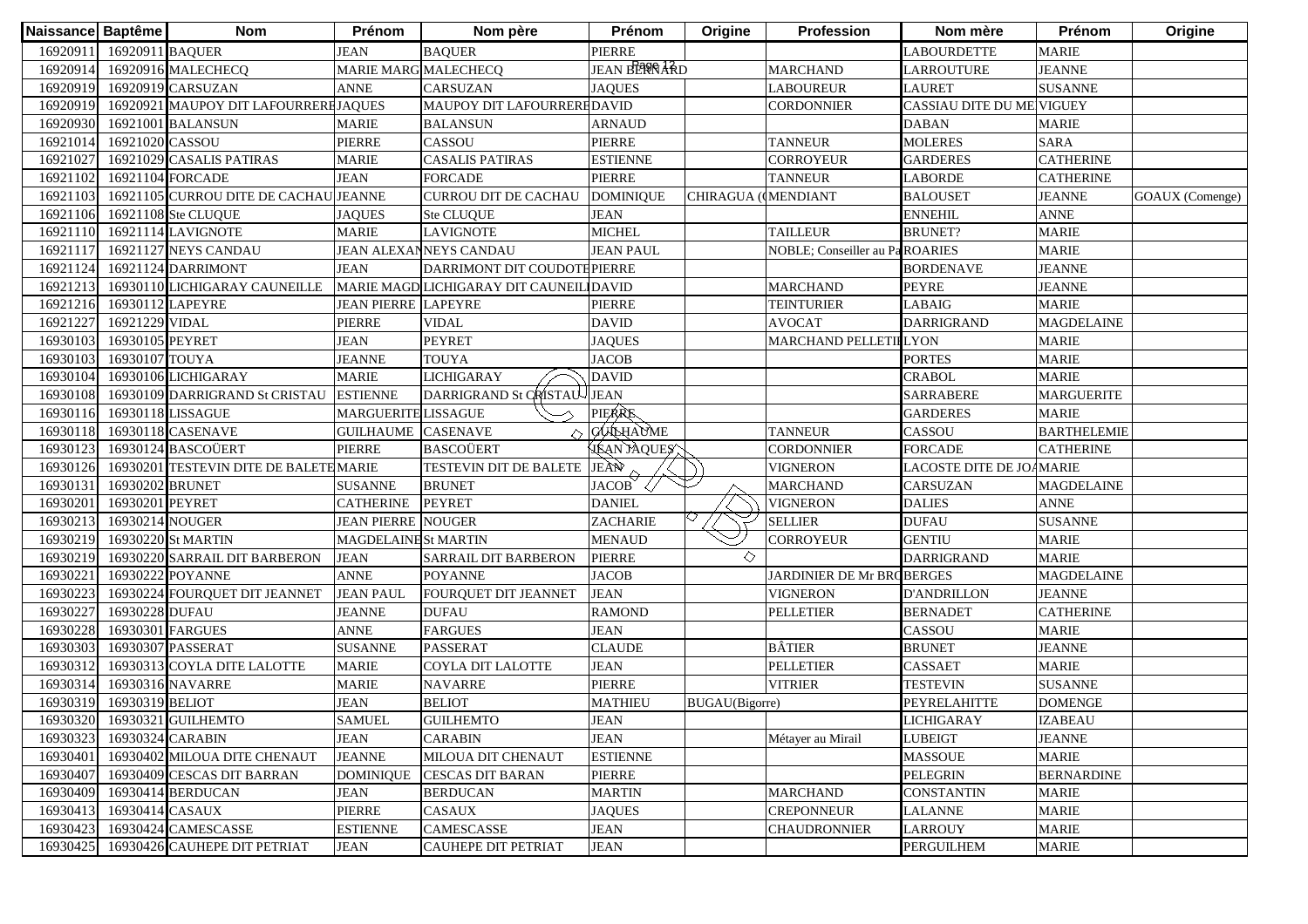| Naissance | Baptême | Nom | Prénom | Nom père | Prénom | Origine | Profession | Nom mère | Prénom | Origine |
|---|---|---|---|---|---|---|---|---|---|---|
| 16920911 | 16920911 | BAQUER | JEAN | BAQUER | PIERRE | | | LABOURDETTE | MARIE | |
| 16920914 | 16920916 | MALECHECQ | MARIE MARG | MALECHECQ | JEAN BERNARD | | MARCHAND | LARROUTURE | JEANNE | |
| 16920919 | 16920919 | CARSUZAN | ANNE | CARSUZAN | JAQUES | | LABOUREUR | LAURET | SUSANNE | |
| 16920919 | 16920921 | MAUPOY DIT LAFOURRERE | JAQUES | MAUPOY DIT LAFOURRERE | DAVID | | CORDONNIER | CASSIAU DITE DU ME | VIGUEY | |
| 16920930 | 16921001 | BALANSUN | MARIE | BALANSUN | ARNAUD | | | DABAN | MARIE | |
| 16921014 | 16921020 | CASSOU | PIERRE | CASSOU | PIERRE | | TANNEUR | MOLERES | SARA | |
| 16921027 | 16921029 | CASALIS PATIRAS | MARIE | CASALIS PATIRAS | ESTIENNE | | CORROYEUR | GARDERES | CATHERINE | |
| 16921102 | 16921104 | FORCADE | JEAN | FORCADE | PIERRE | | TANNEUR | LABORDE | CATHERINE | |
| 16921103 | 16921105 | CURROU DITE DE CACHAU | JEANNE | CURROU DIT DE CACHAU | DOMINIQUE | CHIRAGUA ( | MENDIANT | BALOUSET | JEANNE | GOAUX (Comenge) |
| 16921106 | 16921108 | Ste CLUQUE | JAQUES | Ste CLUQUE | JEAN | | | ENNEHIL | ANNE | |
| 16921110 | 16921114 | LAVIGNOTE | MARIE | LAVIGNOTE | MICHEL | | TAILLEUR | BRUNET? | MARIE | |
| 16921117 | 16921127 | NEYS CANDAU | JEAN ALEXAN | NEYS CANDAU | JEAN PAUL | | NOBLE; Conseiller au Pa | ROARIES | MARIE | |
| 16921124 | 16921124 | DARRIMONT | JEAN | DARRIMONT DIT COUDOTE | PIERRE | | | BORDENAVE | JEANNE | |
| 16921213 | 16930110 | LICHIGARAY CAUNEILLE | MARIE MAGD | LICHIGARAY DIT CAUNEIL | DAVID | | MARCHAND | PEYRE | JEANNE | |
| 16921216 | 16930112 | LAPEYRE | JEAN PIERRE | LAPEYRE | PIERRE | | TEINTURIER | LABAIG | MARIE | |
| 16921227 | 16921229 | VIDAL | PIERRE | VIDAL | DAVID | | AVOCAT | DARRIGRAND | MAGDELAINE | |
| 16930103 | 16930105 | PEYRET | JEAN | PEYRET | JAQUES | | MARCHAND PELLETI | LYON | MARIE | |
| 16930103 | 16930107 | TOUYA | JEANNE | TOUYA | JACOB | | | PORTES | MARIE | |
| 16930104 | 16930106 | LICHIGARAY | MARIE | LICHIGARAY | DAVID | | | CRABOL | MARIE | |
| 16930108 | 16930109 | DARRIGRAND St CRISTAU | ESTIENNE | DARRIGRAND St CRISTAU | JEAN | | | SARRABERE | MARGUERITE | |
| 16930116 | 16930118 | LISSAGUE | MARGUERITE | LISSAGUE | PIERRE | | | GARDERES | MARIE | |
| 16930118 | 16930118 | CASENAVE | GUILHAUME | CASENAVE | GUILHAUME | | TANNEUR | CASSOU | BARTHELEMIE | |
| 16930123 | 16930124 | BASCOÜERT | PIERRE | BASCOÜERT | JEAN JAQUES | | CORDONNIER | FORCADE | CATHERINE | |
| 16930126 | 16930201 | TESTEVIN DITE DE BALETE | MARIE | TESTEVIN DIT DE BALETE | JEAN | | VIGNERON | LACOSTE DITE DE JO | MARIE | |
| 16930131 | 16930202 | BRUNET | SUSANNE | BRUNET | JACOB | | MARCHAND | CARSUZAN | MAGDELAINE | |
| 16930201 | 16930201 | PEYRET | CATHERINE | PEYRET | DANIEL | | VIGNERON | DALIES | ANNE | |
| 16930213 | 16930214 | NOUGER | JEAN PIERRE | NOUGER | ZACHARIE | | SELLIER | DUFAU | SUSANNE | |
| 16930219 | 16930220 | St MARTIN | MAGDELAINE | St MARTIN | MENAUD | | CORROYEUR | GENTIU | MARIE | |
| 16930219 | 16930220 | SARRAIL DIT BARBERON | JEAN | SARRAIL DIT BARBERON | PIERRE | | | DARRIGRAND | MARIE | |
| 16930221 | 16930222 | POYANNE | ANNE | POYANNE | JACOB | | JARDINIER DE Mr BR | BERGES | MAGDELAINE | |
| 16930223 | 16930224 | FOURQUET DIT JEANNET | JEAN PAUL | FOURQUET DIT JEANNET | JEAN | | VIGNERON | D'ANDRILLON | JEANNE | |
| 16930227 | 16930228 | DUFAU | JEANNE | DUFAU | RAMOND | | PELLETIER | BERNADET | CATHERINE | |
| 16930228 | 16930301 | FARGUES | ANNE | FARGUES | JEAN | | | CASSOU | MARIE | |
| 16930303 | 16930307 | PASSERAT | SUSANNE | PASSERAT | CLAUDE | | BÂTIER | BRUNET | JEANNE | |
| 16930312 | 16930313 | COYLA DITE LALOTTE | MARIE | COYLA DIT LALOTTE | JEAN | | PELLETIER | CASSAET | MARIE | |
| 16930314 | 16930316 | NAVARRE | MARIE | NAVARRE | PIERRE | | VITRIER | TESTEVIN | SUSANNE | |
| 16930319 | 16930319 | BELIOT | JEAN | BELIOT | MATHIEU | BUGAU(Bigorre) | | PEYRELAHITTE | DOMENGE | |
| 16930320 | 16930321 | GUILHEMTO | SAMUEL | GUILHEMTO | JEAN | | | LICHIGARAY | IZABEAU | |
| 16930323 | 16930324 | CARABIN | JEAN | CARABIN | JEAN | | Métayer au Mirail | LUBEIGT | JEANNE | |
| 16930401 | 16930402 | MILOUA DITE CHENAUT | JEANNE | MILOUA DIT CHENAUT | ESTIENNE | | | MASSOUE | MARIE | |
| 16930407 | 16930409 | CESCAS DIT BARRAN | DOMINIQUE | CESCAS DIT BARAN | PIERRE | | | PELEGRIN | BERNARDINE | |
| 16930409 | 16930414 | BERDUCAN | JEAN | BERDUCAN | MARTIN | | MARCHAND | CONSTANTIN | MARIE | |
| 16930413 | 16930414 | CASAUX | PIERRE | CASAUX | JAQUES | | CREPONNEUR | LALANNE | MARIE | |
| 16930423 | 16930424 | CAMESCASSE | ESTIENNE | CAMESCASSE | JEAN | | CHAUDRONNIER | LARROUY | MARIE | |
| 16930425 | 16930426 | CAUHEPE DIT PETRIAT | JEAN | CAUHEPE DIT PETRIAT | JEAN | | | PERGUILHEM | MARIE | |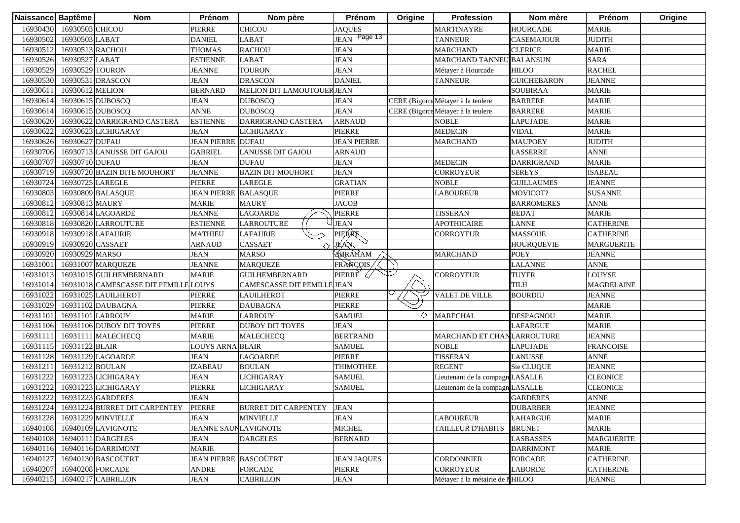| Naissance | Baptême | Nom | Prénom | Nom père | Prénom | Origine | Profession | Nom mère | Prénom | Origine |
|---|---|---|---|---|---|---|---|---|---|---|
| 16930430 | 16930503 | CHICOU | PIERRE | CHICOU | JAQUES | | MARTINAYRE | HOURCADE | MARIE | |
| 16930502 | 16930503 | LABAT | DANIEL | LABAT | JEAN | | TANNEUR | CASEMAJOUR | JUDITH | |
| 16930512 | 16930513 | RACHOU | THOMAS | RACHOU | JEAN | | MARCHAND | CLERICE | MARIE | |
| 16930526 | 16930527 | LABAT | ESTIENNE | LABAT | JEAN | | MARCHAND TANNEU | BALANSUN | SARA | |
| 16930529 | 16930529 | TOURON | JEANNE | TOURON | JEAN | | Métayer à Hourcade | HILOO | RACHEL | |
| 16930530 | 16930531 | DRASCON | JEAN | DRASCON | DANIEL | | TANNEUR | GUICHEBARON | JEANNE | |
| 16930611 | 16930612 | MELION | BERNARD | MELION DIT LAMOUTOUER | JEAN | | | SOUBIRAA | MARIE | |
| 16930614 | 16930615 | DUBOSCQ | JEAN | DUBOSCQ | JEAN | CERE (Bigorre | Métayer à la teulere | BARRERE | MARIE | |
| 16930614 | 16930615 | DUBOSCQ | ANNE | DUBOSCQ | JEAN | CERE (Bigorre | Métayer à la teulere | BARRERE | MARIE | |
| 16930620 | 16930622 | DARRIGRAND CASTERA | ESTIENNE | DARRIGRAND CASTERA | ARNAUD | | NOBLE | LAPUJADE | MARIE | |
| 16930622 | 16930623 | LICHIGARAY | JEAN | LICHIGARAY | PIERRE | | MEDECIN | VIDAL | MARIE | |
| 16930626 | 16930627 | DUFAU | JEAN PIERRE | DUFAU | JEAN PIERRE | | MARCHAND | MAUPOEY | JUDITH | |
| 16930706 | 16930713 | LANUSSE DIT GAJOU | GABRIEL | LANUSSE DIT GAJOU | ARNAUD | | | LASSERRE | ANNE | |
| 16930707 | 16930710 | DUFAU | JEAN | DUFAU | JEAN | | MEDECIN | DARRIGRAND | MARIE | |
| 16930719 | 16930720 | BAZIN DITE MOUHORT | JEANNE | BAZIN DIT MOUHORT | JEAN | | CORROYEUR | SEREYS | ISABEAU | |
| 16930724 | 16930725 | LAREGLE | PIERRE | LAREGLE | GRATIAN | | NOBLE | GUILLAUMES | JEANNE | |
| 16930803 | 16930809 | BALASQUE | JEAN PIERRE | BALASQUE | PIERRE | | LABOUREUR | MOVICOT? | SUSANNE | |
| 16930812 | 16930813 | MAURY | MARIE | MAURY | JACOB | | | BARROMERES | ANNE | |
| 16930812 | 16930814 | LAGOARDE | JEANNE | LAGOARDE | PIERRE | | TISSERAN | BEDAT | MARIE | |
| 16930818 | 16930820 | LARROUTURE | ESTIENNE | LARROUTURE | JEAN | | APOTHICAIRE | LANNE | CATHERINE | |
| 16930918 | 16930918 | LAFAURIE | MATHIEU | LAFAURIE | PIERRE | | CORROYEUR | MASSOUE | CATHERINE | |
| 16930919 | 16930920 | CASSAET | ARNAUD | CASSAET | JEAN | | | HOURQUEVIE | MARGUERITE | |
| 16930920 | 16930929 | MARSO | JEAN | MARSO | ABRAHAM | | MARCHAND | POEY | JEANNE | |
| 16931001 | 16931007 | MARQUEZE | JEANNE | MARQUEZE | FRANÇOIS | | | LALANNE | ANNE | |
| 16931013 | 16931015 | GUILHEMBERNARD | MARIE | GUILHEMBERNARD | PIERRE | | CORROYEUR | TUYER | LOUYSE | |
| 16931014 | 16931018 | CAMESCASSE DIT PEMILLE | LOUYS | CAMESCASSE DIT PEMILLE | JEAN | | | TILH | MAGDELAINE | |
| 16931022 | 16931025 | LAUILHEROT | PIERRE | LAUILHEROT | PIERRE | | VALET DE VILLE | BOURDIU | JEANNE | |
| 16931029 | 16931102 | DAUBAGNA | PIERRE | DAUBAGNA | PIERRE | | | | MARIE | |
| 16931101 | 16931101 | LARROUY | MARIE | LARROUY | SAMUEL | | MARECHAL | DESPAGNOU | MARIE | |
| 16931106 | 16931106 | DUBOY DIT TOYES | PIERRE | DUBOY DIT TOYES | JEAN | | | LAFARGUE | MARIE | |
| 16931111 | 16931111 | MALECHECQ | MARIE | MALECHECQ | BERTRAND | | MARCHAND ET CHAN | LARROUTURE | JEANNE | |
| 16931115 | 16931122 | BLAIR | LOUYS ARNA | BLAIR | SAMUEL | | NOBLE | LAPUJADE | FRANCOISE | |
| 16931128 | 16931129 | LAGOARDE | JEAN | LAGOARDE | PIERRE | | TISSERAN | LANUSSE | ANNE | |
| 16931211 | 16931212 | BOULAN | IZABEAU | BOULAN | THIMOTHEE | | REGENT | Ste CLUQUE | JEANNE | |
| 16931222 | 16931223 | LICHIGARAY | JEAN | LICHIGARAY | SAMUEL | | Lieutenant de la compagn | LASALLE | CLEONICE | |
| 16931222 | 16931223 | LICHIGARAY | PIERRE | LICHIGARAY | SAMUEL | | Lieutenant de la compagn | LASALLE | CLEONICE | |
| 16931222 | 16931223 | GARDERES | JEAN | | | | | GARDERES | ANNE | |
| 16931224 | 16931224 | BURRET DIT CARPENTEY | PIERRE | BURRET DIT CARPENTEY | JEAN | | | DUBARBER | JEANNE | |
| 16931228 | 16931229 | MINVIELLE | JEAN | MINVIELLE | JEAN | | LABOUREUR | LAHARGUE | MARIE | |
| 16940108 | 16940109 | LAVIGNOTE | JEANNE SAUN | LAVIGNOTE | MICHEL | | TAILLEUR D'HABITS | BRUNET | MARIE | |
| 16940108 | 16940111 | DARGELES | JEAN | DARGELES | BERNARD | | | LASBASSES | MARGUERITE | |
| 16940116 | 16940116 | DARRIMONT | MARIE | | | | | DARRIMONT | MARIE | |
| 16940127 | 16940130 | BASCOÜERT | JEAN PIERRE | BASCOÜERT | JEAN JAQUES | | CORDONNIER | FORCADE | CATHERINE | |
| 16940207 | 16940208 | FORCADE | ANDRE | FORCADE | PIERRE | | CORROYEUR | LABORDE | CATHERINE | |
| 16940215 | 16940217 | CABRILLON | JEAN | CABRILLON | JEAN | | Métayer à la métairie de M | HILOO | JEANNE | |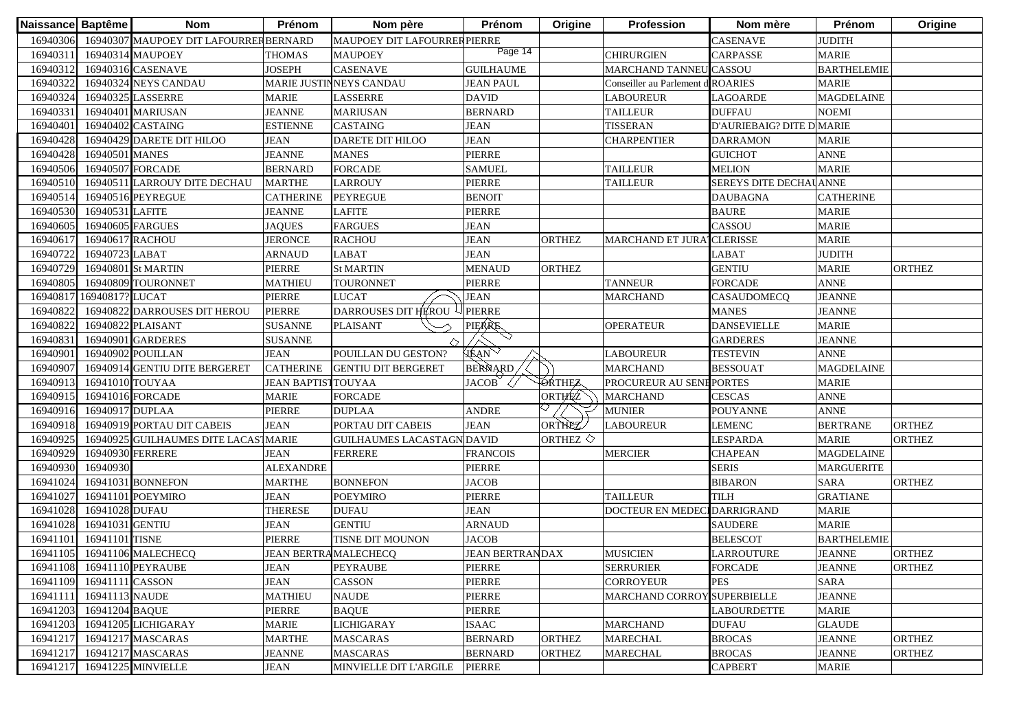| Naissance | Baptême | Nom | Prénom | Nom père | Prénom | Origine | Profession | Nom mère | Prénom | Origine |
|---|---|---|---|---|---|---|---|---|---|---|
| 16940306 | 16940307 | MAUPOEY DIT LAFOURRER | BERNARD | MAUPOEY DIT LAFOURRER | PIERRE | | | CASENAVE | JUDITH | |
| 16940311 | 16940314 | MAUPOEY | THOMAS | MAUPOEY | | | CHIRURGIEN | CARPASSE | MARIE | |
| 16940312 | 16940316 | CASENAVE | JOSEPH | CASENAVE | GUILHAUME | | MARCHAND TANNEU | CASSOU | BARTHELEMIE | |
| 16940322 | 16940324 | NEYS CANDAU | MARIE JUSTIN | NEYS CANDAU | JEAN PAUL | | Conseiller au Parlement d | ROARIES | MARIE | |
| 16940324 | 16940325 | LASSERRE | MARIE | LASSERRE | DAVID | | LABOUREUR | LAGOARDE | MAGDELAINE | |
| 16940331 | 16940401 | MARIUSAN | JEANNE | MARIUSAN | BERNARD | | TAILLEUR | DUFFAU | NOEMI | |
| 16940401 | 16940402 | CASTAING | ESTIENNE | CASTAING | JEAN | | TISSERAN | D'AURIEBAIG? DITE D | MARIE | |
| 16940428 | 16940429 | DARETE DIT HILOO | JEAN | DARETE DIT HILOO | JEAN | | CHARPENTIER | DARRAMON | MARIE | |
| 16940428 | 16940501 | MANES | JEANNE | MANES | PIERRE | | | GUICHOT | ANNE | |
| 16940506 | 16940507 | FORCADE | BERNARD | FORCADE | SAMUEL | | TAILLEUR | MELION | MARIE | |
| 16940510 | 16940511 | LARROUY DITE DECHAU | MARTHE | LARROUY | PIERRE | | TAILLEUR | SEREYS DITE DECHAU | ANNE | |
| 16940514 | 16940516 | PEYREGUE | CATHERINE | PEYREGUE | BENOIT | | | DAUBAGNA | CATHERINE | |
| 16940530 | 16940531 | LAFITE | JEANNE | LAFITE | PIERRE | | | BAURE | MARIE | |
| 16940605 | 16940605 | FARGUES | JAQUES | FARGUES | JEAN | | | CASSOU | MARIE | |
| 16940617 | 16940617 | RACHOU | JERONCE | RACHOU | JEAN | ORTHEZ | MARCHAND ET JURA | CLERISSE | MARIE | |
| 16940722 | 16940723 | LABAT | ARNAUD | LABAT | JEAN | | | LABAT | JUDITH | |
| 16940729 | 16940801 | St MARTIN | PIERRE | St MARTIN | MENAUD | ORTHEZ | | GENTIU | MARIE | ORTHEZ |
| 16940805 | 16940809 | TOURONNET | MATHIEU | TOURONNET | PIERRE | | TANNEUR | FORCADE | ANNE | |
| 16940817 | 16940817? | LUCAT | PIERRE | LUCAT | JEAN | | MARCHAND | CASAUDOMECQ | JEANNE | |
| 16940822 | 16940822 | DARROUSES DIT HEROU | PIERRE | DARROUSES DIT HEROU | PIERRE | | | MANES | JEANNE | |
| 16940822 | 16940822 | PLAISANT | SUSANNE | PLAISANT | PIERRE | | OPERATEUR | DANSEVIELLE | MARIE | |
| 16940831 | 16940901 | GARDERES | SUSANNE | | | | | GARDERES | JEANNE | |
| 16940901 | 16940902 | POUILLAN | JEAN | POUILLAN DU GESTON? | JEAN | | LABOUREUR | TESTEVIN | ANNE | |
| 16940907 | 16940914 | GENTIU DITE BERGERET | CATHERINE | GENTIU DIT BERGERET | BERNARD | | MARCHAND | BESSOUAT | MAGDELAINE | |
| 16940913 | 16941010 | TOUYAA | JEAN BAPTIST | TOUYAA | JACOB | ORTHEZ | PROCUREUR AU SENE | PORTES | MARIE | |
| 16940915 | 16941016 | FORCADE | MARIE | FORCADE | | ORTHEZ | MARCHAND | CESCAS | ANNE | |
| 16940916 | 16940917 | DUPLAA | PIERRE | DUPLAA | ANDRE | | MUNIER | POUYANNE | ANNE | |
| 16940918 | 16940919 | PORTAU DIT CABEIS | JEAN | PORTAU DIT CABEIS | JEAN | ORTHEZ | LABOUREUR | LEMENC | BERTRANE | ORTHEZ |
| 16940925 | 16940925 | GUILHAUMES DITE LACAST | MARIE | GUILHAUMES LACASTAGN | DAVID | ORTHEZ | | LESPARDA | MARIE | ORTHEZ |
| 16940929 | 16940930 | FERRERE | JEAN | FERRERE | FRANCOIS | | MERCIER | CHAPEAN | MAGDELAINE | |
| 16940930 | 16940930 | | ALEXANDRE | | PIERRE | | | SERIS | MARGUERITE | |
| 16941024 | 16941031 | BONNEFON | MARTHE | BONNEFON | JACOB | | | BIBARON | SARA | ORTHEZ |
| 16941027 | 16941101 | POEYMIRO | JEAN | POEYMIRO | PIERRE | | TAILLEUR | TILH | GRATIANE | |
| 16941028 | 16941028 | DUFAU | THERESE | DUFAU | JEAN | | DOCTEUR EN MEDEC | DARRIGRAND | MARIE | |
| 16941028 | 16941031 | GENTIU | JEAN | GENTIU | ARNAUD | | | SAUDERE | MARIE | |
| 16941101 | 16941101 | TISNE | PIERRE | TISNE DIT MOUNON | JACOB | | | BELESCOT | BARTHELEMIE | |
| 16941105 | 16941106 | MALECHECQ | JEAN BERTRA | MALECHECQ | JEAN BERTRAN | DAX | MUSICIEN | LARROUTURE | JEANNE | ORTHEZ |
| 16941108 | 16941110 | PEYRAUBE | JEAN | PEYRAUBE | PIERRE | | SERRURIER | FORCADE | JEANNE | ORTHEZ |
| 16941109 | 16941111 | CASSON | JEAN | CASSON | PIERRE | | CORROYEUR | PES | SARA | |
| 16941111 | 16941113 | NAUDE | MATHIEU | NAUDE | PIERRE | | MARCHAND CORROY | SUPERBIELLE | JEANNE | |
| 16941203 | 16941204 | BAQUE | PIERRE | BAQUE | PIERRE | | | LABOURDETTE | MARIE | |
| 16941203 | 16941205 | LICHIGARAY | MARIE | LICHIGARAY | ISAAC | | MARCHAND | DUFAU | GLAUDE | |
| 16941217 | 16941217 | MASCARAS | MARTHE | MASCARAS | BERNARD | ORTHEZ | MARECHAL | BROCAS | JEANNE | ORTHEZ |
| 16941217 | 16941217 | MASCARAS | JEANNE | MASCARAS | BERNARD | ORTHEZ | MARECHAL | BROCAS | JEANNE | ORTHEZ |
| 16941217 | 16941225 | MINVIELLE | JEAN | MINVIELLE DIT L'ARGILE | PIERRE | | | CAPBERT | MARIE | |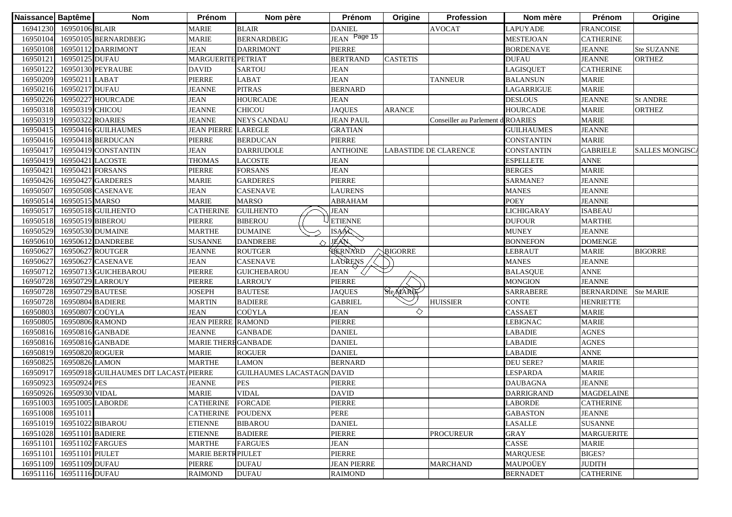| Naissance | Baptême | Nom | Prénom | Nom père | Prénom | Origine | Profession | Nom mère | Prénom | Origine |
|---|---|---|---|---|---|---|---|---|---|---|
| 16941230 | 16950106 | BLAIR | MARIE | BLAIR | DANIEL | | AVOCAT | LAPUYADE | FRANCOISE | |
| 16950104 | 16950105 | BERNARDBEIG | MARIE | BERNARDBEIG | JEAN | | | MESTEJOAN | CATHERINE | |
| 16950108 | 16950112 | DARRIMONT | JEAN | DARRIMONT | PIERRE | | | BORDENAVE | JEANNE | Ste SUZANNE |
| 16950121 | 16950125 | DUFAU | MARGUERITE | PETRIAT | BERTRAND | CASTETIS | | DUFAU | JEANNE | ORTHEZ |
| 16950122 | 16950130 | PEYRAUBE | DAVID | SARTOU | JEAN | | | LAGISQUET | CATHERINE | |
| 16950209 | 16950211 | LABAT | PIERRE | LABAT | JEAN | | TANNEUR | BALANSUN | MARIE | |
| 16950216 | 16950217 | DUFAU | JEANNE | PITRAS | BERNARD | | | LAGARRIGUE | MARIE | |
| 16950226 | 16950227 | HOURCADE | JEAN | HOURCADE | JEAN | | | DESLOUS | JEANNE | St ANDRE |
| 16950318 | 16950319 | CHICOU | JEANNE | CHICOU | JAQUES | ARANCE | | HOURCADE | MARIE | ORTHEZ |
| 16950319 | 16950322 | ROARIES | JEANNE | NEYS CANDAU | JEAN PAUL | | Conseiller au Parlement d | ROARIES | MARIE | |
| 16950415 | 16950416 | GUILHAUMES | JEAN PIERRE | LAREGLE | GRATIAN | | | GUILHAUMES | JEANNE | |
| 16950416 | 16950418 | BERDUCAN | PIERRE | BERDUCAN | PIERRE | | | CONSTANTIN | MARIE | |
| 16950417 | 16950419 | CONSTANTIN | JEAN | DARRIUDOLE | ANTHOINE | LABASTIDE DE CLARENCE | | CONSTANTIN | GABRIELE | SALLES MONGISCA |
| 16950419 | 16950421 | LACOSTE | THOMAS | LACOSTE | JEAN | | | ESPELLETE | ANNE | |
| 16950421 | 16950421 | FORSANS | PIERRE | FORSANS | JEAN | | | BERGES | MARIE | |
| 16950426 | 16950427 | GARDERES | MARIE | GARDERES | PIERRE | | | SARMANE? | JEANNE | |
| 16950507 | 16950508 | CASENAVE | JEAN | CASENAVE | LAURENS | | | MANES | JEANNE | |
| 16950514 | 16950515 | MARSO | MARIE | MARSO | ABRAHAM | | | POEY | JEANNE | |
| 16950517 | 16950518 | GUILHENTO | CATHERINE | GUILHENTO | JEAN | | | LICHIGARAY | ISABEAU | |
| 16950518 | 16950519 | BIBEROU | PIERRE | BIBEROU | ETIENNE | | | DUFOUR | MARTHE | |
| 16950529 | 16950530 | DUMAINE | MARTHE | DUMAINE | ISAAC | | | MUNEY | JEANNE | |
| 16950610 | 16950612 | DANDREBE | SUSANNE | DANDREBE | JEAN | | | BONNEFON | DOMENGE | |
| 16950627 | 16950627 | ROUTGER | JEANNE | ROUTGER | BERNARD | BIGORRE | | LEBRAUT | MARIE | BIGORRE |
| 16950627 | 16950627 | CASENAVE | JEAN | CASENAVE | LAURENS | | | MANES | JEANNE | |
| 16950712 | 16950713 | GUICHEBAROU | PIERRE | GUICHEBAROU | JEAN | | | BALASQUE | ANNE | |
| 16950728 | 16950729 | LARROUY | PIERRE | LARROUY | PIERRE | | | MONGION | JEANNE | |
| 16950728 | 16950729 | BAUTESE | JOSEPH | BAUTESE | JAQUES | Ste MARIE | | SARRABERE | BERNARDINE | Ste MARIE |
| 16950728 | 16950804 | BADIERE | MARTIN | BADIERE | GABRIEL | | HUISSIER | CONTE | HENRIETTE | |
| 16950803 | 16950807 | COÜYLA | JEAN | COÜYLA | JEAN | | | CASSAET | MARIE | |
| 16950805 | 16950806 | RAMOND | JEAN PIERRE | RAMOND | PIERRE | | | LEBIGNAC | MARIE | |
| 16950816 | 16950816 | GANBADE | JEANNE | GANBADE | DANIEL | | | LABADIE | AGNES | |
| 16950816 | 16950816 | GANBADE | MARIE THERE | GANBADE | DANIEL | | | LABADIE | AGNES | |
| 16950819 | 16950820 | ROGUER | MARIE | ROGUER | DANIEL | | | LABADIE | ANNE | |
| 16950825 | 16950826 | LAMON | MARTHE | LAMON | BERNARD | | | DEU SERE? | MARIE | |
| 16950917 | 16950918 | GUILHAUMES DIT LACASTA | PIERRE | GUILHAUMES LACASTAGN | DAVID | | | LESPARDA | MARIE | |
| 16950923 | 16950924 | PES | JEANNE | PES | PIERRE | | | DAUBAGNA | JEANNE | |
| 16950926 | 16950930 | VIDAL | MARIE | VIDAL | DAVID | | | DARRIGRAND | MAGDELAINE | |
| 16951003 | 16951005 | LABORDE | CATHERINE | FORCADE | PIERRE | | | LABORDE | CATHERINE | |
| 16951008 | 16951011 | | CATHERINE | POUDENX | PERE | | | GABASTON | JEANNE | |
| 16951019 | 16951022 | BIBAROU | ETIENNE | BIBAROU | DANIEL | | | LASALLE | SUSANNE | |
| 16951028 | 16951101 | BADIERE | ETIENNE | BADIERE | PIERRE | | PROCUREUR | GRAY | MARGUERITE | |
| 16951101 | 16951102 | FARGUES | MARTHE | FARGUES | JEAN | | | CASSE | MARIE | |
| 16951101 | 16951101 | PIULET | MARIE BERTR | PIULET | PIERRE | | | MARQUESE | BIGES? | |
| 16951109 | 16951109 | DUFAU | PIERRE | DUFAU | JEAN PIERRE | | MARCHAND | MAUPOÜEY | JUDITH | |
| 16951116 | 16951116 | DUFAU | RAIMOND | DUFAU | RAIMOND | | | BERNADET | CATHERINE | |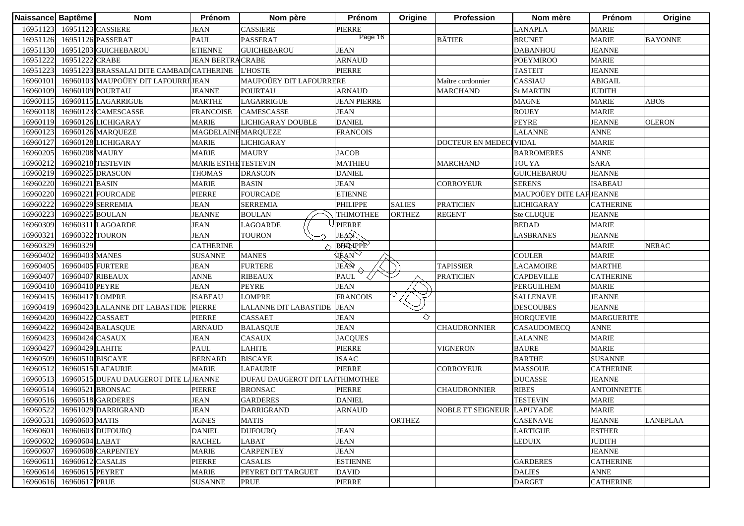| Naissance | Baptême | Nom | Prénom | Nom père | Prénom | Origine | Profession | Nom mère | Prénom | Origine |
|---|---|---|---|---|---|---|---|---|---|---|
| 16951123 | 16951123 | CASSIERE | JEAN | CASSIERE | PIERRE | | | LANAPLA | MARIE | |
| 16951126 | 16951126 | PASSERAT | PAUL | PASSERAT | | | BÂTIER | BRUNET | MARIE | BAYONNE |
| 16951130 | 16951203 | GUICHEBAROU | ETIENNE | GUICHEBAROU | JEAN | | | DABANHOU | JEANNE | |
| 16951222 | 16951222 | CRABE | JEAN BERTRA | CRABE | ARNAUD | | | POEYMIROO | MARIE | |
| 16951223 | 16951223 | BRASSALAI DITE CAMBADI | CATHERINE | L'HOSTE | PIERRE | | | TASTEIT | JEANNE | |
| 16960101 | 16960103 | MAUPOÜEY DIT LAFOURRE | JEAN | MAUPOÜEY DIT LAFOURRERE | | | Maître cordonnier | CASSIAU | ABIGAIL | |
| 16960109 | 16960109 | POURTAU | JEANNE | POURTAU | ARNAUD | | MARCHAND | St MARTIN | JUDITH | |
| 16960115 | 16960115 | LAGARRIGUE | MARTHE | LAGARRIGUE | JEAN PIERRE | | | MAGNE | MARIE | ABOS |
| 16960118 | 16960123 | CAMESCASSE | FRANCOISE | CAMESCASSE | JEAN | | | ROUEY | MARIE | |
| 16960119 | 16960126 | LICHIGARAY | MARIE | LICHIGARAY DOUBLE | DANIEL | | | PEYRE | JEANNE | OLERON |
| 16960123 | 16960126 | MARQUEZE | MAGDELAINE | MARQUEZE | FRANCOIS | | | LALANNE | ANNE | |
| 16960127 | 16960128 | LICHIGARAY | MARIE | LICHIGARAY | | | DOCTEUR EN MEDECI | VIDAL | MARIE | |
| 16960205 | 16960208 | MAURY | MARIE | MAURY | JACOB | | | BARROMERES | ANNE | |
| 16960212 | 16960218 | TESTEVIN | MARIE ESTHE | TESTEVIN | MATHIEU | | MARCHAND | TOUYA | SARA | |
| 16960219 | 16960225 | DRASCON | THOMAS | DRASCON | DANIEL | | | GUICHEBAROU | JEANNE | |
| 16960220 | 16960221 | BASIN | MARIE | BASIN | JEAN | | CORROYEUR | SERENS | ISABEAU | |
| 16960220 | 16960221 | FOURCADE | PIERRE | FOURCADE | ETIENNE | | | MAUPOÜEY DITE LAF | JEANNE | |
| 16960222 | 16960229 | SERREMIA | JEAN | SERREMIA | PHILIPPE | SALIES | PRATICIEN | LICHIGARAY | CATHERINE | |
| 16960223 | 16960225 | BOULAN | JEANNE | BOULAN | THIMOTHEE | ORTHEZ | REGENT | Ste CLUQUE | JEANNE | |
| 16960309 | 16960311 | LAGOARDE | JEAN | LAGOARDE | PIERRE | | | BEDAD | MARIE | |
| 16960321 | 16960322 | TOURON | JEAN | TOURON | JEAN | | | LASBRANES | JEANNE | |
| 16960329 | 16960329 | | CATHERINE | | PHILIPPE | | | | MARIE | NERAC |
| 16960402 | 16960403 | MANES | SUSANNE | MANES | JEAN | | | COULER | MARIE | |
| 16960405 | 16960405 | FURTERE | JEAN | FURTERE | JEAN | | TAPISSIER | LACAMOIRE | MARTHE | |
| 16960407 | 16960407 | RIBEAUX | ANNE | RIBEAUX | PAUL | | PRATICIEN | CAPDEVILLE | CATHERINE | |
| 16960410 | 16960410 | PEYRE | JEAN | PEYRE | JEAN | | | PERGUILHEM | MARIE | |
| 16960415 | 16960417 | LOMPRE | ISABEAU | LOMPRE | FRANCOIS | | | SALLENAVE | JEANNE | |
| 16960419 | 16960423 | LALANNE DIT LABASTIDE | PIERRE | LALANNE DIT LABASTIDE | JEAN | | | DESCOUBES | JEANNE | |
| 16960420 | 16960422 | CASSAET | PIERRE | CASSAET | JEAN | | | HORQUEVIE | MARGUERITE | |
| 16960422 | 16960424 | BALASQUE | ARNAUD | BALASQUE | JEAN | | CHAUDRONNIER | CASAUDOMECQ | ANNE | |
| 16960423 | 16960424 | CASAUX | JEAN | CASAUX | JACQUES | | | LALANNE | MARIE | |
| 16960427 | 16960429 | LAHITE | PAUL | LAHITE | PIERRE | | VIGNERON | BAURE | MARIE | |
| 16960509 | 16960510 | BISCAYE | BERNARD | BISCAYE | ISAAC | | | BARTHE | SUSANNE | |
| 16960512 | 16960515 | LAFAURIE | MARIE | LAFAURIE | PIERRE | | CORROYEUR | MASSOUE | CATHERINE | |
| 16960513 | 16960515 | DUFAU DAUGEROT DITE LA | JEANNE | DUFAU DAUGEROT DIT LA | THIMOTHEE | | | DUCASSE | JEANNE | |
| 16960514 | 16960521 | BRONSAC | PIERRE | BRONSAC | PIERRE | | CHAUDRONNIER | RIBES | ANTOINNETTE | |
| 16960516 | 16960518 | GARDERES | JEAN | GARDERES | DANIEL | | | TESTEVIN | MARIE | |
| 16960522 | 16961029 | DARRIGRAND | JEAN | DARRIGRAND | ARNAUD | | NOBLE ET SEIGNEUR | LAPUYADE | MARIE | |
| 16960531 | 16960603 | MATIS | AGNES | MATIS | | ORTHEZ | | CASENAVE | JEANNE | LANEPLAA |
| 16960601 | 16960603 | DUFOURQ | DANIEL | DUFOURQ | JEAN | | | LARTIGUE | ESTHER | |
| 16960602 | 16960604 | LABAT | RACHEL | LABAT | JEAN | | | LEDUIX | JUDITH | |
| 16960607 | 16960608 | CARPENTEY | MARIE | CARPENTEY | JEAN | | | | JEANNE | |
| 16960611 | 16960612 | CASALIS | PIERRE | CASALIS | ESTIENNE | | | GARDERES | CATHERINE | |
| 16960614 | 16960615 | PEYRET | MARIE | PEYRET DIT TARGUET | DAVID | | | DALIES | ANNE | |
| 16960616 | 16960617 | PRUE | SUSANNE | PRUE | PIERRE | | | DARGET | CATHERINE | |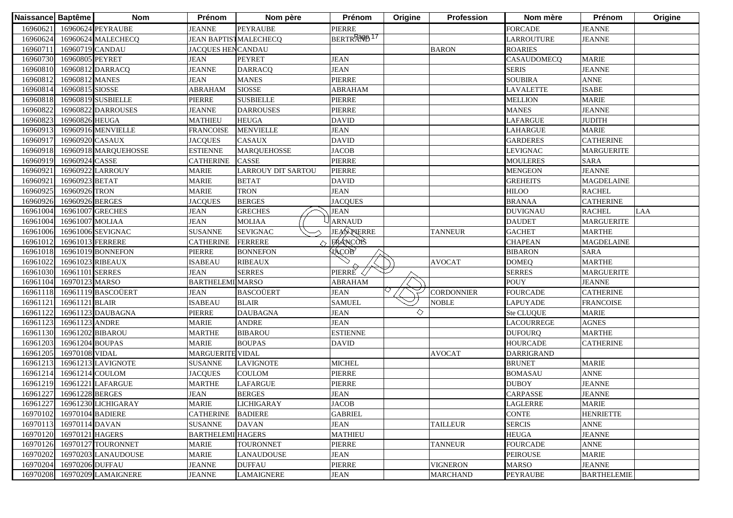| Naissance | Baptême | Nom | Prénom | Nom père | Prénom | Origine | Profession | Nom mère | Prénom | Origine |
|---|---|---|---|---|---|---|---|---|---|---|
| 16960621 | 16960624 | PEYRAUBE | JEANNE | PEYRAUBE | PIERRE | | | FORCADE | JEANNE | |
| 16960624 | 16960624 | MALECHECQ | JEAN BAPTIST | MALECHECQ | BERTRAND | | | LARROUTURE | JEANNE | |
| 16960711 | 16960719 | CANDAU | JACQUES HEN | CANDAU | | | BARON | ROARIES | | |
| 16960730 | 16960805 | PEYRET | JEAN | PEYRET | JEAN | | | CASAUDOMECQ | MARIE | |
| 16960810 | 16960812 | DARRACQ | JEANNE | DARRACQ | JEAN | | | SERIS | JEANNE | |
| 16960812 | 16960812 | MANES | JEAN | MANES | PIERRE | | | SOUBIRA | ANNE | |
| 16960814 | 16960815 | SIOSSE | ABRAHAM | SIOSSE | ABRAHAM | | | LAVALETTE | ISABE | |
| 16960818 | 16960819 | SUSBIELLE | PIERRE | SUSBIELLE | PIERRE | | | MELLION | MARIE | |
| 16960822 | 16960822 | DARROUSES | JEANNE | DARROUSES | PIERRE | | | MANES | JEANNE | |
| 16960823 | 16960826 | HEUGA | MATHIEU | HEUGA | DAVID | | | LAFARGUE | JUDITH | |
| 16960913 | 16960916 | MENVIELLE | FRANCOISE | MENVIELLE | JEAN | | | LAHARGUE | MARIE | |
| 16960917 | 16960920 | CASAUX | JACQUES | CASAUX | DAVID | | | GARDERES | CATHERINE | |
| 16960918 | 16960918 | MARQUEHOSSE | ESTIENNE | MARQUEHOSSE | JACOB | | | LEVIGNAC | MARGUERITE | |
| 16960919 | 16960924 | CASSE | CATHERINE | CASSE | PIERRE | | | MOULERES | SARA | |
| 16960921 | 16960922 | LARROUY | MARIE | LARROUY DIT SARTOU | PIERRE | | | MENGEON | JEANNE | |
| 16960921 | 16960923 | BETAT | MARIE | BETAT | DAVID | | | GREHEITS | MAGDELAINE | |
| 16960925 | 16960926 | TRON | MARIE | TRON | JEAN | | | HILOO | RACHEL | |
| 16960926 | 16960926 | BERGES | JACQUES | BERGES | JACQUES | | | BRANAA | CATHERINE | |
| 16961004 | 16961007 | GRECHES | JEAN | GRECHES | JEAN | | | DUVIGNAU | RACHEL | LAA |
| 16961004 | 16961007 | MOLIAA | JEAN | MOLIAA | ARNAUD | | | DAUDET | MARGUERITE | |
| 16961006 | 16961006 | SEVIGNAC | SUSANNE | SEVIGNAC | JEAN PIERRE | | TANNEUR | GACHET | MARTHE | |
| 16961012 | 16961013 | FERRERE | CATHERINE | FERRERE | FRANCOIS | | | CHAPEAN | MAGDELAINE | |
| 16961018 | 16961019 | BONNEFON | PIERRE | BONNEFON | JACOB | | | BIBARON | SARA | |
| 16961022 | 16961023 | RIBEAUX | ISABEAU | RIBEAUX | | | AVOCAT | DOMEQ | MARTHE | |
| 16961030 | 16961101 | SERRES | JEAN | SERRES | PIERRE | | | SERRES | MARGUERITE | |
| 16961104 | 16970123 | MARSO | BARTHELEMI | MARSO | ABRAHAM | | | POUY | JEANNE | |
| 16961118 | 16961119 | BASCOÜERT | JEAN | BASCOÜERT | JEAN | | CORDONNIER | FOURCADE | CATHERINE | |
| 16961121 | 16961121 | BLAIR | ISABEAU | BLAIR | SAMUEL | | NOBLE | LAPUYADE | FRANCOISE | |
| 16961122 | 16961123 | DAUBAGNA | PIERRE | DAUBAGNA | JEAN | | | Ste CLUQUE | MARIE | |
| 16961123 | 16961123 | ANDRE | MARIE | ANDRE | JEAN | | | LACOURREGE | AGNES | |
| 16961130 | 16961202 | BIBAROU | MARTHE | BIBAROU | ESTIENNE | | | DUFOURQ | MARTHE | |
| 16961203 | 16961204 | BOUPAS | MARIE | BOUPAS | DAVID | | | HOURCADE | CATHERINE | |
| 16961205 | 16970108 | VIDAL | MARGUERITE | VIDAL | | | AVOCAT | DARRIGRAND | | |
| 16961213 | 16961213 | LAVIGNOTE | SUSANNE | LAVIGNOTE | MICHEL | | | BRUNET | MARIE | |
| 16961214 | 16961214 | COULOM | JACQUES | COULOM | PIERRE | | | BOMASAU | ANNE | |
| 16961219 | 16961221 | LAFARGUE | MARTHE | LAFARGUE | PIERRE | | | DUBOY | JEANNE | |
| 16961227 | 16961228 | BERGES | JEAN | BERGES | JEAN | | | CARPASSE | JEANNE | |
| 16961227 | 16961230 | LICHIGARAY | MARIE | LICHIGARAY | JACOB | | | LAGLERRE | MARIE | |
| 16970102 | 16970104 | BADIERE | CATHERINE | BADIERE | GABRIEL | | | CONTE | HENRIETTE | |
| 16970113 | 16970114 | DAVAN | SUSANNE | DAVAN | JEAN | | TAILLEUR | SERCIS | ANNE | |
| 16970120 | 16970121 | HAGERS | BARTHELEMI | HAGERS | MATHIEU | | | HEUGA | JEANNE | |
| 16970126 | 16970127 | TOURONNET | MARIE | TOURONNET | PIERRE | | TANNEUR | FOURCADE | ANNE | |
| 16970202 | 16970203 | LANAUDOUSE | MARIE | LANAUDOUSE | JEAN | | | PEIROUSE | MARIE | |
| 16970204 | 16970206 | DUFFAU | JEANNE | DUFFAU | PIERRE | | VIGNERON | MARSO | JEANNE | |
| 16970208 | 16970209 | LAMAIGNERE | JEANNE | LAMAIGNERE | JEAN | | MARCHAND | PEYRAUBE | BARTHELEMIE | |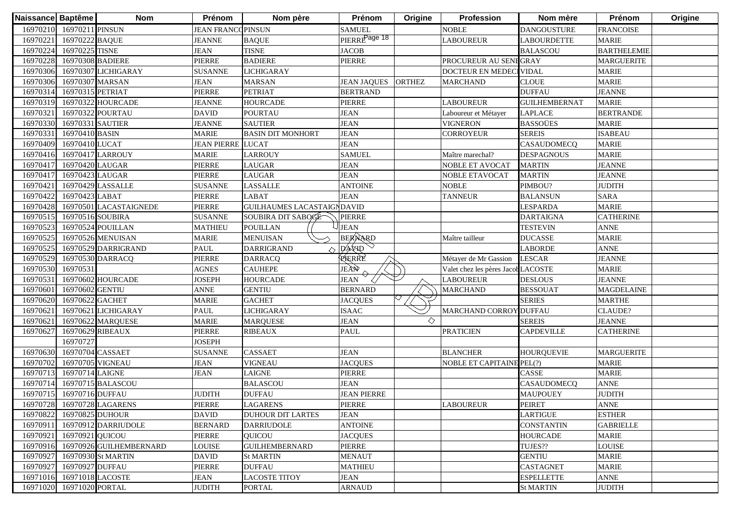| Naissance | Baptême | Nom | Prénom | Nom père | Prénom | Origine | Profession | Nom mère | Prénom | Origine |
|---|---|---|---|---|---|---|---|---|---|---|
| 16970210 | 16970211 | PINSUN | JEAN FRANCO | PINSUN | SAMUEL | | NOBLE | DANGOUSTURE | FRANCOISE | |
| 16970221 | 16970222 | BAQUE | JEANNE | BAQUE | PIERRE | | LABOUREUR | LABOURDETTE | MARIE | |
| 16970224 | 16970225 | TISNE | JEAN | TISNE | JACOB | | | BALASCOU | BARTHELEMIE | |
| 16970228 | 16970308 | BADIERE | PIERRE | BADIERE | PIERRE | | PROCUREUR AU SENE | GRAY | MARGUERITE | |
| 16970306 | 16970307 | LICHIGARAY | SUSANNE | LICHIGARAY | | | DOCTEUR EN MEDECI | VIDAL | MARIE | |
| 16970306 | 16970307 | MARSAN | JEAN | MARSAN | JEAN JAQUES | ORTHEZ | MARCHAND | CLOUE | MARIE | |
| 16970314 | 16970315 | PETRIAT | PIERRE | PETRIAT | BERTRAND | | | DUFFAU | JEANNE | |
| 16970319 | 16970322 | HOURCADE | JEANNE | HOURCADE | PIERRE | | LABOUREUR | GUILHEMBERNAT | MARIE | |
| 16970321 | 16970322 | POURTAU | DAVID | POURTAU | JEAN | | Laboureur et Métayer | LAPLACE | BERTRANDE | |
| 16970330 | 16970331 | SAUTIER | JEANNE | SAUTIER | JEAN | | VIGNERON | BASSOÜES | MARIE | |
| 16970331 | 16970410 | BASIN | MARIE | BASIN DIT MONHORT | JEAN | | CORROYEUR | SEREIS | ISABEAU | |
| 16970409 | 16970410 | LUCAT | JEAN PIERRE | LUCAT | JEAN | | | CASAUDOMECQ | MARIE | |
| 16970416 | 16970417 | LARROUY | MARIE | LARROUY | SAMUEL | | Maître marechal? | DESPAGNOUS | MARIE | |
| 16970417 | 16970420 | LAUGAR | PIERRE | LAUGAR | JEAN | | NOBLE ET AVOCAT | MARTIN | JEANNE | |
| 16970417 | 16970423 | LAUGAR | PIERRE | LAUGAR | JEAN | | NOBLE ETAVOCAT | MARTIN | JEANNE | |
| 16970421 | 16970429 | LASSALLE | SUSANNE | LASSALLE | ANTOINE | | NOBLE | PIMBOU? | JUDITH | |
| 16970422 | 16970423 | LABAT | PIERRE | LABAT | JEAN | | TANNEUR | BALANSUN | SARA | |
| 16970428 | 16970501 | LACASTAIGNEDE | PIERRE | GUILHAUMES LACASTAIGN | DAVID | | | LESPARDA | MARIE | |
| 16970515 | 16970516 | SOUBIRA | SUSANNE | SOUBIRA DIT SABOCE | PIERRE | | | DARTAIGNA | CATHERINE | |
| 16970523 | 16970524 | POUILLAN | MATHIEU | POUILLAN | JEAN | | | TESTEVIN | ANNE | |
| 16970525 | 16970526 | MENUISAN | MARIE | MENUISAN | BERNARD | | Maître tailleur | DUCASSE | MARIE | |
| 16970525 | 16970529 | DARRIGRAND | PAUL | DARRIGRAND | DAVID | | | LABORDE | ANNE | |
| 16970529 | 16970530 | DARRACQ | PIERRE | DARRACQ | PIERRE | | Métayer de Mr Gassion | LESCAR | JEANNE | |
| 16970530 | 16970531 | | AGNES | CAUHEPE | JEAN | | Valet chez les pères Jacob | LACOSTE | MARIE | |
| 16970531 | 16970602 | HOURCADE | JOSEPH | HOURCADE | JEAN | | LABOUREUR | DESLOUS | JEANNE | |
| 16970601 | 16970602 | GENTIU | ANNE | GENTIU | BERNARD | | MARCHAND | BESSOUAT | MAGDELAINE | |
| 16970620 | 16970622 | GACHET | MARIE | GACHET | JACQUES | | | SERIES | MARTHE | |
| 16970621 | 16970621 | LICHIGARAY | PAUL | LICHIGARAY | ISAAC | | MARCHAND CORROY | DUFFAU | CLAUDE? | |
| 16970621 | 16970622 | MARQUESE | MARIE | MARQUESE | JEAN | | | SEREIS | JEANNE | |
| 16970627 | 16970629 | RIBEAUX | PIERRE | RIBEAUX | PAUL | | PRATICIEN | CAPDEVILLE | CATHERINE | |
| | 16970727 | | JOSEPH | | | | | | | |
| 16970630 | 16970704 | CASSAET | SUSANNE | CASSAET | JEAN | | BLANCHER | HOURQUEVIE | MARGUERITE | |
| 16970702 | 16970705 | VIGNEAU | JEAN | VIGNEAU | JACQUES | | NOBLE ET CAPITAINE | PEL(?) | MARIE | |
| 16970713 | 16970714 | LAIGNE | JEAN | LAIGNE | PIERRE | | | CASSE | MARIE | |
| 16970714 | 16970715 | BALASCOU | | BALASCOU | JEAN | | | CASAUDOMECQ | ANNE | |
| 16970715 | 16970716 | DUFFAU | JUDITH | DUFFAU | JEAN PIERRE | | | MAUPOUEY | JUDITH | |
| 16970728 | 16970728 | LAGARENS | PIERRE | LAGARENS | PIERRE | | LABOUREUR | PEIRET | ANNE | |
| 16970822 | 16970825 | DUHOUR | DAVID | DUHOUR DIT LARTES | JEAN | | | LARTIGUE | ESTHER | |
| 16970911 | 16970912 | DARRIUDOLE | BERNARD | DARRIUDOLE | ANTOINE | | | CONSTANTIN | GABRIELLE | |
| 16970921 | 16970921 | QUICOU | PIERRE | QUICOU | JACQUES | | | HOURCADE | MARIE | |
| 16970916 | 16970926 | GUILHEMBERNARD | LOUISE | GUILHEMBERNARD | PIERRE | | | TUJES?? | LOUISE | |
| 16970927 | 16970930 | St MARTIN | DAVID | St MARTIN | MENAUT | | | GENTIU | MARIE | |
| 16970927 | 16970927 | DUFFAU | PIERRE | DUFFAU | MATHIEU | | | CASTAGNET | MARIE | |
| 16971016 | 16971018 | LACOSTE | JEAN | LACOSTE TITOY | JEAN | | | ESPELLETTE | ANNE | |
| 16971020 | 16971020 | PORTAL | JUDITH | PORTAL | ARNAUD | | | St MARTIN | JUDITH | |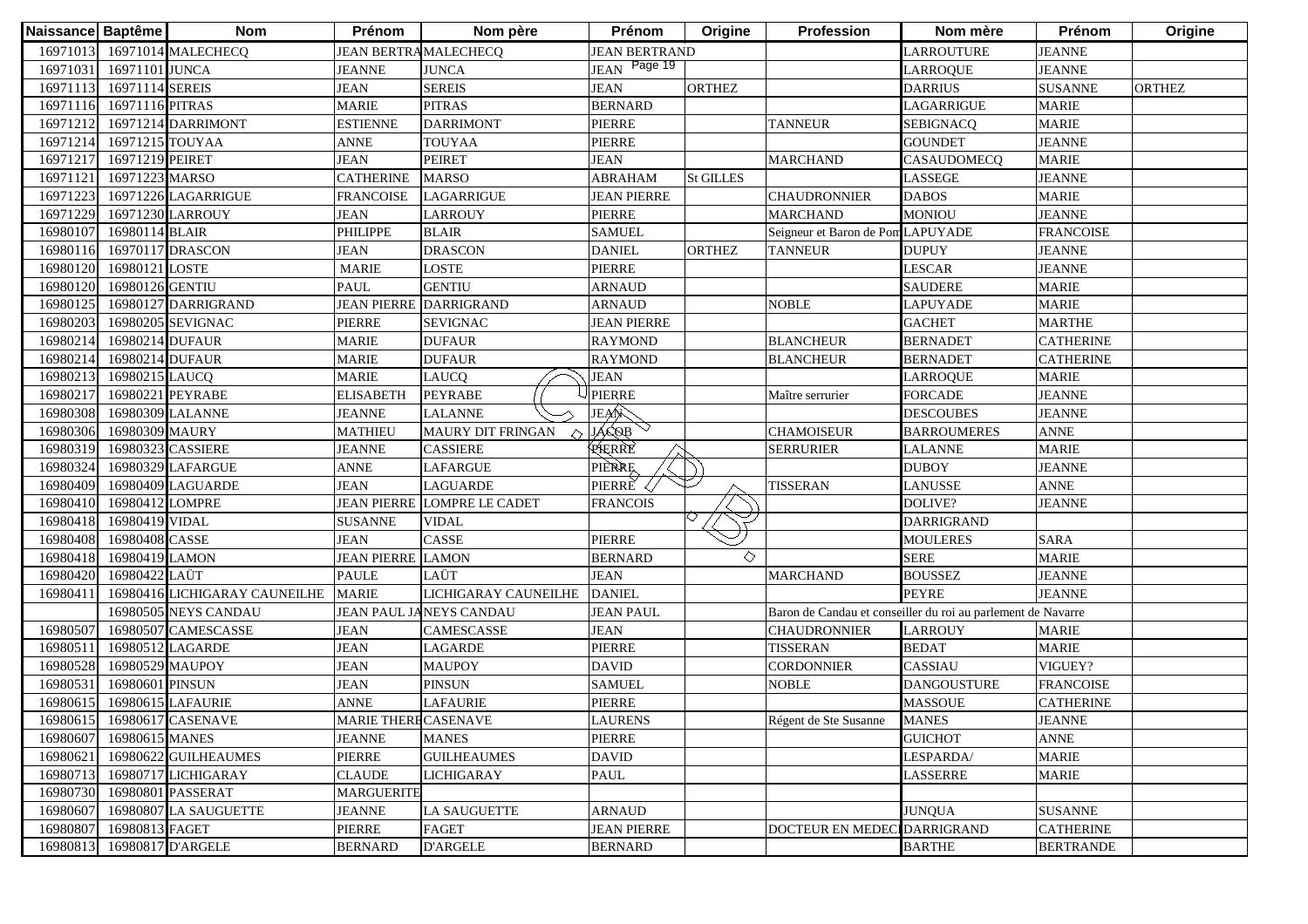| Naissance | Baptême | Nom | Prénom | Nom père | Prénom | Origine | Profession | Nom mère | Prénom | Origine |
|---|---|---|---|---|---|---|---|---|---|---|
| 16971013 | 16971014 | MALECHECQ | JEAN BERTRA | MALECHECQ | JEAN BERTRAND | | | LARROUTURE | JEANNE | |
| 16971031 | 16971101 | JUNCA | JEANNE | JUNCA | JEAN | | | LARROQUE | JEANNE | |
| 16971113 | 16971114 | SEREIS | JEAN | SEREIS | JEAN | ORTHEZ | | DARRIUS | SUSANNE | ORTHEZ |
| 16971116 | 16971116 | PITRAS | MARIE | PITRAS | BERNARD | | | LAGARRIGUE | MARIE | |
| 16971212 | 16971214 | DARRIMONT | ESTIENNE | DARRIMONT | PIERRE | | TANNEUR | SEBIGNACQ | MARIE | |
| 16971214 | 16971215 | TOUYAA | ANNE | TOUYAA | PIERRE | | | GOUNDET | JEANNE | |
| 16971217 | 16971219 | PEIRET | JEAN | PEIRET | JEAN | | MARCHAND | CASAUDOMECQ | MARIE | |
| 16971121 | 16971223 | MARSO | CATHERINE | MARSO | ABRAHAM | St GILLES | | LASSEGE | JEANNE | |
| 16971223 | 16971226 | LAGARRIGUE | FRANCOISE | LAGARRIGUE | JEAN PIERRE | | CHAUDRONNIER | DABOS | MARIE | |
| 16971229 | 16971230 | LARROUY | JEAN | LARROUY | PIERRE | | MARCHAND | MONIOU | JEANNE | |
| 16980107 | 16980114 | BLAIR | PHILIPPE | BLAIR | SAMUEL | | Seigneur et Baron de Pon | LAPUYADE | FRANCOISE | |
| 16980116 | 16970117 | DRASCON | JEAN | DRASCON | DANIEL | ORTHEZ | TANNEUR | DUPUY | JEANNE | |
| 16980120 | 16980121 | LOSTE | MARIE | LOSTE | PIERRE | | | LESCAR | JEANNE | |
| 16980120 | 16980126 | GENTIU | PAUL | GENTIU | ARNAUD | | | SAUDERE | MARIE | |
| 16980125 | 16980127 | DARRIGRAND | JEAN PIERRE | DARRIGRAND | ARNAUD | | NOBLE | LAPUYADE | MARIE | |
| 16980203 | 16980205 | SEVIGNAC | PIERRE | SEVIGNAC | JEAN PIERRE | | | GACHET | MARTHE | |
| 16980214 | 16980214 | DUFAUR | MARIE | DUFAUR | RAYMOND | | BLANCHEUR | BERNADET | CATHERINE | |
| 16980214 | 16980214 | DUFAUR | MARIE | DUFAUR | RAYMOND | | BLANCHEUR | BERNADET | CATHERINE | |
| 16980213 | 16980215 | LAUCQ | MARIE | LAUCQ | JEAN | | | LARROQUE | MARIE | |
| 16980217 | 16980221 | PEYRABE | ELISABETH | PEYRABE | PIERRE | | Maître serrurier | FORCADE | JEANNE | |
| 16980308 | 16980309 | LALANNE | JEANNE | LALANNE | JEAN | | | DESCOUBES | JEANNE | |
| 16980306 | 16980309 | MAURY | MATHIEU | MAURY DIT FRINGAN | JACOB | | CHAMOISEUR | BARROUMERES | ANNE | |
| 16980319 | 16980323 | CASSIERE | JEANNE | CASSIERE | PIERRE | | SERRURIER | LALANNE | MARIE | |
| 16980324 | 16980329 | LAFARGUE | ANNE | LAFARGUE | PIERRE | | | DUBOY | JEANNE | |
| 16980409 | 16980409 | LAGUARDE | JEAN | LAGUARDE | PIERRE | | TISSERAN | LANUSSE | ANNE | |
| 16980410 | 16980412 | LOMPRE | JEAN PIERRE | LOMPRE LE CADET | FRANCOIS | | | DOLIVE? | JEANNE | |
| 16980418 | 16980419 | VIDAL | SUSANNE | VIDAL | | | | DARRIGRAND | | |
| 16980408 | 16980408 | CASSE | JEAN | CASSE | PIERRE | | | MOULERES | SARA | |
| 16980418 | 16980419 | LAMON | JEAN PIERRE | LAMON | BERNARD | | | SERE | MARIE | |
| 16980420 | 16980422 | LAÜT | PAULE | LAÜT | JEAN | | MARCHAND | BOUSSEZ | JEANNE | |
| 16980411 | 16980416 | LICHIGARAY CAUNEILHE | MARIE | LICHIGARAY CAUNEILHE | DANIEL | | | PEYRE | JEANNE | |
| | 16980505 | NEYS CANDAU | JEAN PAUL JA | NEYS CANDAU | JEAN PAUL | | Baron de Candau et conseiller du roi au parlement de Navarre | | | |
| 16980507 | 16980507 | CAMESCASSE | JEAN | CAMESCASSE | JEAN | | CHAUDRONNIER | LARROUY | MARIE | |
| 16980511 | 16980512 | LAGARDE | JEAN | LAGARDE | PIERRE | | TISSERAN | BEDAT | MARIE | |
| 16980528 | 16980529 | MAUPOY | JEAN | MAUPOY | DAVID | | CORDONNIER | CASSIAU | VIGUEY? | |
| 16980531 | 16980601 | PINSUN | JEAN | PINSUN | SAMUEL | | NOBLE | DANGOUSTURE | FRANCOISE | |
| 16980615 | 16980615 | LAFAURIE | ANNE | LAFAURIE | PIERRE | | | MASSOUE | CATHERINE | |
| 16980615 | 16980617 | CASENAVE | MARIE THERE | CASENAVE | LAURENS | | Régent de Ste Susanne | MANES | JEANNE | |
| 16980607 | 16980615 | MANES | JEANNE | MANES | PIERRE | | | GUICHOT | ANNE | |
| 16980621 | 16980622 | GUILHEAUMES | PIERRE | GUILHEAUMES | DAVID | | | LESPARDA/ | MARIE | |
| 16980713 | 16980717 | LICHIGARAY | CLAUDE | LICHIGARAY | PAUL | | | LASSERRE | MARIE | |
| 16980730 | 16980801 | PASSERAT | MARGUERITE | | | | | | | |
| 16980607 | 16980807 | LA SAUGUETTE | JEANNE | LA SAUGUETTE | ARNAUD | | | JUNQUA | SUSANNE | |
| 16980807 | 16980813 | FAGET | PIERRE | FAGET | JEAN PIERRE | | DOCTEUR EN MEDECI | DARRIGRAND | CATHERINE | |
| 16980813 | 16980817 | D'ARGELE | BERNARD | D'ARGELE | BERNARD | | | BARTHE | BERTRANDE | |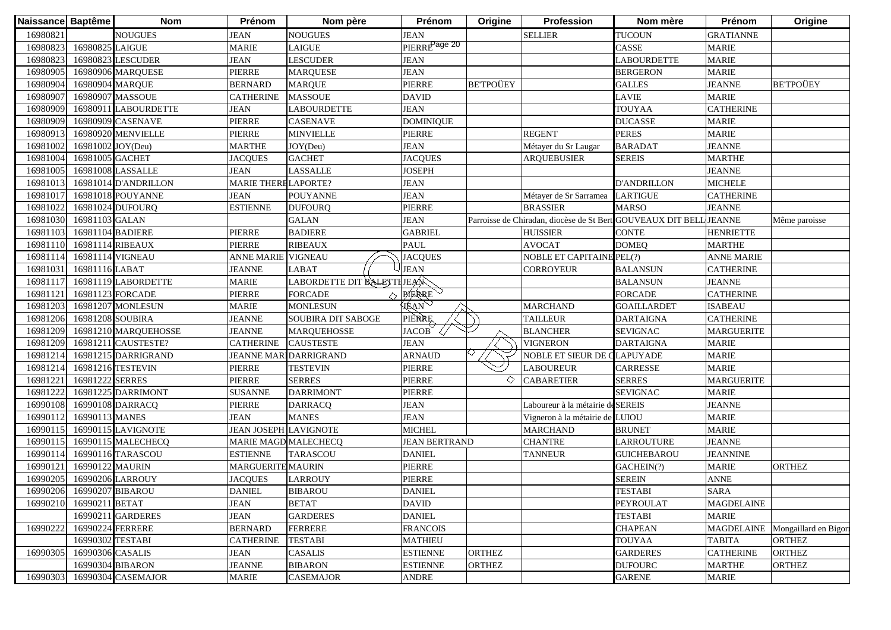| Naissance | Baptême | Nom | Prénom | Nom père | Prénom | Origine | Profession | Nom mère | Prénom | Origine |
|---|---|---|---|---|---|---|---|---|---|---|
| 16980821 | | NOUGUES | JEAN | NOUGUES | JEAN | | SELLIER | TUCOUN | GRATIANNE | |
| 16980823 | 16980825 | LAIGUE | MARIE | LAIGUE | PIERRE | | | CASSE | MARIE | |
| 16980823 | 16980823 | LESCUDER | JEAN | LESCUDER | JEAN | | | LABOURDETTE | MARIE | |
| 16980905 | 16980906 | MARQUESE | PIERRE | MARQUESE | JEAN | | | BERGERON | MARIE | |
| 16980904 | 16980904 | MARQUE | BERNARD | MARQUE | PIERRE | BE'TPOÜEY | | GALLES | JEANNE | BE'TPOÜEY |
| 16980907 | 16980907 | MASSOUE | CATHERINE | MASSOUE | DAVID | | | LAVIE | MARIE | |
| 16980909 | 16980911 | LABOURDETTE | JEAN | LABOURDETTE | JEAN | | | TOUYAA | CATHERINE | |
| 16980909 | 16980909 | CASENAVE | PIERRE | CASENAVE | DOMINIQUE | | | DUCASSE | MARIE | |
| 16980913 | 16980920 | MENVIELLE | PIERRE | MINVIELLE | PIERRE | | REGENT | PERES | MARIE | |
| 16981002 | 16981002 | JOY(Deu) | MARTHE | JOY(Deu) | JEAN | | Métayer du Sr Laugar | BARADAT | JEANNE | |
| 16981004 | 16981005 | GACHET | JACQUES | GACHET | JACQUES | | ARQUEBUSIER | SEREIS | MARTHE | |
| 16981005 | 16981008 | LASSALLE | JEAN | LASSALLE | JOSEPH | | | | JEANNE | |
| 16981013 | 16981014 | D'ANDRILLON | MARIE THERE | LAPORTE? | JEAN | | | D'ANDRILLON | MICHELE | |
| 16981017 | 16981018 | POUYANNE | JEAN | POUYANNE | JEAN | | Métayer de Sr Sarramea | LARTIGUE | CATHERINE | |
| 16981022 | 16981024 | DUFOURQ | ESTIENNE | DUFOURQ | PIERRE | | BRASSIER | MARSO | JEANNE | |
| 16981030 | 16981103 | GALAN | | GALAN | JEAN | | Parroisse de Chiradan, diocèse de St Bert | GOUVEAUX DIT BELL | JEANNE | Même paroisse |
| 16981103 | 16981104 | BADIERE | PIERRE | BADIERE | GABRIEL | | HUISSIER | CONTE | HENRIETTE | |
| 16981110 | 16981114 | RIBEAUX | PIERRE | RIBEAUX | PAUL | | AVOCAT | DOMEQ | MARTHE | |
| 16981114 | 16981114 | VIGNEAU | ANNE MARIE | VIGNEAU | JACQUES | | NOBLE ET CAPITAINE | PEL(?) | ANNE MARIE | |
| 16981031 | 16981116 | LABAT | JEANNE | LABAT | JEAN | | CORROYEUR | BALANSUN | CATHERINE | |
| 16981117 | 16981119 | LABORDETTE | MARIE | LABORDETTE DIT BALETTE | JEAN | | | BALANSUN | JEANNE | |
| 16981121 | 16981123 | FORCADE | PIERRE | FORCADE | PIERRE | | | FORCADE | CATHERINE | |
| 16981203 | 16981207 | MONLESUN | MARIE | MONLESUN | JEAN | | MARCHAND | GOAILLARDET | ISABEAU | |
| 16981206 | 16981208 | SOUBIRA | JEANNE | SOUBIRA DIT SABOGE | PIERRE | | TAILLEUR | DARTAIGNA | CATHERINE | |
| 16981209 | 16981210 | MARQUEHOSSE | JEANNE | MARQUEHOSSE | JACOB | | BLANCHER | SEVIGNAC | MARGUERITE | |
| 16981209 | 16981211 | CAUSTESTE? | CATHERINE | CAUSTESTE | JEAN | | VIGNERON | DARTAIGNA | MARIE | |
| 16981214 | 16981215 | DARRIGRAND | JEANNE MARI | DARRIGRAND | ARNAUD | | NOBLE ET SIEUR DE C | LAPUYADE | MARIE | |
| 16981214 | 16981216 | TESTEVIN | PIERRE | TESTEVIN | PIERRE | | LABOUREUR | CARRESSE | MARIE | |
| 16981221 | 16981222 | SERRES | PIERRE | SERRES | PIERRE | | CABARETIER | SERRES | MARGUERITE | |
| 16981222 | 16981225 | DARRIMONT | SUSANNE | DARRIMONT | PIERRE | | | SEVIGNAC | MARIE | |
| 16990108 | 16990108 | DARRACQ | PIERRE | DARRACQ | JEAN | | Laboureur à la métairie de | SEREIS | JEANNE | |
| 16990112 | 16990113 | MANES | JEAN | MANES | JEAN | | Vigneron à la métairie de | LUIOU | MARIE | |
| 16990115 | 16990115 | LAVIGNOTE | JEAN JOSEPH | LAVIGNOTE | MICHEL | | MARCHAND | BRUNET | MARIE | |
| 16990115 | 16990115 | MALECHECQ | MARIE MAGD | MALECHECQ | JEAN BERTRAND | | CHANTRE | LARROUTURE | JEANNE | |
| 16990114 | 16990116 | TARASCOU | ESTIENNE | TARASCOU | DANIEL | | TANNEUR | GUICHEBAROU | JEANNINE | |
| 16990121 | 16990122 | MAURIN | MARGUERITE | MAURIN | PIERRE | | | GACHEIN(?) | MARIE | ORTHEZ |
| 16990205 | 16990206 | LARROUY | JACQUES | LARROUY | PIERRE | | | SEREIN | ANNE | |
| 16990206 | 16990207 | BIBAROU | DANIEL | BIBAROU | DANIEL | | | TESTABI | SARA | |
| 16990210 | 16990211 | BETAT | JEAN | BETAT | DAVID | | | PEYROULAT | MAGDELAINE | |
| | 16990211 | GARDERES | JEAN | GARDERES | DANIEL | | | TESTABI | MARIE | |
| 16990222 | 16990224 | FERRERE | BERNARD | FERRERE | FRANCOIS | | | CHAPEAN | MAGDELAINE | Mongaillard en Bigorr |
| | 16990302 | TESTABI | CATHERINE | TESTABI | MATHIEU | | | TOUYAA | TABITA | ORTHEZ |
| 16990305 | 16990306 | CASALIS | JEAN | CASALIS | ESTIENNE | ORTHEZ | | GARDERES | CATHERINE | ORTHEZ |
| | 16990304 | BIBARON | JEANNE | BIBARON | ESTIENNE | ORTHEZ | | DUFOURC | MARTHE | ORTHEZ |
| 16990303 | 16990304 | CASEMAJOR | MARIE | CASEMAJOR | ANDRE | | | GARENE | MARIE | |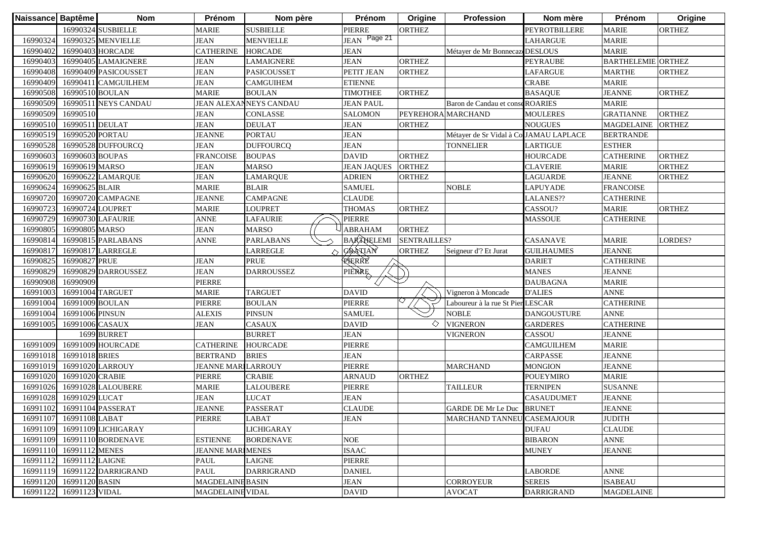| Naissance | Baptême | Nom | Prénom | Nom père | Prénom | Origine | Profession | Nom mère | Prénom | Origine |
|---|---|---|---|---|---|---|---|---|---|---|
| | 16990324 | SUSBIELLE | MARIE | SUSBIELLE | PIERRE | ORTHEZ | | PEYROTBILLERE | MARIE | ORTHEZ |
| 16990324 | 16990325 | MENVIELLE | JEAN | MENVIELLE | JEAN | | | LAHARGUE | MARIE | |
| 16990402 | 16990403 | HORCADE | CATHERINE | HORCADE | JEAN | | Métayer de Mr Bonnecaze | DESLOUS | MARIE | |
| 16990403 | 16990405 | LAMAIGNERE | JEAN | LAMAIGNERE | JEAN | ORTHEZ | | PEYRAUBE | BARTHELEMIE | ORTHEZ |
| 16990408 | 16990409 | PASICOUSSET | JEAN | PASICOUSSET | PETIT JEAN | ORTHEZ | | LAFARGUE | MARTHE | ORTHEZ |
| 16990409 | 16990411 | CAMGUILHEM | JEAN | CAMGUIHEM | ETIENNE | | | CRABE | MARIE | |
| 16990508 | 16990510 | BOULAN | MARIE | BOULAN | TIMOTHEE | ORTHEZ | | BASAQUE | JEANNE | ORTHEZ |
| 16990509 | 16990511 | NEYS CANDAU | JEAN ALEXAN | NEYS CANDAU | JEAN PAUL | | Baron de Candau et conse | ROARIES | MARIE | |
| 16990509 | 16990510 | | JEAN | CONLASSE | SALOMON | PEYREHORA | MARCHAND | MOULERES | GRATIANNE | ORTHEZ |
| 16990510 | 16990511 | DEULAT | JEAN | DEULAT | JEAN | ORTHEZ | | NOUGUES | MAGDELAINE | ORTHEZ |
| 16990519 | 16990520 | PORTAU | JEANNE | PORTAU | JEAN | | Métayer de Sr Vidal à Co | JAMAU LAPLACE | BERTRANDE | |
| 16990528 | 16990528 | DUFFOURCQ | JEAN | DUFFOURCQ | JEAN | | TONNELIER | LARTIGUE | ESTHER | |
| 16990603 | 16990603 | BOUPAS | FRANCOISE | BOUPAS | DAVID | ORTHEZ | | HOURCADE | CATHERINE | ORTHEZ |
| 16990619 | 16990619 | MARSO | JEAN | MARSO | JEAN JAQUES | ORTHEZ | | CLAVERIE | MARIE | ORTHEZ |
| 16990620 | 16990622 | LAMARQUE | JEAN | LAMARQUE | ADRIEN | ORTHEZ | | LAGUARDE | JEANNE | ORTHEZ |
| 16990624 | 16990625 | BLAIR | MARIE | BLAIR | SAMUEL | | NOBLE | LAPUYADE | FRANCOISE | |
| 16990720 | 16990720 | CAMPAGNE | JEANNE | CAMPAGNE | CLAUDE | | | LALANES?? | CATHERINE | |
| 16990723 | 16990724 | LOUPRET | MARIE | LOUPRET | THOMAS | ORTHEZ | | CASSOU? | MARIE | ORTHEZ |
| 16990729 | 16990730 | LAFAURIE | ANNE | LAFAURIE | PIERRE | | | MASSOUE | CATHERINE | |
| 16990805 | 16990805 | MARSO | JEAN | MARSO | ABRAHAM | ORTHEZ | | | | |
| 16990814 | 16990815 | PARLABANS | ANNE | PARLABANS | BARTHELEMI | SENTRAILLES? | | CASANAVE | MARIE | LORDES? |
| 16990817 | 16990817 | LARREGLE | | LARREGLE | GRATIAN | ORTHEZ | Seigneur d'? Et Jurat | GUILHAUMES | JEANNE | |
| 16990825 | 16990827 | PRUE | JEAN | PRUE | PIERRE | | | DARIET | CATHERINE | |
| 16990829 | 16990829 | DARROUSSEZ | JEAN | DARROUSSEZ | PIERRE | | | MANES | JEANNE | |
| 16990908 | 16990909 | | PIERRE | | | | | DAUBAGNA | MARIE | |
| 16991003 | 16991004 | TARGUET | MARIE | TARGUET | DAVID | | Vigneron à Moncade | D'ALIES | ANNE | |
| 16991004 | 16991009 | BOULAN | PIERRE | BOULAN | PIERRE | | Laboureur à la rue St Pier | LESCAR | CATHERINE | |
| 16991004 | 16991006 | PINSUN | ALEXIS | PINSUN | SAMUEL | | NOBLE | DANGOUSTURE | ANNE | |
| 16991005 | 16991006 | CASAUX | JEAN | CASAUX | DAVID | | VIGNERON | GARDERES | CATHERINE | |
| | 1699 | BURRET | | BURRET | JEAN | | VIGNERON | CASSOU | JEANNE | |
| 16991009 | 16991009 | HOURCADE | CATHERINE | HOURCADE | PIERRE | | | CAMGUILHEM | MARIE | |
| 16991018 | 16991018 | BRIES | BERTRAND | BRIES | JEAN | | | CARPASSE | JEANNE | |
| 16991019 | 16991020 | LARROUY | JEANNE MARI | LARROUY | PIERRE | | MARCHAND | MONGION | JEANNE | |
| 16991020 | 16991020 | CRABIE | PIERRE | CRABIE | ARNAUD | ORTHEZ | | POUEYMIRO | MARIE | |
| 16991026 | 16991028 | LALOUBERE | MARIE | LALOUBERE | PIERRE | | TAILLEUR | TERNIPEN | SUSANNE | |
| 16991028 | 16991029 | LUCAT | JEAN | LUCAT | JEAN | | | CASAUDUMET | JEANNE | |
| 16991102 | 16991104 | PASSERAT | JEANNE | PASSERAT | CLAUDE | | GARDE DE Mr Le Duc | BRUNET | JEANNE | |
| 16991107 | 16991108 | LABAT | PIERRE | LABAT | JEAN | | MARCHAND TANNEU | CASEMAJOUR | JUDITH | |
| 16991109 | 16991109 | LICHIGARAY | | LICHIGARAY | | | | DUFAU | CLAUDE | |
| 16991109 | 16991110 | BORDENAVE | ESTIENNE | BORDENAVE | NOE | | | BIBARON | ANNE | |
| 16991110 | 16991112 | MENES | JEANNE MARI | MENES | ISAAC | | | MUNEY | JEANNE | |
| 16991112 | 16991112 | LAIGNE | PAUL | LAIGNE | PIERRE | | | | | |
| 16991119 | 16991122 | DARRIGRAND | PAUL | DARRIGRAND | DANIEL | | | LABORDE | ANNE | |
| 16991120 | 16991120 | BASIN | MAGDELAINE | BASIN | JEAN | | CORROYEUR | SEREIS | ISABEAU | |
| 16991122 | 16991123 | VIDAL | MAGDELAINE | VIDAL | DAVID | | AVOCAT | DARRIGRAND | MAGDELAINE | |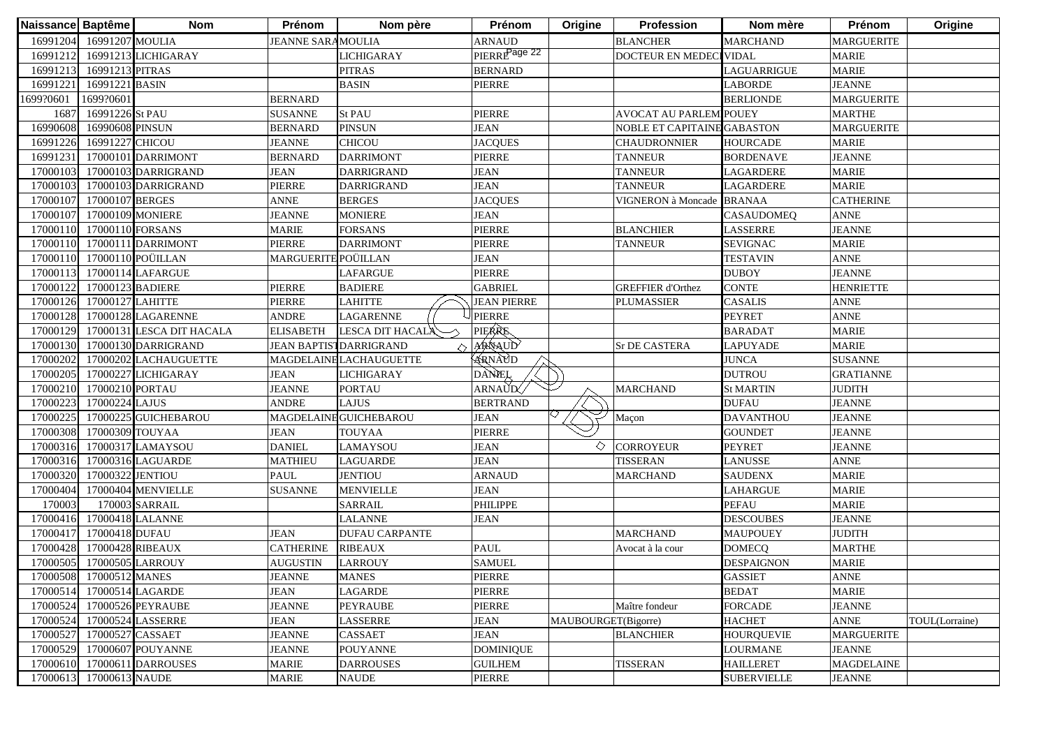| Naissance | Baptême | Nom | Prénom | Nom père | Prénom | Origine | Profession | Nom mère | Prénom | Origine |
|---|---|---|---|---|---|---|---|---|---|---|
| 16991204 | 16991207 | MOULIA | JEANNE SARA | MOULIA | ARNAUD | | BLANCHER | MARCHAND | MARGUERITE | |
| 16991212 | 16991213 | LICHIGARAY | | LICHIGARAY | PIERRE | | DOCTEUR EN MEDECI | VIDAL | MARIE | |
| 16991213 | 16991213 | PITRAS | | PITRAS | BERNARD | | | LAGUARRIGUE | MARIE | |
| 16991221 | 16991221 | BASIN | | BASIN | PIERRE | | | LABORDE | JEANNE | |
| 1699?0601 | 1699?0601 | | BERNARD | | | | | BERLIONDE | MARGUERITE | |
| 1687 | 16991226 | St PAU | SUSANNE | St PAU | PIERRE | | AVOCAT AU PARLEM | POUEY | MARTHE | |
| 16990608 | 16990608 | PINSUN | BERNARD | PINSUN | JEAN | | NOBLE ET CAPITAINE | GABASTON | MARGUERITE | |
| 16991226 | 16991227 | CHICOU | JEANNE | CHICOU | JACQUES | | CHAUDRONNIER | HOURCADE | MARIE | |
| 16991231 | 17000101 | DARRIMONT | BERNARD | DARRIMONT | PIERRE | | TANNEUR | BORDENAVE | JEANNE | |
| 17000103 | 17000103 | DARRIGRAND | JEAN | DARRIGRAND | JEAN | | TANNEUR | LAGARDERE | MARIE | |
| 17000103 | 17000103 | DARRIGRAND | PIERRE | DARRIGRAND | JEAN | | TANNEUR | LAGARDERE | MARIE | |
| 17000107 | 17000107 | BERGES | ANNE | BERGES | JACQUES | | VIGNERON à Moncade | BRANAA | CATHERINE | |
| 17000107 | 17000109 | MONIERE | JEANNE | MONIERE | JEAN | | | CASAUDOMEQ | ANNE | |
| 17000110 | 17000110 | FORSANS | MARIE | FORSANS | PIERRE | | BLANCHIER | LASSERRE | JEANNE | |
| 17000110 | 17000111 | DARRIMONT | PIERRE | DARRIMONT | PIERRE | | TANNEUR | SEVIGNAC | MARIE | |
| 17000110 | 17000110 | POÜILLAN | MARGUERITE | POÜILLAN | JEAN | | | TESTAVIN | ANNE | |
| 17000113 | 17000114 | LAFARGUE | | LAFARGUE | PIERRE | | | DUBOY | JEANNE | |
| 17000122 | 17000123 | BADIERE | PIERRE | BADIERE | GABRIEL | | GREFFIER d'Orthez | CONTE | HENRIETTE | |
| 17000126 | 17000127 | LAHITTE | PIERRE | LAHITTE | JEAN PIERRE | | PLUMASSIER | CASALIS | ANNE | |
| 17000128 | 17000128 | LAGARENNE | ANDRE | LAGARENNE | PIERRE | | | PEYRET | ANNE | |
| 17000129 | 17000131 | LESCA DIT HACALA | ELISABETH | LESCA DIT HACALA | PIERRE | | | BARADAT | MARIE | |
| 17000130 | 17000130 | DARRIGRAND | JEAN BAPTIST | DARRIGRAND | ARNAUD | | Sr DE CASTERA | LAPUYADE | MARIE | |
| 17000202 | 17000202 | LACHAUGUETTE | MAGDELAINE | LACHAUGUETTE | ARNAUD | | | JUNCA | SUSANNE | |
| 17000205 | 17000227 | LICHIGARAY | JEAN | LICHIGARAY | DANIEL | | | DUTROU | GRATIANNE | |
| 17000210 | 17000210 | PORTAU | JEANNE | PORTAU | ARNAUD | | MARCHAND | St MARTIN | JUDITH | |
| 17000223 | 17000224 | LAJUS | ANDRE | LAJUS | BERTRAND | | | DUFAU | JEANNE | |
| 17000225 | 17000225 | GUICHEBAROU | MAGDELAINE | GUICHEBAROU | JEAN | | Maçon | DAVANTHOU | JEANNE | |
| 17000308 | 17000309 | TOUYAA | JEAN | TOUYAA | PIERRE | | | GOUNDET | JEANNE | |
| 17000316 | 17000317 | LAMAYSOU | DANIEL | LAMAYSOU | JEAN | | CORROYEUR | PEYRET | JEANNE | |
| 17000316 | 17000316 | LAGUARDE | MATHIEU | LAGUARDE | JEAN | | TISSERAN | LANUSSE | ANNE | |
| 17000320 | 17000322 | JENTIOU | PAUL | JENTIOU | ARNAUD | | MARCHAND | SAUDENX | MARIE | |
| 17000404 | 17000404 | MENVIELLE | SUSANNE | MENVIELLE | JEAN | | | LAHARGUE | MARIE | |
| 170003 | 170003 | SARRAIL | | SARRAIL | PHILIPPE | | | PEFAU | MARIE | |
| 17000416 | 17000418 | LALANNE | | LALANNE | JEAN | | | DESCOUBES | JEANNE | |
| 17000417 | 17000418 | DUFAU | JEAN | DUFAU CARPANTE | | | MARCHAND | MAUPOUEY | JUDITH | |
| 17000428 | 17000428 | RIBEAUX | CATHERINE | RIBEAUX | PAUL | | Avocat à la cour | DOMECQ | MARTHE | |
| 17000505 | 17000505 | LARROUY | AUGUSTIN | LARROUY | SAMUEL | | | DESPAIGNON | MARIE | |
| 17000508 | 17000512 | MANES | JEANNE | MANES | PIERRE | | | GASSIET | ANNE | |
| 17000514 | 17000514 | LAGARDE | JEAN | LAGARDE | PIERRE | | | BEDAT | MARIE | |
| 17000524 | 17000526 | PEYRAUBE | JEANNE | PEYRAUBE | PIERRE | | Maître fondeur | FORCADE | JEANNE | |
| 17000524 | 17000524 | LASSERRE | JEAN | LASSERRE | JEAN | MAUBOURGET(Bigorre) | | HACHET | ANNE | TOUL(Lorraine) |
| 17000527 | 17000527 | CASSAET | JEANNE | CASSAET | JEAN | | BLANCHIER | HOURQUEVIE | MARGUERITE | |
| 17000529 | 17000607 | POUYANNE | JEANNE | POUYANNE | DOMINIQUE | | | LOURMANE | JEANNE | |
| 17000610 | 17000611 | DARROUSES | MARIE | DARROUSES | GUILHEM | | TISSERAN | HAILLERET | MAGDELAINE | |
| 17000613 | 17000613 | NAUDE | MARIE | NAUDE | PIERRE | | | SUBERVIELLE | JEANNE | |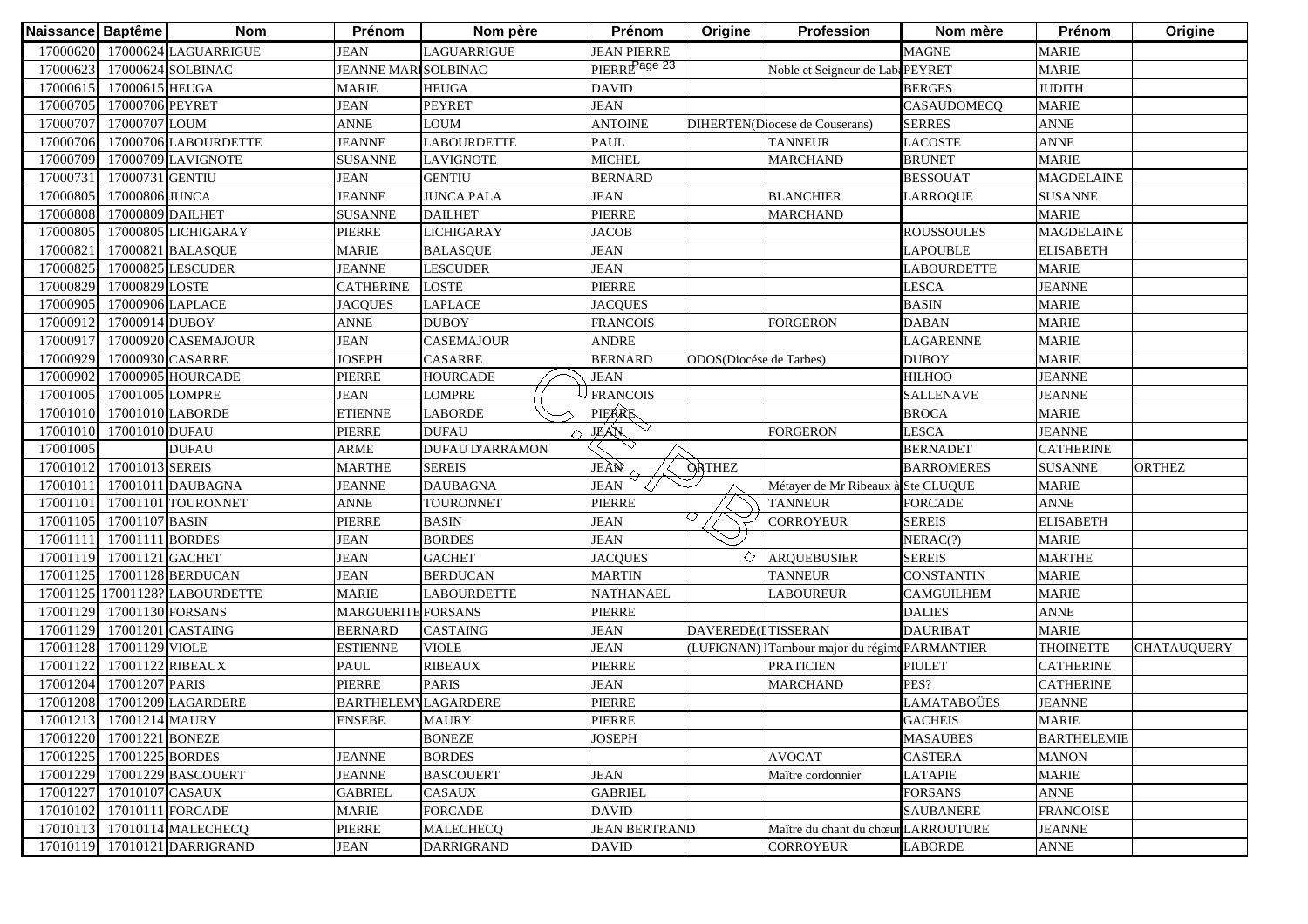| Naissance | Baptême | Nom | Prénom | Nom père | Prénom | Origine | Profession | Nom mère | Prénom | Origine |
|---|---|---|---|---|---|---|---|---|---|---|
| 17000620 | 17000624 | LAGUARRIGUE | JEAN | LAGUARRIGUE | JEAN PIERRE | | | MAGNE | MARIE | |
| 17000623 | 17000624 | SOLBINAC | JEANNE MARI | SOLBINAC | PIERRE | | Noble et Seigneur de Lab | PEYRET | MARIE | |
| 17000615 | 17000615 | HEUGA | MARIE | HEUGA | DAVID | | | BERGES | JUDITH | |
| 17000705 | 17000706 | PEYRET | JEAN | PEYRET | JEAN | | | CASAUDOMECQ | MARIE | |
| 17000707 | 17000707 | LOUM | ANNE | LOUM | ANTOINE | DIHERTEN(Diocese de Couserans) | | SERRES | ANNE | |
| 17000706 | 17000706 | LABOURDETTE | JEANNE | LABOURDETTE | PAUL | | TANNEUR | LACOSTE | ANNE | |
| 17000709 | 17000709 | LAVIGNOTE | SUSANNE | LAVIGNOTE | MICHEL | | MARCHAND | BRUNET | MARIE | |
| 17000731 | 17000731 | GENTIU | JEAN | GENTIU | BERNARD | | | BESSOUAT | MAGDELAINE | |
| 17000805 | 17000806 | JUNCA | JEANNE | JUNCA PALA | JEAN | | BLANCHIER | LARROQUE | SUSANNE | |
| 17000808 | 17000809 | DAILHET | SUSANNE | DAILHET | PIERRE | | MARCHAND | | MARIE | |
| 17000805 | 17000805 | LICHIGARAY | PIERRE | LICHIGARAY | JACOB | | | ROUSSOULES | MAGDELAINE | |
| 17000821 | 17000821 | BALASQUE | MARIE | BALASQUE | JEAN | | | LAPOUBLE | ELISABETH | |
| 17000825 | 17000825 | LESCUDER | JEANNE | LESCUDER | JEAN | | | LABOURDETTE | MARIE | |
| 17000829 | 17000829 | LOSTE | CATHERINE | LOSTE | PIERRE | | | LESCA | JEANNE | |
| 17000905 | 17000906 | LAPLACE | JACQUES | LAPLACE | JACQUES | | | BASIN | MARIE | |
| 17000912 | 17000914 | DUBOY | ANNE | DUBOY | FRANCOIS | | FORGERON | DABAN | MARIE | |
| 17000917 | 17000920 | CASEMAJOUR | JEAN | CASEMAJOUR | ANDRE | | | LAGARENNE | MARIE | |
| 17000929 | 17000930 | CASARRE | JOSEPH | CASARRE | BERNARD | ODOS(Diocése de Tarbes) | | DUBOY | MARIE | |
| 17000902 | 17000905 | HOURCADE | PIERRE | HOURCADE | JEAN | | | HILHOO | JEANNE | |
| 17001005 | 17001005 | LOMPRE | JEAN | LOMPRE | FRANCOIS | | | SALLENAVE | JEANNE | |
| 17001010 | 17001010 | LABORDE | ETIENNE | LABORDE | PIERRE | | | BROCA | MARIE | |
| 17001010 | 17001010 | DUFAU | PIERRE | DUFAU | JEAN | | FORGERON | LESCA | JEANNE | |
| 17001005 | | DUFAU | ARME | DUFAU D'ARRAMON | | | | BERNADET | CATHERINE | |
| 17001012 | 17001013 | SEREIS | MARTHE | SEREIS | JEAN | ORTHEZ | | BARROMERES | SUSANNE | ORTHEZ |
| 17001011 | 17001011 | DAUBAGNA | JEANNE | DAUBAGNA | JEAN | | Métayer de Mr Ribeaux à | Ste CLUQUE | MARIE | |
| 17001101 | 17001101 | TOURONNET | ANNE | TOURONNET | PIERRE | | TANNEUR | FORCADE | ANNE | |
| 17001105 | 17001107 | BASIN | PIERRE | BASIN | JEAN | | CORROYEUR | SEREIS | ELISABETH | |
| 17001111 | 17001111 | BORDES | JEAN | BORDES | JEAN | | | NERAC(?) | MARIE | |
| 17001119 | 17001121 | GACHET | JEAN | GACHET | JACQUES | | ARQUEBUSIER | SEREIS | MARTHE | |
| 17001125 | 17001128 | BERDUCAN | JEAN | BERDUCAN | MARTIN | | TANNEUR | CONSTANTIN | MARIE | |
| 17001125 | 17001128? | LABOURDETTE | MARIE | LABOURDETTE | NATHANAEL | | LABOUREUR | CAMGUILHEM | MARIE | |
| 17001129 | 17001130 | FORSANS | MARGUERITE | FORSANS | PIERRE | | | DALIES | ANNE | |
| 17001129 | 17001201 | CASTAING | BERNARD | CASTAING | JEAN | DAVEREDE(I | TISSERAN | DAURIBAT | MARIE | |
| 17001128 | 17001129 | VIOLE | ESTIENNE | VIOLE | JEAN | (LUFIGNAN) | Tambour major du régime | PARMANTIER | THOINETTE | CHATAUQUERY |
| 17001122 | 17001122 | RIBEAUX | PAUL | RIBEAUX | PIERRE | | PRATICIEN | PIULET | CATHERINE | |
| 17001204 | 17001207 | PARIS | PIERRE | PARIS | JEAN | | MARCHAND | PES? | CATHERINE | |
| 17001208 | 17001209 | LAGARDERE | BARTHELEMY | LAGARDERE | PIERRE | | | LAMATABOÜES | JEANNE | |
| 17001213 | 17001214 | MAURY | ENSEBE | MAURY | PIERRE | | | GACHEIS | MARIE | |
| 17001220 | 17001221 | BONEZE | | BONEZE | JOSEPH | | | MASAUBES | BARTHELEMIE | |
| 17001225 | 17001225 | BORDES | JEANNE | BORDES | | | AVOCAT | CASTERA | MANON | |
| 17001229 | 17001229 | BASCOUERT | JEANNE | BASCOUERT | JEAN | | Maître cordonnier | LATAPIE | MARIE | |
| 17001227 | 17010107 | CASAUX | GABRIEL | CASAUX | GABRIEL | | | FORSANS | ANNE | |
| 17010102 | 17010111 | FORCADE | MARIE | FORCADE | DAVID | | | SAUBANERE | FRANCOISE | |
| 17010113 | 17010114 | MALECHECQ | PIERRE | MALECHECQ | JEAN BERTRAND | | Maître du chant du chœur | LARROUTURE | JEANNE | |
| 17010119 | 17010121 | DARRIGRAND | JEAN | DARRIGRAND | DAVID | | CORROYEUR | LABORDE | ANNE | |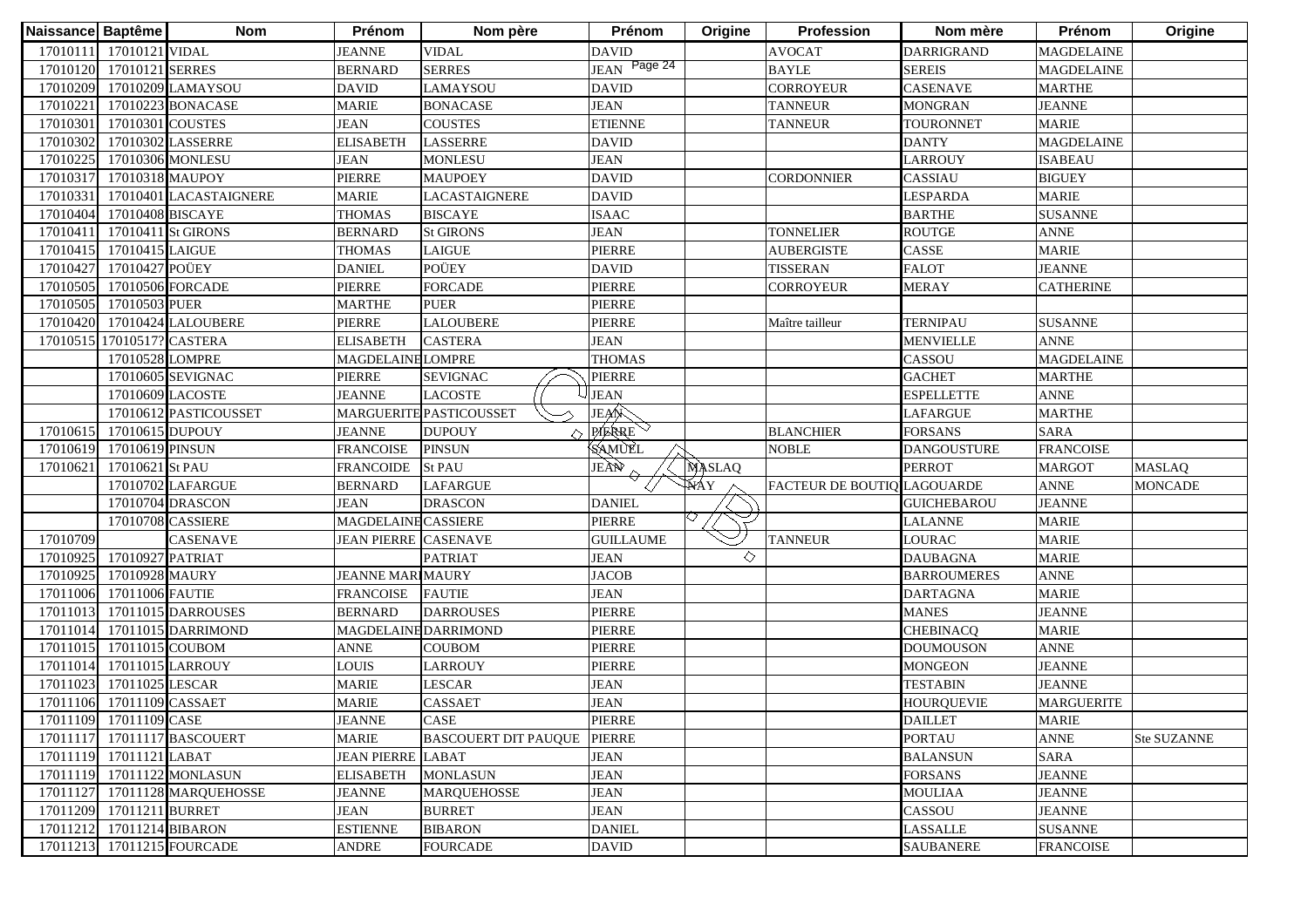| Naissance | Baptême | Nom | Prénom | Nom père | Prénom | Origine | Profession | Nom mère | Prénom | Origine |
|---|---|---|---|---|---|---|---|---|---|---|
| 17010111 | 17010121 | VIDAL | JEANNE | VIDAL | DAVID | | AVOCAT | DARRIGRAND | MAGDELAINE | |
| 17010120 | 17010121 | SERRES | BERNARD | SERRES | JEAN | | BAYLE | SEREIS | MAGDELAINE | |
| 17010209 | 17010209 | LAMAYSOU | DAVID | LAMAYSOU | DAVID | | CORROYEUR | CASENAVE | MARTHE | |
| 17010221 | 17010223 | BONACASE | MARIE | BONACASE | JEAN | | TANNEUR | MONGRAN | JEANNE | |
| 17010301 | 17010301 | COUSTES | JEAN | COUSTES | ETIENNE | | TANNEUR | TOURONNET | MARIE | |
| 17010302 | 17010302 | LASSERRE | ELISABETH | LASSERRE | DAVID | | | DANTY | MAGDELAINE | |
| 17010225 | 17010306 | MONLESU | JEAN | MONLESU | JEAN | | | LARROUY | ISABEAU | |
| 17010317 | 17010318 | MAUPOY | PIERRE | MAUPOEY | DAVID | | CORDONNIER | CASSIAU | BIGUEY | |
| 17010331 | 17010401 | LACASTAIGNERE | MARIE | LACASTAIGNERE | DAVID | | | LESPARDA | MARIE | |
| 17010404 | 17010408 | BISCAYE | THOMAS | BISCAYE | ISAAC | | | BARTHE | SUSANNE | |
| 17010411 | 17010411 | St GIRONS | BERNARD | St GIRONS | JEAN | | TONNELIER | ROUTGE | ANNE | |
| 17010415 | 17010415 | LAIGUE | THOMAS | LAIGUE | PIERRE | | AUBERGISTE | CASSE | MARIE | |
| 17010427 | 17010427 | POÜEY | DANIEL | POÜEY | DAVID | | TISSERAN | FALOT | JEANNE | |
| 17010505 | 17010506 | FORCADE | PIERRE | FORCADE | PIERRE | | CORROYEUR | MERAY | CATHERINE | |
| 17010505 | 17010503 | PUER | MARTHE | PUER | PIERRE | | | | | |
| 17010420 | 17010424 | LALOUBERE | PIERRE | LALOUBERE | PIERRE | | Maître tailleur | TERNIPAU | SUSANNE | |
| 17010515 | 17010517? | CASTERA | ELISABETH | CASTERA | JEAN | | | MENVIELLE | ANNE | |
| | 17010528 | LOMPRE | MAGDELAINE | LOMPRE | THOMAS | | | CASSOU | MAGDELAINE | |
| | 17010605 | SEVIGNAC | PIERRE | SEVIGNAC | PIERRE | | | GACHET | MARTHE | |
| | 17010609 | LACOSTE | JEANNE | LACOSTE | JEAN | | | ESPELLETTE | ANNE | |
| | 17010612 | PASTICOUSSET | MARGUERITE | PASTICOUSSET | JEAN | | | LAFARGUE | MARTHE | |
| 17010615 | 17010615 | DUPOUY | JEANNE | DUPOUY | PIERRE | | BLANCHIER | FORSANS | SARA | |
| 17010619 | 17010619 | PINSUN | FRANCOISE | PINSUN | SAMUEL | | NOBLE | DANGOUSTURE | FRANCOISE | |
| 17010621 | 17010621 | St PAU | FRANCOIDE | St PAU | JEAN | MASLAQ | | PERROT | MARGOT | MASLAQ |
| | 17010702 | LAFARGUE | BERNARD | LAFARGUE | | NAY | FACTEUR DE BOUTIQ | LAGOUARDE | ANNE | MONCADE |
| | 17010704 | DRASCON | JEAN | DRASCON | DANIEL | | | GUICHEBAROU | JEANNE | |
| | 17010708 | CASSIERE | MAGDELAINE | CASSIERE | PIERRE | | | LALANNE | MARIE | |
| 17010709 | | CASENAVE | JEAN PIERRE | CASENAVE | GUILLAUME | | TANNEUR | LOURAC | MARIE | |
| 17010925 | 17010927 | PATRIAT | | PATRIAT | JEAN | | | DAUBAGNA | MARIE | |
| 17010925 | 17010928 | MAURY | JEANNE MARI | MAURY | JACOB | | | BARROUMERES | ANNE | |
| 17011006 | 17011006 | FAUTIE | FRANCOISE | FAUTIE | JEAN | | | DARTAGNA | MARIE | |
| 17011013 | 17011015 | DARROUSES | BERNARD | DARROUSES | PIERRE | | | MANES | JEANNE | |
| 17011014 | 17011015 | DARRIMOND | MAGDELAINE | DARRIMOND | PIERRE | | | CHEBINACQ | MARIE | |
| 17011015 | 17011015 | COUBOM | ANNE | COUBOM | PIERRE | | | DOUMOUSON | ANNE | |
| 17011014 | 17011015 | LARROUY | LOUIS | LARROUY | PIERRE | | | MONGEON | JEANNE | |
| 17011023 | 17011025 | LESCAR | MARIE | LESCAR | JEAN | | | TESTABIN | JEANNE | |
| 17011106 | 17011109 | CASSAET | MARIE | CASSAET | JEAN | | | HOURQUEVIE | MARGUERITE | |
| 17011109 | 17011109 | CASE | JEANNE | CASE | PIERRE | | | DAILLET | MARIE | |
| 17011117 | 17011117 | BASCOUERT | MARIE | BASCOUERT DIT PAUQUE | PIERRE | | | PORTAU | ANNE | Ste SUZANNE |
| 17011119 | 17011121 | LABAT | JEAN PIERRE | LABAT | JEAN | | | BALANSUN | SARA | |
| 17011119 | 17011122 | MONLASUN | ELISABETH | MONLASUN | JEAN | | | FORSANS | JEANNE | |
| 17011127 | 17011128 | MARQUEHOSSE | JEANNE | MARQUEHOSSE | JEAN | | | MOULIAA | JEANNE | |
| 17011209 | 17011211 | BURRET | JEAN | BURRET | JEAN | | | CASSOU | JEANNE | |
| 17011212 | 17011214 | BIBARON | ESTIENNE | BIBARON | DANIEL | | | LASSALLE | SUSANNE | |
| 17011213 | 17011215 | FOURCADE | ANDRE | FOURCADE | DAVID | | | SAUBANERE | FRANCOISE | |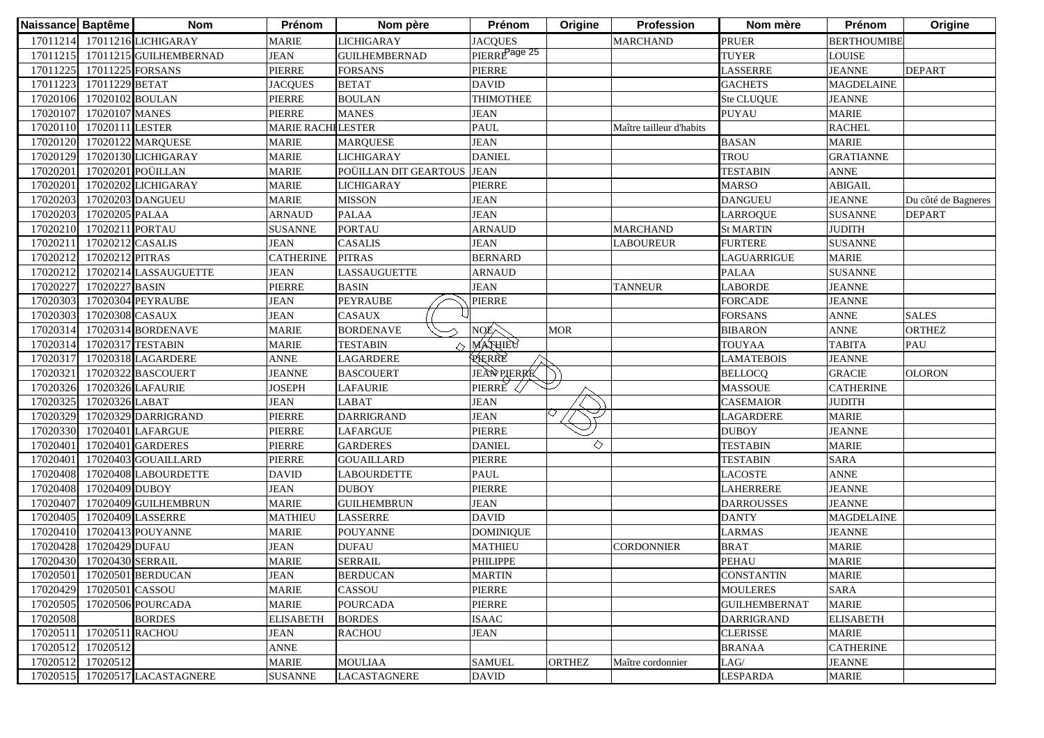| Naissance | Baptême | Nom | Prénom | Nom père | Prénom | Origine | Profession | Nom mère | Prénom | Origine |
|---|---|---|---|---|---|---|---|---|---|---|
| 17011214 | 17011216 | LICHIGARAY | MARIE | LICHIGARAY | JACQUES | | MARCHAND | PRUER | BERTHOUMIBE | |
| 17011215 | 17011215 | GUILHEMBERNAD | JEAN | GUILHEMBERNAD | PIERRE | | | TUYER | LOUISE | |
| 17011225 | 17011225 | FORSANS | PIERRE | FORSANS | PIERRE | | | LASSERRE | JEANNE | DEPART |
| 17011223 | 17011229 | BETAT | JACQUES | BETAT | DAVID | | | GACHETS | MAGDELAINE | |
| 17020106 | 17020102 | BOULAN | PIERRE | BOULAN | THIMOTHEE | | | Ste CLUQUE | JEANNE | |
| 17020107 | 17020107 | MANES | PIERRE | MANES | JEAN | | | PUYAU | MARIE | |
| 17020110 | 17020111 | LESTER | MARIE RACHEL | LESTER | PAUL | | Maître tailleur d'habits | | RACHEL | |
| 17020120 | 17020122 | MARQUESE | MARIE | MARQUESE | JEAN | | | BASAN | MARIE | |
| 17020129 | 17020130 | LICHIGARAY | MARIE | LICHIGARAY | DANIEL | | | TROU | GRATIANNE | |
| 17020201 | 17020201 | POÜILLAN | MARIE | POÜILLAN DIT GEARTOUS | JEAN | | | TESTABIN | ANNE | |
| 17020201 | 17020202 | LICHIGARAY | MARIE | LICHIGARAY | PIERRE | | | MARSO | ABIGAIL | |
| 17020203 | 17020203 | DANGUEU | MARIE | MISSON | JEAN | | | DANGUEU | JEANNE | Du côté de Bagneres |
| 17020203 | 17020205 | PALAA | ARNAUD | PALAA | JEAN | | | LARROQUE | SUSANNE | DEPART |
| 17020210 | 17020211 | PORTAU | SUSANNE | PORTAU | ARNAUD | | MARCHAND | St MARTIN | JUDITH | |
| 17020211 | 17020212 | CASALIS | JEAN | CASALIS | JEAN | | LABOUREUR | FURTERE | SUSANNE | |
| 17020212 | 17020212 | PITRAS | CATHERINE | PITRAS | BERNARD | | | LAGUARRIGUE | MARIE | |
| 17020212 | 17020214 | LASSAUGUETTE | JEAN | LASSAUGUETTE | ARNAUD | | | PALAA | SUSANNE | |
| 17020227 | 17020227 | BASIN | PIERRE | BASIN | JEAN | | TANNEUR | LABORDE | JEANNE | |
| 17020303 | 17020304 | PEYRAUBE | JEAN | PEYRAUBE | PIERRE | | | FORCADE | JEANNE | |
| 17020303 | 17020308 | CASAUX | JEAN | CASAUX | | | | FORSANS | ANNE | SALES |
| 17020314 | 17020314 | BORDENAVE | MARIE | BORDENAVE | NOE | MOR | | BIBARON | ANNE | ORTHEZ |
| 17020314 | 17020317 | TESTABIN | MARIE | TESTABIN | MATHIEU | | | TOUYAA | TABITA | PAU |
| 17020317 | 17020318 | LAGARDERE | ANNE | LAGARDERE | PIERRE | | | LAMATEBOIS | JEANNE | |
| 17020321 | 17020322 | BASCOUERT | JEANNE | BASCOUERT | JEAN PIERRE | | | BELLOCQ | GRACIE | OLORON |
| 17020326 | 17020326 | LAFAURIE | JOSEPH | LAFAURIE | PIERRE | | | MASSOUE | CATHERINE | |
| 17020325 | 17020326 | LABAT | JEAN | LABAT | JEAN | | | CASEMAIOR | JUDITH | |
| 17020329 | 17020329 | DARRIGRAND | PIERRE | DARRIGRAND | JEAN | | | LAGARDERE | MARIE | |
| 17020330 | 17020401 | LAFARGUE | PIERRE | LAFARGUE | PIERRE | | | DUBOY | JEANNE | |
| 17020401 | 17020401 | GARDERES | PIERRE | GARDERES | DANIEL | | | TESTABIN | MARIE | |
| 17020401 | 17020403 | GOUAILLARD | PIERRE | GOUAILLARD | PIERRE | | | TESTABIN | SARA | |
| 17020408 | 17020408 | LABOURDETTE | DAVID | LABOURDETTE | PAUL | | | LACOSTE | ANNE | |
| 17020408 | 17020409 | DUBOY | JEAN | DUBOY | PIERRE | | | LAHERRERE | JEANNE | |
| 17020407 | 17020409 | GUILHEMBRUN | MARIE | GUILHEMBRUN | JEAN | | | DARROUSSES | JEANNE | |
| 17020405 | 17020409 | LASSERRE | MATHIEU | LASSERRE | DAVID | | | DANTY | MAGDELAINE | |
| 17020410 | 17020413 | POUYANNE | MARIE | POUYANNE | DOMINIQUE | | | LARMAS | JEANNE | |
| 17020428 | 17020429 | DUFAU | JEAN | DUFAU | MATHIEU | | CORDONNIER | BRAT | MARIE | |
| 17020430 | 17020430 | SERRAIL | MARIE | SERRAIL | PHILIPPE | | | PEHAU | MARIE | |
| 17020501 | 17020501 | BERDUCAN | JEAN | BERDUCAN | MARTIN | | | CONSTANTIN | MARIE | |
| 17020429 | 17020501 | CASSOU | MARIE | CASSOU | PIERRE | | | MOULERES | SARA | |
| 17020505 | 17020506 | POURCADA | MARIE | POURCADA | PIERRE | | | GUILHEMBERNAT | MARIE | |
| 17020508 | | BORDES | ELISABETH | BORDES | ISAAC | | | DARRIGRAND | ELISABETH | |
| 17020511 | 17020511 | RACHOU | JEAN | RACHOU | JEAN | | | CLERISSE | MARIE | |
| 17020512 | 17020512 | | ANNE | | | | | BRANAA | CATHERINE | |
| 17020512 | 17020512 | | MARIE | MOULIAA | SAMUEL | ORTHEZ | Maître cordonnier | LAG/ | JEANNE | |
| 17020515 | 17020517 | LACASTAGNERE | SUSANNE | LACASTAGNERE | DAVID | | | LESPARDA | MARIE | |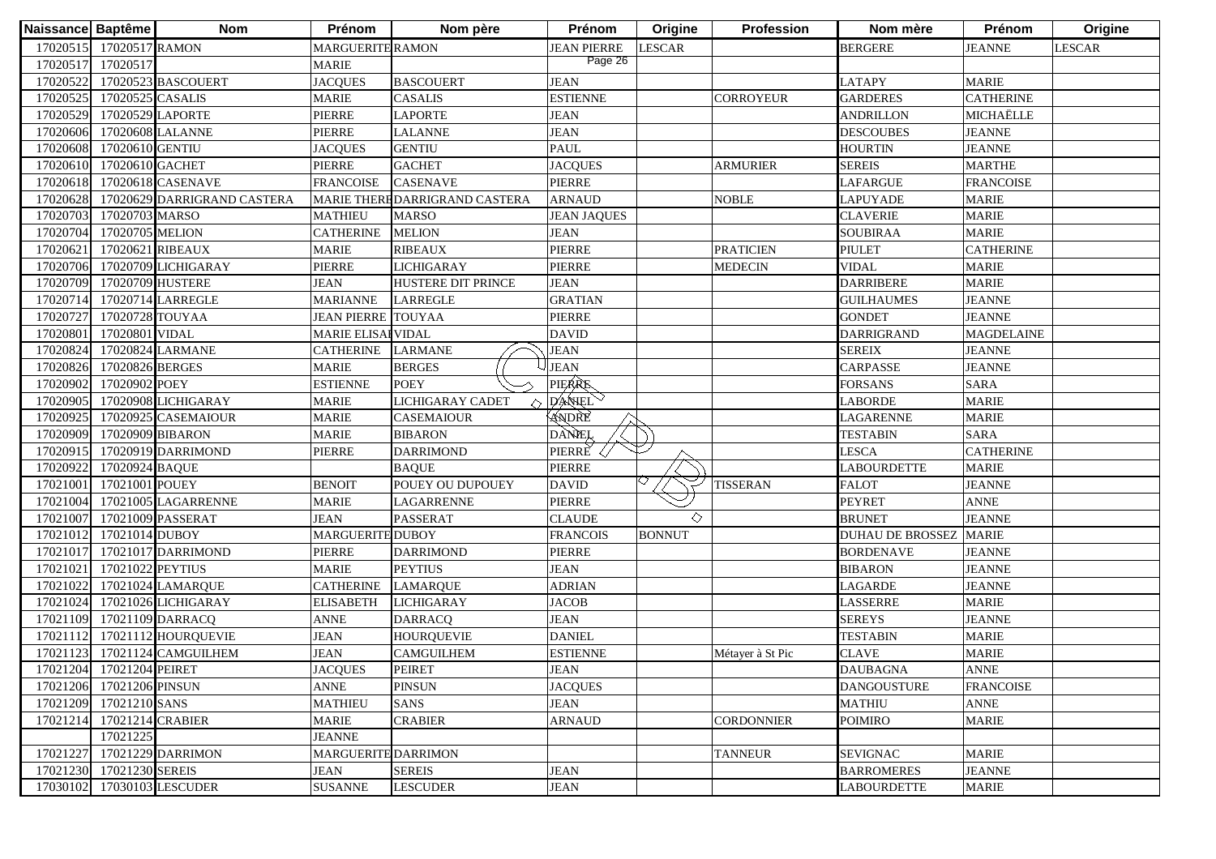| Naissance | Baptême | Nom | Prénom | Nom père | Prénom | Origine | Profession | Nom mère | Prénom | Origine |
|---|---|---|---|---|---|---|---|---|---|---|
| 17020515 | 17020517 | RAMON | MARGUERITE | RAMON | JEAN PIERRE | LESCAR | | BERGERE | JEANNE | LESCAR |
| 17020517 | 17020517 | | MARIE | | | | | | | |
| 17020522 | 17020523 | BASCOUERT | JACQUES | BASCOUERT | JEAN | | | LATAPY | MARIE | |
| 17020525 | 17020525 | CASALIS | MARIE | CASALIS | ESTIENNE | | CORROYEUR | GARDERES | CATHERINE | |
| 17020529 | 17020529 | LAPORTE | PIERRE | LAPORTE | JEAN | | | ANDRILLON | MICHAËLLE | |
| 17020606 | 17020608 | LALANNE | PIERRE | LALANNE | JEAN | | | DESCOUBES | JEANNE | |
| 17020608 | 17020610 | GENTIU | JACQUES | GENTIU | PAUL | | | HOURTIN | JEANNE | |
| 17020610 | 17020610 | GACHET | PIERRE | GACHET | JACQUES | | ARMURIER | SEREIS | MARTHE | |
| 17020618 | 17020618 | CASENAVE | FRANCOISE | CASENAVE | PIERRE | | | LAFARGUE | FRANCOISE | |
| 17020628 | 17020629 | DARRIGRAND CASTERA | MARIE THERE | DARRIGRAND CASTERA | ARNAUD | | NOBLE | LAPUYADE | MARIE | |
| 17020703 | 17020703 | MARSO | MATHIEU | MARSO | JEAN JAQUES | | | CLAVERIE | MARIE | |
| 17020704 | 17020705 | MELION | CATHERINE | MELION | JEAN | | | SOUBIRAA | MARIE | |
| 17020621 | 17020621 | RIBEAUX | MARIE | RIBEAUX | PIERRE | | PRATICIEN | PIULET | CATHERINE | |
| 17020706 | 17020709 | LICHIGARAY | PIERRE | LICHIGARAY | PIERRE | | MEDECIN | VIDAL | MARIE | |
| 17020709 | 17020709 | HUSTERE | JEAN | HUSTERE DIT PRINCE | JEAN | | | DARRIBERE | MARIE | |
| 17020714 | 17020714 | LARREGLE | MARIANNE | LARREGLE | GRATIAN | | | GUILHAUMES | JEANNE | |
| 17020727 | 17020728 | TOUYAA | JEAN PIERRE | TOUYAA | PIERRE | | | GONDET | JEANNE | |
| 17020801 | 17020801 | VIDAL | MARIE ELISAI | VIDAL | DAVID | | | DARRIGRAND | MAGDELAINE | |
| 17020824 | 17020824 | LARMANE | CATHERINE | LARMANE | JEAN | | | SEREIX | JEANNE | |
| 17020826 | 17020826 | BERGES | MARIE | BERGES | JEAN | | | CARPASSE | JEANNE | |
| 17020902 | 17020902 | POEY | ESTIENNE | POEY | PIERRE | | | FORSANS | SARA | |
| 17020905 | 17020908 | LICHIGARAY | MARIE | LICHIGARAY CADET | DANIEL | | | LABORDE | MARIE | |
| 17020925 | 17020925 | CASEMAIOUR | MARIE | CASEMAIOUR | ANDRE | | | LAGARENNE | MARIE | |
| 17020909 | 17020909 | BIBARON | MARIE | BIBARON | DANIEL | | | TESTABIN | SARA | |
| 17020915 | 17020919 | DARRIMOND | PIERRE | DARRIMOND | PIERRE | | | LESCA | CATHERINE | |
| 17020922 | 17020924 | BAQUE | | BAQUE | PIERRE | | | LABOURDETTE | MARIE | |
| 17021001 | 17021001 | POUEY | BENOIT | POUEY OU DUPOUEY | DAVID | | TISSERAN | FALOT | JEANNE | |
| 17021004 | 17021005 | LAGARRENNE | MARIE | LAGARRENNE | PIERRE | | | PEYRET | ANNE | |
| 17021007 | 17021009 | PASSERAT | JEAN | PASSERAT | CLAUDE | | | BRUNET | JEANNE | |
| 17021012 | 17021014 | DUBOY | MARGUERITE | DUBOY | FRANCOIS | BONNUT | | DUHAU DE BROSSEZ | MARIE | |
| 17021017 | 17021017 | DARRIMOND | PIERRE | DARRIMOND | PIERRE | | | BORDENAVE | JEANNE | |
| 17021021 | 17021022 | PEYTIUS | MARIE | PEYTIUS | JEAN | | | BIBARON | JEANNE | |
| 17021022 | 17021024 | LAMARQUE | CATHERINE | LAMARQUE | ADRIAN | | | LAGARDE | JEANNE | |
| 17021024 | 17021026 | LICHIGARAY | ELISABETH | LICHIGARAY | JACOB | | | LASSERRE | MARIE | |
| 17021109 | 17021109 | DARRACQ | ANNE | DARRACQ | JEAN | | | SEREYS | JEANNE | |
| 17021112 | 17021112 | HOURQUEVIE | JEAN | HOURQUEVIE | DANIEL | | | TESTABIN | MARIE | |
| 17021123 | 17021124 | CAMGUILHEM | JEAN | CAMGUILHEM | ESTIENNE | | Métayer à St Pic | CLAVE | MARIE | |
| 17021204 | 17021204 | PEIRET | JACQUES | PEIRET | JEAN | | | DAUBAGNA | ANNE | |
| 17021206 | 17021206 | PINSUN | ANNE | PINSUN | JACQUES | | | DANGOUSTURE | FRANCOISE | |
| 17021209 | 17021210 | SANS | MATHIEU | SANS | JEAN | | | MATHIU | ANNE | |
| 17021214 | 17021214 | CRABIER | MARIE | CRABIER | ARNAUD | | CORDONNIER | POIMIRO | MARIE | |
| | 17021225 | | JEANNE | | | | | | | |
| 17021227 | 17021229 | DARRIMON | MARGUERITE | DARRIMON | | | TANNEUR | SEVIGNAC | MARIE | |
| 17021230 | 17021230 | SEREIS | JEAN | SEREIS | JEAN | | | BARROMERES | JEANNE | |
| 17030102 | 17030103 | LESCUDER | SUSANNE | LESCUDER | JEAN | | | LABOURDETTE | MARIE | |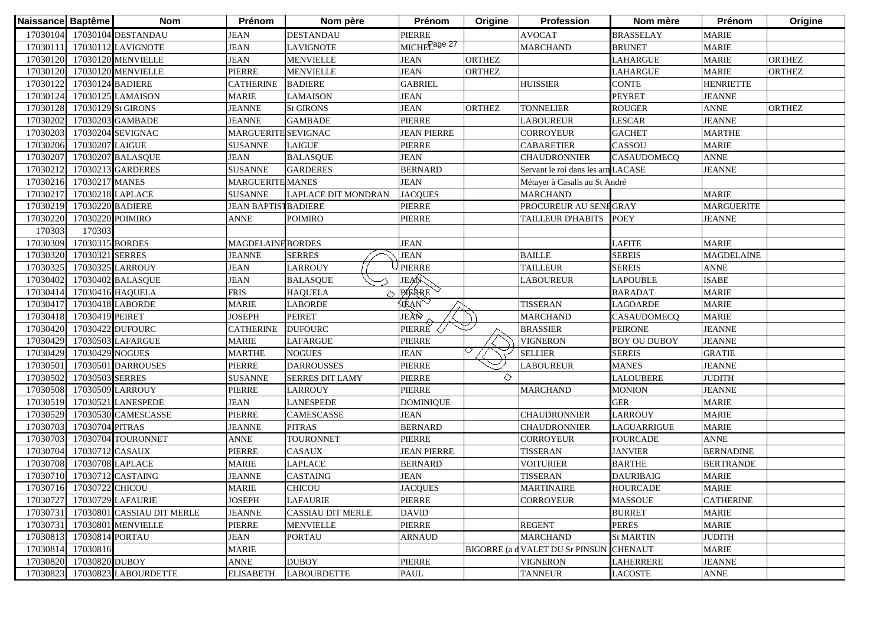| Naissance | Baptême | Nom | Prénom | Nom père | Prénom | Origine | Profession | Nom mère | Prénom | Origine |
|---|---|---|---|---|---|---|---|---|---|---|
| 17030104 | 17030104 | DESTANDAU | JEAN | DESTANDAU | PIERRE | | AVOCAT | BRASSELAY | MARIE | |
| 17030111 | 17030112 | LAVIGNOTE | JEAN | LAVIGNOTE | MICHEL | | MARCHAND | BRUNET | MARIE | |
| 17030120 | 17030120 | MENVIELLE | JEAN | MENVIELLE | JEAN | ORTHEZ | | LAHARGUE | MARIE | ORTHEZ |
| 17030120 | 17030120 | MENVIELLE | PIERRE | MENVIELLE | JEAN | ORTHEZ | | LAHARGUE | MARIE | ORTHEZ |
| 17030122 | 17030124 | BADIERE | CATHERINE | BADIERE | GABRIEL | | HUISSIER | CONTE | HENRIETTE | |
| 17030124 | 17030125 | LAMAISON | MARIE | LAMAISON | JEAN | | | PEYRET | JEANNE | |
| 17030128 | 17030129 | St GIRONS | JEANNE | St GIRONS | JEAN | ORTHEZ | TONNELIER | ROUGER | ANNE | ORTHEZ |
| 17030202 | 17030203 | GAMBADE | JEANNE | GAMBADE | PIERRE | | LABOUREUR | LESCAR | JEANNE | |
| 17030203 | 17030204 | SEVIGNAC | MARGUERITE | SEVIGNAC | JEAN PIERRE | | CORROYEUR | GACHET | MARTHE | |
| 17030206 | 17030207 | LAIGUE | SUSANNE | LAIGUE | PIERRE | | CABARETIER | CASSOU | MARIE | |
| 17030207 | 17030207 | BALASQUE | JEAN | BALASQUE | JEAN | | CHAUDRONNIER | CASAUDOMECQ | ANNE | |
| 17030212 | 17030213 | GARDERES | SUSANNE | GARDERES | BERNARD | | Servant le roi dans les arm | LACASE | JEANNE | |
| 17030216 | 17030217 | MANES | MARGUERITE | MANES | JEAN | | Métayer à Casalis au St André | | | |
| 17030217 | 17030218 | LAPLACE | SUSANNE | LAPLACE DIT MONDRAN | JACQUES | | MARCHAND | | MARIE | |
| 17030219 | 17030220 | BADIERE | JEAN BAPTIST | BADIERE | PIERRE | | PROCUREUR AU SENE | GRAY | MARGUERITE | |
| 17030220 | 17030220 | POIMIRO | ANNE | POIMIRO | PIERRE | | TAILLEUR D'HABITS | POEY | JEANNE | |
| 170303 | 170303 | | | | | | | | | |
| 17030309 | 17030315 | BORDES | MAGDELAINE | BORDES | JEAN | | | LAFITE | MARIE | |
| 17030320 | 17030321 | SERRES | JEANNE | SERRES | JEAN | | BAILLE | SEREIS | MAGDELAINE | |
| 17030325 | 17030325 | LARROUY | JEAN | LARROUY | PIERRE | | TAILLEUR | SEREIS | ANNE | |
| 17030402 | 17030402 | BALASQUE | JEAN | BALASQUE | JEAN | | LABOUREUR | LAPOUBLE | ISABE | |
| 17030414 | 17030416 | HAQUELA | FRIS | HAQUELA | PIERRE | | | BARADAT | MARIE | |
| 17030417 | 17030418 | LABORDE | MARIE | LABORDE | JEAN | | TISSERAN | LAGOARDE | MARIE | |
| 17030418 | 17030419 | PEIRET | JOSEPH | PEIRET | JEAN | | MARCHAND | CASAUDOMECQ | MARIE | |
| 17030420 | 17030422 | DUFOURC | CATHERINE | DUFOURC | PIERRE | | BRASSIER | PEIRONE | JEANNE | |
| 17030429 | 17030503 | LAFARGUE | MARIE | LAFARGUE | PIERRE | | VIGNERON | BOY OU DUBOY | JEANNE | |
| 17030429 | 17030429 | NOGUES | MARTHE | NOGUES | JEAN | | SELLIER | SEREIS | GRATIE | |
| 17030501 | 17030501 | DARROUSES | PIERRE | DARROUSSES | PIERRE | | LABOUREUR | MANES | JEANNE | |
| 17030502 | 17030503 | SERRES | SUSANNE | SERRES DIT LAMY | PIERRE | | | LALOUBERE | JUDITH | |
| 17030508 | 17030509 | LARROUY | PIERRE | LARROUY | PIERRE | | MARCHAND | MONION | JEANNE | |
| 17030519 | 17030521 | LANESPEDE | JEAN | LANESPEDE | DOMINIQUE | | | GER | MARIE | |
| 17030529 | 17030530 | CAMESCASSE | PIERRE | CAMESCASSE | JEAN | | CHAUDRONNIER | LARROUY | MARIE | |
| 17030703 | 17030704 | PITRAS | JEANNE | PITRAS | BERNARD | | CHAUDRONNIER | LAGUARRIGUE | MARIE | |
| 17030703 | 17030704 | TOURONNET | ANNE | TOURONNET | PIERRE | | CORROYEUR | FOURCADE | ANNE | |
| 17030704 | 17030712 | CASAUX | PIERRE | CASAUX | JEAN PIERRE | | TISSERAN | JANVIER | BERNADINE | |
| 17030708 | 17030708 | LAPLACE | MARIE | LAPLACE | BERNARD | | VOITURIER | BARTHE | BERTRANDE | |
| 17030710 | 17030712 | CASTAING | JEANNE | CASTAING | JEAN | | TISSERAN | DAURIBAIG | MARIE | |
| 17030716 | 17030722 | CHICOU | MARIE | CHICOU | JACQUES | | MARTINAIRE | HOURCADE | MARIE | |
| 17030727 | 17030729 | LAFAURIE | JOSEPH | LAFAURIE | PIERRE | | CORROYEUR | MASSOUE | CATHERINE | |
| 17030731 | 17030801 | CASSIAU DIT MERLE | JEANNE | CASSIAU DIT MERLE | DAVID | | | BURRET | MARIE | |
| 17030731 | 17030801 | MENVIELLE | PIERRE | MENVIELLE | PIERRE | | REGENT | PERES | MARIE | |
| 17030813 | 17030814 | PORTAU | JEAN | PORTAU | ARNAUD | | MARCHAND | St MARTIN | JUDITH | |
| 17030814 | 17030816 | | MARIE | | | BIGORRE (a d | VALET DU Sr PINSUN | CHENAUT | MARIE | |
| 17030820 | 17030820 | DUBOY | ANNE | DUBOY | PIERRE | | VIGNERON | LAHERRERE | JEANNE | |
| 17030823 | 17030823 | LABOURDETTE | ELISABETH | LABOURDETTE | PAUL | | TANNEUR | LACOSTE | ANNE | |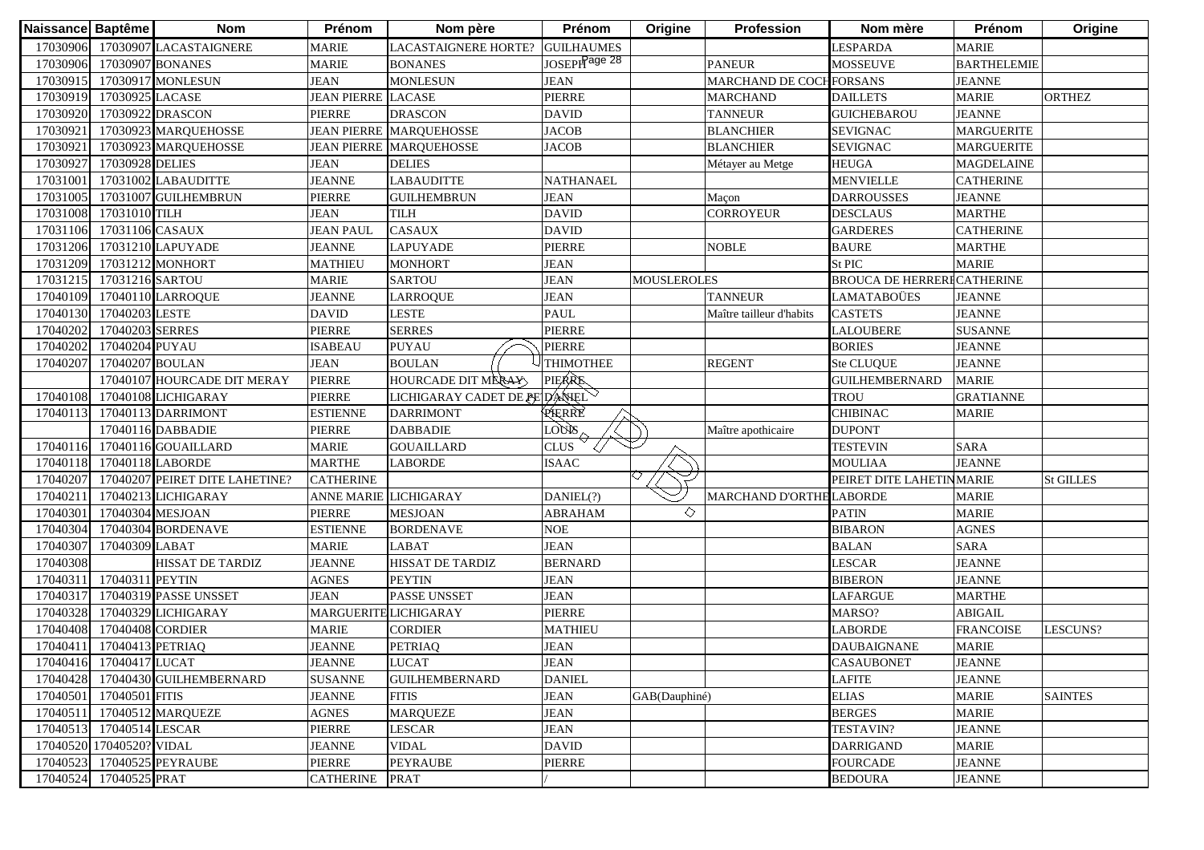| Naissance | Baptême | Nom | Prénom | Nom père | Prénom | Origine | Profession | Nom mère | Prénom | Origine |
|---|---|---|---|---|---|---|---|---|---|---|
| 17030906 | 17030907 | LACASTAIGNERE | MARIE | LACASTAIGNERE HORTE? | GUILHAUMES | | | LESPARDA | MARIE | |
| 17030906 | 17030907 | BONANES | MARIE | BONANES | JOSEPH | | PANEUR | MOSSEUVE | BARTHELEMIE | |
| 17030915 | 17030917 | MONLESUN | JEAN | MONLESUN | JEAN | | MARCHAND DE COCH | FORSANS | JEANNE | |
| 17030919 | 17030925 | LACASE | JEAN PIERRE | LACASE | PIERRE | | MARCHAND | DAILLETS | MARIE | ORTHEZ |
| 17030920 | 17030922 | DRASCON | PIERRE | DRASCON | DAVID | | TANNEUR | GUICHEBAROU | JEANNE | |
| 17030921 | 17030923 | MARQUEHOSSE | JEAN PIERRE | MARQUEHOSSE | JACOB | | BLANCHIER | SEVIGNAC | MARGUERITE | |
| 17030921 | 17030923 | MARQUEHOSSE | JEAN PIERRE | MARQUEHOSSE | JACOB | | BLANCHIER | SEVIGNAC | MARGUERITE | |
| 17030927 | 17030928 | DELIES | JEAN | DELIES | | | Métayer au Metge | HEUGA | MAGDELAINE | |
| 17031001 | 17031002 | LABAUDITTE | JEANNE | LABAUDITTE | NATHANAEL | | | MENVIELLE | CATHERINE | |
| 17031005 | 17031007 | GUILHEMBRUN | PIERRE | GUILHEMBRUN | JEAN | | Maçon | DARROUSSES | JEANNE | |
| 17031008 | 17031010 | TILH | JEAN | TILH | DAVID | | CORROYEUR | DESCLAUS | MARTHE | |
| 17031106 | 17031106 | CASAUX | JEAN PAUL | CASAUX | DAVID | | | GARDERES | CATHERINE | |
| 17031206 | 17031210 | LAPUYADE | JEANNE | LAPUYADE | PIERRE | | NOBLE | BAURE | MARTHE | |
| 17031209 | 17031212 | MONHORT | MATHIEU | MONHORT | JEAN | | | St PIC | MARIE | |
| 17031215 | 17031216 | SARTOU | MARIE | SARTOU | JEAN | MOUSLEROLES | | BROUCA DE HERRERE | CATHERINE | |
| 17040109 | 17040110 | LARROQUE | JEANNE | LARROQUE | JEAN | | TANNEUR | LAMATABOÜES | JEANNE | |
| 17040130 | 17040203 | LESTE | DAVID | LESTE | PAUL | | Maître tailleur d'habits | CASTETS | JEANNE | |
| 17040202 | 17040203 | SERRES | PIERRE | SERRES | PIERRE | | | LALOUBERE | SUSANNE | |
| 17040202 | 17040204 | PUYAU | ISABEAU | PUYAU | PIERRE | | | BORIES | JEANNE | |
| 17040207 | 17040207 | BOULAN | JEAN | BOULAN | THIMOTHEE | | REGENT | Ste CLUQUE | JEANNE | |
| | 17040107 | HOURCADE DIT MERAY | PIERRE | HOURCADE DIT MERAY | PIERRE | | | GUILHEMBERNARD | MARIE | |
| 17040108 | 17040108 | LICHIGARAY | PIERRE | LICHIGARAY CADET DE PE | DANIEL | | | TROU | GRATIANNE | |
| 17040113 | 17040113 | DARRIMONT | ESTIENNE | DARRIMONT | PIERRE | | | CHIBINAC | MARIE | |
| | 17040116 | DABBADIE | PIERRE | DABBADIE | LOUIS | | Maître apothicaire | DUPONT | | |
| 17040116 | 17040116 | GOUAILLARD | MARIE | GOUAILLARD | CLUS | | | TESTEVIN | SARA | |
| 17040118 | 17040118 | LABORDE | MARTHE | LABORDE | ISAAC | | | MOULIAA | JEANNE | |
| 17040207 | 17040207 | PEIRET DITE LAHETINE? | CATHERINE | | | | | PEIRET DITE LAHETIN | MARIE | St GILLES |
| 17040211 | 17040213 | LICHIGARAY | ANNE MARIE | LICHIGARAY | DANIEL(?) | | MARCHAND D'ORTHE | LABORDE | MARIE | |
| 17040301 | 17040304 | MESJOAN | PIERRE | MESJOAN | ABRAHAM | | | PATIN | MARIE | |
| 17040304 | 17040304 | BORDENAVE | ESTIENNE | BORDENAVE | NOE | | | BIBARON | AGNES | |
| 17040307 | 17040309 | LABAT | MARIE | LABAT | JEAN | | | BALAN | SARA | |
| 17040308 | | HISSAT DE TARDIZ | JEANNE | HISSAT DE TARDIZ | BERNARD | | | LESCAR | JEANNE | |
| 17040311 | 17040311 | PEYTIN | AGNES | PEYTIN | JEAN | | | BIBERON | JEANNE | |
| 17040317 | 17040319 | PASSE UNSSET | JEAN | PASSE UNSSET | JEAN | | | LAFARGUE | MARTHE | |
| 17040328 | 17040329 | LICHIGARAY | MARGUERITE | LICHIGARAY | PIERRE | | | MARSO? | ABIGAIL | |
| 17040408 | 17040408 | CORDIER | MARIE | CORDIER | MATHIEU | | | LABORDE | FRANCOISE | LESCUNS? |
| 17040411 | 17040413 | PETRIAQ | JEANNE | PETRIAQ | JEAN | | | DAUBAIGNANE | MARIE | |
| 17040416 | 17040417 | LUCAT | JEANNE | LUCAT | JEAN | | | CASAUBONET | JEANNE | |
| 17040428 | 17040430 | GUILHEMBERNARD | SUSANNE | GUILHEMBERNARD | DANIEL | | | LAFITE | JEANNE | |
| 17040501 | 17040501 | FITIS | JEANNE | FITIS | JEAN | GAB(Dauphiné) | | ELIAS | MARIE | SAINTES |
| 17040511 | 17040512 | MARQUEZE | AGNES | MARQUEZE | JEAN | | | BERGES | MARIE | |
| 17040513 | 17040514 | LESCAR | PIERRE | LESCAR | JEAN | | | TESTAVIN? | JEANNE | |
| 17040520 | 17040520? | VIDAL | JEANNE | VIDAL | DAVID | | | DARRIGAND | MARIE | |
| 17040523 | 17040525 | PEYRAUBE | PIERRE | PEYRAUBE | PIERRE | | | FOURCADE | JEANNE | |
| 17040524 | 17040525 | PRAT | CATHERINE | PRAT | / | | | BEDOURA | JEANNE | |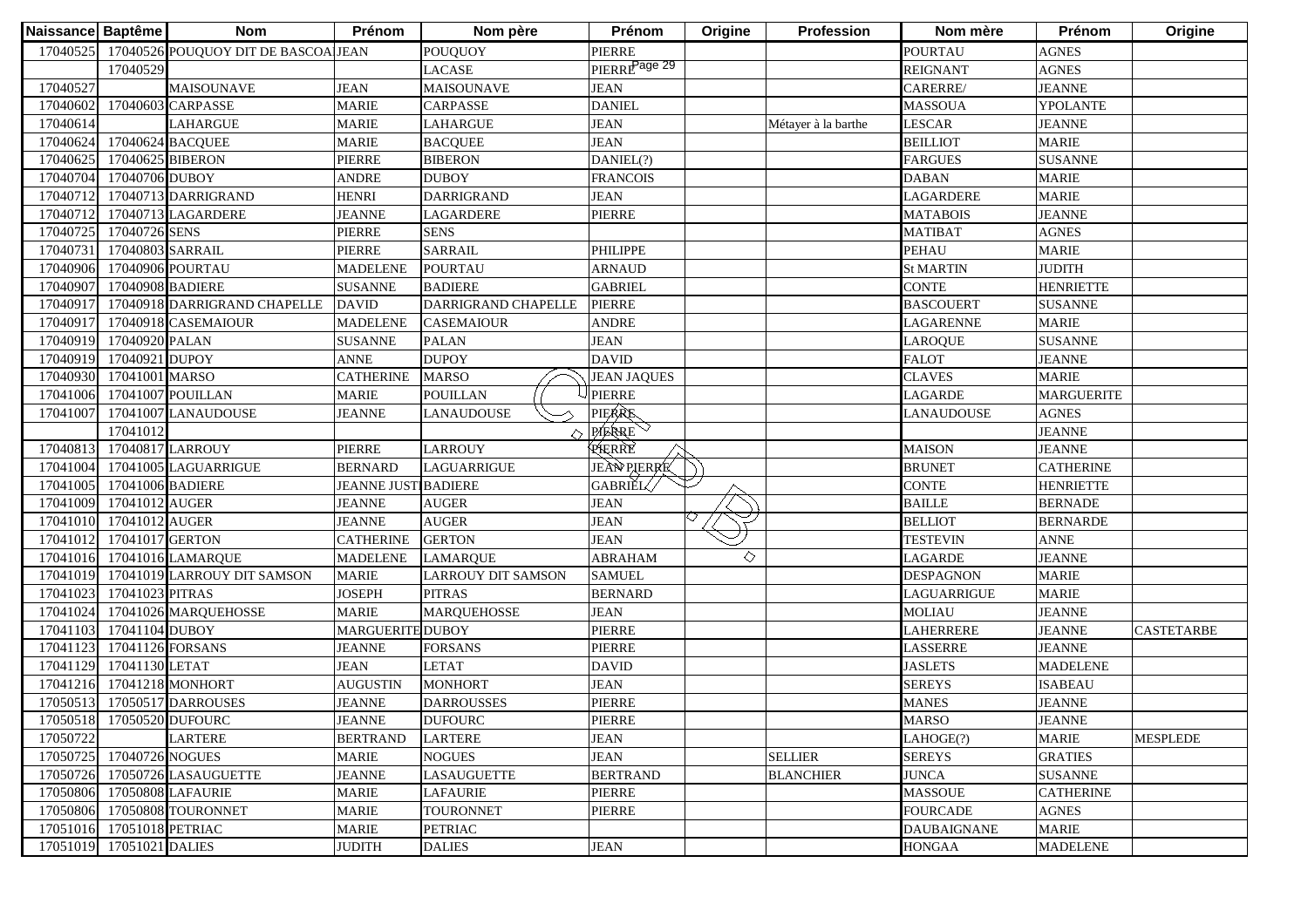| Naissance | Baptême | Nom | Prénom | Nom père | Prénom | Origine | Profession | Nom mère | Prénom | Origine |
|---|---|---|---|---|---|---|---|---|---|---|
| 17040525 | 17040526 | POUQUOY DIT DE BASCOA | JEAN | POUQUOY | PIERRE | | | POURTAU | AGNES | |
| | 17040529 | | | LACASE | PIERRE | | | REIGNANT | AGNES | |
| 17040527 | | MAISOUNAVE | JEAN | MAISOUNAVE | JEAN | | | CARERRE/ | JEANNE | |
| 17040602 | 17040603 | CARPASSE | MARIE | CARPASSE | DANIEL | | | MASSOUA | YPOLANTE | |
| 17040614 | | LAHARGUE | MARIE | LAHARGUE | JEAN | | Métayer à la barthe | LESCAR | JEANNE | |
| 17040624 | 17040624 | BACQUEE | MARIE | BACQUEE | JEAN | | | BEILLIOT | MARIE | |
| 17040625 | 17040625 | BIBERON | PIERRE | BIBERON | DANIEL(?) | | | FARGUES | SUSANNE | |
| 17040704 | 17040706 | DUBOY | ANDRE | DUBOY | FRANCOIS | | | DABAN | MARIE | |
| 17040712 | 17040713 | DARRIGRAND | HENRI | DARRIGRAND | JEAN | | | LAGARDERE | MARIE | |
| 17040712 | 17040713 | LAGARDERE | JEANNE | LAGARDERE | PIERRE | | | MATABOIS | JEANNE | |
| 17040725 | 17040726 | SENS | PIERRE | SENS | | | | MATIBAT | AGNES | |
| 17040731 | 17040803 | SARRAIL | PIERRE | SARRAIL | PHILIPPE | | | PEHAU | MARIE | |
| 17040906 | 17040906 | POURTAU | MADELENE | POURTAU | ARNAUD | | | St MARTIN | JUDITH | |
| 17040907 | 17040908 | BADIERE | SUSANNE | BADIERE | GABRIEL | | | CONTE | HENRIETTE | |
| 17040917 | 17040918 | DARRIGRAND CHAPELLE | DAVID | DARRIGRAND CHAPELLE | PIERRE | | | BASCOUERT | SUSANNE | |
| 17040917 | 17040918 | CASEMAIOUR | MADELENE | CASEMAIOUR | ANDRE | | | LAGARENNE | MARIE | |
| 17040919 | 17040920 | PALAN | SUSANNE | PALAN | JEAN | | | LAROQUE | SUSANNE | |
| 17040919 | 17040921 | DUPOY | ANNE | DUPOY | DAVID | | | FALOT | JEANNE | |
| 17040930 | 17041001 | MARSO | CATHERINE | MARSO | JEAN JAQUES | | | CLAVES | MARIE | |
| 17041006 | 17041007 | POUILLAN | MARIE | POUILLAN | PIERRE | | | LAGARDE | MARGUERITE | |
| 17041007 | 17041007 | LANAUDOUSE | JEANNE | LANAUDOUSE | PIERRE | | | LANAUDOUSE | AGNES | |
| | 17041012 | | | | PIERRE | | | | JEANNE | |
| 17040813 | 17040817 | LARROUY | PIERRE | LARROUY | PIERRE | | | MAISON | JEANNE | |
| 17041004 | 17041005 | LAGUARRIGUE | BERNARD | LAGUARRIGUE | JEAN PIERRE | | | BRUNET | CATHERINE | |
| 17041005 | 17041006 | BADIERE | JEANNE JUSTI | BADIERE | GABRIEL | | | CONTE | HENRIETTE | |
| 17041009 | 17041012 | AUGER | JEANNE | AUGER | JEAN | | | BAILLE | BERNADE | |
| 17041010 | 17041012 | AUGER | JEANNE | AUGER | JEAN | | | BELLIOT | BERNARDE | |
| 17041012 | 17041017 | GERTON | CATHERINE | GERTON | JEAN | | | TESTEVIN | ANNE | |
| 17041016 | 17041016 | LAMARQUE | MADELENE | LAMARQUE | ABRAHAM | | | LAGARDE | JEANNE | |
| 17041019 | 17041019 | LARROUY DIT SAMSON | MARIE | LARROUY DIT SAMSON | SAMUEL | | | DESPAGNON | MARIE | |
| 17041023 | 17041023 | PITRAS | JOSEPH | PITRAS | BERNARD | | | LAGUARRIGUE | MARIE | |
| 17041024 | 17041026 | MARQUEHOSSE | MARIE | MARQUEHOSSE | JEAN | | | MOLIAU | JEANNE | |
| 17041103 | 17041104 | DUBOY | MARGUERITE | DUBOY | PIERRE | | | LAHERRERE | JEANNE | CASTETARBE |
| 17041123 | 17041126 | FORSANS | JEANNE | FORSANS | PIERRE | | | LASSERRE | JEANNE | |
| 17041129 | 17041130 | LETAT | JEAN | LETAT | DAVID | | | JASLETS | MADELENE | |
| 17041216 | 17041218 | MONHORT | AUGUSTIN | MONHORT | JEAN | | | SEREYS | ISABEAU | |
| 17050513 | 17050517 | DARROUSES | JEANNE | DARROUSSES | PIERRE | | | MANES | JEANNE | |
| 17050518 | 17050520 | DUFOURC | JEANNE | DUFOURC | PIERRE | | | MARSO | JEANNE | |
| 17050722 | | LARTERE | BERTRAND | LARTERE | JEAN | | | LAHOGE(?) | MARIE | MESPLEDE |
| 17050725 | 17040726 | NOGUES | MARIE | NOGUES | JEAN | | SELLIER | SEREYS | GRATIES | |
| 17050726 | 17050726 | LASAUGUETTE | JEANNE | LASAUGUETTE | BERTRAND | | BLANCHIER | JUNCA | SUSANNE | |
| 17050806 | 17050808 | LAFAURIE | MARIE | LAFAURIE | PIERRE | | | MASSOUE | CATHERINE | |
| 17050806 | 17050808 | TOURONNET | MARIE | TOURONNET | PIERRE | | | FOURCADE | AGNES | |
| 17051016 | 17051018 | PETRIAC | MARIE | PETRIAC | | | | DAUBAIGNANE | MARIE | |
| 17051019 | 17051021 | DALIES | JUDITH | DALIES | JEAN | | | HONGAA | MADELENE | |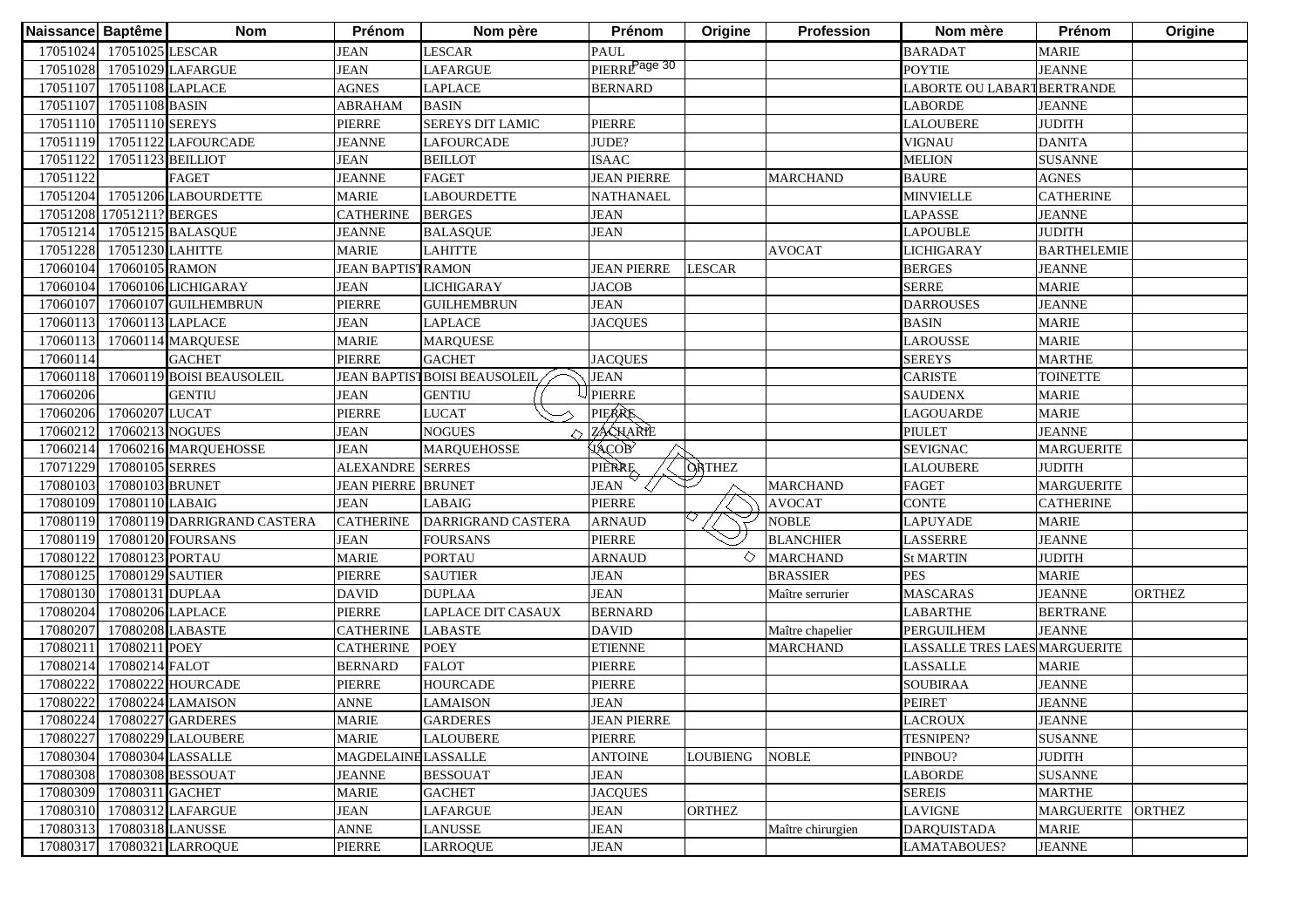| Naissance | Baptême | Nom | Prénom | Nom père | Prénom | Origine | Profession | Nom mère | Prénom | Origine |
|---|---|---|---|---|---|---|---|---|---|---|
| 17051024 | 17051025 | LESCAR | JEAN | LESCAR | PAUL | | | BARADAT | MARIE | |
| 17051028 | 17051029 | LAFARGUE | JEAN | LAFARGUE | PIERRE | | | POYTIE | JEANNE | |
| 17051107 | 17051108 | LAPLACE | AGNES | LAPLACE | BERNARD | | | LABORTE OU LABART | BERTRANDE | |
| 17051107 | 17051108 | BASIN | ABRAHAM | BASIN | | | | LABORDE | JEANNE | |
| 17051110 | 17051110 | SEREYS | PIERRE | SEREYS DIT LAMIC | PIERRE | | | LALOUBERE | JUDITH | |
| 17051119 | 17051122 | LAFOURCADE | JEANNE | LAFOURCADE | JUDE? | | | VIGNAU | DANITA | |
| 17051122 | 17051123 | BEILLIOT | JEAN | BEILLOT | ISAAC | | | MELION | SUSANNE | |
| 17051122 | | FAGET | JEANNE | FAGET | JEAN PIERRE | | MARCHAND | BAURE | AGNES | |
| 17051204 | 17051206 | LABOURDETTE | MARIE | LABOURDETTE | NATHANAEL | | | MINVIELLE | CATHERINE | |
| 17051208 | 17051211? | BERGES | CATHERINE | BERGES | JEAN | | | LAPASSE | JEANNE | |
| 17051214 | 17051215 | BALASQUE | JEANNE | BALASQUE | JEAN | | | LAPOUBLE | JUDITH | |
| 17051228 | 17051230 | LAHITTE | MARIE | LAHITTE | | | AVOCAT | LICHIGARAY | BARTHELEMIE | |
| 17060104 | 17060105 | RAMON | JEAN BAPTIST | RAMON | JEAN PIERRE | LESCAR | | BERGES | JEANNE | |
| 17060104 | 17060106 | LICHIGARAY | JEAN | LICHIGARAY | JACOB | | | SERRE | MARIE | |
| 17060107 | 17060107 | GUILHEMBRUN | PIERRE | GUILHEMBRUN | JEAN | | | DARROUSES | JEANNE | |
| 17060113 | 17060113 | LAPLACE | JEAN | LAPLACE | JACQUES | | | BASIN | MARIE | |
| 17060113 | 17060114 | MARQUESE | MARIE | MARQUESE | | | | LAROUSSE | MARIE | |
| 17060114 | | GACHET | PIERRE | GACHET | JACQUES | | | SEREYS | MARTHE | |
| 17060118 | 17060119 | BOISI BEAUSOLEIL | JEAN BAPTIST | BOISI BEAUSOLEIL | JEAN | | | CARISTE | TOINETTE | |
| 17060206 | | GENTIU | JEAN | GENTIU | PIERRE | | | SAUDENX | MARIE | |
| 17060206 | 17060207 | LUCAT | PIERRE | LUCAT | PIERRE | | | LAGOUARDE | MARIE | |
| 17060212 | 17060213 | NOGUES | JEAN | NOGUES | ZACHARIE | | | PIULET | JEANNE | |
| 17060214 | 17060216 | MARQUEHOSSE | JEAN | MARQUEHOSSE | JACOB | | | SEVIGNAC | MARGUERITE | |
| 17071229 | 17080105 | SERRES | ALEXANDRE | SERRES | PIERRE | ORTHEZ | | LALOUBERE | JUDITH | |
| 17080103 | 17080103 | BRUNET | JEAN PIERRE | BRUNET | JEAN | | MARCHAND | FAGET | MARGUERITE | |
| 17080109 | 17080110 | LABAIG | JEAN | LABAIG | PIERRE | | AVOCAT | CONTE | CATHERINE | |
| 17080119 | 17080119 | DARRIGRAND CASTERA | CATHERINE | DARRIGRAND CASTERA | ARNAUD | | NOBLE | LAPUYADE | MARIE | |
| 17080119 | 17080120 | FOURSANS | JEAN | FOURSANS | PIERRE | | BLANCHIER | LASSERRE | JEANNE | |
| 17080122 | 17080123 | PORTAU | MARIE | PORTAU | ARNAUD | | MARCHAND | St MARTIN | JUDITH | |
| 17080125 | 17080129 | SAUTIER | PIERRE | SAUTIER | JEAN | | BRASSIER | PES | MARIE | |
| 17080130 | 17080131 | DUPLAA | DAVID | DUPLAA | JEAN | | Maître serrurier | MASCARAS | JEANNE | ORTHEZ |
| 17080204 | 17080206 | LAPLACE | PIERRE | LAPLACE DIT CASAUX | BERNARD | | | LABARTHE | BERTRANE | |
| 17080207 | 17080208 | LABASTE | CATHERINE | LABASTE | DAVID | | Maître chapelier | PERGUILHEM | JEANNE | |
| 17080211 | 17080211 | POEY | CATHERINE | POEY | ETIENNE | | MARCHAND | LASSALLE TRES LAES | MARGUERITE | |
| 17080214 | 17080214 | FALOT | BERNARD | FALOT | PIERRE | | | LASSALLE | MARIE | |
| 17080222 | 17080222 | HOURCADE | PIERRE | HOURCADE | PIERRE | | | SOUBIRAA | JEANNE | |
| 17080222 | 17080224 | LAMAISON | ANNE | LAMAISON | JEAN | | | PEIRET | JEANNE | |
| 17080224 | 17080227 | GARDERES | MARIE | GARDERES | JEAN PIERRE | | | LACROUX | JEANNE | |
| 17080227 | 17080229 | LALOUBERE | MARIE | LALOUBERE | PIERRE | | | TESNIPEN? | SUSANNE | |
| 17080304 | 17080304 | LASSALLE | MAGDELAINE | LASSALLE | ANTOINE | LOUBIENG | NOBLE | PINBOU? | JUDITH | |
| 17080308 | 17080308 | BESSOUAT | JEANNE | BESSOUAT | JEAN | | | LABORDE | SUSANNE | |
| 17080309 | 17080311 | GACHET | MARIE | GACHET | JACQUES | | | SEREIS | MARTHE | |
| 17080310 | 17080312 | LAFARGUE | JEAN | LAFARGUE | JEAN | ORTHEZ | | LAVIGNE | MARGUERITE | ORTHEZ |
| 17080313 | 17080318 | LANUSSE | ANNE | LANUSSE | JEAN | | Maître chirurgien | DARQUISTADA | MARIE | |
| 17080317 | 17080321 | LARROQUE | PIERRE | LARROQUE | JEAN | | | LAMATABOUES? | JEANNE | |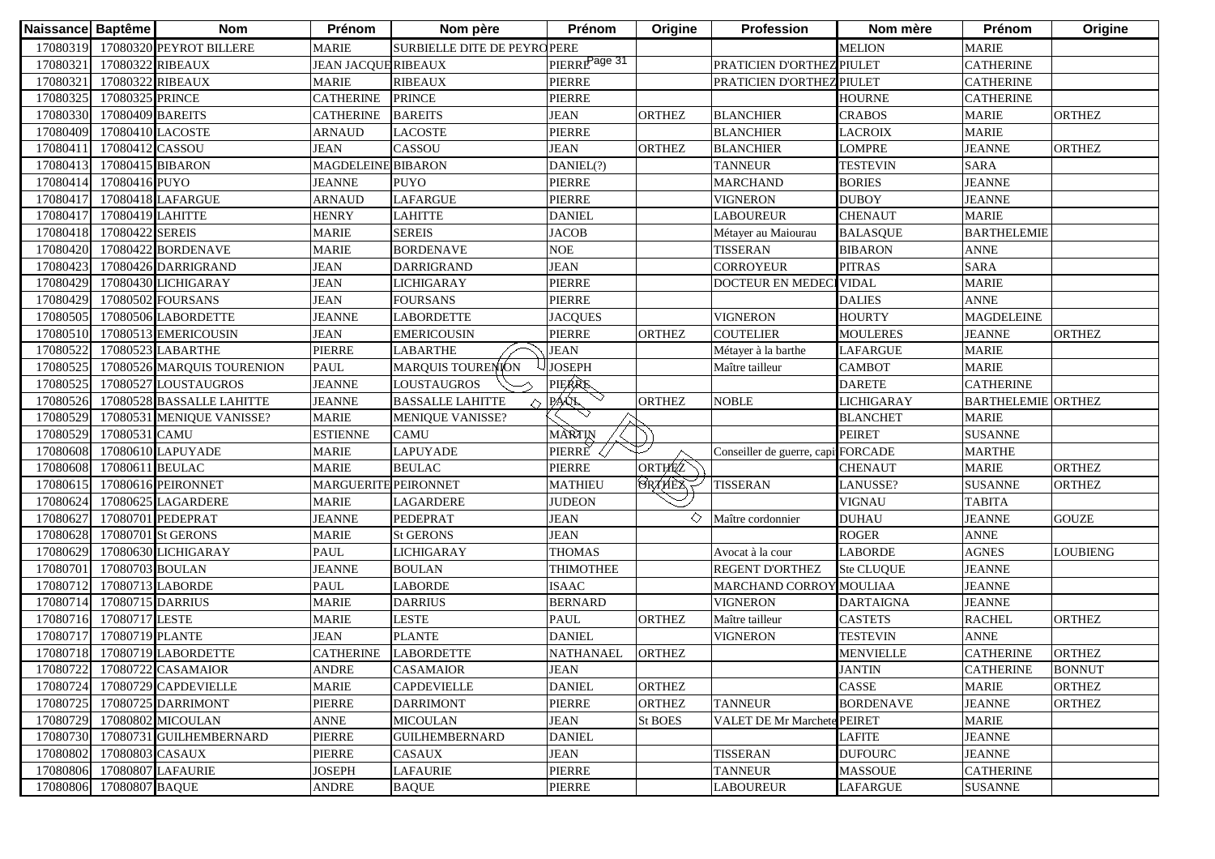| Naissance | Baptême | Nom | Prénom | Nom père | Prénom | Origine | Profession | Nom mère | Prénom | Origine |
|---|---|---|---|---|---|---|---|---|---|---|
| 17080319 | 17080320 | PEYROT BILLERE | MARIE | SURBIELLE DITE DE PEYROT | PERE | | | MELION | MARIE | |
| 17080321 | 17080322 | RIBEAUX | JEAN JACQUES | RIBEAUX | PIERRE | | PRATICIEN D'ORTHEZ | PIULET | CATHERINE | |
| 17080321 | 17080322 | RIBEAUX | MARIE | RIBEAUX | PIERRE | | PRATICIEN D'ORTHEZ | PIULET | CATHERINE | |
| 17080325 | 17080325 | PRINCE | CATHERINE | PRINCE | PIERRE | | | HOURNE | CATHERINE | |
| 17080330 | 17080409 | BAREITS | CATHERINE | BAREITS | JEAN | ORTHEZ | BLANCHIER | CRABOS | MARIE | ORTHEZ |
| 17080409 | 17080410 | LACOSTE | ARNAUD | LACOSTE | PIERRE | | BLANCHIER | LACROIX | MARIE | |
| 17080411 | 17080412 | CASSOU | JEAN | CASSOU | JEAN | ORTHEZ | BLANCHIER | LOMPRE | JEANNE | ORTHEZ |
| 17080413 | 17080415 | BIBARON | MAGDELEINE | BIBARON | DANIEL(?) | | TANNEUR | TESTEVIN | SARA | |
| 17080414 | 17080416 | PUYO | JEANNE | PUYO | PIERRE | | MARCHAND | BORIES | JEANNE | |
| 17080417 | 17080418 | LAFARGUE | ARNAUD | LAFARGUE | PIERRE | | VIGNERON | DUBOY | JEANNE | |
| 17080417 | 17080419 | LAHITTE | HENRY | LAHITTE | DANIEL | | LABOUREUR | CHENAUT | MARIE | |
| 17080418 | 17080422 | SEREIS | MARIE | SEREIS | JACOB | | Métayer au Maiourau | BALASQUE | BARTHELEMIE | |
| 17080420 | 17080422 | BORDENAVE | MARIE | BORDENAVE | NOE | | TISSERAN | BIBARON | ANNE | |
| 17080423 | 17080426 | DARRIGRAND | JEAN | DARRIGRAND | JEAN | | CORROYEUR | PITRAS | SARA | |
| 17080429 | 17080430 | LICHIGARAY | JEAN | LICHIGARAY | PIERRE | | DOCTEUR EN MEDECINE | VIDAL | MARIE | |
| 17080429 | 17080502 | FOURSANS | JEAN | FOURSANS | PIERRE | | | DALIES | ANNE | |
| 17080505 | 17080506 | LABORDETTE | JEANNE | LABORDETTE | JACQUES | | VIGNERON | HOURTY | MAGDELEINE | |
| 17080510 | 17080513 | EMERICOUSIN | JEAN | EMERICOUSIN | PIERRE | ORTHEZ | COUTELIER | MOULERES | JEANNE | ORTHEZ |
| 17080522 | 17080523 | LABARTHE | PIERRE | LABARTHE | JEAN | | Métayer à la barthe | LAFARGUE | MARIE | |
| 17080525 | 17080526 | MARQUIS TOURENION | PAUL | MARQUIS TOURENION | JOSEPH | | Maître tailleur | CAMBOT | MARIE | |
| 17080525 | 17080527 | LOUSTAUGROS | JEANNE | LOUSTAUGROS | PIERRE | | | DARETE | CATHERINE | |
| 17080526 | 17080528 | BASSALLE LAHITTE | JEANNE | BASSALLE LAHITTE | PAUL | ORTHEZ | NOBLE | LICHIGARAY | BARTHELEMIE | ORTHEZ |
| 17080529 | 17080531 | MENIQUE VANISSE? | MARIE | MENIQUE VANISSE? | | | | BLANCHET | MARIE | |
| 17080529 | 17080531 | CAMU | ESTIENNE | CAMU | MARTIN | | | PEIRET | SUSANNE | |
| 17080608 | 17080610 | LAPUYADE | MARIE | LAPUYADE | PIERRE | | Conseiller de guerre, capi | FORCADE | MARTHE | |
| 17080608 | 17080611 | BEULAC | MARIE | BEULAC | PIERRE | ORTHEZ | | CHENAUT | MARIE | ORTHEZ |
| 17080615 | 17080616 | PEIRONNET | MARGUERITE | PEIRONNET | MATHIEU | ORTHEZ | TISSERAN | LANUSSE? | SUSANNE | ORTHEZ |
| 17080624 | 17080625 | LAGARDERE | MARIE | LAGARDERE | JUDEON | | | VIGNAU | TABITA | |
| 17080627 | 17080701 | PEDEPRAT | JEANNE | PEDEPRAT | JEAN | | Maître cordonnier | DUHAU | JEANNE | GOUZE |
| 17080628 | 17080701 | St GERONS | MARIE | St GERONS | JEAN | | | ROGER | ANNE | |
| 17080629 | 17080630 | LICHIGARAY | PAUL | LICHIGARAY | THOMAS | | Avocat à la cour | LABORDE | AGNES | LOUBIENG |
| 17080701 | 17080703 | BOULAN | JEANNE | BOULAN | THIMOTHEE | | REGENT D'ORTHEZ | Ste CLUQUE | JEANNE | |
| 17080712 | 17080713 | LABORDE | PAUL | LABORDE | ISAAC | | MARCHAND CORROYEUR | MOULIAA | JEANNE | |
| 17080714 | 17080715 | DARRIUS | MARIE | DARRIUS | BERNARD | | VIGNERON | DARTAIGNA | JEANNE | |
| 17080716 | 17080717 | LESTE | MARIE | LESTE | PAUL | ORTHEZ | Maître tailleur | CASTETS | RACHEL | ORTHEZ |
| 17080717 | 17080719 | PLANTE | JEAN | PLANTE | DANIEL | | VIGNERON | TESTEVIN | ANNE | |
| 17080718 | 17080719 | LABORDETTE | CATHERINE | LABORDETTE | NATHANAEL | ORTHEZ | | MENVIELLE | CATHERINE | ORTHEZ |
| 17080722 | 17080722 | CASAMAIOR | ANDRE | CASAMAIOR | JEAN | | | JANTIN | CATHERINE | BONNUT |
| 17080724 | 17080729 | CAPDEVIELLE | MARIE | CAPDEVIELLE | DANIEL | ORTHEZ | | CASSE | MARIE | ORTHEZ |
| 17080725 | 17080725 | DARRIMONT | PIERRE | DARRIMONT | PIERRE | ORTHEZ | TANNEUR | BORDENAVE | JEANNE | ORTHEZ |
| 17080729 | 17080802 | MICOULAN | ANNE | MICOULAN | JEAN | St BOES | VALET DE Mr Marchete | PEIRET | MARIE | |
| 17080730 | 17080731 | GUILHEMBERNARD | PIERRE | GUILHEMBERNARD | DANIEL | | | LAFITE | JEANNE | |
| 17080802 | 17080803 | CASAUX | PIERRE | CASAUX | JEAN | | TISSERAN | DUFOURC | JEANNE | |
| 17080806 | 17080807 | LAFAURIE | JOSEPH | LAFAURIE | PIERRE | | TANNEUR | MASSOUE | CATHERINE | |
| 17080806 | 17080807 | BAQUE | ANDRE | BAQUE | PIERRE | | LABOUREUR | LAFARGUE | SUSANNE | |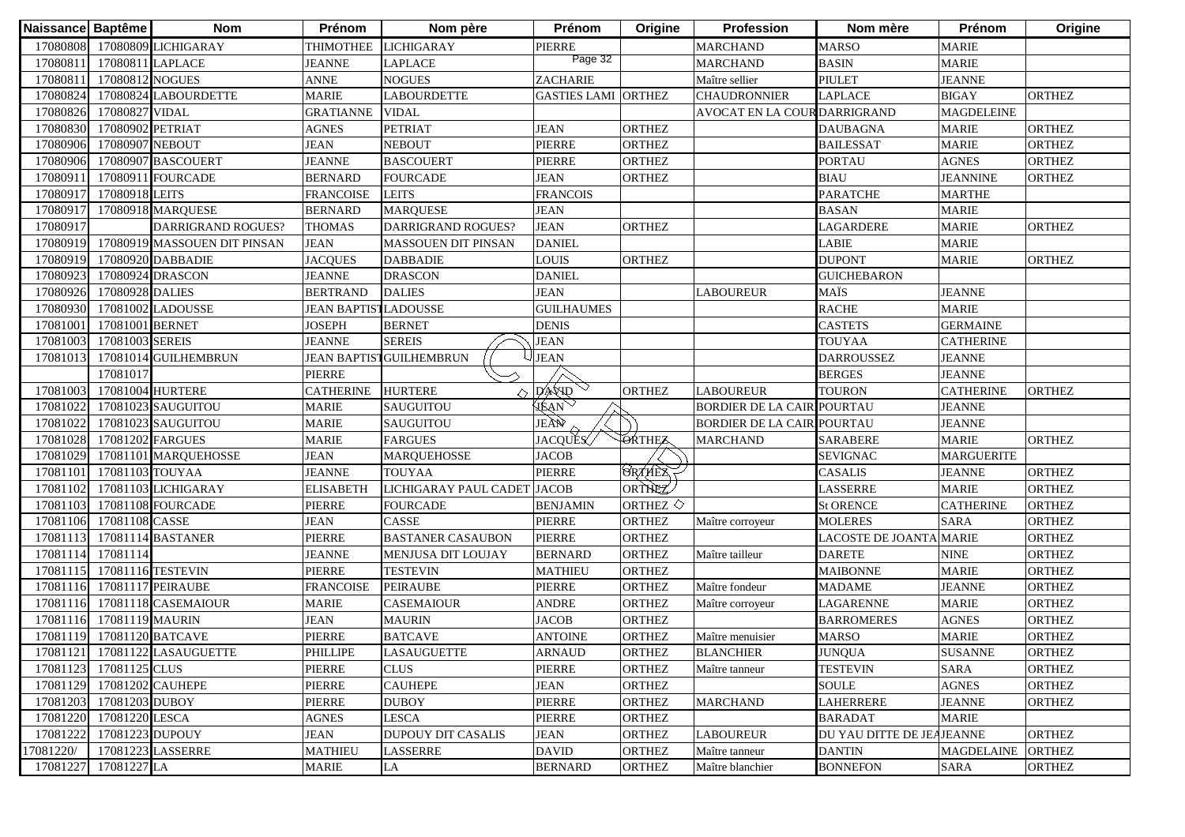| Naissance | Baptême | Nom | Prénom | Nom père | Prénom | Origine | Profession | Nom mère | Prénom | Origine |
|---|---|---|---|---|---|---|---|---|---|---|
| 17080808 | 17080809 | LICHIGARAY | THIMOTHEE | LICHIGARAY | PIERRE | | MARCHAND | MARSO | MARIE | |
| 17080811 | 17080811 | LAPLACE | JEANNE | LAPLACE | | | MARCHAND | BASIN | MARIE | |
| 17080811 | 17080812 | NOGUES | ANNE | NOGUES | ZACHARIE | | Maître sellier | PIULET | JEANNE | |
| 17080824 | 17080824 | LABOURDETTE | MARIE | LABOURDETTE | GASTIES LAMI | ORTHEZ | CHAUDRONNIER | LAPLACE | BIGAY | ORTHEZ |
| 17080826 | 17080827 | VIDAL | GRATIANNE | VIDAL | | | AVOCAT EN LA COUR | DARRIGRAND | MAGDELEINE | |
| 17080830 | 17080902 | PETRIAT | AGNES | PETRIAT | JEAN | ORTHEZ | | DAUBAGNA | MARIE | ORTHEZ |
| 17080906 | 17080907 | NEBOUT | JEAN | NEBOUT | PIERRE | ORTHEZ | | BAILESSAT | MARIE | ORTHEZ |
| 17080906 | 17080907 | BASCOUERT | JEANNE | BASCOUERT | PIERRE | ORTHEZ | | PORTAU | AGNES | ORTHEZ |
| 17080911 | 17080911 | FOURCADE | BERNARD | FOURCADE | JEAN | ORTHEZ | | BIAU | JEANNINE | ORTHEZ |
| 17080917 | 17080918 | LEITS | FRANCOISE | LEITS | FRANCOIS | | | PARATCHE | MARTHE | |
| 17080917 | 17080918 | MARQUESE | BERNARD | MARQUESE | JEAN | | | BASAN | MARIE | |
| 17080917 | | DARRIGRAND ROGUES? | THOMAS | DARRIGRAND ROGUES? | JEAN | ORTHEZ | | LAGARDERE | MARIE | ORTHEZ |
| 17080919 | 17080919 | MASSOUEN DIT PINSAN | JEAN | MASSOUEN DIT PINSAN | DANIEL | | | LABIE | MARIE | |
| 17080919 | 17080920 | DABBADIE | JACQUES | DABBADIE | LOUIS | ORTHEZ | | DUPONT | MARIE | ORTHEZ |
| 17080923 | 17080924 | DRASCON | JEANNE | DRASCON | DANIEL | | | GUICHEBARON | | |
| 17080926 | 17080928 | DALIES | BERTRAND | DALIES | JEAN | | LABOUREUR | MAÏS | JEANNE | |
| 17080930 | 17081002 | LADOUSSE | JEAN BAPTISTE | LADOUSSE | GUILHAUMES | | | RACHE | MARIE | |
| 17081001 | 17081001 | BERNET | JOSEPH | BERNET | DENIS | | | CASTETS | GERMAINE | |
| 17081003 | 17081003 | SEREIS | JEANNE | SEREIS | JEAN | | | TOUYAA | CATHERINE | |
| 17081013 | 17081014 | GUILHEMBRUN | JEAN BAPTISTE | GUILHEMBRUN | JEAN | | | DARROUSSEZ | JEANNE | |
| | 17081017 | | PIERRE | | | | | BERGES | JEANNE | |
| 17081003 | 17081004 | HURTERE | CATHERINE | HURTERE | DAVID | ORTHEZ | LABOUREUR | TOURON | CATHERINE | ORTHEZ |
| 17081022 | 17081023 | SAUGUITOU | MARIE | SAUGUITOU | JEAN | | BORDIER DE LA CAIRE | POURTAU | JEANNE | |
| 17081022 | 17081023 | SAUGUITOU | MARIE | SAUGUITOU | JEAN | | BORDIER DE LA CAIRE | POURTAU | JEANNE | |
| 17081028 | 17081202 | FARGUES | MARIE | FARGUES | JACQUES | ORTHEZ | MARCHAND | SARABERE | MARIE | ORTHEZ |
| 17081029 | 17081101 | MARQUEHOSSE | JEAN | MARQUEHOSSE | JACOB | | | SEVIGNAC | MARGUERITE | |
| 17081101 | 17081103 | TOUYAA | JEANNE | TOUYAA | PIERRE | ORTHEZ | | CASALIS | JEANNE | ORTHEZ |
| 17081102 | 17081103 | LICHIGARAY | ELISABETH | LICHIGARAY PAUL CADET | JACOB | ORTHEZ | | LASSERRE | MARIE | ORTHEZ |
| 17081103 | 17081108 | FOURCADE | PIERRE | FOURCADE | BENJAMIN | ORTHEZ | | St ORENCE | CATHERINE | ORTHEZ |
| 17081106 | 17081108 | CASSE | JEAN | CASSE | PIERRE | ORTHEZ | Maître corroyeur | MOLERES | SARA | ORTHEZ |
| 17081113 | 17081114 | BASTANER | PIERRE | BASTANER CASAUBON | PIERRE | ORTHEZ | | LACOSTE DE JOANTA | MARIE | ORTHEZ |
| 17081114 | 17081114 | | JEANNE | MENJUSA DIT LOUJAY | BERNARD | ORTHEZ | Maître tailleur | DARETE | NINE | ORTHEZ |
| 17081115 | 17081116 | TESTEVIN | PIERRE | TESTEVIN | MATHIEU | ORTHEZ | | MAIBONNE | MARIE | ORTHEZ |
| 17081116 | 17081117 | PEIRAUBE | FRANCOISE | PEIRAUBE | PIERRE | ORTHEZ | Maître fondeur | MADAME | JEANNE | ORTHEZ |
| 17081116 | 17081118 | CASEMAIOUR | MARIE | CASEMAIOUR | ANDRE | ORTHEZ | Maître corroyeur | LAGARENNE | MARIE | ORTHEZ |
| 17081116 | 17081119 | MAURIN | JEAN | MAURIN | JACOB | ORTHEZ | | BARROMERES | AGNES | ORTHEZ |
| 17081119 | 17081120 | BATCAVE | PIERRE | BATCAVE | ANTOINE | ORTHEZ | Maître menuisier | MARSO | MARIE | ORTHEZ |
| 17081121 | 17081122 | LASAUGUETTE | PHILLIPE | LASAUGUETTE | ARNAUD | ORTHEZ | BLANCHIER | JUNQUA | SUSANNE | ORTHEZ |
| 17081123 | 17081125 | CLUS | PIERRE | CLUS | PIERRE | ORTHEZ | Maître tanneur | TESTEVIN | SARA | ORTHEZ |
| 17081129 | 17081202 | CAUHEPE | PIERRE | CAUHEPE | JEAN | ORTHEZ | | SOULE | AGNES | ORTHEZ |
| 17081203 | 17081203 | DUBOY | PIERRE | DUBOY | PIERRE | ORTHEZ | MARCHAND | LAHERRERE | JEANNE | ORTHEZ |
| 17081220 | 17081220 | LESCA | AGNES | LESCA | PIERRE | ORTHEZ | | BARADAT | MARIE | |
| 17081222 | 17081223 | DUPOUY | JEAN | DUPOUY DIT CASALIS | JEAN | ORTHEZ | LABOUREUR | DU YAU DITTE DE JEAN | JEANNE | ORTHEZ |
| 17081220/ | 17081223 | LASSERRE | MATHIEU | LASSERRE | DAVID | ORTHEZ | Maître tanneur | DANTIN | MAGDELAINE | ORTHEZ |
| 17081227 | 17081227 | LA | MARIE | LA | BERNARD | ORTHEZ | Maître blanchier | BONNEFON | SARA | ORTHEZ |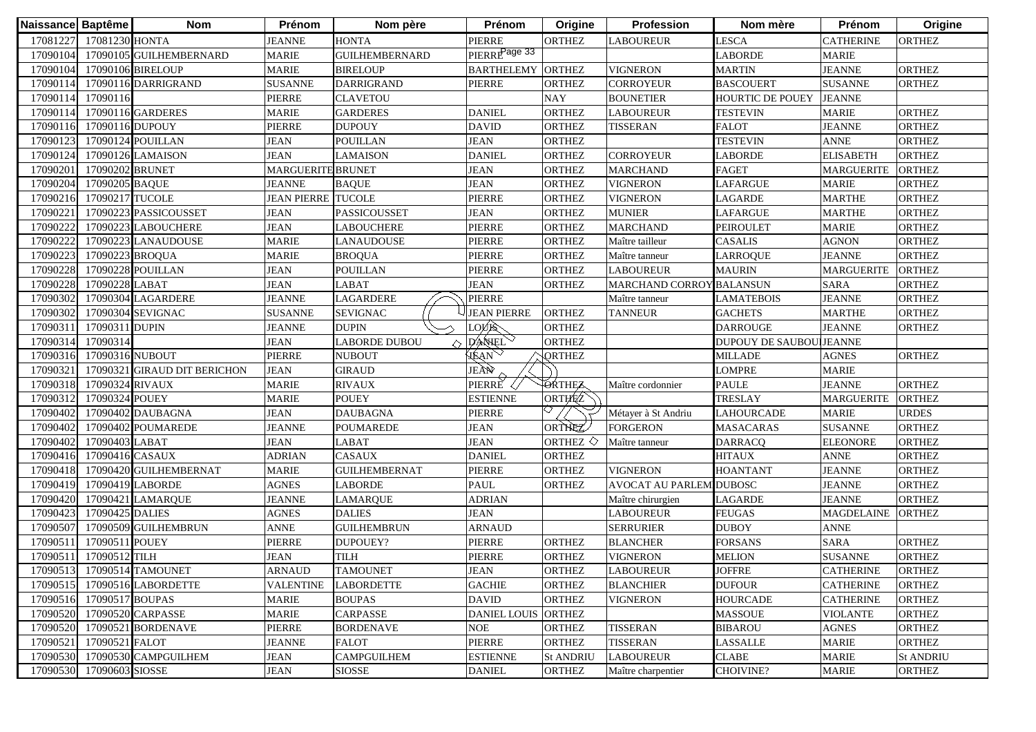| Naissance | Baptême | Nom | Prénom | Nom père | Prénom | Origine | Profession | Nom mère | Prénom | Origine |
|---|---|---|---|---|---|---|---|---|---|---|
| 17081227 | 17081230 | HONTA | JEANNE | HONTA | PIERRE | ORTHEZ | LABOUREUR | LESCA | CATHERINE | ORTHEZ |
| 17090104 | 17090105 | GUILHEMBERNARD | MARIE | GUILHEMBERNARD | PIERRE | | | LABORDE | MARIE | |
| 17090104 | 17090106 | BIRELOUP | MARIE | BIRELOUP | BARTHELEMY | ORTHEZ | VIGNERON | MARTIN | JEANNE | ORTHEZ |
| 17090114 | 17090116 | DARRIGRAND | SUSANNE | DARRIGRAND | PIERRE | ORTHEZ | CORROYEUR | BASCOUERT | SUSANNE | ORTHEZ |
| 17090114 | 17090116 | | PIERRE | CLAVETOU | | NAY | BOUNETIER | HOURTIC DE POUEY | JEANNE | |
| 17090114 | 17090116 | GARDERES | MARIE | GARDERES | DANIEL | ORTHEZ | LABOUREUR | TESTEVIN | MARIE | ORTHEZ |
| 17090116 | 17090116 | DUPOUY | PIERRE | DUPOUY | DAVID | ORTHEZ | TISSERAN | FALOT | JEANNE | ORTHEZ |
| 17090123 | 17090124 | POUILLAN | JEAN | POUILLAN | JEAN | ORTHEZ | | TESTEVIN | ANNE | ORTHEZ |
| 17090124 | 17090126 | LAMAISON | JEAN | LAMAISON | DANIEL | ORTHEZ | CORROYEUR | LABORDE | ELISABETH | ORTHEZ |
| 17090201 | 17090202 | BRUNET | MARGUERITE | BRUNET | JEAN | ORTHEZ | MARCHAND | FAGET | MARGUERITE | ORTHEZ |
| 17090204 | 17090205 | BAQUE | JEANNE | BAQUE | JEAN | ORTHEZ | VIGNERON | LAFARGUE | MARIE | ORTHEZ |
| 17090216 | 17090217 | TUCOLE | JEAN PIERRE | TUCOLE | PIERRE | ORTHEZ | VIGNERON | LAGARDE | MARTHE | ORTHEZ |
| 17090221 | 17090223 | PASSICOUSSET | JEAN | PASSICOUSSET | JEAN | ORTHEZ | MUNIER | LAFARGUE | MARTHE | ORTHEZ |
| 17090222 | 17090223 | LABOUCHERE | JEAN | LABOUCHERE | PIERRE | ORTHEZ | MARCHAND | PEIROULET | MARIE | ORTHEZ |
| 17090222 | 17090223 | LANAUDOUSE | MARIE | LANAUDOUSE | PIERRE | ORTHEZ | Maître tailleur | CASALIS | AGNON | ORTHEZ |
| 17090223 | 17090223 | BROQUA | MARIE | BROQUA | PIERRE | ORTHEZ | Maître tanneur | LARROQUE | JEANNE | ORTHEZ |
| 17090228 | 17090228 | POUILLAN | JEAN | POUILLAN | PIERRE | ORTHEZ | LABOUREUR | MAURIN | MARGUERITE | ORTHEZ |
| 17090228 | 17090228 | LABAT | JEAN | LABAT | JEAN | ORTHEZ | MARCHAND CORROY | BALANSUN | SARA | ORTHEZ |
| 17090302 | 17090304 | LAGARDERE | JEANNE | LAGARDERE | PIERRE | | Maître tanneur | LAMATEBOIS | JEANNE | ORTHEZ |
| 17090302 | 17090304 | SEVIGNAC | SUSANNE | SEVIGNAC | JEAN PIERRE | ORTHEZ | TANNEUR | GACHETS | MARTHE | ORTHEZ |
| 17090311 | 17090311 | DUPIN | JEANNE | DUPIN | LOUIS | ORTHEZ | | DARROUGE | JEANNE | ORTHEZ |
| 17090314 | 17090314 | | JEAN | LABORDE DUBOU | DANIEL | ORTHEZ | | DUPOUY DE SAUBOU | JEANNE | |
| 17090316 | 17090316 | NUBOUT | PIERRE | NUBOUT | JEAN | ORTHEZ | | MILLADE | AGNES | ORTHEZ |
| 17090321 | 17090321 | GIRAUD DIT BERICHON | JEAN | GIRAUD | JEAN | | | LOMPRE | MARIE | |
| 17090318 | 17090324 | RIVAUX | MARIE | RIVAUX | PIERRE | ORTHEZ | Maître cordonnier | PAULE | JEANNE | ORTHEZ |
| 17090312 | 17090324 | POUEY | MARIE | POUEY | ESTIENNE | ORTHEZ | | TRESLAY | MARGUERITE | ORTHEZ |
| 17090402 | 17090402 | DAUBAGNA | JEAN | DAUBAGNA | PIERRE | | Métayer à St Andriu | LAHOURCADE | MARIE | URDES |
| 17090402 | 17090402 | POUMAREDE | JEANNE | POUMAREDE | JEAN | ORTHEZ | FORGERON | MASACARAS | SUSANNE | ORTHEZ |
| 17090402 | 17090403 | LABAT | JEAN | LABAT | JEAN | ORTHEZ | Maître tanneur | DARRACQ | ELEONORE | ORTHEZ |
| 17090416 | 17090416 | CASAUX | ADRIAN | CASAUX | DANIEL | ORTHEZ | | HITAUX | ANNE | ORTHEZ |
| 17090418 | 17090420 | GUILHEMBERNAT | MARIE | GUILHEMBERNAT | PIERRE | ORTHEZ | VIGNERON | HOANTANT | JEANNE | ORTHEZ |
| 17090419 | 17090419 | LABORDE | AGNES | LABORDE | PAUL | ORTHEZ | AVOCAT AU PARLEM | DUBOSC | JEANNE | ORTHEZ |
| 17090420 | 17090421 | LAMARQUE | JEANNE | LAMARQUE | ADRIAN | | Maître chirurgien | LAGARDE | JEANNE | ORTHEZ |
| 17090423 | 17090425 | DALIES | AGNES | DALIES | JEAN | | LABOUREUR | FEUGAS | MAGDELAINE | ORTHEZ |
| 17090507 | 17090509 | GUILHEMBRUN | ANNE | GUILHEMBRUN | ARNAUD | | SERRURIER | DUBOY | ANNE | |
| 17090511 | 17090511 | POUEY | PIERRE | DUPOUEY? | PIERRE | ORTHEZ | BLANCHER | FORSANS | SARA | ORTHEZ |
| 17090511 | 17090512 | TILH | JEAN | TILH | PIERRE | ORTHEZ | VIGNERON | MELION | SUSANNE | ORTHEZ |
| 17090513 | 17090514 | TAMOUNET | ARNAUD | TAMOUNET | JEAN | ORTHEZ | LABOUREUR | JOFFRE | CATHERINE | ORTHEZ |
| 17090515 | 17090516 | LABORDETTE | VALENTINE | LABORDETTE | GACHIE | ORTHEZ | BLANCHIER | DUFOUR | CATHERINE | ORTHEZ |
| 17090516 | 17090517 | BOUPAS | MARIE | BOUPAS | DAVID | ORTHEZ | VIGNERON | HOURCADE | CATHERINE | ORTHEZ |
| 17090520 | 17090520 | CARPASSE | MARIE | CARPASSE | DANIEL LOUIS | ORTHEZ | | MASSOUE | VIOLANTE | ORTHEZ |
| 17090520 | 17090521 | BORDENAVE | PIERRE | BORDENAVE | NOE | ORTHEZ | TISSERAN | BIBAROU | AGNES | ORTHEZ |
| 17090521 | 17090521 | FALOT | JEANNE | FALOT | PIERRE | ORTHEZ | TISSERAN | LASSALLE | MARIE | ORTHEZ |
| 17090530 | 17090530 | CAMPGUILHEM | JEAN | CAMPGUILHEM | ESTIENNE | St ANDRIU | LABOUREUR | CLABE | MARIE | St ANDRIU |
| 17090530 | 17090603 | SIOSSE | JEAN | SIOSSE | DANIEL | ORTHEZ | Maître charpentier | CHOIVINE? | MARIE | ORTHEZ |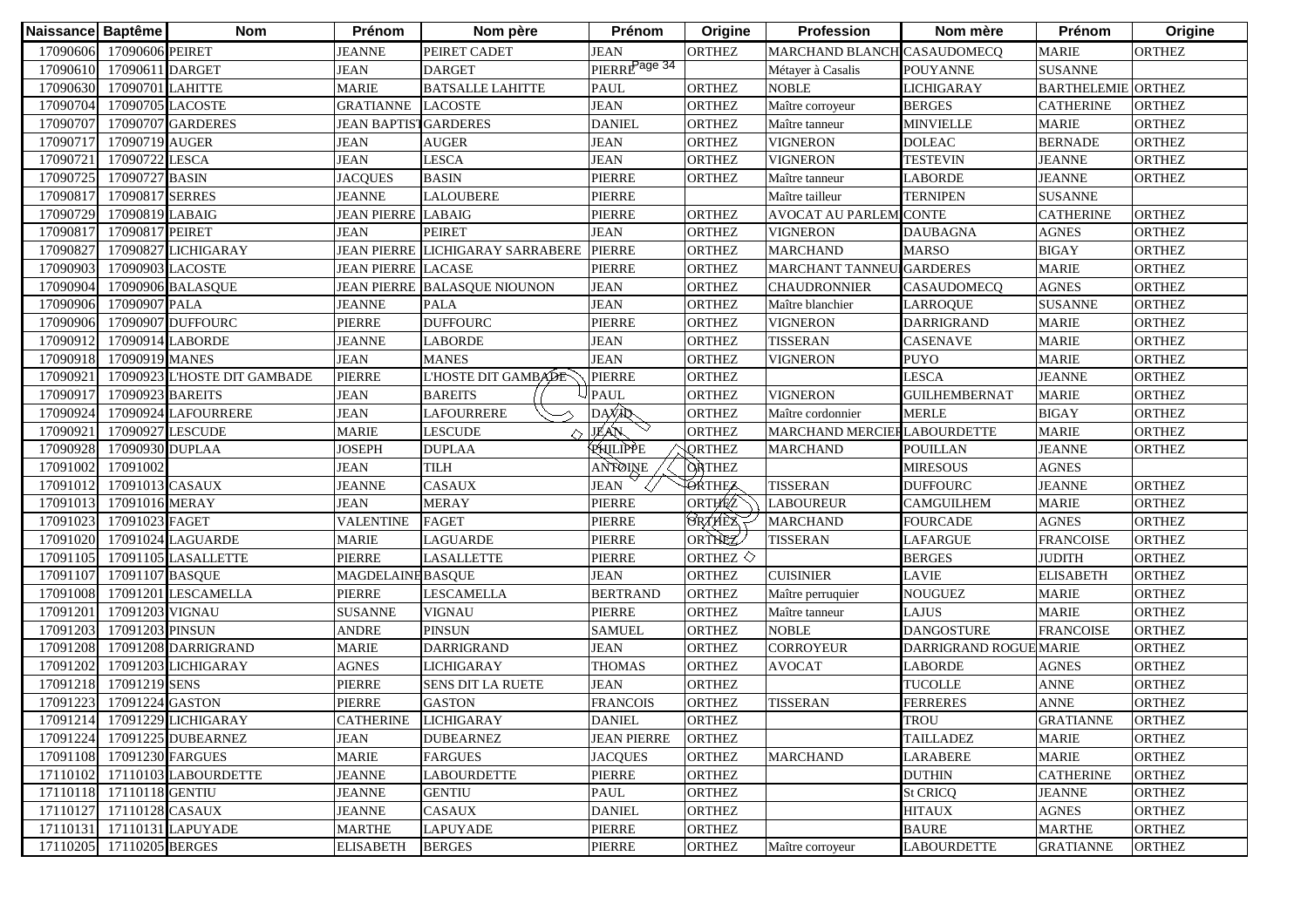| Naissance | Baptême | Nom | Prénom | Nom père | Prénom | Origine | Profession | Nom mère | Prénom | Origine |
|---|---|---|---|---|---|---|---|---|---|---|
| 17090606 | 17090606 | PEIRET | JEANNE | PEIRET CADET | JEAN | ORTHEZ | MARCHAND BLANCH | CASAUDOMECQ | MARIE | ORTHEZ |
| 17090610 | 17090611 | DARGET | JEAN | DARGET | PIERRE | | Métayer à Casalis | POUYANNE | SUSANNE | |
| 17090630 | 17090701 | LAHITTE | MARIE | BATSALLE LAHITTE | PAUL | ORTHEZ | NOBLE | LICHIGARAY | BARTHELEMIE | ORTHEZ |
| 17090704 | 17090705 | LACOSTE | GRATIANNE | LACOSTE | JEAN | ORTHEZ | Maître corroyeur | BERGES | CATHERINE | ORTHEZ |
| 17090707 | 17090707 | GARDERES | JEAN BAPTIST | GARDERES | DANIEL | ORTHEZ | Maître tanneur | MINVIELLE | MARIE | ORTHEZ |
| 17090717 | 17090719 | AUGER | JEAN | AUGER | JEAN | ORTHEZ | VIGNERON | DOLEAC | BERNADE | ORTHEZ |
| 17090721 | 17090722 | LESCA | JEAN | LESCA | JEAN | ORTHEZ | VIGNERON | TESTEVIN | JEANNE | ORTHEZ |
| 17090725 | 17090727 | BASIN | JACQUES | BASIN | PIERRE | ORTHEZ | Maître tanneur | LABORDE | JEANNE | ORTHEZ |
| 17090817 | 17090817 | SERRES | JEANNE | LALOUBERE | PIERRE | | Maître tailleur | TERNIPEN | SUSANNE | |
| 17090729 | 17090819 | LABAIG | JEAN PIERRE | LABAIG | PIERRE | ORTHEZ | AVOCAT AU PARLEM | CONTE | CATHERINE | ORTHEZ |
| 17090817 | 17090817 | PEIRET | JEAN | PEIRET | JEAN | ORTHEZ | VIGNERON | DAUBAGNA | AGNES | ORTHEZ |
| 17090827 | 17090827 | LICHIGARAY | JEAN PIERRE | LICHIGARAY SARRABERE | PIERRE | ORTHEZ | MARCHAND | MARSO | BIGAY | ORTHEZ |
| 17090903 | 17090903 | LACOSTE | JEAN PIERRE | LACASE | PIERRE | ORTHEZ | MARCHANT TANNEU | GARDERES | MARIE | ORTHEZ |
| 17090904 | 17090906 | BALASQUE | JEAN PIERRE | BALASQUE NIOUNON | JEAN | ORTHEZ | CHAUDRONNIER | CASAUDOMECQ | AGNES | ORTHEZ |
| 17090906 | 17090907 | PALA | JEANNE | PALA | JEAN | ORTHEZ | Maître blanchier | LARROQUE | SUSANNE | ORTHEZ |
| 17090906 | 17090907 | DUFFOURC | PIERRE | DUFFOURC | PIERRE | ORTHEZ | VIGNERON | DARRIGRAND | MARIE | ORTHEZ |
| 17090912 | 17090914 | LABORDE | JEANNE | LABORDE | JEAN | ORTHEZ | TISSERAN | CASENAVE | MARIE | ORTHEZ |
| 17090918 | 17090919 | MANES | JEAN | MANES | JEAN | ORTHEZ | VIGNERON | PUYO | MARIE | ORTHEZ |
| 17090921 | 17090923 | L'HOSTE DIT GAMBADE | PIERRE | L'HOSTE DIT GAMBADE | PIERRE | ORTHEZ | | LESCA | JEANNE | ORTHEZ |
| 17090917 | 17090923 | BAREITS | JEAN | BAREITS | PAUL | ORTHEZ | VIGNERON | GUILHEMBERNAT | MARIE | ORTHEZ |
| 17090924 | 17090924 | LAFOURRERE | JEAN | LAFOURRERE | DAVID | ORTHEZ | Maître cordonnier | MERLE | BIGAY | ORTHEZ |
| 17090921 | 17090927 | LESCUDE | MARIE | LESCUDE | JEAN | ORTHEZ | MARCHAND MERCIER | LABOURDETTE | MARIE | ORTHEZ |
| 17090928 | 17090930 | DUPLAA | JOSEPH | DUPLAA | PHILIPPE | ORTHEZ | MARCHAND | POUILLAN | JEANNE | ORTHEZ |
| 17091002 | 17091002 | | JEAN | TILH | ANTOINE | ORTHEZ | | MIRESOUS | AGNES | |
| 17091012 | 17091013 | CASAUX | JEANNE | CASAUX | JEAN | ORTHEZ | TISSERAN | DUFFOURC | JEANNE | ORTHEZ |
| 17091013 | 17091016 | MERAY | JEAN | MERAY | PIERRE | ORTHEZ | LABOUREUR | CAMGUILHEM | MARIE | ORTHEZ |
| 17091023 | 17091023 | FAGET | VALENTINE | FAGET | PIERRE | ORTHEZ | MARCHAND | FOURCADE | AGNES | ORTHEZ |
| 17091020 | 17091024 | LAGUARDE | MARIE | LAGUARDE | PIERRE | ORTHEZ | TISSERAN | LAFARGUE | FRANCOISE | ORTHEZ |
| 17091105 | 17091105 | LASALLETTE | PIERRE | LASALLETTE | PIERRE | ORTHEZ | | BERGES | JUDITH | ORTHEZ |
| 17091107 | 17091107 | BASQUE | MAGDELAINE | BASQUE | JEAN | ORTHEZ | CUISINIER | LAVIE | ELISABETH | ORTHEZ |
| 17091008 | 17091201 | LESCAMELLA | PIERRE | LESCAMELLA | BERTRAND | ORTHEZ | Maître perruquier | NOUGUEZ | MARIE | ORTHEZ |
| 17091201 | 17091203 | VIGNAU | SUSANNE | VIGNAU | PIERRE | ORTHEZ | Maître tanneur | LAJUS | MARIE | ORTHEZ |
| 17091203 | 17091203 | PINSUN | ANDRE | PINSUN | SAMUEL | ORTHEZ | NOBLE | DANGOSTURE | FRANCOISE | ORTHEZ |
| 17091208 | 17091208 | DARRIGRAND | MARIE | DARRIGRAND | JEAN | ORTHEZ | CORROYEUR | DARRIGRAND ROGUE | MARIE | ORTHEZ |
| 17091202 | 17091203 | LICHIGARAY | AGNES | LICHIGARAY | THOMAS | ORTHEZ | AVOCAT | LABORDE | AGNES | ORTHEZ |
| 17091218 | 17091219 | SENS | PIERRE | SENS DIT LA RUETE | JEAN | ORTHEZ | | TUCOLLE | ANNE | ORTHEZ |
| 17091223 | 17091224 | GASTON | PIERRE | GASTON | FRANCOIS | ORTHEZ | TISSERAN | FERRERES | ANNE | ORTHEZ |
| 17091214 | 17091229 | LICHIGARAY | CATHERINE | LICHIGARAY | DANIEL | ORTHEZ | | TROU | GRATIANNE | ORTHEZ |
| 17091224 | 17091225 | DUBEARNEZ | JEAN | DUBEARNEZ | JEAN PIERRE | ORTHEZ | | TAILLADEZ | MARIE | ORTHEZ |
| 17091108 | 17091230 | FARGUES | MARIE | FARGUES | JACQUES | ORTHEZ | MARCHAND | LARABERE | MARIE | ORTHEZ |
| 17110102 | 17110103 | LABOURDETTE | JEANNE | LABOURDETTE | PIERRE | ORTHEZ | | DUTHIN | CATHERINE | ORTHEZ |
| 17110118 | 17110118 | GENTIU | JEANNE | GENTIU | PAUL | ORTHEZ | | St CRICQ | JEANNE | ORTHEZ |
| 17110127 | 17110128 | CASAUX | JEANNE | CASAUX | DANIEL | ORTHEZ | | HITAUX | AGNES | ORTHEZ |
| 17110131 | 17110131 | LAPUYADE | MARTHE | LAPUYADE | PIERRE | ORTHEZ | | BAURE | MARTHE | ORTHEZ |
| 17110205 | 17110205 | BERGES | ELISABETH | BERGES | PIERRE | ORTHEZ | Maître corroyeur | LABOURDETTE | GRATIANNE | ORTHEZ |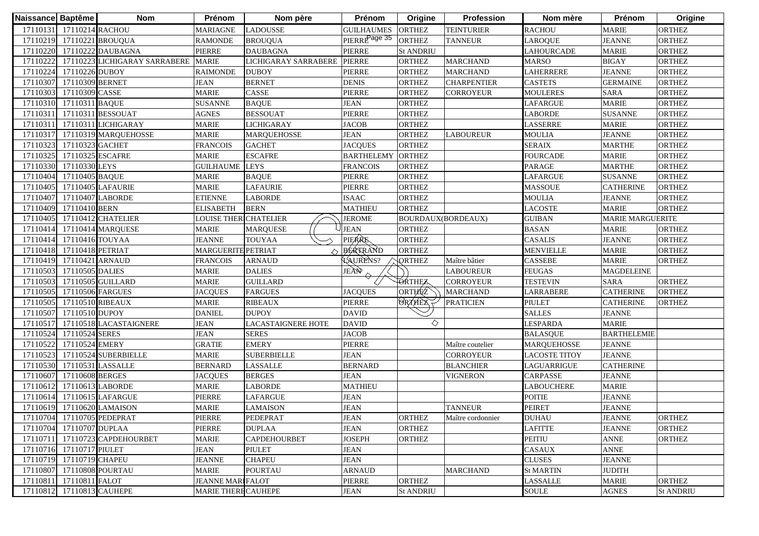| Naissance | Baptême | Nom | Prénom | Nom père | Prénom | Origine | Profession | Nom mère | Prénom | Origine |
|---|---|---|---|---|---|---|---|---|---|---|
| 17110131 | 17110214 | RACHOU | MARIAGNE | LADOUSSE | GUILHAUMES | ORTHEZ | TEINTURIER | RACHOU | MARIE | ORTHEZ |
| 17110219 | 17110221 | BROUQUA | RAMONDE | BROUQUA | PIERRE | ORTHEZ | TANNEUR | LAROQUE | JEANNE | ORTHEZ |
| 17110220 | 17110222 | DAUBAGNA | PIERRE | DAUBAGNA | PIERRE | St ANDRIU | | LAHOURCADE | MARIE | ORTHEZ |
| 17110222 | 17110223 | LICHIGARAY SARRABERE | MARIE | LICHIGARAY SARRABERE | PIERRE | ORTHEZ | MARCHAND | MARSO | BIGAY | ORTHEZ |
| 17110224 | 17110226 | DUBOY | RAIMONDE | DUBOY | PIERRE | ORTHEZ | MARCHAND | LAHERRERE | JEANNE | ORTHEZ |
| 17110307 | 17110309 | BERNET | JEAN | BERNET | DENIS | ORTHEZ | CHARPENTIER | CASTETS | GERMAINE | ORTHEZ |
| 17110303 | 17110309 | CASSE | MARIE | CASSE | PIERRE | ORTHEZ | CORROYEUR | MOULERES | SARA | ORTHEZ |
| 17110310 | 17110311 | BAQUE | SUSANNE | BAQUE | JEAN | ORTHEZ | | LAFARGUE | MARIE | ORTHEZ |
| 17110311 | 17110311 | BESSOUAT | AGNES | BESSOUAT | PIERRE | ORTHEZ | | LABORDE | SUSANNE | ORTHEZ |
| 17110311 | 17110311 | LICHIGARAY | MARIE | LICHIGARAY | JACOB | ORTHEZ | | LASSERRE | MARIE | ORTHEZ |
| 17110317 | 17110319 | MARQUEHOSSE | MARIE | MARQUEHOSSE | JEAN | ORTHEZ | LABOUREUR | MOULIA | JEANNE | ORTHEZ |
| 17110323 | 17110323 | GACHET | FRANCOIS | GACHET | JACQUES | ORTHEZ | | SERAIX | MARTHE | ORTHEZ |
| 17110325 | 17110325 | ESCAFRE | MARIE | ESCAFRE | BARTHELEMY | ORTHEZ | | FOURCADE | MARIE | ORTHEZ |
| 17110330 | 17110330 | LEYS | GUILHAUME | LEYS | FRANCOIS | ORTHEZ | | PARAGE | MARTHE | ORTHEZ |
| 17110404 | 17110405 | BAQUE | MARIE | BAQUE | PIERRE | ORTHEZ | | LAFARGUE | SUSANNE | ORTHEZ |
| 17110405 | 17110405 | LAFAURIE | MARIE | LAFAURIE | PIERRE | ORTHEZ | | MASSOUE | CATHERINE | ORTHEZ |
| 17110407 | 17110407 | LABORDE | ETIENNE | LABORDE | ISAAC | ORTHEZ | | MOULIA | JEANNE | ORTHEZ |
| 17110409 | 17110410 | BERN | ELISABETH | BERN | MATHIEU | ORTHEZ | | LACOSTE | MARIE | ORTHEZ |
| 17110405 | 17110412 | CHATELIER | LOUISE THER | CHATELIER | JEROME | BOURDAUX(BORDEAUX) | | GUIBAN | MARIE MARGUERITE | |
| 17110414 | 17110414 | MARQUESE | MARIE | MARQUESE | JEAN | ORTHEZ | | BASAN | MARIE | ORTHEZ |
| 17110414 | 17110416 | TOUYAA | JEANNE | TOUYAA | PIERRE | ORTHEZ | | CASALIS | JEANNE | ORTHEZ |
| 17110418 | 17110418 | PETRIAT | MARGUERITE | PETRIAT | BERTRAND | ORTHEZ | | MENVIELLE | MARIE | ORTHEZ |
| 17110419 | 17110421 | ARNAUD | FRANCOIS | ARNAUD | LAURENS? | ORTHEZ | Maître bâtier | CASSEBE | MARIE | ORTHEZ |
| 17110503 | 17110505 | DALIES | MARIE | DALIES | JEAN | | LABOUREUR | FEUGAS | MAGDELEINE | |
| 17110503 | 17110505 | GUILLARD | MARIE | GUILLARD | | ORTHEZ | CORROYEUR | TESTEVIN | SARA | ORTHEZ |
| 17110505 | 17110506 | FARGUES | JACQUES | FARGUES | JACQUES | ORTHEZ | MARCHAND | LARRABERE | CATHERINE | ORTHEZ |
| 17110505 | 17110510 | RIBEAUX | MARIE | RIBEAUX | PIERRE | ORTHEZ | PRATICIEN | PIULET | CATHERINE | ORTHEZ |
| 17110507 | 17110510 | DUPOY | DANIEL | DUPOY | DAVID | | | SALLES | JEANNE | |
| 17110517 | 17110518 | LACASTAIGNERE | JEAN | LACASTAIGNERE HOTE | DAVID | | | LESPARDA | MARIE | |
| 17110524 | 17110524 | SERES | JEAN | SERES | JACOB | | | BALASQUE | BARTHELEMIE | |
| 17110522 | 17110524 | EMERY | GRATIE | EMERY | PIERRE | | Maître coutelier | MARQUEHOSSE | JEANNE | |
| 17110523 | 17110524 | SUBERBIELLE | MARIE | SUBERBIELLE | JEAN | | CORROYEUR | LACOSTE TITOY | JEANNE | |
| 17110530 | 17110531 | LASSALLE | BERNARD | LASSALLE | BERNARD | | BLANCHIER | LAGUARRIGUE | CATHERINE | |
| 17110607 | 17110608 | BERGES | JACQUES | BERGES | JEAN | | VIGNERON | CARPASSE | JEANNE | |
| 17110612 | 17110613 | LABORDE | MARIE | LABORDE | MATHIEU | | | LABOUCHERE | MARIE | |
| 17110614 | 17110615 | LAFARGUE | PIERRE | LAFARGUE | JEAN | | | POITIE | JEANNE | |
| 17110619 | 17110620 | LAMAISON | MARIE | LAMAISON | JEAN | | TANNEUR | PEIRET | JEANNE | |
| 17110704 | 17110705 | PEDEPRAT | PIERRE | PEDEPRAT | JEAN | ORTHEZ | Maître cordonnier | DUHAU | JEANNE | ORTHEZ |
| 17110704 | 17110707 | DUPLAA | PIERRE | DUPLAA | JEAN | ORTHEZ | | LAFITTE | JEANNE | ORTHEZ |
| 17110711 | 17110723 | CAPDEHOURBET | MARIE | CAPDEHOURBET | JOSEPH | ORTHEZ | | PEITIU | ANNE | ORTHEZ |
| 17110716 | 17110717 | PIULET | JEAN | PIULET | JEAN | | | CASAUX | ANNE | |
| 17110719 | 17110719 | CHAPEU | JEANNE | CHAPEU | JEAN | | | CLUSES | JEANNE | |
| 17110807 | 17110808 | POURTAU | MARIE | POURTAU | ARNAUD | | MARCHAND | St MARTIN | JUDITH | |
| 17110811 | 17110811 | FALOT | JEANNE MARI | FALOT | PIERRE | ORTHEZ | | LASSALLE | MARIE | ORTHEZ |
| 17110812 | 17110813 | CAUHEPE | MARIE THERE | CAUHEPE | JEAN | St ANDRIU | | SOULE | AGNES | St ANDRIU |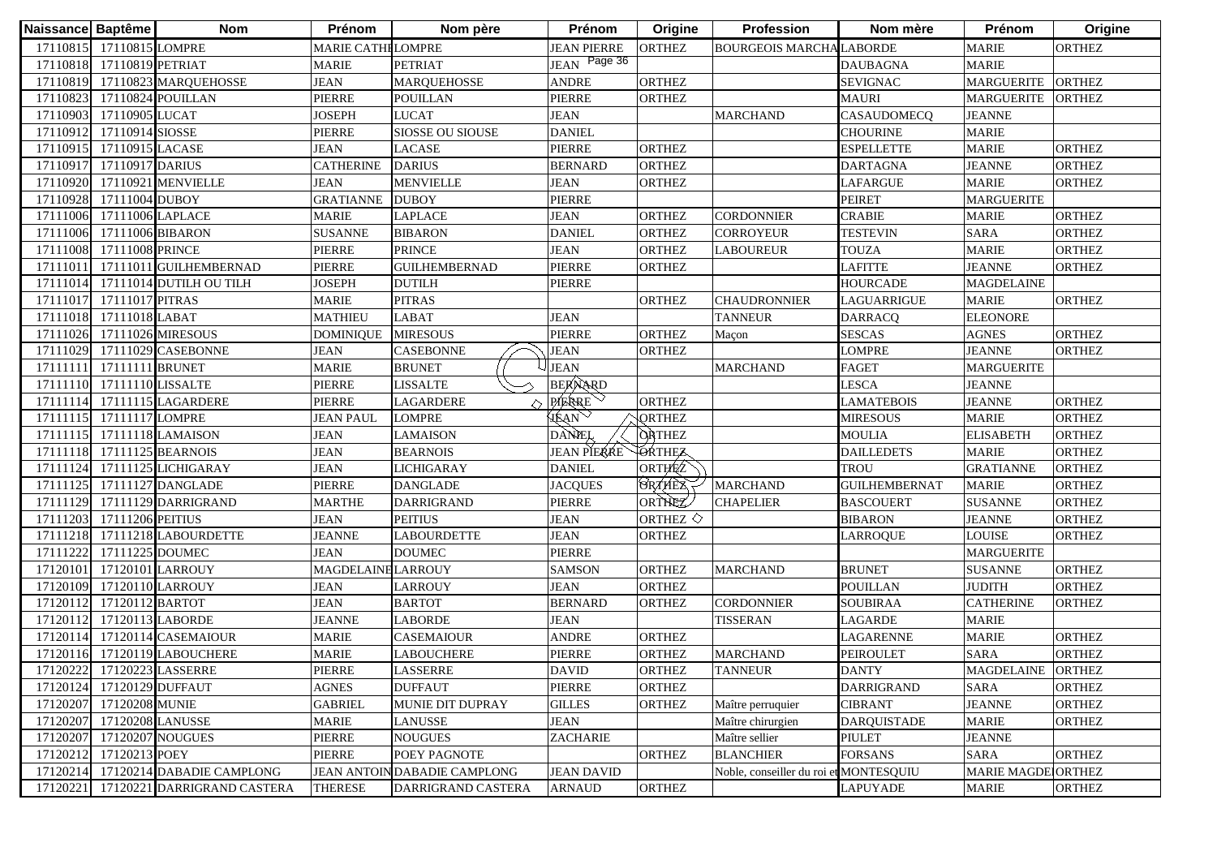| Naissance | Baptême | Nom | Prénom | Nom père | Prénom | Origine | Profession | Nom mère | Prénom | Origine |
|---|---|---|---|---|---|---|---|---|---|---|
| 17110815 | 17110815 | LOMPRE | MARIE CATHE | LOMPRE | JEAN PIERRE | ORTHEZ | BOURGEOIS MARCHA | LABORDE | MARIE | ORTHEZ |
| 17110818 | 17110819 | PETRIAT | MARIE | PETRIAT | JEAN | | | DAUBAGNA | MARIE | |
| 17110819 | 17110823 | MARQUEHOSSE | JEAN | MARQUEHOSSE | ANDRE | ORTHEZ | | SEVIGNAC | MARGUERITE | ORTHEZ |
| 17110823 | 17110824 | POUILLAN | PIERRE | POUILLAN | PIERRE | ORTHEZ | | MAURI | MARGUERITE | ORTHEZ |
| 17110903 | 17110905 | LUCAT | JOSEPH | LUCAT | JEAN | | MARCHAND | CASAUDOMECQ | JEANNE | |
| 17110912 | 17110914 | SIOSSE | PIERRE | SIOSSE OU SIOUSE | DANIEL | | | CHOURINE | MARIE | |
| 17110915 | 17110915 | LACASE | JEAN | LACASE | PIERRE | ORTHEZ | | ESPELLETTE | MARIE | ORTHEZ |
| 17110917 | 17110917 | DARIUS | CATHERINE | DARIUS | BERNARD | ORTHEZ | | DARTAGNA | JEANNE | ORTHEZ |
| 17110920 | 17110921 | MENVIELLE | JEAN | MENVIELLE | JEAN | ORTHEZ | | LAFARGUE | MARIE | ORTHEZ |
| 17110928 | 17111004 | DUBOY | GRATIANNE | DUBOY | PIERRE | | | PEIRET | MARGUERITE | |
| 17111006 | 17111006 | LAPLACE | MARIE | LAPLACE | JEAN | ORTHEZ | CORDONNIER | CRABIE | MARIE | ORTHEZ |
| 17111006 | 17111006 | BIBARON | SUSANNE | BIBARON | DANIEL | ORTHEZ | CORROYEUR | TESTEVIN | SARA | ORTHEZ |
| 17111008 | 17111008 | PRINCE | PIERRE | PRINCE | JEAN | ORTHEZ | LABOUREUR | TOUZA | MARIE | ORTHEZ |
| 17111011 | 17111011 | GUILHEMBERNAD | PIERRE | GUILHEMBERNAD | PIERRE | ORTHEZ | | LAFITTE | JEANNE | ORTHEZ |
| 17111014 | 17111014 | DUTILH OU TILH | JOSEPH | DUTILH | PIERRE | | | HOURCADE | MAGDELAINE | |
| 17111017 | 17111017 | PITRAS | MARIE | PITRAS | | ORTHEZ | CHAUDRONNIER | LAGUARRIGUE | MARIE | ORTHEZ |
| 17111018 | 17111018 | LABAT | MATHIEU | LABAT | JEAN | | TANNEUR | DARRACQ | ELEONORE | |
| 17111026 | 17111026 | MIRESOUS | DOMINIQUE | MIRESOUS | PIERRE | ORTHEZ | Maçon | SESCAS | AGNES | ORTHEZ |
| 17111029 | 17111029 | CASEBONNE | JEAN | CASEBONNE | JEAN | ORTHEZ | | LOMPRE | JEANNE | ORTHEZ |
| 17111111 | 17111111 | BRUNET | MARIE | BRUNET | JEAN | | MARCHAND | FAGET | MARGUERITE | |
| 17111110 | 17111110 | LISSALTE | PIERRE | LISSALTE | BERNARD | | | LESCA | JEANNE | |
| 17111114 | 17111115 | LAGARDERE | PIERRE | LAGARDERE | PIERRE | ORTHEZ | | LAMATEBOIS | JEANNE | ORTHEZ |
| 17111115 | 17111117 | LOMPRE | JEAN PAUL | LOMPRE | JEAN | ORTHEZ | | MIRESOUS | MARIE | ORTHEZ |
| 17111115 | 17111118 | LAMAISON | JEAN | LAMAISON | DANIEL | ORTHEZ | | MOULIA | ELISABETH | ORTHEZ |
| 17111118 | 17111125 | BEARNOIS | JEAN | BEARNOIS | JEAN PIERRE | ORTHEZ | | DAILLEDETS | MARIE | ORTHEZ |
| 17111124 | 17111125 | LICHIGARAY | JEAN | LICHIGARAY | DANIEL | ORTHEZ | | TROU | GRATIANNE | ORTHEZ |
| 17111125 | 17111127 | DANGLADE | PIERRE | DANGLADE | JACQUES | ORTHEZ | MARCHAND | GUILHEMBERNAT | MARIE | ORTHEZ |
| 17111129 | 17111129 | DARRIGRAND | MARTHE | DARRIGRAND | PIERRE | ORTHEZ | CHAPELIER | BASCOUERT | SUSANNE | ORTHEZ |
| 17111203 | 17111206 | PEITIUS | JEAN | PEITIUS | JEAN | ORTHEZ | | BIBARON | JEANNE | ORTHEZ |
| 17111218 | 17111218 | LABOURDETTE | JEANNE | LABOURDETTE | JEAN | ORTHEZ | | LARROQUE | LOUISE | ORTHEZ |
| 17111222 | 17111225 | DOUMEC | JEAN | DOUMEC | PIERRE | | | | MARGUERITE | |
| 17120101 | 17120101 | LARROUY | MAGDELAINE | LARROUY | SAMSON | ORTHEZ | MARCHAND | BRUNET | SUSANNE | ORTHEZ |
| 17120109 | 17120110 | LARROUY | JEAN | LARROUY | JEAN | ORTHEZ | | POUILLAN | JUDITH | ORTHEZ |
| 17120112 | 17120112 | BARTOT | JEAN | BARTOT | BERNARD | ORTHEZ | CORDONNIER | SOUBIRAA | CATHERINE | ORTHEZ |
| 17120112 | 17120113 | LABORDE | JEANNE | LABORDE | JEAN | | TISSERAN | LAGARDE | MARIE | |
| 17120114 | 17120114 | CASEMAIOUR | MARIE | CASEMAIOUR | ANDRE | ORTHEZ | | LAGARENNE | MARIE | ORTHEZ |
| 17120116 | 17120119 | LABOUCHERE | MARIE | LABOUCHERE | PIERRE | ORTHEZ | MARCHAND | PEIROULET | SARA | ORTHEZ |
| 17120222 | 17120223 | LASSERRE | PIERRE | LASSERRE | DAVID | ORTHEZ | TANNEUR | DANTY | MAGDELAINE | ORTHEZ |
| 17120124 | 17120129 | DUFFAUT | AGNES | DUFFAUT | PIERRE | ORTHEZ | | DARRIGRAND | SARA | ORTHEZ |
| 17120207 | 17120208 | MUNIE | GABRIEL | MUNIE DIT DUPRAY | GILLES | ORTHEZ | Maître perruquier | CIBRANT | JEANNE | ORTHEZ |
| 17120207 | 17120208 | LANUSSE | MARIE | LANUSSE | JEAN | | Maître chirurgien | DARQUISTADE | MARIE | ORTHEZ |
| 17120207 | 17120207 | NOUGUES | PIERRE | NOUGUES | ZACHARIE | | Maître sellier | PIULET | JEANNE | |
| 17120212 | 17120213 | POEY | PIERRE | POEY PAGNOTE | | ORTHEZ | BLANCHIER | FORSANS | SARA | ORTHEZ |
| 17120214 | 17120214 | DABADIE CAMPLONG | JEAN ANTOIN | DABADIE CAMPLONG | JEAN DAVID | | Noble, conseiller du roi et | MONTESQUIU | MARIE MAGDE | ORTHEZ |
| 17120221 | 17120221 | DARRIGRAND CASTERA | THERESE | DARRIGRAND CASTERA | ARNAUD | ORTHEZ | | LAPUYADE | MARIE | ORTHEZ |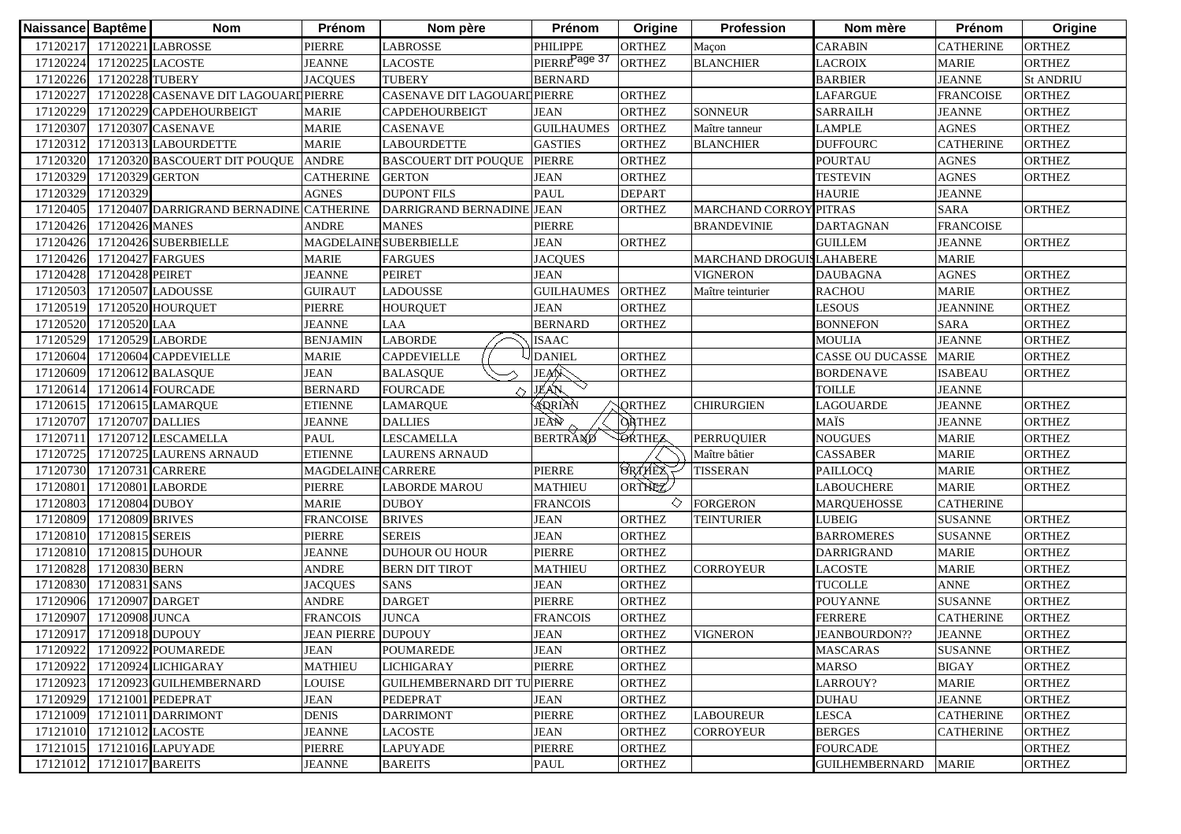| Naissance | Baptême | Nom | Prénom | Nom père | Prénom | Origine | Profession | Nom mère | Prénom | Origine |
|---|---|---|---|---|---|---|---|---|---|---|
| 17120217 | 17120221 | LABROSSE | PIERRE | LABROSSE | PHILIPPE | ORTHEZ | Maçon | CARABIN | CATHERINE | ORTHEZ |
| 17120224 | 17120225 | LACOSTE | JEANNE | LACOSTE | PIERRE | ORTHEZ | BLANCHIER | LACROIX | MARIE | ORTHEZ |
| 17120226 | 17120228 | TUBERY | JACQUES | TUBERY | BERNARD | | | BARBIER | JEANNE | St ANDRIU |
| 17120227 | 17120228 | CASENAVE DIT LAGOUARDE | PIERRE | CASENAVE DIT LAGOUARDE | PIERRE | ORTHEZ | | LAFARGUE | FRANCOISE | ORTHEZ |
| 17120229 | 17120229 | CAPDEHOURBEIGT | MARIE | CAPDEHOURBEIGT | JEAN | ORTHEZ | SONNEUR | SARRAILH | JEANNE | ORTHEZ |
| 17120307 | 17120307 | CASENAVE | MARIE | CASENAVE | GUILHAUMES | ORTHEZ | Maître tanneur | LAMPLE | AGNES | ORTHEZ |
| 17120312 | 17120313 | LABOURDETTE | MARIE | LABOURDETTE | GASTIES | ORTHEZ | BLANCHIER | DUFFOURC | CATHERINE | ORTHEZ |
| 17120320 | 17120320 | BASCOUERT DIT POUQUE | ANDRE | BASCOUERT DIT POUQUE | PIERRE | ORTHEZ | | POURTAU | AGNES | ORTHEZ |
| 17120329 | 17120329 | GERTON | CATHERINE | GERTON | JEAN | ORTHEZ | | TESTEVIN | AGNES | ORTHEZ |
| 17120329 | 17120329 | | AGNES | DUPONT FILS | PAUL | DEPART | | HAURIE | JEANNE | |
| 17120405 | 17120407 | DARRIGRAND BERNADINE | CATHERINE | DARRIGRAND BERNADINE | JEAN | ORTHEZ | MARCHAND CORROY | PITRAS | SARA | ORTHEZ |
| 17120426 | 17120426 | MANES | ANDRE | MANES | PIERRE | | BRANDEVINIE | DARTAGNAN | FRANCOISE | |
| 17120426 | 17120426 | SUBERBIELLE | MAGDELAINE | SUBERBIELLE | JEAN | ORTHEZ | | GUILLEM | JEANNE | ORTHEZ |
| 17120426 | 17120427 | FARGUES | MARIE | FARGUES | JACQUES | | MARCHAND DROGUIS | LAHABERE | MARIE | |
| 17120428 | 17120428 | PEIRET | JEANNE | PEIRET | JEAN | | VIGNERON | DAUBAGNA | AGNES | ORTHEZ |
| 17120503 | 17120507 | LADOUSSE | GUIRAUT | LADOUSSE | GUILHAUMES | ORTHEZ | Maître teinturier | RACHOU | MARIE | ORTHEZ |
| 17120519 | 17120520 | HOURQUET | PIERRE | HOURQUET | JEAN | ORTHEZ | | LESOUS | JEANNINE | ORTHEZ |
| 17120520 | 17120520 | LAA | JEANNE | LAA | BERNARD | ORTHEZ | | BONNEFON | SARA | ORTHEZ |
| 17120529 | 17120529 | LABORDE | BENJAMIN | LABORDE | ISAAC | | | MOULIA | JEANNE | ORTHEZ |
| 17120604 | 17120604 | CAPDEVIELLE | MARIE | CAPDEVIELLE | DANIEL | ORTHEZ | | CASSE OU DUCASSE | MARIE | ORTHEZ |
| 17120609 | 17120612 | BALASQUE | JEAN | BALASQUE | JEAN | ORTHEZ | | BORDENAVE | ISABEAU | ORTHEZ |
| 17120614 | 17120614 | FOURCADE | BERNARD | FOURCADE | JEAN | | | TOILLE | JEANNE | |
| 17120615 | 17120615 | LAMARQUE | ETIENNE | LAMARQUE | ADRIAN | ORTHEZ | CHIRURGIEN | LAGOUARDE | JEANNE | ORTHEZ |
| 17120707 | 17120707 | DALLIES | JEANNE | DALLIES | JEAN | ORTHEZ | | MAÏS | JEANNE | ORTHEZ |
| 17120711 | 17120712 | LESCAMELLA | PAUL | LESCAMELLA | BERTRAND | ORTHEZ | PERRUQUIER | NOUGUES | MARIE | ORTHEZ |
| 17120725 | 17120725 | LAURENS ARNAUD | ETIENNE | LAURENS ARNAUD | | | Maître bâtier | CASSABER | MARIE | ORTHEZ |
| 17120730 | 17120731 | CARRERE | MAGDELAINE | CARRERE | PIERRE | ORTHEZ | TISSERAN | PAILLOCQ | MARIE | ORTHEZ |
| 17120801 | 17120801 | LABORDE | PIERRE | LABORDE MAROU | MATHIEU | ORTHEZ | | LABOUCHERE | MARIE | ORTHEZ |
| 17120803 | 17120804 | DUBOY | MARIE | DUBOY | FRANCOIS | | FORGERON | MARQUEHOSSE | CATHERINE | |
| 17120809 | 17120809 | BRIVES | FRANCOISE | BRIVES | JEAN | ORTHEZ | TEINTURIER | LUBEIG | SUSANNE | ORTHEZ |
| 17120810 | 17120815 | SEREIS | PIERRE | SEREIS | JEAN | ORTHEZ | | BARROMERES | SUSANNE | ORTHEZ |
| 17120810 | 17120815 | DUHOUR | JEANNE | DUHOUR OU HOUR | PIERRE | ORTHEZ | | DARRIGRAND | MARIE | ORTHEZ |
| 17120828 | 17120830 | BERN | ANDRE | BERN DIT TIROT | MATHIEU | ORTHEZ | CORROYEUR | LACOSTE | MARIE | ORTHEZ |
| 17120830 | 17120831 | SANS | JACQUES | SANS | JEAN | ORTHEZ | | TUCOLLE | ANNE | ORTHEZ |
| 17120906 | 17120907 | DARGET | ANDRE | DARGET | PIERRE | ORTHEZ | | POUYANNE | SUSANNE | ORTHEZ |
| 17120907 | 17120908 | JUNCA | FRANCOIS | JUNCA | FRANCOIS | ORTHEZ | | FERRERE | CATHERINE | ORTHEZ |
| 17120917 | 17120918 | DUPOUY | JEAN PIERRE | DUPOUY | JEAN | ORTHEZ | VIGNERON | JEANBOURDON?? | JEANNE | ORTHEZ |
| 17120922 | 17120922 | POUMAREDE | JEAN | POUMAREDE | JEAN | ORTHEZ | | MASCARAS | SUSANNE | ORTHEZ |
| 17120922 | 17120924 | LICHIGARAY | MATHIEU | LICHIGARAY | PIERRE | ORTHEZ | | MARSO | BIGAY | ORTHEZ |
| 17120923 | 17120923 | GUILHEMBERNARD | LOUISE | GUILHEMBERNARD DIT TU | PIERRE | ORTHEZ | | LARROUY? | MARIE | ORTHEZ |
| 17120929 | 17121001 | PEDEPRAT | JEAN | PEDEPRAT | JEAN | ORTHEZ | | DUHAU | JEANNE | ORTHEZ |
| 17121009 | 17121011 | DARRIMONT | DENIS | DARRIMONT | PIERRE | ORTHEZ | LABOUREUR | LESCA | CATHERINE | ORTHEZ |
| 17121010 | 17121012 | LACOSTE | JEANNE | LACOSTE | JEAN | ORTHEZ | CORROYEUR | BERGES | CATHERINE | ORTHEZ |
| 17121015 | 17121016 | LAPUYADE | PIERRE | LAPUYADE | PIERRE | ORTHEZ | | FOURCADE | | ORTHEZ |
| 17121012 | 17121017 | BAREITS | JEANNE | BAREITS | PAUL | ORTHEZ | | GUILHEMBERNARD | MARIE | ORTHEZ |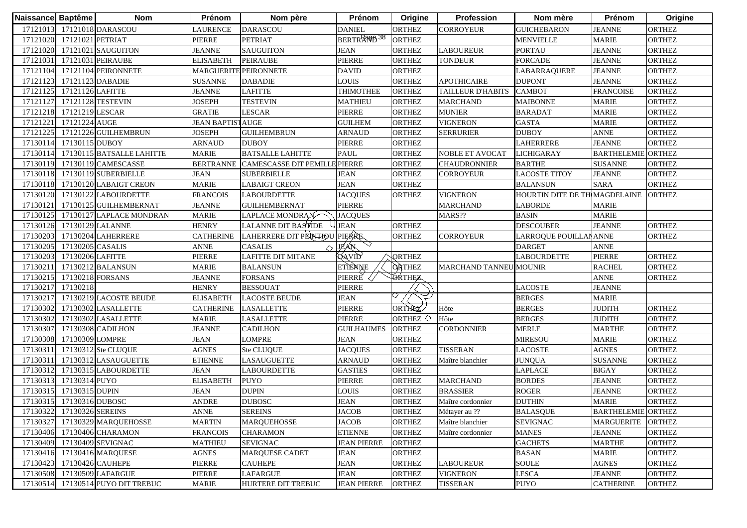| Naissance | Baptême | Nom | Prénom | Nom père | Prénom | Origine | Profession | Nom mère | Prénom | Origine |
|---|---|---|---|---|---|---|---|---|---|---|
| 17121013 | 17121018 | DARASCOU | LAURENCE | DARASCOU | DANIEL | ORTHEZ | CORROYEUR | GUICHEBARON | JEANNE | ORTHEZ |
| 17121020 | 17121021 | PETRIAT | PIERRE | PETRIAT | BERTRAND | ORTHEZ | | MENVIELLE | MARIE | ORTHEZ |
| 17121020 | 17121021 | SAUGUITON | JEANNE | SAUGUITON | JEAN | ORTHEZ | LABOUREUR | PORTAU | JEANNE | ORTHEZ |
| 17121031 | 17121031 | PEIRAUBE | ELISABETH | PEIRAUBE | PIERRE | ORTHEZ | TONDEUR | FORCADE | JEANNE | ORTHEZ |
| 17121104 | 17121104 | PEIRONNETE | MARGUERITE | PEIRONNETE | DAVID | ORTHEZ | | LABARRAQUERE | JEANNE | ORTHEZ |
| 17121123 | 17121123 | DABADIE | SUSANNE | DABADIE | LOUIS | ORTHEZ | APOTHICAIRE | DUPONT | JEANNE | ORTHEZ |
| 17121125 | 17121126 | LAFITTE | JEANNE | LAFITTE | THIMOTHEE | ORTHEZ | TAILLEUR D'HABITS | CAMBOT | FRANCOISE | ORTHEZ |
| 17121127 | 17121128 | TESTEVIN | JOSEPH | TESTEVIN | MATHIEU | ORTHEZ | MARCHAND | MAIBONNE | MARIE | ORTHEZ |
| 17121218 | 17121219 | LESCAR | GRATIE | LESCAR | PIERRE | ORTHEZ | MUNIER | BARADAT | MARIE | ORTHEZ |
| 17121221 | 17121224 | AUGE | JEAN BAPTISTE | AUGE | GUILHEM | ORTHEZ | VIGNERON | GASTA | MARIE | ORTHEZ |
| 17121225 | 17121226 | GUILHEMBRUN | JOSEPH | GUILHEMBRUN | ARNAUD | ORTHEZ | SERRURIER | DUBOY | ANNE | ORTHEZ |
| 17130114 | 17130115 | DUBOY | ARNAUD | DUBOY | PIERRE | ORTHEZ | | LAHERRERE | JEANNE | ORTHEZ |
| 17130114 | 17130115 | BATSALLE LAHITTE | MARIE | BATSALLE LAHITTE | PAUL | ORTHEZ | NOBLE ET AVOCAT | LICHIGARAY | BARTHELEMIE | ORTHEZ |
| 17130119 | 17130119 | CAMESCASSE | BERTRANNE | CAMESCASSE DIT PEMILLE | PIERRE | ORTHEZ | CHAUDRONNIER | BARTHE | SUSANNE | ORTHEZ |
| 17130118 | 17130119 | SUBERBIELLE | JEAN | SUBERBIELLE | JEAN | ORTHEZ | CORROYEUR | LACOSTE TITOY | JEANNE | ORTHEZ |
| 17130118 | 17130120 | LABAIGT CREON | MARIE | LABAIGT CREON | JEAN | ORTHEZ | | BALANSUN | SARA | ORTHEZ |
| 17130120 | 17130122 | LABOURDETTE | FRANCOIS | LABOURDETTE | JACQUES | ORTHEZ | VIGNERON | HOURTIN DITE DE TH | MAGDELAINE | ORTHEZ |
| 17130121 | 17130125 | GUILHEMBERNAT | JEANNE | GUILHEMBERNAT | PIERRE | | MARCHAND | LABORDE | MARIE | |
| 17130125 | 17130127 | LAPLACE MONDRAN | MARIE | LAPLACE MONDRAN | JACQUES | | MARS?? | BASIN | MARIE | |
| 17130126 | 17130129 | LALANNE | HENRY | LALANNE DIT BASTIDE | JEAN | ORTHEZ | | DESCOUBER | JEANNE | ORTHEZ |
| 17130203 | 17130204 | LAHERRERE | CATHERINE | LAHERRERE DIT PENTIOU | PIERRE | ORTHEZ | CORROYEUR | LARROQUE POUILLAN | ANNE | ORTHEZ |
| 17130205 | 17130205 | CASALIS | ANNE | CASALIS | JEAN | | | DARGET | ANNE | |
| 17130203 | 17130206 | LAFITTE | PIERRE | LAFITTE DIT MITANE | DAVID | ORTHEZ | | LABOURDETTE | PIERRE | ORTHEZ |
| 17130211 | 17130212 | BALANSUN | MARIE | BALANSUN | ETIENNE | ORTHEZ | MARCHAND TANNEU | MOUNIR | RACHEL | ORTHEZ |
| 17130215 | 17130218 | FORSANS | JEANNE | FORSANS | PIERRE | ORTHEZ | | | ANNE | ORTHEZ |
| 17130217 | 17130218 | | HENRY | BESSOUAT | PIERRE | | | LACOSTE | JEANNE | |
| 17130217 | 17130219 | LACOSTE BEUDE | ELISABETH | LACOSTE BEUDE | JEAN | | | BERGES | MARIE | |
| 17130302 | 17130302 | LASALLETTE | CATHERINE | LASALLETTE | PIERRE | ORTHEZ | Hôte | BERGES | JUDITH | ORTHEZ |
| 17130302 | 17130302 | LASALLETTE | MARIE | LASALLETTE | PIERRE | ORTHEZ | Hôte | BERGES | JUDITH | ORTHEZ |
| 17130307 | 17130308 | CADILHON | JEANNE | CADILHON | GUILHAUMES | ORTHEZ | CORDONNIER | MERLE | MARTHE | ORTHEZ |
| 17130308 | 17130309 | LOMPRE | JEAN | LOMPRE | JEAN | ORTHEZ | | MIRESOU | MARIE | ORTHEZ |
| 17130311 | 17130312 | Ste CLUQUE | AGNES | Ste CLUQUE | JACQUES | ORTHEZ | TISSERAN | LACOSTE | AGNES | ORTHEZ |
| 17130311 | 17130312 | LASAUGUETTE | ETIENNE | LASAUGUETTE | ARNAUD | ORTHEZ | Maître blanchier | JUNQUA | SUSANNE | ORTHEZ |
| 17130312 | 17130315 | LABOURDETTE | JEAN | LABOURDETTE | GASTIES | ORTHEZ | | LAPLACE | BIGAY | ORTHEZ |
| 17130313 | 17130314 | PUYO | ELISABETH | PUYO | PIERRE | ORTHEZ | MARCHAND | BORDES | JEANNE | ORTHEZ |
| 17130315 | 17130315 | DUPIN | JEAN | DUPIN | LOUIS | ORTHEZ | BRASSIER | ROGER | JEANNE | ORTHEZ |
| 17130315 | 17130316 | DUBOSC | ANDRE | DUBOSC | JEAN | ORTHEZ | Maître cordonnier | DUTHIN | MARIE | ORTHEZ |
| 17130322 | 17130326 | SEREINS | ANNE | SEREINS | JACOB | ORTHEZ | Métayer au ?? | BALASQUE | BARTHELEMIE | ORTHEZ |
| 17130327 | 17130329 | MARQUEHOSSE | MARTIN | MARQUEHOSSE | JACOB | ORTHEZ | Maître blanchier | SEVIGNAC | MARGUERITE | ORTHEZ |
| 17130406 | 17130406 | CHARAMON | FRANCOIS | CHARAMON | ETIENNE | ORTHEZ | Maître cordonnier | MANES | JEANNE | ORTHEZ |
| 17130409 | 17130409 | SEVIGNAC | MATHIEU | SEVIGNAC | JEAN PIERRE | ORTHEZ | | GACHETS | MARTHE | ORTHEZ |
| 17130416 | 17130416 | MARQUESE | AGNES | MARQUESE CADET | JEAN | ORTHEZ | | BASAN | MARIE | ORTHEZ |
| 17130423 | 17130426 | CAUHEPE | PIERRE | CAUHEPE | JEAN | ORTHEZ | LABOUREUR | SOULE | AGNES | ORTHEZ |
| 17130508 | 17130509 | LAFARGUE | PIERRE | LAFARGUE | JEAN | ORTHEZ | VIGNERON | LESCA | JEANNE | ORTHEZ |
| 17130514 | 17130514 | PUYO DIT TREBUC | MARIE | HURTERE DIT TREBUC | JEAN PIERRE | ORTHEZ | TISSERAN | PUYO | CATHERINE | ORTHEZ |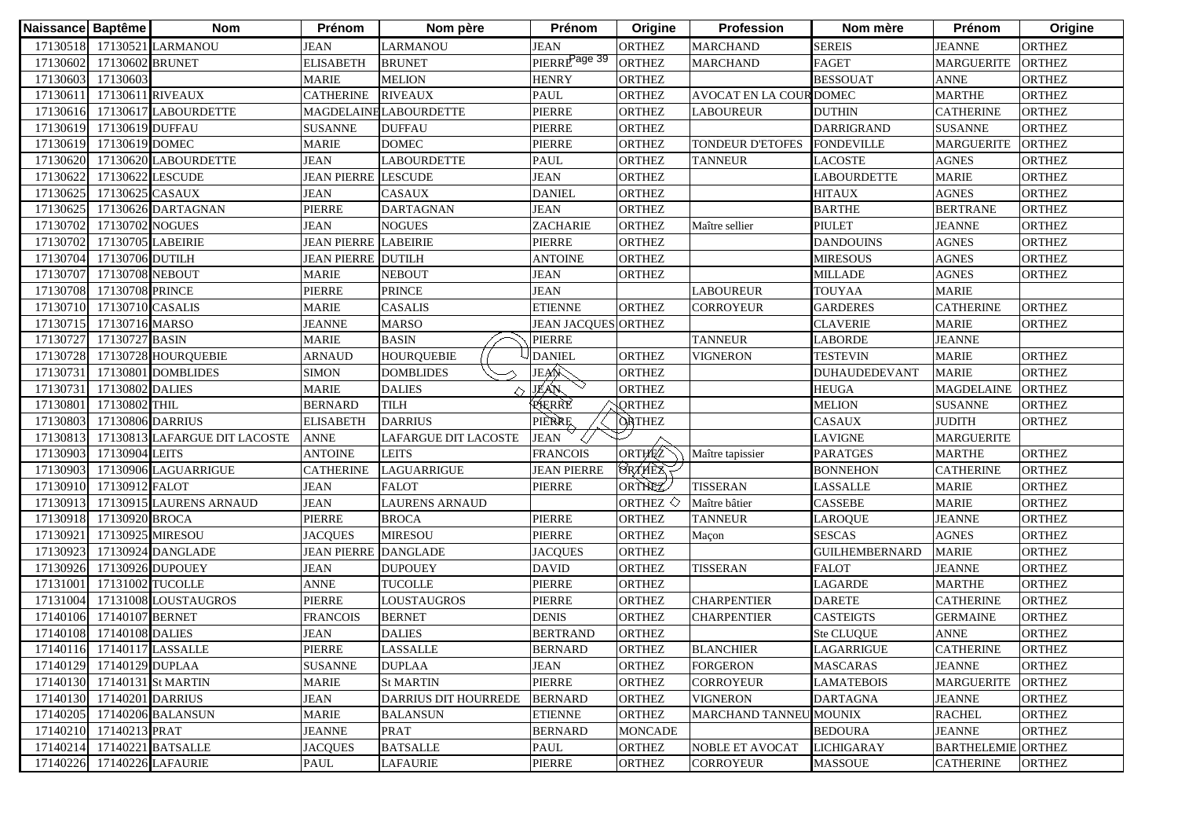| Naissance | Baptême | Nom | Prénom | Nom père | Prénom | Origine | Profession | Nom mère | Prénom | Origine |
|---|---|---|---|---|---|---|---|---|---|---|
| 17130518 | 17130521 | LARMANOU | JEAN | LARMANOU | JEAN | ORTHEZ | MARCHAND | SEREIS | JEANNE | ORTHEZ |
| 17130602 | 17130602 | BRUNET | ELISABETH | BRUNET | PIERRE | ORTHEZ | MARCHAND | FAGET | MARGUERITE | ORTHEZ |
| 17130603 | 17130603 | | MARIE | MELION | HENRY | ORTHEZ | | BESSOUAT | ANNE | ORTHEZ |
| 17130611 | 17130611 | RIVEAUX | CATHERINE | RIVEAUX | PAUL | ORTHEZ | AVOCAT EN LA COUR | DOMEC | MARTHE | ORTHEZ |
| 17130616 | 17130617 | LABOURDETTE | MAGDELAINE | LABOURDETTE | PIERRE | ORTHEZ | LABOUREUR | DUTHIN | CATHERINE | ORTHEZ |
| 17130619 | 17130619 | DUFFAU | SUSANNE | DUFFAU | PIERRE | ORTHEZ | | DARRIGRAND | SUSANNE | ORTHEZ |
| 17130619 | 17130619 | DOMEC | MARIE | DOMEC | PIERRE | ORTHEZ | TONDEUR D'ETOFES | FONDEVILLE | MARGUERITE | ORTHEZ |
| 17130620 | 17130620 | LABOURDETTE | JEAN | LABOURDETTE | PAUL | ORTHEZ | TANNEUR | LACOSTE | AGNES | ORTHEZ |
| 17130622 | 17130622 | LESCUDE | JEAN PIERRE | LESCUDE | JEAN | ORTHEZ | | LABOURDETTE | MARIE | ORTHEZ |
| 17130625 | 17130625 | CASAUX | JEAN | CASAUX | DANIEL | ORTHEZ | | HITAUX | AGNES | ORTHEZ |
| 17130625 | 17130626 | DARTAGNAN | PIERRE | DARTAGNAN | JEAN | ORTHEZ | | BARTHE | BERTRANE | ORTHEZ |
| 17130702 | 17130702 | NOGUES | JEAN | NOGUES | ZACHARIE | ORTHEZ | Maître sellier | PIULET | JEANNE | ORTHEZ |
| 17130702 | 17130705 | LABEIRIE | JEAN PIERRE | LABEIRIE | PIERRE | ORTHEZ | | DANDOUINS | AGNES | ORTHEZ |
| 17130704 | 17130706 | DUTILH | JEAN PIERRE | DUTILH | ANTOINE | ORTHEZ | | MIRESOUS | AGNES | ORTHEZ |
| 17130707 | 17130708 | NEBOUT | MARIE | NEBOUT | JEAN | ORTHEZ | | MILLADE | AGNES | ORTHEZ |
| 17130708 | 17130708 | PRINCE | PIERRE | PRINCE | JEAN | | LABOUREUR | TOUYAA | MARIE | |
| 17130710 | 17130710 | CASALIS | MARIE | CASALIS | ETIENNE | ORTHEZ | CORROYEUR | GARDERES | CATHERINE | ORTHEZ |
| 17130715 | 17130716 | MARSO | JEANNE | MARSO | JEAN JACQUES | ORTHEZ | | CLAVERIE | MARIE | ORTHEZ |
| 17130727 | 17130727 | BASIN | MARIE | BASIN | PIERRE | | TANNEUR | LABORDE | JEANNE | |
| 17130728 | 17130728 | HOURQUEBIE | ARNAUD | HOURQUEBIE | DANIEL | ORTHEZ | VIGNERON | TESTEVIN | MARIE | ORTHEZ |
| 17130731 | 17130801 | DOMBLIDES | SIMON | DOMBLIDES | JEAN | ORTHEZ | | DUHAUDEDEVANT | MARIE | ORTHEZ |
| 17130731 | 17130802 | DALIES | MARIE | DALIES | JEAN | ORTHEZ | | HEUGA | MAGDELAINE | ORTHEZ |
| 17130801 | 17130802 | THIL | BERNARD | TILH | PIERRE | ORTHEZ | | MELION | SUSANNE | ORTHEZ |
| 17130803 | 17130806 | DARRIUS | ELISABETH | DARRIUS | PIERRE | ORTHEZ | | CASAUX | JUDITH | ORTHEZ |
| 17130813 | 17130813 | LAFARGUE DIT LACOSTE | ANNE | LAFARGUE DIT LACOSTE | JEAN | | | LAVIGNE | MARGUERITE | |
| 17130903 | 17130904 | LEITS | ANTOINE | LEITS | FRANCOIS | ORTHEZ | Maître tapissier | PARATGES | MARTHE | ORTHEZ |
| 17130903 | 17130906 | LAGUARRIGUE | CATHERINE | LAGUARRIGUE | JEAN PIERRE | ORTHEZ | | BONNEHON | CATHERINE | ORTHEZ |
| 17130910 | 17130912 | FALOT | JEAN | FALOT | PIERRE | ORTHEZ | TISSERAN | LASSALLE | MARIE | ORTHEZ |
| 17130913 | 17130915 | LAURENS ARNAUD | JEAN | LAURENS ARNAUD | | ORTHEZ | Maître bâtier | CASSEBE | MARIE | ORTHEZ |
| 17130918 | 17130920 | BROCA | PIERRE | BROCA | PIERRE | ORTHEZ | TANNEUR | LAROQUE | JEANNE | ORTHEZ |
| 17130921 | 17130925 | MIRESOU | JACQUES | MIRESOU | PIERRE | ORTHEZ | Maçon | SESCAS | AGNES | ORTHEZ |
| 17130923 | 17130924 | DANGLADE | JEAN PIERRE | DANGLADE | JACQUES | ORTHEZ | | GUILHEMBERNARD | MARIE | ORTHEZ |
| 17130926 | 17130926 | DUPOUEY | JEAN | DUPOUEY | DAVID | ORTHEZ | TISSERAN | FALOT | JEANNE | ORTHEZ |
| 17131001 | 17131002 | TUCOLLE | ANNE | TUCOLLE | PIERRE | ORTHEZ | | LAGARDE | MARTHE | ORTHEZ |
| 17131004 | 17131008 | LOUSTAUGROS | PIERRE | LOUSTAUGROS | PIERRE | ORTHEZ | CHARPENTIER | DARETE | CATHERINE | ORTHEZ |
| 17140106 | 17140107 | BERNET | FRANCOIS | BERNET | DENIS | ORTHEZ | CHARPENTIER | CASTEIGTS | GERMAINE | ORTHEZ |
| 17140108 | 17140108 | DALIES | JEAN | DALIES | BERTRAND | ORTHEZ | | Ste CLUQUE | ANNE | ORTHEZ |
| 17140116 | 17140117 | LASSALLE | PIERRE | LASSALLE | BERNARD | ORTHEZ | BLANCHIER | LAGARRIGUE | CATHERINE | ORTHEZ |
| 17140129 | 17140129 | DUPLAA | SUSANNE | DUPLAA | JEAN | ORTHEZ | FORGERON | MASCARAS | JEANNE | ORTHEZ |
| 17140130 | 17140131 | St MARTIN | MARIE | St MARTIN | PIERRE | ORTHEZ | CORROYEUR | LAMATEBOIS | MARGUERITE | ORTHEZ |
| 17140130 | 17140201 | DARRIUS | JEAN | DARRIUS DIT HOURREDE | BERNARD | ORTHEZ | VIGNERON | DARTAGNA | JEANNE | ORTHEZ |
| 17140205 | 17140206 | BALANSUN | MARIE | BALANSUN | ETIENNE | ORTHEZ | MARCHAND TANNEUR | MOUNIX | RACHEL | ORTHEZ |
| 17140210 | 17140213 | PRAT | JEANNE | PRAT | BERNARD | MONCADE | | BEDOURA | JEANNE | ORTHEZ |
| 17140214 | 17140221 | BATSALLE | JACQUES | BATSALLE | PAUL | ORTHEZ | NOBLE ET AVOCAT | LICHIGARAY | BARTHELEMIE | ORTHEZ |
| 17140226 | 17140226 | LAFAURIE | PAUL | LAFAURIE | PIERRE | ORTHEZ | CORROYEUR | MASSOUE | CATHERINE | ORTHEZ |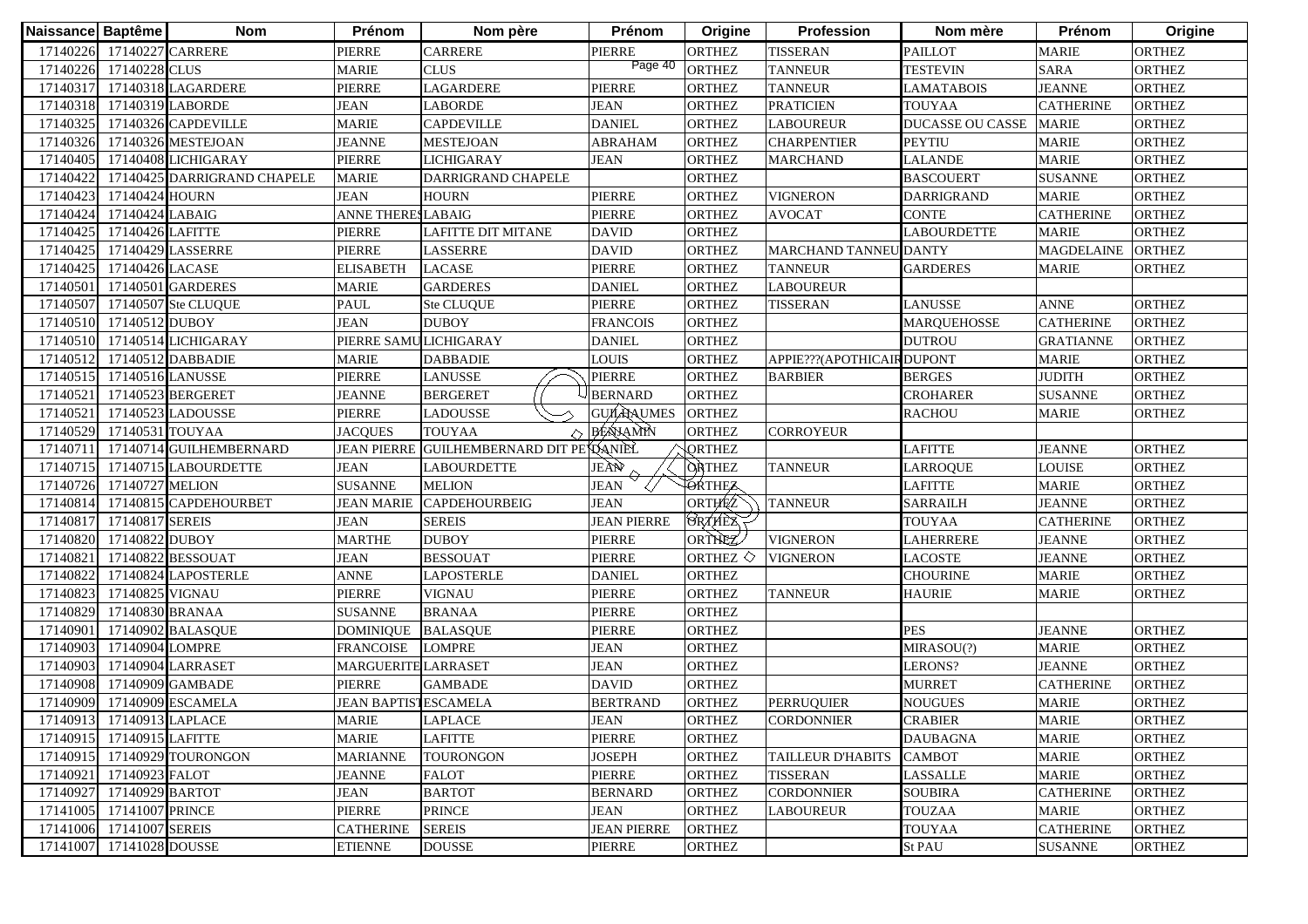| Naissance | Baptême | Nom | Prénom | Nom père | Prénom | Origine | Profession | Nom mère | Prénom | Origine |
|---|---|---|---|---|---|---|---|---|---|---|
| 17140226 | 17140227 | CARRERE | PIERRE | CARRERE | PIERRE | ORTHEZ | TISSERAN | PAILLOT | MARIE | ORTHEZ |
| 17140226 | 17140228 | CLUS | MARIE | CLUS |  | ORTHEZ | TANNEUR | TESTEVIN | SARA | ORTHEZ |
| 17140317 | 17140318 | LAGARDERE | PIERRE | LAGARDERE | PIERRE | ORTHEZ | TANNEUR | LAMATABOIS | JEANNE | ORTHEZ |
| 17140318 | 17140319 | LABORDE | JEAN | LABORDE | JEAN | ORTHEZ | PRATICIEN | TOUYAA | CATHERINE | ORTHEZ |
| 17140325 | 17140326 | CAPDEVILLE | MARIE | CAPDEVILLE | DANIEL | ORTHEZ | LABOUREUR | DUCASSE OU CASSE | MARIE | ORTHEZ |
| 17140326 | 17140326 | MESTEJOAN | JEANNE | MESTEJOAN | ABRAHAM | ORTHEZ | CHARPENTIER | PEYTIU | MARIE | ORTHEZ |
| 17140405 | 17140408 | LICHIGARAY | PIERRE | LICHIGARAY | JEAN | ORTHEZ | MARCHAND | LALANDE | MARIE | ORTHEZ |
| 17140422 | 17140425 | DARRIGRAND CHAPELE | MARIE | DARRIGRAND CHAPELE |  | ORTHEZ |  | BASCOUERT | SUSANNE | ORTHEZ |
| 17140423 | 17140424 | HOURN | JEAN | HOURN | PIERRE | ORTHEZ | VIGNERON | DARRIGRAND | MARIE | ORTHEZ |
| 17140424 | 17140424 | LABAIG | ANNE THERES | LABAIG | PIERRE | ORTHEZ | AVOCAT | CONTE | CATHERINE | ORTHEZ |
| 17140425 | 17140426 | LAFITTE | PIERRE | LAFITTE DIT MITANE | DAVID | ORTHEZ |  | LABOURDETTE | MARIE | ORTHEZ |
| 17140425 | 17140429 | LASSERRE | PIERRE | LASSERRE | DAVID | ORTHEZ | MARCHAND TANNEU | DANTY | MAGDELAINE | ORTHEZ |
| 17140425 | 17140426 | LACASE | ELISABETH | LACASE | PIERRE | ORTHEZ | TANNEUR | GARDERES | MARIE | ORTHEZ |
| 17140501 | 17140501 | GARDERES | MARIE | GARDERES | DANIEL | ORTHEZ | LABOUREUR |  |  |  |
| 17140507 | 17140507 | Ste CLUQUE | PAUL | Ste CLUQUE | PIERRE | ORTHEZ | TISSERAN | LANUSSE | ANNE | ORTHEZ |
| 17140510 | 17140512 | DUBOY | JEAN | DUBOY | FRANCOIS | ORTHEZ |  | MARQUEHOSSE | CATHERINE | ORTHEZ |
| 17140510 | 17140514 | LICHIGARAY | PIERRE SAMU | LICHIGARAY | DANIEL | ORTHEZ |  | DUTROU | GRATIANNE | ORTHEZ |
| 17140512 | 17140512 | DABBADIE | MARIE | DABBADIE | LOUIS | ORTHEZ | APPIE???(APOTHICAIR | DUPONT | MARIE | ORTHEZ |
| 17140515 | 17140516 | LANUSSE | PIERRE | LANUSSE | PIERRE | ORTHEZ | BARBIER | BERGES | JUDITH | ORTHEZ |
| 17140521 | 17140523 | BERGERET | JEANNE | BERGERET | BERNARD | ORTHEZ |  | CROHARER | SUSANNE | ORTHEZ |
| 17140521 | 17140523 | LADOUSSE | PIERRE | LADOUSSE | GUILHAUMES | ORTHEZ |  | RACHOU | MARIE | ORTHEZ |
| 17140529 | 17140531 | TOUYAA | JACQUES | TOUYAA | BENIAMIN | ORTHEZ | CORROYEUR |  |  |  |
| 17140711 | 17140714 | GUILHEMBERNARD | JEAN PIERRE | GUILHEMBERNARD DIT PE | DANIEL | ORTHEZ |  | LAFITTE | JEANNE | ORTHEZ |
| 17140715 | 17140715 | LABOURDETTE | JEAN | LABOURDETTE | JEAN | ORTHEZ | TANNEUR | LARROQUE | LOUISE | ORTHEZ |
| 17140726 | 17140727 | MELION | SUSANNE | MELION | JEAN | ORTHEZ |  | LAFITTE | MARIE | ORTHEZ |
| 17140814 | 17140815 | CAPDEHOURBET | JEAN MARIE | CAPDEHOURBEIG | JEAN | ORTHEZ | TANNEUR | SARRAILH | JEANNE | ORTHEZ |
| 17140817 | 17140817 | SEREIS | JEAN | SEREIS | JEAN PIERRE | ORTHEZ |  | TOUYAA | CATHERINE | ORTHEZ |
| 17140820 | 17140822 | DUBOY | MARTHE | DUBOY | PIERRE | ORTHEZ | VIGNERON | LAHERRERE | JEANNE | ORTHEZ |
| 17140821 | 17140822 | BESSOUAT | JEAN | BESSOUAT | PIERRE | ORTHEZ | VIGNERON | LACOSTE | JEANNE | ORTHEZ |
| 17140822 | 17140824 | LAPOSTERLE | ANNE | LAPOSTERLE | DANIEL | ORTHEZ |  | CHOURINE | MARIE | ORTHEZ |
| 17140823 | 17140825 | VIGNAU | PIERRE | VIGNAU | PIERRE | ORTHEZ | TANNEUR | HAURIE | MARIE | ORTHEZ |
| 17140829 | 17140830 | BRANAA | SUSANNE | BRANAA | PIERRE | ORTHEZ |  |  |  |  |
| 17140901 | 17140902 | BALASQUE | DOMINIQUE | BALASQUE | PIERRE | ORTHEZ |  | PES | JEANNE | ORTHEZ |
| 17140903 | 17140904 | LOMPRE | FRANCOISE | LOMPRE | JEAN | ORTHEZ |  | MIRASOU(?) | MARIE | ORTHEZ |
| 17140903 | 17140904 | LARRASET | MARGUERITE | LARRASET | JEAN | ORTHEZ |  | LERONS? | JEANNE | ORTHEZ |
| 17140908 | 17140909 | GAMBADE | PIERRE | GAMBADE | DAVID | ORTHEZ |  | MURRET | CATHERINE | ORTHEZ |
| 17140909 | 17140909 | ESCAMELA | JEAN BAPTIST | ESCAMELA | BERTRAND | ORTHEZ | PERRUQUIER | NOUGUES | MARIE | ORTHEZ |
| 17140913 | 17140913 | LAPLACE | MARIE | LAPLACE | JEAN | ORTHEZ | CORDONNIER | CRABIER | MARIE | ORTHEZ |
| 17140915 | 17140915 | LAFITTE | MARIE | LAFITTE | PIERRE | ORTHEZ |  | DAUBAGNA | MARIE | ORTHEZ |
| 17140915 | 17140929 | TOURONGON | MARIANNE | TOURONGON | JOSEPH | ORTHEZ | TAILLEUR D'HABITS | CAMBOT | MARIE | ORTHEZ |
| 17140921 | 17140923 | FALOT | JEANNE | FALOT | PIERRE | ORTHEZ | TISSERAN | LASSALLE | MARIE | ORTHEZ |
| 17140927 | 17140929 | BARTOT | JEAN | BARTOT | BERNARD | ORTHEZ | CORDONNIER | SOUBIRA | CATHERINE | ORTHEZ |
| 17141005 | 17141007 | PRINCE | PIERRE | PRINCE | JEAN | ORTHEZ | LABOUREUR | TOUZAA | MARIE | ORTHEZ |
| 17141006 | 17141007 | SEREIS | CATHERINE | SEREIS | JEAN PIERRE | ORTHEZ |  | TOUYAA | CATHERINE | ORTHEZ |
| 17141007 | 17141028 | DOUSSE | ETIENNE | DOUSSE | PIERRE | ORTHEZ |  | St PAU | SUSANNE | ORTHEZ |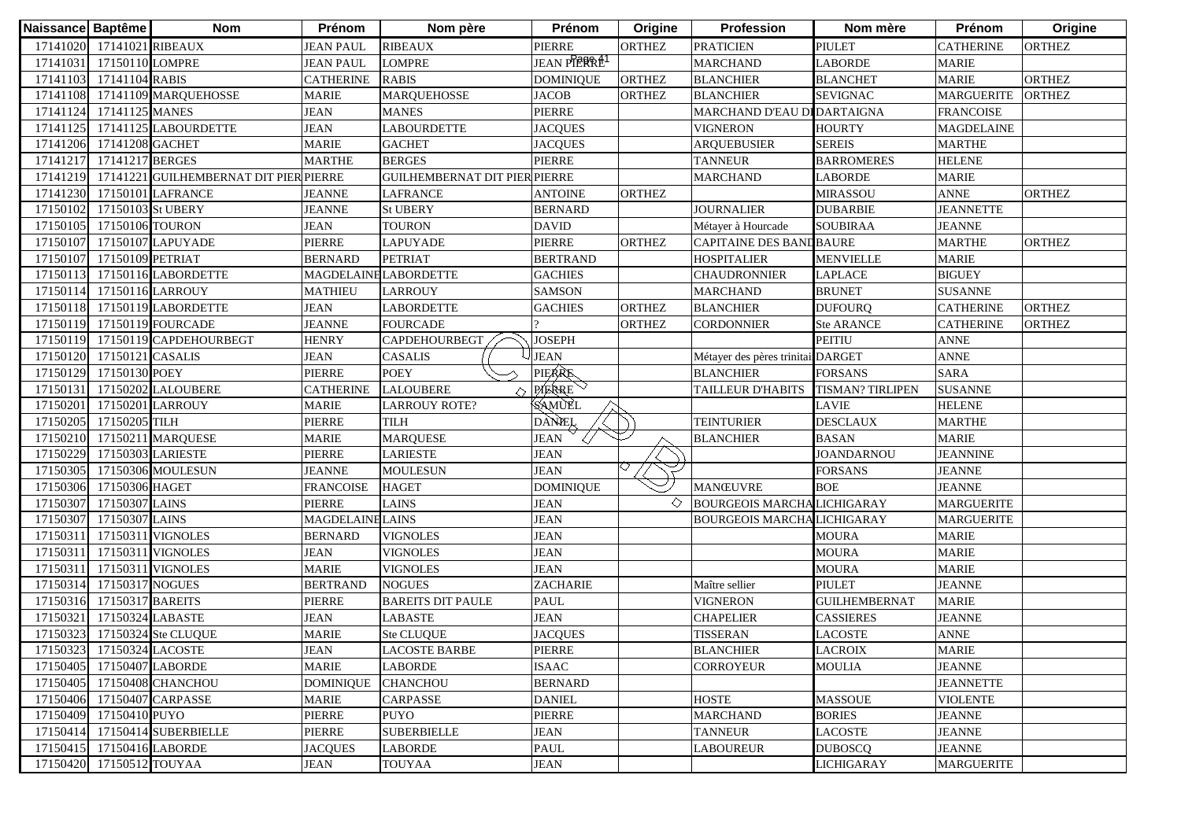| Naissance | Baptême | Nom | Prénom | Nom père | Prénom | Origine | Profession | Nom mère | Prénom | Origine |
|---|---|---|---|---|---|---|---|---|---|---|
| 17141020 | 17141021 | RIBEAUX | JEAN PAUL | RIBEAUX | PIERRE | ORTHEZ | PRATICIEN | PIULET | CATHERINE | ORTHEZ |
| 17141031 | 17150110 | LOMPRE | JEAN PAUL | LOMPRE | JEAN PIERRE | | MARCHAND | LABORDE | MARIE | |
| 17141103 | 17141104 | RABIS | CATHERINE | RABIS | DOMINIQUE | ORTHEZ | BLANCHIER | BLANCHET | MARIE | ORTHEZ |
| 17141108 | 17141109 | MARQUEHOSSE | MARIE | MARQUEHOSSE | JACOB | ORTHEZ | BLANCHIER | SEVIGNAC | MARGUERITE | ORTHEZ |
| 17141124 | 17141125 | MANES | JEAN | MANES | PIERRE | | MARCHAND D'EAU DE | DARTAIGNA | FRANCOISE | |
| 17141125 | 17141125 | LABOURDETTE | JEAN | LABOURDETTE | JACQUES | | VIGNERON | HOURTY | MAGDELAINE | |
| 17141206 | 17141208 | GACHET | MARIE | GACHET | JACQUES | | ARQUEBUSIER | SEREIS | MARTHE | |
| 17141217 | 17141217 | BERGES | MARTHE | BERGES | PIERRE | | TANNEUR | BARROMERES | HELENE | |
| 17141219 | 17141221 | GUILHEMBERNAT DIT PIER | PIERRE | GUILHEMBERNAT DIT PIER | PIERRE | | MARCHAND | LABORDE | MARIE | |
| 17141230 | 17150101 | LAFRANCE | JEANNE | LAFRANCE | ANTOINE | ORTHEZ | | MIRASSOU | ANNE | ORTHEZ |
| 17150102 | 17150103 | St UBERY | JEANNE | St UBERY | BERNARD | | JOURNALIER | DUBARBIE | JEANNETTE | |
| 17150105 | 17150106 | TOURON | JEAN | TOURON | DAVID | | Métayer à Hourcade | SOUBIRAA | JEANNE | |
| 17150107 | 17150107 | LAPUYADE | PIERRE | LAPUYADE | PIERRE | ORTHEZ | CAPITAINE DES BAND | BAURE | MARTHE | ORTHEZ |
| 17150107 | 17150109 | PETRIAT | BERNARD | PETRIAT | BERTRAND | | HOSPITALIER | MENVIELLE | MARIE | |
| 17150113 | 17150116 | LABORDETTE | MAGDELAINE | LABORDETTE | GACHIES | | CHAUDRONNIER | LAPLACE | BIGUEY | |
| 17150114 | 17150116 | LARROUY | MATHIEU | LARROUY | SAMSON | | MARCHAND | BRUNET | SUSANNE | |
| 17150118 | 17150119 | LABORDETTE | JEAN | LABORDETTE | GACHIES | ORTHEZ | BLANCHIER | DUFOURQ | CATHERINE | ORTHEZ |
| 17150119 | 17150119 | FOURCADE | JEANNE | FOURCADE | ? | ORTHEZ | CORDONNIER | Ste ARANCE | CATHERINE | ORTHEZ |
| 17150119 | 17150119 | CAPDEHOURBEGT | HENRY | CAPDEHOURBEGT | JOSEPH | | | PEITIU | ANNE | |
| 17150120 | 17150121 | CASALIS | JEAN | CASALIS | JEAN | | Métayer des pères trinitai | DARGET | ANNE | |
| 17150129 | 17150130 | POEY | PIERRE | POEY | PIERRE | | BLANCHIER | FORSANS | SARA | |
| 17150131 | 17150202 | LALOUBERE | CATHERINE | LALOUBERE | PIERRE | | TAILLEUR D'HABITS | TISMAN? TIRLIPEN | SUSANNE | |
| 17150201 | 17150201 | LARROUY | MARIE | LARROUY ROTE? | SAMUEL | | | LAVIE | HELENE | |
| 17150205 | 17150205 | TILH | PIERRE | TILH | DANIEL | | TEINTURIER | DESCLAUX | MARTHE | |
| 17150210 | 17150211 | MARQUESE | MARIE | MARQUESE | JEAN | | BLANCHIER | BASAN | MARIE | |
| 17150229 | 17150303 | LARIESTE | PIERRE | LARIESTE | JEAN | | | JOANDARNOU | JEANNINE | |
| 17150305 | 17150306 | MOULESUN | JEANNE | MOULESUN | JEAN | | | FORSANS | JEANNE | |
| 17150306 | 17150306 | HAGET | FRANCOISE | HAGET | DOMINIQUE | | MANŒUVRE | BOE | JEANNE | |
| 17150307 | 17150307 | LAINS | PIERRE | LAINS | JEAN | | BOURGEOIS MARCHA | LICHIGARAY | MARGUERITE | |
| 17150307 | 17150307 | LAINS | MAGDELAINE | LAINS | JEAN | | BOURGEOIS MARCHA | LICHIGARAY | MARGUERITE | |
| 17150311 | 17150311 | VIGNOLES | BERNARD | VIGNOLES | JEAN | | | MOURA | MARIE | |
| 17150311 | 17150311 | VIGNOLES | JEAN | VIGNOLES | JEAN | | | MOURA | MARIE | |
| 17150311 | 17150311 | VIGNOLES | MARIE | VIGNOLES | JEAN | | | MOURA | MARIE | |
| 17150314 | 17150317 | NOGUES | BERTRAND | NOGUES | ZACHARIE | | Maître sellier | PIULET | JEANNE | |
| 17150316 | 17150317 | BAREITS | PIERRE | BAREITS DIT PAULE | PAUL | | VIGNERON | GUILHEMBERNAT | MARIE | |
| 17150321 | 17150324 | LABASTE | JEAN | LABASTE | JEAN | | CHAPELIER | CASSIERES | JEANNE | |
| 17150323 | 17150324 | Ste CLUQUE | MARIE | Ste CLUQUE | JACQUES | | TISSERAN | LACOSTE | ANNE | |
| 17150323 | 17150324 | LACOSTE | JEAN | LACOSTE BARBE | PIERRE | | BLANCHIER | LACROIX | MARIE | |
| 17150405 | 17150407 | LABORDE | MARIE | LABORDE | ISAAC | | CORROYEUR | MOULIA | JEANNE | |
| 17150405 | 17150408 | CHANCHOU | DOMINIQUE | CHANCHOU | BERNARD | | | | JEANNETTE | |
| 17150406 | 17150407 | CARPASSE | MARIE | CARPASSE | DANIEL | | HOSTE | MASSOUE | VIOLENTE | |
| 17150409 | 17150410 | PUYO | PIERRE | PUYO | PIERRE | | MARCHAND | BORIES | JEANNE | |
| 17150414 | 17150414 | SUBERBIELLE | PIERRE | SUBERBIELLE | JEAN | | TANNEUR | LACOSTE | JEANNE | |
| 17150415 | 17150416 | LABORDE | JACQUES | LABORDE | PAUL | | LABOUREUR | DUBOSCQ | JEANNE | |
| 17150420 | 17150512 | TOUYAA | JEAN | TOUYAA | JEAN | | | LICHIGARAY | MARGUERITE | |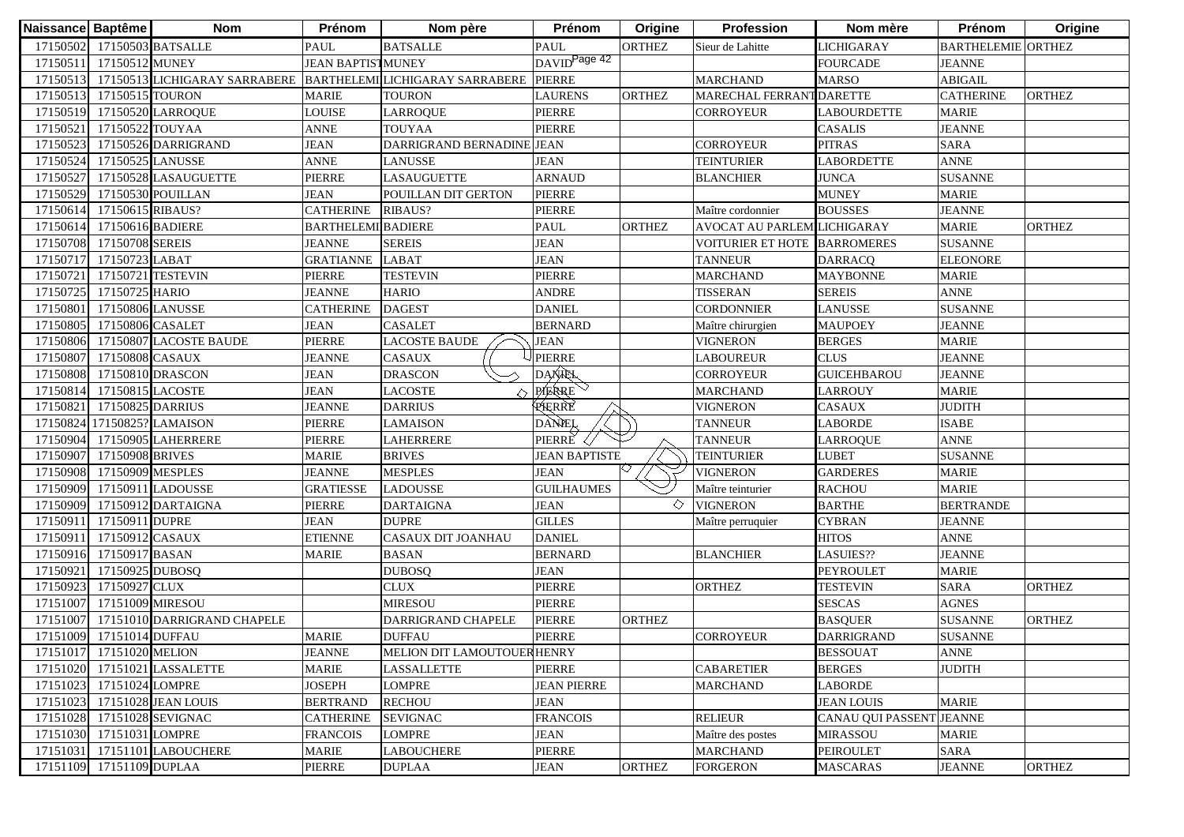| Naissance | Baptême | Nom | Prénom | Nom père | Prénom | Origine | Profession | Nom mère | Prénom | Origine |
|---|---|---|---|---|---|---|---|---|---|---|
| 17150502 | 17150503 | BATSALLE | PAUL | BATSALLE | PAUL | ORTHEZ | Sieur de Lahitte | LICHIGARAY | BARTHELEMIE | ORTHEZ |
| 17150511 | 17150512 | MUNEY | JEAN BAPTIST | MUNEY | DAVID | | | FOURCADE | JEANNE | |
| 17150513 | 17150513 | LICHIGARAY SARRABERE | BARTHELEMI | LICHIGARAY SARRABERE | PIERRE | | MARCHAND | MARSO | ABIGAIL | |
| 17150513 | 17150515 | TOURON | MARIE | TOURON | LAURENS | ORTHEZ | MARECHAL FERRANT | DARETTE | CATHERINE | ORTHEZ |
| 17150519 | 17150520 | LARROQUE | LOUISE | LARROQUE | PIERRE | | CORROYEUR | LABOURDETTE | MARIE | |
| 17150521 | 17150522 | TOUYAA | ANNE | TOUYAA | PIERRE | | | CASALIS | JEANNE | |
| 17150523 | 17150526 | DARRIGRAND | JEAN | DARRIGRAND BERNADINE | JEAN | | CORROYEUR | PITRAS | SARA | |
| 17150524 | 17150525 | LANUSSE | ANNE | LANUSSE | JEAN | | TEINTURIER | LABORDETTE | ANNE | |
| 17150527 | 17150528 | LASAUGUETTE | PIERRE | LASAUGUETTE | ARNAUD | | BLANCHIER | JUNCA | SUSANNE | |
| 17150529 | 17150530 | POUILLAN | JEAN | POUILLAN DIT GERTON | PIERRE | | | MUNEY | MARIE | |
| 17150614 | 17150615 | RIBAUS? | CATHERINE | RIBAUS? | PIERRE | | Maître cordonnier | BOUSSES | JEANNE | |
| 17150614 | 17150616 | BADIERE | BARTHELEMI | BADIERE | PAUL | ORTHEZ | AVOCAT AU PARLEM | LICHIGARAY | MARIE | ORTHEZ |
| 17150708 | 17150708 | SEREIS | JEANNE | SEREIS | JEAN | | VOITURIER ET HOTE | BARROMERES | SUSANNE | |
| 17150717 | 17150723 | LABAT | GRATIANNE | LABAT | JEAN | | TANNEUR | DARRACQ | ELEONORE | |
| 17150721 | 17150721 | TESTEVIN | PIERRE | TESTEVIN | PIERRE | | MARCHAND | MAYBONNE | MARIE | |
| 17150725 | 17150725 | HARIO | JEANNE | HARIO | ANDRE | | TISSERAN | SEREIS | ANNE | |
| 17150801 | 17150806 | LANUSSE | CATHERINE | DAGEST | DANIEL | | CORDONNIER | LANUSSE | SUSANNE | |
| 17150805 | 17150806 | CASALET | JEAN | CASALET | BERNARD | | Maître chirurgien | MAUPOEY | JEANNE | |
| 17150806 | 17150807 | LACOSTE BAUDE | PIERRE | LACOSTE BAUDE | JEAN | | VIGNERON | BERGES | MARIE | |
| 17150807 | 17150808 | CASAUX | JEANNE | CASAUX | PIERRE | | LABOUREUR | CLUS | JEANNE | |
| 17150808 | 17150810 | DRASCON | JEAN | DRASCON | DANIEL | | CORROYEUR | GUICEHBAROU | JEANNE | |
| 17150814 | 17150815 | LACOSTE | JEAN | LACOSTE | PIERRE | | MARCHAND | LARROUY | MARIE | |
| 17150821 | 17150825 | DARRIUS | JEANNE | DARRIUS | PIERRE | | VIGNERON | CASAUX | JUDITH | |
| 17150824 | 17150825? | LAMAISON | PIERRE | LAMAISON | DANIEL | | TANNEUR | LABORDE | ISABE | |
| 17150904 | 17150905 | LAHERRERE | PIERRE | LAHERRERE | PIERRE | | TANNEUR | LARROQUE | ANNE | |
| 17150907 | 17150908 | BRIVES | MARIE | BRIVES | JEAN BAPTISTE | | TEINTURIER | LUBET | SUSANNE | |
| 17150908 | 17150909 | MESPLES | JEANNE | MESPLES | JEAN | | VIGNERON | GARDERES | MARIE | |
| 17150909 | 17150911 | LADOUSSE | GRATIESSE | LADOUSSE | GUILHAUMES | | Maître teinturier | RACHOU | MARIE | |
| 17150909 | 17150912 | DARTAIGNA | PIERRE | DARTAIGNA | JEAN | | VIGNERON | BARTHE | BERTRANDE | |
| 17150911 | 17150911 | DUPRE | JEAN | DUPRE | GILLES | | Maître perruquier | CYBRAN | JEANNE | |
| 17150911 | 17150912 | CASAUX | ETIENNE | CASAUX DIT JOANHAU | DANIEL | | | HITOS | ANNE | |
| 17150916 | 17150917 | BASAN | MARIE | BASAN | BERNARD | | BLANCHIER | LASUIES?? | JEANNE | |
| 17150921 | 17150925 | DUBOSQ | | DUBOSQ | JEAN | | | PEYROULET | MARIE | |
| 17150923 | 17150927 | CLUX | | CLUX | PIERRE | | ORTHEZ | TESTEVIN | SARA | ORTHEZ |
| 17151007 | 17151009 | MIRESOU | | MIRESOU | PIERRE | | | SESCAS | AGNES | |
| 17151007 | 17151010 | DARRIGRAND CHAPELE | | DARRIGRAND CHAPELE | PIERRE | ORTHEZ | | BASQUER | SUSANNE | ORTHEZ |
| 17151009 | 17151014 | DUFFAU | MARIE | DUFFAU | PIERRE | | CORROYEUR | DARRIGRAND | SUSANNE | |
| 17151017 | 17151020 | MELION | JEANNE | MELION DIT LAMOUTOUER | HENRY | | | BESSOUAT | ANNE | |
| 17151020 | 17151021 | LASSALETTE | MARIE | LASSALLETTE | PIERRE | | CABARETIER | BERGES | JUDITH | |
| 17151023 | 17151024 | LOMPRE | JOSEPH | LOMPRE | JEAN PIERRE | | MARCHAND | LABORDE | | |
| 17151023 | 17151028 | JEAN LOUIS | BERTRAND | RECHOU | JEAN | | | JEAN LOUIS | MARIE | |
| 17151028 | 17151028 | SEVIGNAC | CATHERINE | SEVIGNAC | FRANCOIS | | RELIEUR | CANAU QUI PASSENT | JEANNE | |
| 17151030 | 17151031 | LOMPRE | FRANCOIS | LOMPRE | JEAN | | Maître des postes | MIRASSOU | MARIE | |
| 17151031 | 17151101 | LABOUCHERE | MARIE | LABOUCHERE | PIERRE | | MARCHAND | PEIROULET | SARA | |
| 17151109 | 17151109 | DUPLAA | PIERRE | DUPLAA | JEAN | ORTHEZ | FORGERON | MASCARAS | JEANNE | ORTHEZ |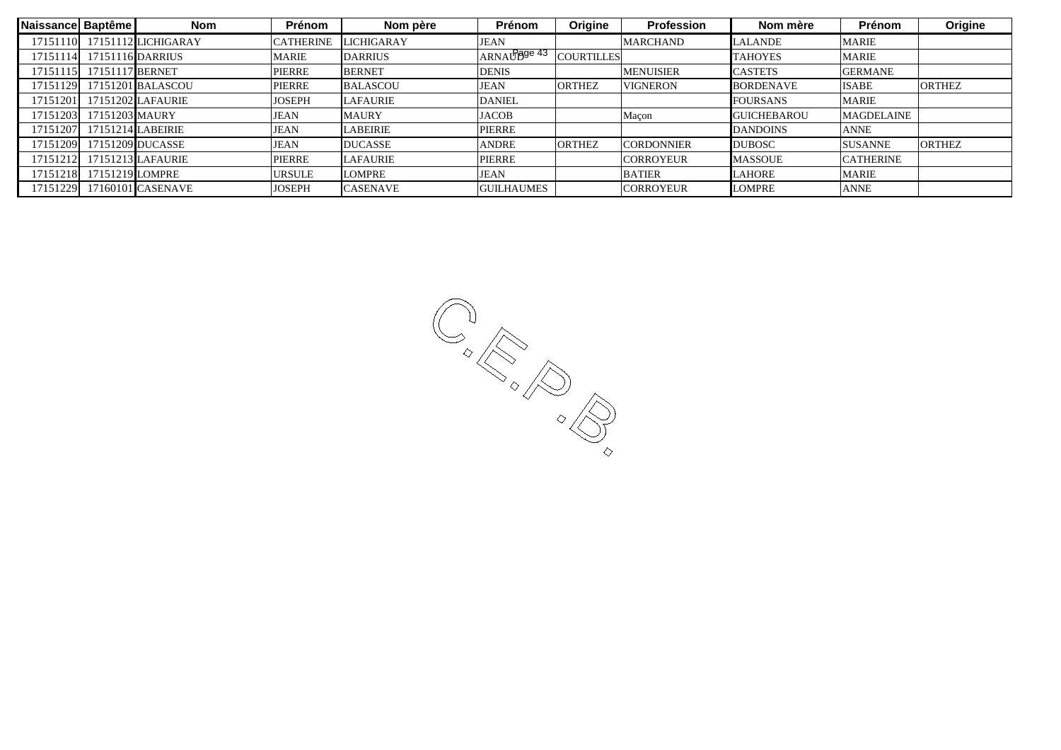| Naissance | Baptême | Nom | Prénom | Nom père | Prénom | Origine | Profession | Nom mère | Prénom | Origine |
|---|---|---|---|---|---|---|---|---|---|---|
| 17151110 | 17151112 | LICHIGARAY | CATHERINE | LICHIGARAY | JEAN | | MARCHAND | LALANDE | MARIE | |
| 17151114 | 17151116 | DARRIUS | MARIE | DARRIUS | ARNAUD | COURTILLES | | TAHOYES | MARIE | |
| 17151115 | 17151117 | BERNET | PIERRE | BERNET | DENIS | | MENUISIER | CASTETS | GERMANE | |
| 17151129 | 17151201 | BALASCOU | PIERRE | BALASCOU | JEAN | ORTHEZ | VIGNERON | BORDENAVE | ISABE | ORTHEZ |
| 17151201 | 17151202 | LAFAURIE | JOSEPH | LAFAURIE | DANIEL | | | FOURSANS | MARIE | |
| 17151203 | 17151203 | MAURY | JEAN | MAURY | JACOB | | Maçon | GUICHEBAROU | MAGDELAINE | |
| 17151207 | 17151214 | LABEIRIE | JEAN | LABEIRIE | PIERRE | | | DANDOINS | ANNE | |
| 17151209 | 17151209 | DUCASSE | JEAN | DUCASSE | ANDRE | ORTHEZ | CORDONNIER | DUBOSC | SUSANNE | ORTHEZ |
| 17151212 | 17151213 | LAFAURIE | PIERRE | LAFAURIE | PIERRE | | CORROYEUR | MASSOUE | CATHERINE | |
| 17151218 | 17151219 | LOMPRE | URSULE | LOMPRE | JEAN | | BATIER | LAHORE | MARIE | |
| 17151229 | 17160101 | CASENAVE | JOSEPH | CASENAVE | GUILHAUMES | | CORROYEUR | LOMPRE | ANNE | |

C.E.P.B.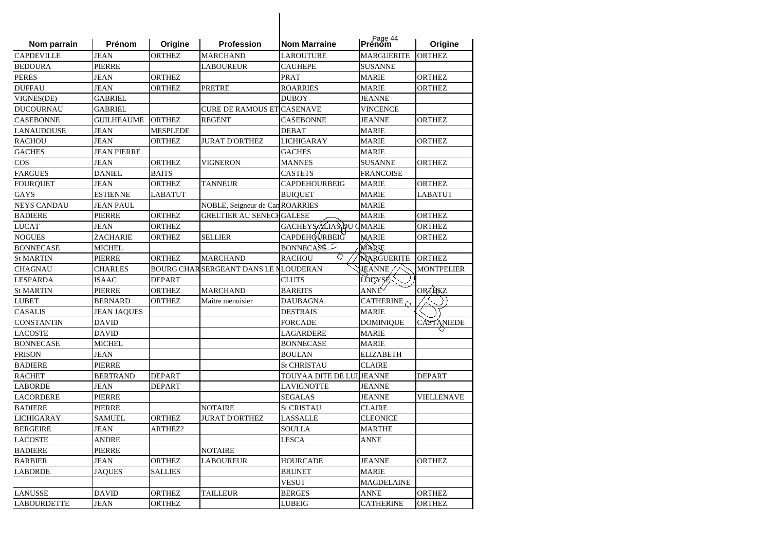| Nom parrain | Prénom | Origine | Profession | Nom Marraine | Prénom | Origine |
|---|---|---|---|---|---|---|
| CAPDEVILLE | JEAN | ORTHEZ | MARCHAND | LAROUTURE | MARGUERITE | ORTHEZ |
| BEDOURA | PIERRE | | LABOUREUR | CAUHEPE | SUSANNE | |
| PERES | JEAN | ORTHEZ | | PRAT | MARIE | ORTHEZ |
| DUFFAU | JEAN | ORTHEZ | PRETRE | ROARRIES | MARIE | ORTHEZ |
| VIGNES(DE) | GABRIEL | | | DUBOY | JEANNE | |
| DUCOURNAU | GABRIEL | | CURE DE RAMOUS ET | CASENAVE | VINCENCE | |
| CASEBONNE | GUILHEAUME | ORTHEZ | REGENT | CASEBONNE | JEANNE | ORTHEZ |
| LANAUDOUSE | JEAN | MESPLEDE | | DEBAT | MARIE | |
| RACHOU | JEAN | ORTHEZ | JURAT D'ORTHEZ | LICHIGARAY | MARIE | ORTHEZ |
| GACHES | JEAN PIERRE | | | GACHES | MARIE | |
| COS | JEAN | ORTHEZ | VIGNERON | MANNES | SUSANNE | ORTHEZ |
| FARGUES | DANIEL | BAITS | | CASTETS | FRANCOISE | |
| FOURQUET | JEAN | ORTHEZ | TANNEUR | CAPDEHOURBEIG | MARIE | ORTHEZ |
| GAYS | ESTIENNE | LABATUT | | BUIQUET | MARIE | LABATUT |
| NEYS CANDAU | JEAN PAUL | | NOBLE, Seigneur de Can | ROARRIES | MARIE | |
| BADIERE | PIERRE | ORTHEZ | GRELTIER AU SENECH | GALESE | MARIE | ORTHEZ |
| LUCAT | JEAN | ORTHEZ | | GACHEYS ALIAS DU C | MARIE | ORTHEZ |
| NOGUES | ZACHARIE | ORTHEZ | SELLIER | CAPDEHOURBEIG | MARIE | ORTHEZ |
| BONNECASE | MICHEL | | | BONNECASE | MARIE | |
| St MARTIN | PIERRE | ORTHEZ | MARCHAND | RACHOU | MARGUERITE | ORTHEZ |
| CHAGNAU | CHARLES | BOURG CHAR | SERGEANT DANS LE M | LOUDERAN | JEANNE | MONTPELIER |
| LESPARDA | ISAAC | DEPART | | CLUTS | LOUYSE | |
| St MARTIN | PIERRE | ORTHEZ | MARCHAND | BAREITS | ANNE | ORTHEZ |
| LUBET | BERNARD | ORTHEZ | Maître menuisier | DAUBAGNA | CATHERINE | |
| CASALIS | JEAN JAQUES | | | DESTRAIS | MARIE | |
| CONSTANTIN | DAVID | | | FORCADE | DOMINIQUE | CASTANIEDE |
| LACOSTE | DAVID | | | LAGARDERE | MARIE | |
| BONNECASE | MICHEL | | | BONNECASE | MARIE | |
| FRISON | JEAN | | | BOULAN | ELIZABETH | |
| BADIERE | PIERRE | | | St CHRISTAU | CLAIRE | |
| RACHET | BERTRAND | DEPART | | TOUYAA DITE DE LUI | JEANNE | DEPART |
| LABORDE | JEAN | DEPART | | LAVIGNOTTE | JEANNE | |
| LACORDERE | PIERRE | | | SEGALAS | JEANNE | VIELLENAVE |
| BADIERE | PIERRE | | NOTAIRE | St CRISTAU | CLAIRE | |
| LICHIGARAY | SAMUEL | ORTHEZ | JURAT D'ORTHEZ | LASSALLE | CLEONICE | |
| BERGEIRE | JEAN | ARTHEZ? | | SOULLA | MARTHE | |
| LACOSTE | ANDRE | | | LESCA | ANNE | |
| BADIERE | PIERRE | | NOTAIRE | | | |
| BARBIER | JEAN | ORTHEZ | LABOUREUR | HOURCADE | JEANNE | ORTHEZ |
| LABORDE | JAQUES | SALLIES | | BRUNET | MARIE | |
| | | | | VESUT | MAGDELAINE | |
| LANUSSE | DAVID | ORTHEZ | TAILLEUR | BERGES | ANNE | ORTHEZ |
| LABOURDETTE | JEAN | ORTHEZ | | LUBEIG | CATHERINE | ORTHEZ |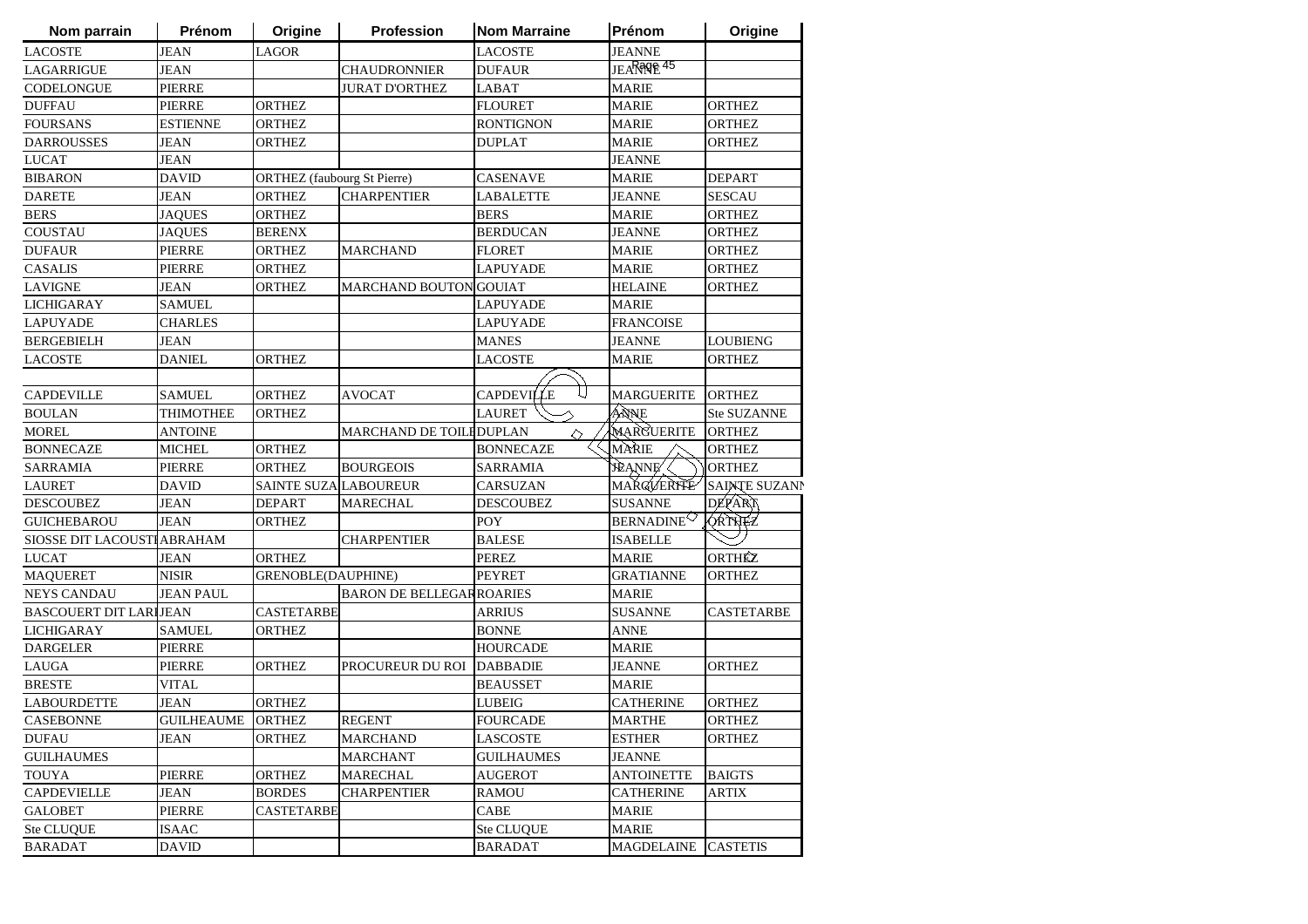| Nom parrain | Prénom | Origine | Profession | Nom Marraine | Prénom | Origine |
| --- | --- | --- | --- | --- | --- | --- |
| LACOSTE | JEAN | LAGOR | | LACOSTE | JEANNE | |
| LAGARRIGUE | JEAN | | CHAUDRONNIER | DUFAUR | JEANNE | |
| CODELONGUE | PIERRE | | JURAT D'ORTHEZ | LABAT | MARIE | |
| DUFFAU | PIERRE | ORTHEZ | | FLOURET | MARIE | ORTHEZ |
| FOURSANS | ESTIENNE | ORTHEZ | | RONTIGNON | MARIE | ORTHEZ |
| DARROUSSES | JEAN | ORTHEZ | | DUPLAT | MARIE | ORTHEZ |
| LUCAT | JEAN | | | | JEANNE | |
| BIBARON | DAVID | ORTHEZ (faubourg St Pierre) | | CASENAVE | MARIE | DEPART |
| DARETE | JEAN | ORTHEZ | CHARPENTIER | LABALETTE | JEANNE | SESCAU |
| BERS | JAQUES | ORTHEZ | | BERS | MARIE | ORTHEZ |
| COUSTAU | JAQUES | BERENX | | BERDUCAN | JEANNE | ORTHEZ |
| DUFAUR | PIERRE | ORTHEZ | MARCHAND | FLORET | MARIE | ORTHEZ |
| CASALIS | PIERRE | ORTHEZ | | LAPUYADE | MARIE | ORTHEZ |
| LAVIGNE | JEAN | ORTHEZ | MARCHAND BOUTON | GOUIAT | HELAINE | ORTHEZ |
| LICHIGARAY | SAMUEL | | | LAPUYADE | MARIE | |
| LAPUYADE | CHARLES | | | LAPUYADE | FRANCOISE | |
| BERGEBIELH | JEAN | | | MANES | JEANNE | LOUBIENG |
| LACOSTE | DANIEL | ORTHEZ | | LACOSTE | MARIE | ORTHEZ |
| | | | | | | |
| CAPDEVILLE | SAMUEL | ORTHEZ | AVOCAT | CAPDEVILLE | MARGUERITE | ORTHEZ |
| BOULAN | THIMOTHEE | ORTHEZ | | LAURET | ANNE | Ste SUZANNE |
| MOREL | ANTOINE | | MARCHAND DE TOILE | DUPLAN | MARGUERITE | ORTHEZ |
| BONNECAZE | MICHEL | ORTHEZ | | BONNECAZE | MARIE | ORTHEZ |
| SARRAMIA | PIERRE | ORTHEZ | BOURGEOIS | SARRAMIA | JEANNE | ORTHEZ |
| LAURET | DAVID | SAINTE SUZA | LABOUREUR | CARSUZAN | MARGUERITE | SAINTE SUZANN |
| DESCOUBEZ | JEAN | DEPART | MARECHAL | DESCOUBEZ | SUSANNE | DEPART |
| GUICHEBAROU | JEAN | ORTHEZ | | POY | BERNADINE | ORTHEZ |
| SIOSSE DIT LACOUSTI | ABRAHAM | | CHARPENTIER | BALESE | ISABELLE | |
| LUCAT | JEAN | ORTHEZ | | PEREZ | MARIE | ORTHEZ |
| MAQUERET | NISIR | GRENOBLE(DAUPHINE) | | PEYRET | GRATIANNE | ORTHEZ |
| NEYS CANDAU | JEAN PAUL | | BARON DE BELLEGAR | ROARIES | MARIE | |
| BASCOUERT DIT LARI | JEAN | CASTETARBE | | ARRIUS | SUSANNE | CASTETARBE |
| LICHIGARAY | SAMUEL | ORTHEZ | | BONNE | ANNE | |
| DARGELER | PIERRE | | | HOURCADE | MARIE | |
| LAUGA | PIERRE | ORTHEZ | PROCUREUR DU ROI | DABBADIE | JEANNE | ORTHEZ |
| BRESTE | VITAL | | | BEAUSSET | MARIE | |
| LABOURDETTE | JEAN | ORTHEZ | | LUBEIG | CATHERINE | ORTHEZ |
| CASEBONNE | GUILHEAUME | ORTHEZ | REGENT | FOURCADE | MARTHE | ORTHEZ |
| DUFAU | JEAN | ORTHEZ | MARCHAND | LASCOSTE | ESTHER | ORTHEZ |
| GUILHAUMES | | | MARCHANT | GUILHAUMES | JEANNE | |
| TOUYA | PIERRE | ORTHEZ | MARECHAL | AUGEROT | ANTOINETTE | BAIGTS |
| CAPDEVIELLE | JEAN | BORDES | CHARPENTIER | RAMOU | CATHERINE | ARTIX |
| GALOBET | PIERRE | CASTETARBE | | CABE | MARIE | |
| Ste CLUQUE | ISAAC | | | Ste CLUQUE | MARIE | |
| BARADAT | DAVID | | | BARADAT | MAGDELAINE | CASTETIS |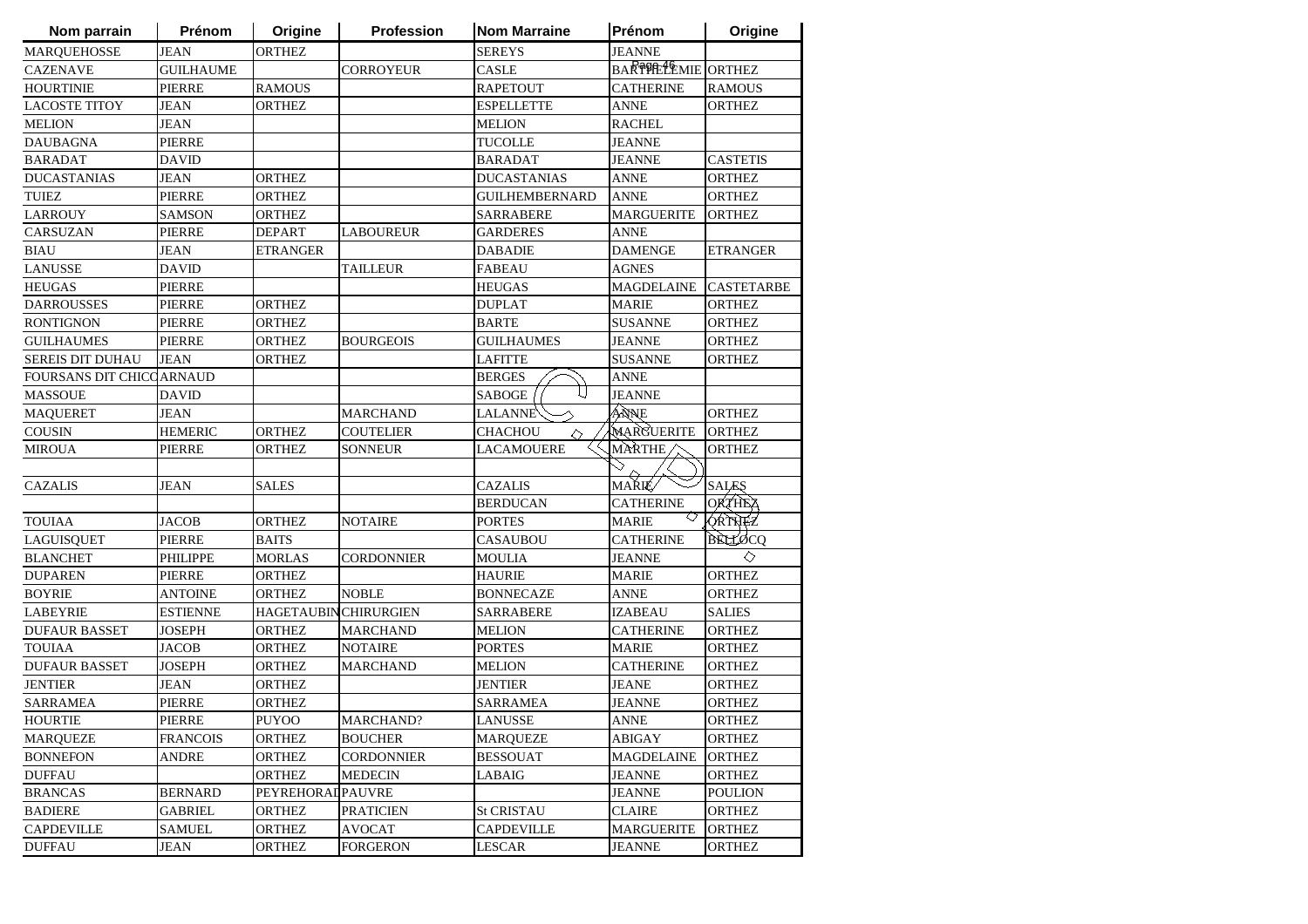| Nom parrain | Prénom | Origine | Profession | Nom Marraine | Prénom | Origine |
|---|---|---|---|---|---|---|
| MARQUEHOSSE | JEAN | ORTHEZ | | SEREYS | JEANNE | |
| CAZENAVE | GUILHAUME | | CORROYEUR | CASLE | BARTHELEMIE | ORTHEZ |
| HOURTINIE | PIERRE | RAMOUS | | RAPETOUT | CATHERINE | RAMOUS |
| LACOSTE TITOY | JEAN | ORTHEZ | | ESPELLETTE | ANNE | ORTHEZ |
| MELION | JEAN | | | MELION | RACHEL | |
| DAUBAGNA | PIERRE | | | TUCOLLE | JEANNE | |
| BARADAT | DAVID | | | BARADAT | JEANNE | CASTETIS |
| DUCASTANIAS | JEAN | ORTHEZ | | DUCASTANIAS | ANNE | ORTHEZ |
| TUIEZ | PIERRE | ORTHEZ | | GUILHEMBERNARD | ANNE | ORTHEZ |
| LARROUY | SAMSON | ORTHEZ | | SARRABERE | MARGUERITE | ORTHEZ |
| CARSUZAN | PIERRE | DEPART | LABOUREUR | GARDERES | ANNE | |
| BIAU | JEAN | ETRANGER | | DABADIE | DAMENGE | ETRANGER |
| LANUSSE | DAVID | | TAILLEUR | FABEAU | AGNES | |
| HEUGAS | PIERRE | | | HEUGAS | MAGDELAINE | CASTETARBE |
| DARROUSSES | PIERRE | ORTHEZ | | DUPLAT | MARIE | ORTHEZ |
| RONTIGNON | PIERRE | ORTHEZ | | BARTE | SUSANNE | ORTHEZ |
| GUILHAUMES | PIERRE | ORTHEZ | BOURGEOIS | GUILHAUMES | JEANNE | ORTHEZ |
| SEREIS DIT DUHAU | JEAN | ORTHEZ | | LAFITTE | SUSANNE | ORTHEZ |
| FOURSANS DIT CHICO | ARNAUD | | | BERGES | ANNE | |
| MASSOUE | DAVID | | | SABOGE | JEANNE | |
| MAQUERET | JEAN | | MARCHAND | LALANNE | ANNE | ORTHEZ |
| COUSIN | HEMERIC | ORTHEZ | COUTELIER | CHACHOU | MARGUERITE | ORTHEZ |
| MIROUA | PIERRE | ORTHEZ | SONNEUR | LACAMOUERE | MARTHE | ORTHEZ |
| | | | | | | |
| CAZALIS | JEAN | SALES | | CAZALIS | MARIE | SALES |
| | | | | BERDUCAN | CATHERINE | ORTHEZ |
| TOUIAA | JACOB | ORTHEZ | NOTAIRE | PORTES | MARIE | ORTHEZ |
| LAGUISQUET | PIERRE | BAITS | | CASAUBOU | CATHERINE | BELLOCQ |
| BLANCHET | PHILIPPE | MORLAS | CORDONNIER | MOULIA | JEANNE | |
| DUPAREN | PIERRE | ORTHEZ | | HAURIE | MARIE | ORTHEZ |
| BOYRIE | ANTOINE | ORTHEZ | NOBLE | BONNECAZE | ANNE | ORTHEZ |
| LABEYRIE | ESTIENNE | HAGETAUBIN | CHIRURGIEN | SARRABERE | IZABEAU | SALIES |
| DUFAUR BASSET | JOSEPH | ORTHEZ | MARCHAND | MELION | CATHERINE | ORTHEZ |
| TOUIAA | JACOB | ORTHEZ | NOTAIRE | PORTES | MARIE | ORTHEZ |
| DUFAUR BASSET | JOSEPH | ORTHEZ | MARCHAND | MELION | CATHERINE | ORTHEZ |
| JENTIER | JEAN | ORTHEZ | | JENTIER | JEANE | ORTHEZ |
| SARRAMEA | PIERRE | ORTHEZ | | SARRAMEA | JEANNE | ORTHEZ |
| HOURTIE | PIERRE | PUYOO | MARCHAND? | LANUSSE | ANNE | ORTHEZ |
| MARQUEZE | FRANCOIS | ORTHEZ | BOUCHER | MARQUEZE | ABIGAY | ORTHEZ |
| BONNEFON | ANDRE | ORTHEZ | CORDONNIER | BESSOUAT | MAGDELAINE | ORTHEZ |
| DUFFAU | | ORTHEZ | MEDECIN | LABAIG | JEANNE | ORTHEZ |
| BRANCAS | BERNARD | PEYREHORAD | PAUVRE | | JEANNE | POULION |
| BADIERE | GABRIEL | ORTHEZ | PRATICIEN | St CRISTAU | CLAIRE | ORTHEZ |
| CAPDEVILLE | SAMUEL | ORTHEZ | AVOCAT | CAPDEVILLE | MARGUERITE | ORTHEZ |
| DUFFAU | JEAN | ORTHEZ | FORGERON | LESCAR | JEANNE | ORTHEZ |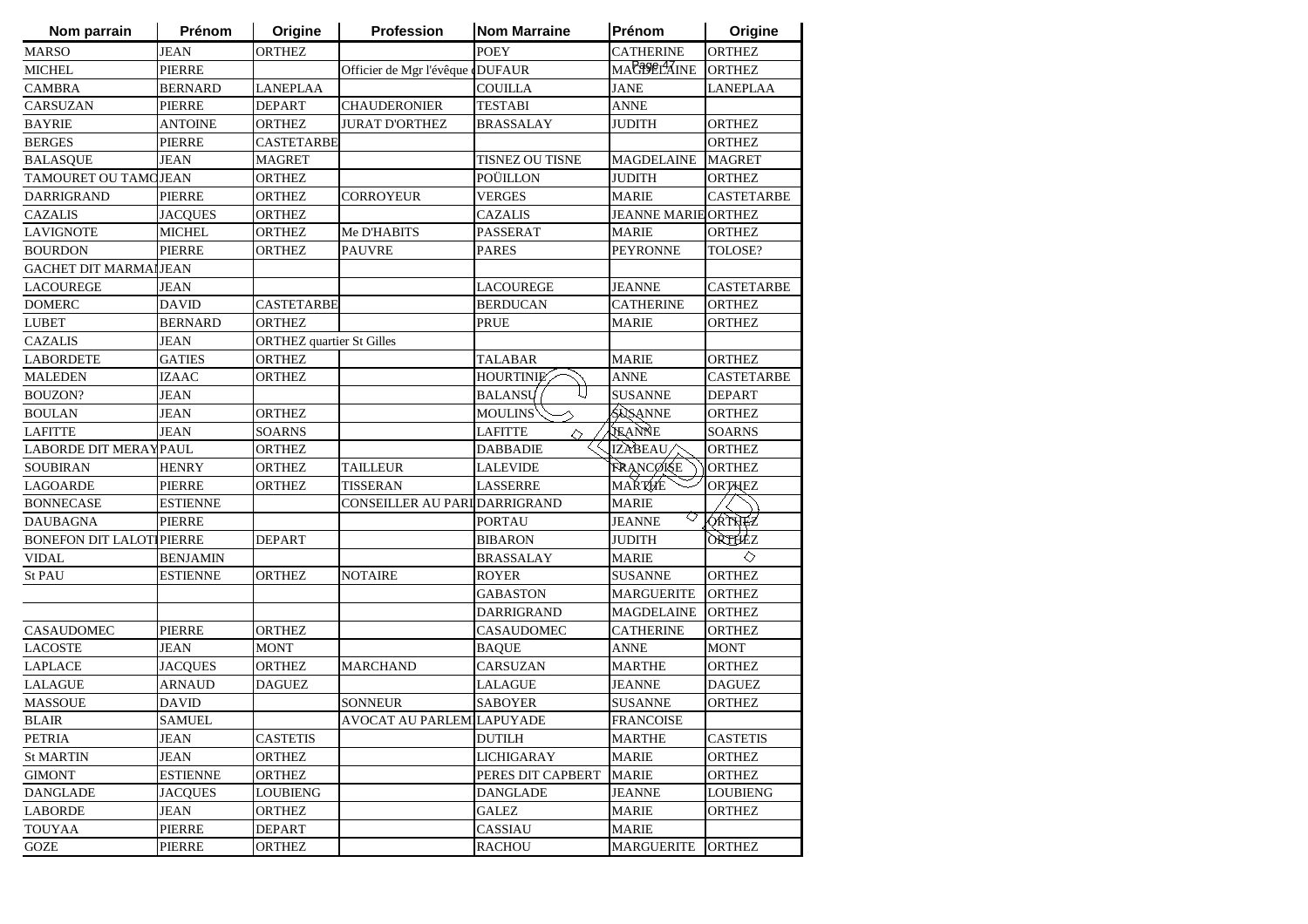| Nom parrain | Prénom | Origine | Profession | Nom Marraine | Prénom | Origine |
|---|---|---|---|---|---|---|
| MARSO | JEAN | ORTHEZ | | POEY | CATHERINE | ORTHEZ |
| MICHEL | PIERRE | | Officier de Mgr l'évêque d | DUFAUR | MAGDELAINE | ORTHEZ |
| CAMBRA | BERNARD | LANEPLAA | | COUILLA | JANE | LANEPLAA |
| CARSUZAN | PIERRE | DEPART | CHAUDERONIER | TESTABI | ANNE | |
| BAYRIE | ANTOINE | ORTHEZ | JURAT D'ORTHEZ | BRASSALAY | JUDITH | ORTHEZ |
| BERGES | PIERRE | CASTETARBE | | | | ORTHEZ |
| BALASQUE | JEAN | MAGRET | | TISNEZ OU TISNE | MAGDELAINE | MAGRET |
| TAMOURET OU TAMO | JEAN | ORTHEZ | | POÜILLON | JUDITH | ORTHEZ |
| DARRIGRAND | PIERRE | ORTHEZ | CORROYEUR | VERGES | MARIE | CASTETARBE |
| CAZALIS | JACQUES | ORTHEZ | | CAZALIS | JEANNE MARIE | ORTHEZ |
| LAVIGNOTE | MICHEL | ORTHEZ | Me D'HABITS | PASSERAT | MARIE | ORTHEZ |
| BOURDON | PIERRE | ORTHEZ | PAUVRE | PARES | PEYRONNE | TOLOSE? |
| GACHET DIT MARMAI | JEAN | | | | | |
| LACOUREGE | JEAN | | | LACOUREGE | JEANNE | CASTETARBE |
| DOMERC | DAVID | CASTETARBE | | BERDUCAN | CATHERINE | ORTHEZ |
| LUBET | BERNARD | ORTHEZ | | PRUE | MARIE | ORTHEZ |
| CAZALIS | JEAN | ORTHEZ quartier St Gilles | | | | |
| LABORDETE | GATIES | ORTHEZ | | TALABAR | MARIE | ORTHEZ |
| MALEDEN | IZAAC | ORTHEZ | | HOURTINIE | ANNE | CASTETARBE |
| BOUZON? | JEAN | | | BALANSU | SUSANNE | DEPART |
| BOULAN | JEAN | ORTHEZ | | MOULINS | SUSANNE | ORTHEZ |
| LAFITTE | JEAN | SOARNS | | LAFITTE | JEANNE | SOARNS |
| LABORDE DIT MERAY | PAUL | ORTHEZ | | DABBADIE | IZABEAU | ORTHEZ |
| SOUBIRAN | HENRY | ORTHEZ | TAILLEUR | LALEVIDE | FRANCOISE | ORTHEZ |
| LAGOARDE | PIERRE | ORTHEZ | TISSERAN | LASSERRE | MARTHE | ORTHEZ |
| BONNECASE | ESTIENNE | | CONSEILLER AU PARI | DARRIGRAND | MARIE | |
| DAUBAGNA | PIERRE | | | PORTAU | JEANNE | ORTHEZ |
| BONEFON DIT LALOTI | PIERRE | DEPART | | BIBARON | JUDITH | ORTHEZ |
| VIDAL | BENJAMIN | | | BRASSALAY | MARIE | |
| St PAU | ESTIENNE | ORTHEZ | NOTAIRE | ROYER | SUSANNE | ORTHEZ |
| | | | | GABASTON | MARGUERITE | ORTHEZ |
| | | | | DARRIGRAND | MAGDELAINE | ORTHEZ |
| CASAUDOMEC | PIERRE | ORTHEZ | | CASAUDOMEC | CATHERINE | ORTHEZ |
| LACOSTE | JEAN | MONT | | BAQUE | ANNE | MONT |
| LAPLACE | JACQUES | ORTHEZ | MARCHAND | CARSUZAN | MARTHE | ORTHEZ |
| LALAGUE | ARNAUD | DAGUEZ | | LALAGUE | JEANNE | DAGUEZ |
| MASSOUE | DAVID | | SONNEUR | SABOYER | SUSANNE | ORTHEZ |
| BLAIR | SAMUEL | | AVOCAT AU PARLEM | LAPUYADE | FRANCOISE | |
| PETRIA | JEAN | CASTETIS | | DUTILH | MARTHE | CASTETIS |
| St MARTIN | JEAN | ORTHEZ | | LICHIGARAY | MARIE | ORTHEZ |
| GIMONT | ESTIENNE | ORTHEZ | | PERES DIT CAPBERT | MARIE | ORTHEZ |
| DANGLADE | JACQUES | LOUBIENG | | DANGLADE | JEANNE | LOUBIENG |
| LABORDE | JEAN | ORTHEZ | | GALEZ | MARIE | ORTHEZ |
| TOUYAA | PIERRE | DEPART | | CASSIAU | MARIE | |
| GOZE | PIERRE | ORTHEZ | | RACHOU | MARGUERITE | ORTHEZ |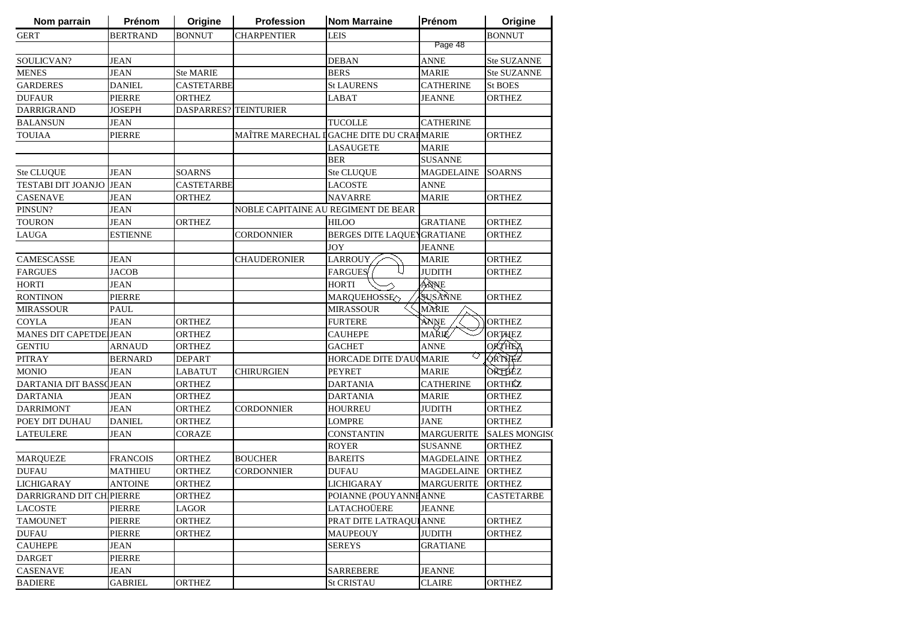| Nom parrain | Prénom | Origine | Profession | Nom Marraine | Prénom | Origine |
|---|---|---|---|---|---|---|
| GERT | BERTRAND | BONNUT | CHARPENTIER | LEIS | | BONNUT |
| | | | | | | |
| SOULICVAN? | JEAN | | | DEBAN | ANNE | Ste SUZANNE |
| MENES | JEAN | Ste MARIE | | BERS | MARIE | Ste SUZANNE |
| GARDERES | DANIEL | CASTETARBE | | St LAURENS | CATHERINE | St BOES |
| DUFAUR | PIERRE | ORTHEZ | | LABAT | JEANNE | ORTHEZ |
| DARRIGRAND | JOSEPH | DASPARRES? | TEINTURIER | | | |
| BALANSUN | JEAN | | | TUCOLLE | CATHERINE | |
| TOUIAA | PIERRE | | MAÎTRE MARECHAL I | GACHE DITE DU CRAI | MARIE | ORTHEZ |
| | | | | LASAUGETE | MARIE | |
| | | | | BER | SUSANNE | |
| Ste CLUQUE | JEAN | SOARNS | | Ste CLUQUE | MAGDELAINE | SOARNS |
| TESTABI DIT JOANJO | JEAN | CASTETARBE | | LACOSTE | ANNE | |
| CASENAVE | JEAN | ORTHEZ | | NAVARRE | MARIE | ORTHEZ |
| PINSUN? | JEAN | | NOBLE CAPITAINE AU REGIMENT DE BEAR | | | |
| TOURON | JEAN | ORTHEZ | | HILOO | GRATIANE | ORTHEZ |
| LAUGA | ESTIENNE | | CORDONNIER | BERGES DITE LAQUEY | GRATIANE | ORTHEZ |
| | | | | JOY | JEANNE | |
| CAMESCASSE | JEAN | | CHAUDERONIER | LARROUY | MARIE | ORTHEZ |
| FARGUES | JACOB | | | FARGUES | JUDITH | ORTHEZ |
| HORTI | JEAN | | | HORTI | ANNE | |
| RONTINON | PIERRE | | | MARQUEHOSSE | SUSANNE | ORTHEZ |
| MIRASSOUR | PAUL | | | MIRASSOUR | MARIE | |
| COYLA | JEAN | ORTHEZ | | FURTERE | ANNE | ORTHEZ |
| MANES DIT CAPETDE | JEAN | ORTHEZ | | CAUHEPE | MARIE | ORTHEZ |
| GENTIU | ARNAUD | ORTHEZ | | GACHET | ANNE | ORTHEZ |
| PITRAY | BERNARD | DEPART | | HORCADE DITE D'AU | MARIE | ORTHEZ |
| MONIO | JEAN | LABATUT | CHIRURGIEN | PEYRET | MARIE | ORTHEZ |
| DARTANIA DIT BASSO | JEAN | ORTHEZ | | DARTANIA | CATHERINE | ORTHEZ |
| DARTANIA | JEAN | ORTHEZ | | DARTANIA | MARIE | ORTHEZ |
| DARRIMONT | JEAN | ORTHEZ | CORDONNIER | HOURREU | JUDITH | ORTHEZ |
| POEY DIT DUHAU | DANIEL | ORTHEZ | | LOMPRE | JANE | ORTHEZ |
| LATEULERE | JEAN | CORAZE | | CONSTANTIN | MARGUERITE | SALES MONGISC |
| | | | | ROYER | SUSANNE | ORTHEZ |
| MARQUEZE | FRANCOIS | ORTHEZ | BOUCHER | BAREITS | MAGDELAINE | ORTHEZ |
| DUFAU | MATHIEU | ORTHEZ | CORDONNIER | DUFAU | MAGDELAINE | ORTHEZ |
| LICHIGARAY | ANTOINE | ORTHEZ | | LICHIGARAY | MARGUERITE | ORTHEZ |
| DARRIGRAND DIT CH | PIERRE | ORTHEZ | | POIANNE (POUYANNE | ANNE | CASTETARBE |
| LACOSTE | PIERRE | LAGOR | | LATACHOÜERE | JEANNE | |
| TAMOUNET | PIERRE | ORTHEZ | | PRAT DITE LATRAQUI | ANNE | ORTHEZ |
| DUFAU | PIERRE | ORTHEZ | | MAUPEOUY | JUDITH | ORTHEZ |
| CAUHEPE | JEAN | | | SEREYS | GRATIANE | |
| DARGET | PIERRE | | | | | |
| CASENAVE | JEAN | | | SARREBERE | JEANNE | |
| BADIERE | GABRIEL | ORTHEZ | | St CRISTAU | CLAIRE | ORTHEZ |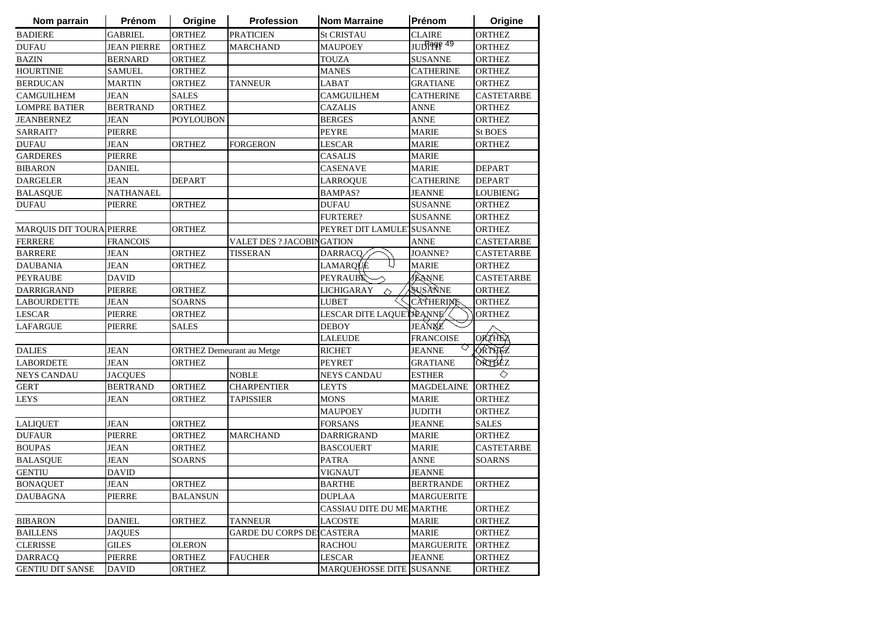| Nom parrain | Prénom | Origine | Profession | Nom Marraine | Prénom | Origine |
|---|---|---|---|---|---|---|
| BADIERE | GABRIEL | ORTHEZ | PRATICIEN | St CRISTAU | CLAIRE | ORTHEZ |
| DUFAU | JEAN PIERRE | ORTHEZ | MARCHAND | MAUPOEY | JUDITH | ORTHEZ |
| BAZIN | BERNARD | ORTHEZ | | TOUZA | SUSANNE | ORTHEZ |
| HOURTINIE | SAMUEL | ORTHEZ | | MANES | CATHERINE | ORTHEZ |
| BERDUCAN | MARTIN | ORTHEZ | TANNEUR | LABAT | GRATIANE | ORTHEZ |
| CAMGUILHEM | JEAN | SALES | | CAMGUILHEM | CATHERINE | CASTETARBE |
| LOMPRE BATIER | BERTRAND | ORTHEZ | | CAZALIS | ANNE | ORTHEZ |
| JEANBERNEZ | JEAN | POYLOUBON | | BERGES | ANNE | ORTHEZ |
| SARRAIT? | PIERRE | | | PEYRE | MARIE | St BOES |
| DUFAU | JEAN | ORTHEZ | FORGERON | LESCAR | MARIE | ORTHEZ |
| GARDERES | PIERRE | | | CASALIS | MARIE | |
| BIBARON | DANIEL | | | CASENAVE | MARIE | DEPART |
| DARGELER | JEAN | DEPART | | LARROQUE | CATHERINE | DEPART |
| BALASQUE | NATHANAEL | | | BAMPAS? | JEANNE | LOUBIENG |
| DUFAU | PIERRE | ORTHEZ | | DUFAU | SUSANNE | ORTHEZ |
| | | | | FURTERE? | SUSANNE | ORTHEZ |
| MARQUIS DIT TOURA | PIERRE | ORTHEZ | | PEYRET DIT LAMULET | SUSANNE | ORTHEZ |
| FERRERE | FRANCOIS | | VALET DES ? JACOBIN | GATION | ANNE | CASTETARBE |
| BARRERE | JEAN | ORTHEZ | TISSERAN | DARRACQ | JOANNE? | CASTETARBE |
| DAUBANIA | JEAN | ORTHEZ | | LAMARQUE | MARIE | ORTHEZ |
| PEYRAUBE | DAVID | | | PEYRAUBE | JEANNE | CASTETARBE |
| DARRIGRAND | PIERRE | ORTHEZ | | LICHIGARAY | SUSANNE | ORTHEZ |
| LABOURDETTE | JEAN | SOARNS | | LUBET | CATHERINE | ORTHEZ |
| LESCAR | PIERRE | ORTHEZ | | LESCAR DITE LAQUET | JEANNE | ORTHEZ |
| LAFARGUE | PIERRE | SALES | | DEBOY | JEANNE | |
| | | | | LALEUDE | FRANCOISE | ORTHEZ |
| DALIES | JEAN | ORTHEZ Demeurant au Metge | | RICHET | JEANNE | ORTHEZ |
| LABORDETE | JEAN | ORTHEZ | | PEYRET | GRATIANE | ORTHEZ |
| NEYS CANDAU | JACQUES | | NOBLE | NEYS CANDAU | ESTHER | |
| GERT | BERTRAND | ORTHEZ | CHARPENTIER | LEYTS | MAGDELAINE | ORTHEZ |
| LEYS | JEAN | ORTHEZ | TAPISSIER | MONS | MARIE | ORTHEZ |
| | | | | MAUPOEY | JUDITH | ORTHEZ |
| LALIQUET | JEAN | ORTHEZ | | FORSANS | JEANNE | SALES |
| DUFAUR | PIERRE | ORTHEZ | MARCHAND | DARRIGRAND | MARIE | ORTHEZ |
| BOUPAS | JEAN | ORTHEZ | | BASCOUERT | MARIE | CASTETARBE |
| BALASQUE | JEAN | SOARNS | | PATRA | ANNE | SOARNS |
| GENTIU | DAVID | | | VIGNAUT | JEANNE | |
| BONAQUET | JEAN | ORTHEZ | | BARTHE | BERTRANDE | ORTHEZ |
| DAUBAGNA | PIERRE | BALANSUN | | DUPLAA | MARGUERITE | |
| | | | | CASSIAU DITE DU ME | MARTHE | ORTHEZ |
| BIBARON | DANIEL | ORTHEZ | TANNEUR | LACOSTE | MARIE | ORTHEZ |
| BAILLENS | JAQUES | | GARDE DU CORPS DE | CASTERA | MARIE | ORTHEZ |
| CLERISSE | GILES | OLERON | | RACHOU | MARGUERITE | ORTHEZ |
| DARRACQ | PIERRE | ORTHEZ | FAUCHER | LESCAR | JEANNE | ORTHEZ |
| GENTIU DIT SANSE | DAVID | ORTHEZ | | MARQUEHOSSE DITE | SUSANNE | ORTHEZ |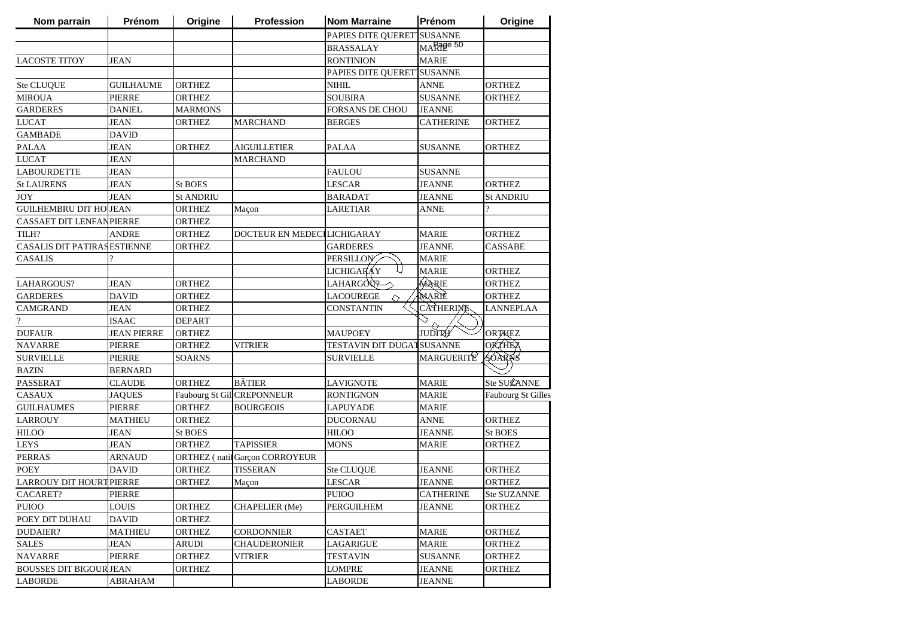| Nom parrain | Prénom | Origine | Profession | Nom Marraine | Prénom | Origine |
|---|---|---|---|---|---|---|
| | | | | PAPIES DITE QUERET | SUSANNE | |
| | | | | BRASSALAY | MARIE | |
| LACOSTE TITOY | JEAN | | | RONTINION | MARIE | |
| | | | | PAPIES DITE QUERET | SUSANNE | |
| Ste CLUQUE | GUILHAUME | ORTHEZ | | NIHIL | ANNE | ORTHEZ |
| MIROUA | PIERRE | ORTHEZ | | SOUBIRA | SUSANNE | ORTHEZ |
| GARDERES | DANIEL | MARMONS | | FORSANS DE CHOU | JEANNE | |
| LUCAT | JEAN | ORTHEZ | MARCHAND | BERGES | CATHERINE | ORTHEZ |
| GAMBADE | DAVID | | | | | |
| PALAA | JEAN | ORTHEZ | AIGUILLETIER | PALAA | SUSANNE | ORTHEZ |
| LUCAT | JEAN | | MARCHAND | | | |
| LABOURDETTE | JEAN | | | FAULOU | SUSANNE | |
| St LAURENS | JEAN | St BOES | | LESCAR | JEANNE | ORTHEZ |
| JOY | JEAN | St ANDRIU | | BARADAT | JEANNE | St ANDRIU |
| GUILHEMBRU DIT HO | JEAN | ORTHEZ | Maçon | LARETIAR | ANNE | ? |
| CASSAET DIT LENFAN | PIERRE | ORTHEZ | | | | |
| TILH? | ANDRE | ORTHEZ | DOCTEUR EN MEDECI | LICHIGARAY | MARIE | ORTHEZ |
| CASALIS DIT PATIRAS | ESTIENNE | ORTHEZ | | GARDERES | JEANNE | CASSABE |
| CASALIS | ? | | | PERSILLON | MARIE | |
| | | | | LICHIGARAY | MARIE | ORTHEZ |
| LAHARGOUS? | JEAN | ORTHEZ | | LAHARGOU? | MARIE | ORTHEZ |
| GARDERES | DAVID | ORTHEZ | | LACOUREGE | MARIE | ORTHEZ |
| CAMGRAND | JEAN | ORTHEZ | | CONSTANTIN | CATHERINE | LANNEPLAA |
| ? | ISAAC | DEPART | | | | |
| DUFAUR | JEAN PIERRE | ORTHEZ | | MAUPOEY | JUDITH | ORTHEZ |
| NAVARRE | PIERRE | ORTHEZ | VITRIER | TESTAVIN DIT DUGAT | SUSANNE | ORTHEZ |
| SURVIELLE | PIERRE | SOARNS | | SURVIELLE | MARGUERITE | SOARNS |
| BAZIN | BERNARD | | | | | |
| PASSERAT | CLAUDE | ORTHEZ | BÂTIER | LAVIGNOTE | MARIE | Ste SUZANNE |
| CASAUX | JAQUES | Faubourg St Gil | CREPONNEUR | RONTIGNON | MARIE | Faubourg St Gilles |
| GUILHAUMES | PIERRE | ORTHEZ | BOURGEOIS | LAPUYADE | MARIE | |
| LARROUY | MATHIEU | ORTHEZ | | DUCORNAU | ANNE | ORTHEZ |
| HILOO | JEAN | St BOES | | HILOO | JEANNE | St BOES |
| LEYS | JEAN | ORTHEZ | TAPISSIER | MONS | MARIE | ORTHEZ |
| PERRAS | ARNAUD | ORTHEZ ( nati | Garçon CORROYEUR | | | |
| POEY | DAVID | ORTHEZ | TISSERAN | Ste CLUQUE | JEANNE | ORTHEZ |
| LARROUY DIT HOURT | PIERRE | ORTHEZ | Maçon | LESCAR | JEANNE | ORTHEZ |
| CACARET? | PIERRE | | | PUIOO | CATHERINE | Ste SUZANNE |
| PUIOO | LOUIS | ORTHEZ | CHAPELIER (Me) | PERGUILHEM | JEANNE | ORTHEZ |
| POEY DIT DUHAU | DAVID | ORTHEZ | | | | |
| DUDAIER? | MATHIEU | ORTHEZ | CORDONNIER | CASTAET | MARIE | ORTHEZ |
| SALES | JEAN | ARUDI | CHAUDERONIER | LAGARIGUE | MARIE | ORTHEZ |
| NAVARRE | PIERRE | ORTHEZ | VITRIER | TESTAVIN | SUSANNE | ORTHEZ |
| BOUSSES DIT BIGOUR | JEAN | ORTHEZ | | LOMPRE | JEANNE | ORTHEZ |
| LABORDE | ABRAHAM | | | LABORDE | JEANNE | |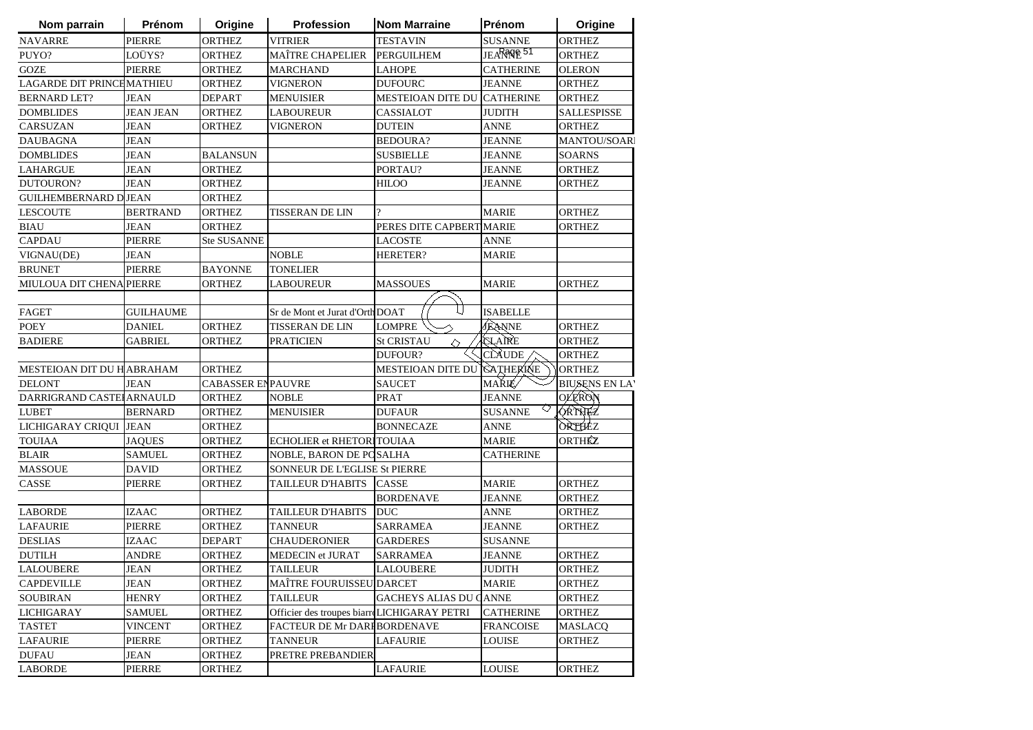| Nom parrain | Prénom | Origine | Profession | Nom Marraine | Prénom | Origine |
|---|---|---|---|---|---|---|
| NAVARRE | PIERRE | ORTHEZ | VITRIER | TESTAVIN | SUSANNE | ORTHEZ |
| PUYO? | LOÜYS? | ORTHEZ | MAÎTRE CHAPELIER | PERGUILHEM | JEANNE | ORTHEZ |
| GOZE | PIERRE | ORTHEZ | MARCHAND | LAHOPE | CATHERINE | OLERON |
| LAGARDE DIT PRINCE | MATHIEU | ORTHEZ | VIGNERON | DUFOURC | JEANNE | ORTHEZ |
| BERNARD LET? | JEAN | DEPART | MENUISIER | MESTEIOAN DITE DU | CATHERINE | ORTHEZ |
| DOMBLIDES | JEAN JEAN | ORTHEZ | LABOUREUR | CASSIALOT | JUDITH | SALLESPISSE |
| CARSUZAN | JEAN | ORTHEZ | VIGNERON | DUTEIN | ANNE | ORTHEZ |
| DAUBAGNA | JEAN | | | BEDOURA? | JEANNE | MANTOU/SOARI |
| DOMBLIDES | JEAN | BALANSUN | | SUSBIELLE | JEANNE | SOARNS |
| LAHARGUE | JEAN | ORTHEZ | | PORTAU? | JEANNE | ORTHEZ |
| DUTOURON? | JEAN | ORTHEZ | | HILOO | JEANNE | ORTHEZ |
| GUILHEMBERNARD D | JEAN | ORTHEZ | | | | |
| LESCOUTE | BERTRAND | ORTHEZ | TISSERAN DE LIN | ? | MARIE | ORTHEZ |
| BIAU | JEAN | ORTHEZ | | PERES DITE CAPBERT | MARIE | ORTHEZ |
| CAPDAU | PIERRE | Ste SUSANNE | | LACOSTE | ANNE | |
| VIGNAU(DE) | JEAN | | NOBLE | HERETER? | MARIE | |
| BRUNET | PIERRE | BAYONNE | TONELIER | | | |
| MIULOUA DIT CHENA | PIERRE | ORTHEZ | LABOUREUR | MASSOUES | MARIE | ORTHEZ |
| | | | | | | |
| FAGET | GUILHAUME | | Sr de Mont et Jurat d'Orth | DOAT | ISABELLE | |
| POEY | DANIEL | ORTHEZ | TISSERAN DE LIN | LOMPRE | JEANNE | ORTHEZ |
| BADIERE | GABRIEL | ORTHEZ | PRATICIEN | St CRISTAU | CLAIRE | ORTHEZ |
| | | | | DUFOUR? | CLAUDE | ORTHEZ |
| MESTEIOAN DIT DU H | ABRAHAM | ORTHEZ | | MESTEIOAN DITE DU | CATHERINE | ORTHEZ |
| DELONT | JEAN | CABASSER EN | PAUVRE | SAUCET | MARIE | BIUSENS EN LA |
| DARRIGRAND CASTE | ARNAULD | ORTHEZ | NOBLE | PRAT | JEANNE | OLERON |
| LUBET | BERNARD | ORTHEZ | MENUISIER | DUFAUR | SUSANNE | ORTHEZ |
| LICHIGARAY CRIQUI | JEAN | ORTHEZ | | BONNECAZE | ANNE | ORTHEZ |
| TOUIAA | JAQUES | ORTHEZ | ECHOLIER et RHETORI | TOUIAA | MARIE | ORTHEZ |
| BLAIR | SAMUEL | ORTHEZ | NOBLE, BARON DE PO | SALHA | CATHERINE | |
| MASSOUE | DAVID | ORTHEZ | SONNEUR DE L'EGLISE St PIERRE | | | |
| CASSE | PIERRE | ORTHEZ | TAILLEUR D'HABITS | CASSE | MARIE | ORTHEZ |
| | | | | BORDENAVE | JEANNE | ORTHEZ |
| LABORDE | IZAAC | ORTHEZ | TAILLEUR D'HABITS | DUC | ANNE | ORTHEZ |
| LAFAURIE | PIERRE | ORTHEZ | TANNEUR | SARRAMEA | JEANNE | ORTHEZ |
| DESLIAS | IZAAC | DEPART | CHAUDERONIER | GARDERES | SUSANNE | |
| DUTILH | ANDRE | ORTHEZ | MEDECIN et JURAT | SARRAMEA | JEANNE | ORTHEZ |
| LALOUBERE | JEAN | ORTHEZ | TAILLEUR | LALOUBERE | JUDITH | ORTHEZ |
| CAPDEVILLE | JEAN | ORTHEZ | MAÎTRE FOURUISSEU | DARCET | MARIE | ORTHEZ |
| SOUBIRAN | HENRY | ORTHEZ | TAILLEUR | GACHEYS ALIAS DU C | ANNE | ORTHEZ |
| LICHIGARAY | SAMUEL | ORTHEZ | Officier des troupes biarr | LICHIGARAY PETRI | CATHERINE | ORTHEZ |
| TASTET | VINCENT | ORTHEZ | FACTEUR DE Mr DARI | BORDENAVE | FRANCOISE | MASLACQ |
| LAFAURIE | PIERRE | ORTHEZ | TANNEUR | LAFAURIE | LOUISE | ORTHEZ |
| DUFAU | JEAN | ORTHEZ | PRETRE PREBANDIER | | | |
| LABORDE | PIERRE | ORTHEZ | | LAFAURIE | LOUISE | ORTHEZ |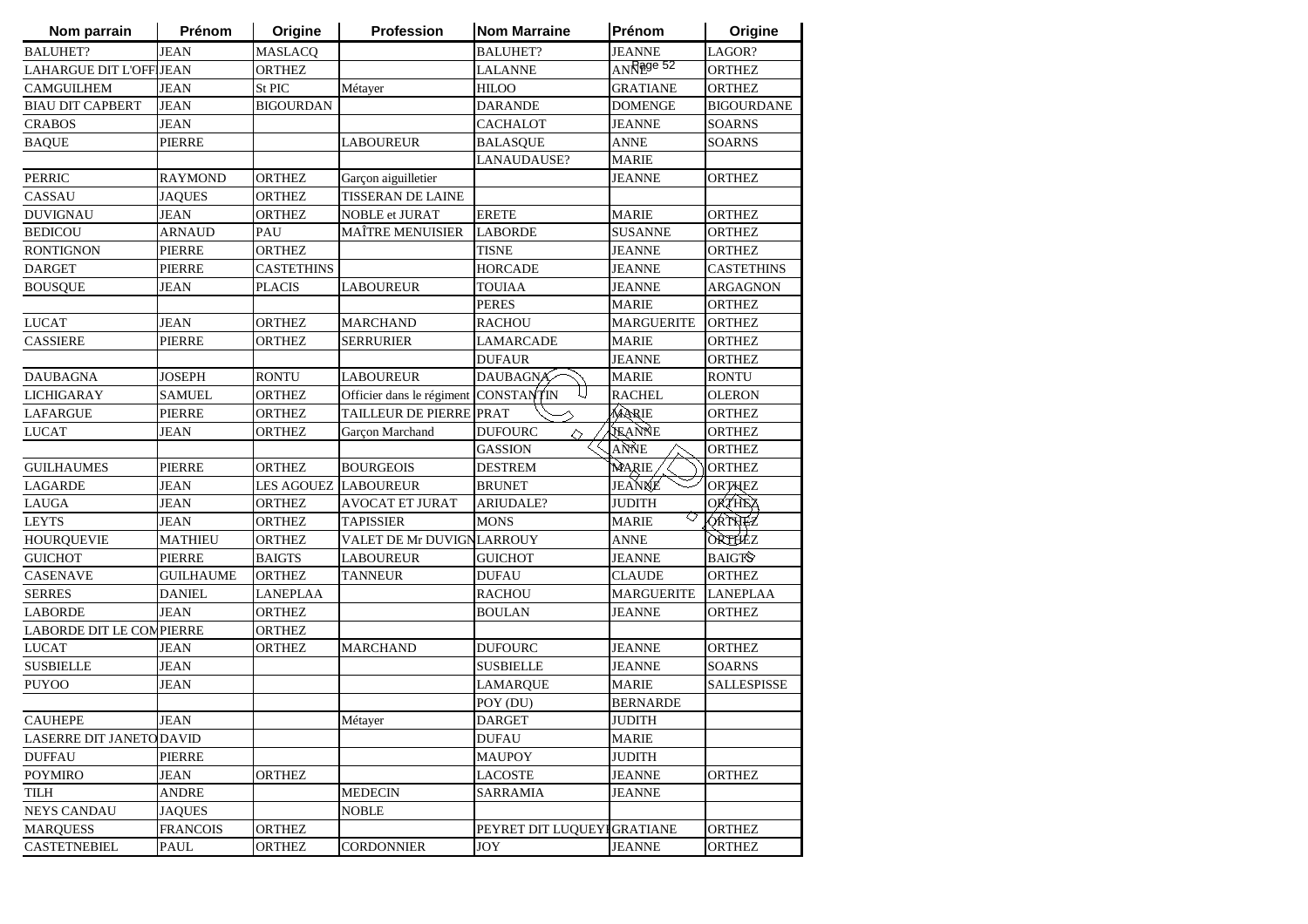| Nom parrain | Prénom | Origine | Profession | Nom Marraine | Prénom | Origine |
|---|---|---|---|---|---|---|
| BALUHET? | JEAN | MASLACQ | | BALUHET? | JEANNE | LAGOR? |
| LAHARGUE DIT L'OFF | JEAN | ORTHEZ | | LALANNE | ANNE | ORTHEZ |
| CAMGUILHEM | JEAN | St PIC | Métayer | HILOO | GRATIANE | ORTHEZ |
| BIAU DIT CAPBERT | JEAN | BIGOURDAN | | DARANDE | DOMENGE | BIGOURDANE |
| CRABOS | JEAN | | | CACHALOT | JEANNE | SOARNS |
| BAQUE | PIERRE | | LABOUREUR | BALASQUE | ANNE | SOARNS |
| | | | | LANAUDAUSE? | MARIE | |
| PERRIC | RAYMOND | ORTHEZ | Garçon aiguilletier | | JEANNE | ORTHEZ |
| CASSAU | JAQUES | ORTHEZ | TISSERAN DE LAINE | | | |
| DUVIGNAU | JEAN | ORTHEZ | NOBLE et JURAT | ERETE | MARIE | ORTHEZ |
| BEDICOU | ARNAUD | PAU | MAÎTRE MENUISIER | LABORDE | SUSANNE | ORTHEZ |
| RONTIGNON | PIERRE | ORTHEZ | | TISNE | JEANNE | ORTHEZ |
| DARGET | PIERRE | CASTETHINS | | HORCADE | JEANNE | CASTETHINS |
| BOUSQUE | JEAN | PLACIS | LABOUREUR | TOUIAA | JEANNE | ARGAGNON |
| | | | | PERES | MARIE | ORTHEZ |
| LUCAT | JEAN | ORTHEZ | MARCHAND | RACHOU | MARGUERITE | ORTHEZ |
| CASSIERE | PIERRE | ORTHEZ | SERRURIER | LAMARCADE | MARIE | ORTHEZ |
| | | | | DUFAUR | JEANNE | ORTHEZ |
| DAUBAGNA | JOSEPH | RONTU | LABOUREUR | DAUBAGNA | MARIE | RONTU |
| LICHIGARAY | SAMUEL | ORTHEZ | Officier dans le régiment | CONSTANTIN | RACHEL | OLERON |
| LAFARGUE | PIERRE | ORTHEZ | TAILLEUR DE PIERRE | PRAT | MARIE | ORTHEZ |
| LUCAT | JEAN | ORTHEZ | Garçon Marchand | DUFOURC | JEANNE | ORTHEZ |
| | | | | GASSION | ANNE | ORTHEZ |
| GUILHAUMES | PIERRE | ORTHEZ | BOURGEOIS | DESTREM | MARIE | ORTHEZ |
| LAGARDE | JEAN | LES AGOUEZ | LABOUREUR | BRUNET | JEANNE | ORTHEZ |
| LAUGA | JEAN | ORTHEZ | AVOCAT ET JURAT | ARIUDALE? | JUDITH | ORTHEZ |
| LEYTS | JEAN | ORTHEZ | TAPISSIER | MONS | MARIE | ORTHEZ |
| HOURQUEVIE | MATHIEU | ORTHEZ | VALET DE Mr DUVIGN | LARROUY | ANNE | ORTHEZ |
| GUICHOT | PIERRE | BAIGTS | LABOUREUR | GUICHOT | JEANNE | BAIGTS |
| CASENAVE | GUILHAUME | ORTHEZ | TANNEUR | DUFAU | CLAUDE | ORTHEZ |
| SERRES | DANIEL | LANEPLAA | | RACHOU | MARGUERITE | LANEPLAA |
| LABORDE | JEAN | ORTHEZ | | BOULAN | JEANNE | ORTHEZ |
| LABORDE DIT LE COM | PIERRE | ORTHEZ | | | | |
| LUCAT | JEAN | ORTHEZ | MARCHAND | DUFOURC | JEANNE | ORTHEZ |
| SUSBIELLE | JEAN | | | SUSBIELLE | JEANNE | SOARNS |
| PUYOO | JEAN | | | LAMARQUE | MARIE | SALLESPISSE |
| | | | | POY (DU) | BERNARDE | |
| CAUHEPE | JEAN | | Métayer | DARGET | JUDITH | |
| LASERRE DIT JANETO | DAVID | | | DUFAU | MARIE | |
| DUFFAU | PIERRE | | | MAUPOY | JUDITH | |
| POYMIRO | JEAN | ORTHEZ | | LACOSTE | JEANNE | ORTHEZ |
| TILH | ANDRE | | MEDECIN | SARRAMIA | JEANNE | |
| NEYS CANDAU | JAQUES | | NOBLE | | | |
| MARQUESS | FRANCOIS | ORTHEZ | | PEYRET DIT LUQUEY | GRATIANE | ORTHEZ |
| CASTETNEBIEL | PAUL | ORTHEZ | CORDONNIER | JOY | JEANNE | ORTHEZ |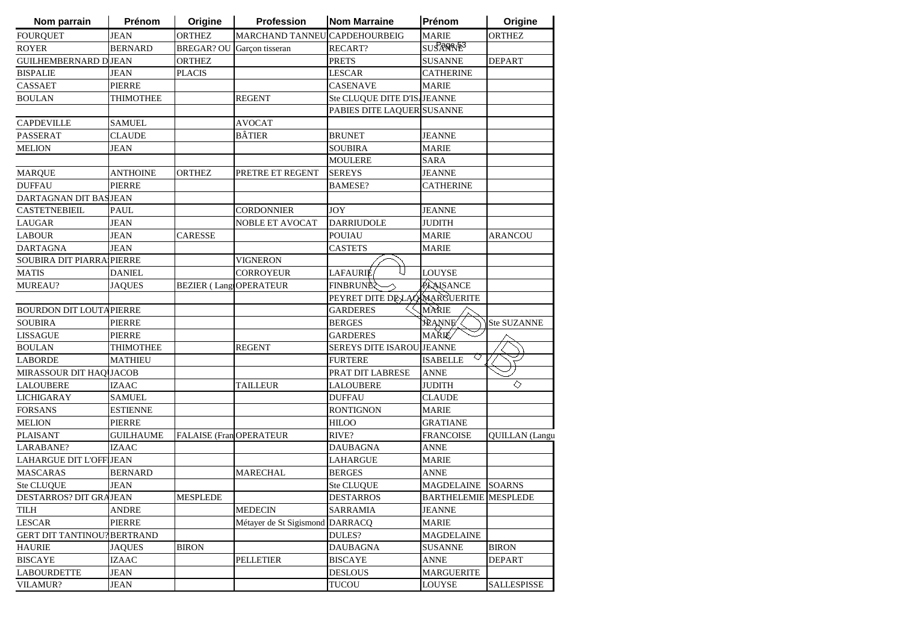| Nom parrain | Prénom | Origine | Profession | Nom Marraine | Prénom | Origine |
|---|---|---|---|---|---|---|
| FOURQUET | JEAN | ORTHEZ | MARCHAND TANNEU | CAPDEHOURBEIG | MARIE | ORTHEZ |
| ROYER | BERNARD | BREGAR? OU | Garçon tisseran | RECART? | SUSANNE | |
| GUILHEMBERNARD D | JEAN | ORTHEZ | | PRETS | SUSANNE | DEPART |
| BISPALIE | JEAN | PLACIS | | LESCAR | CATHERINE | |
| CASSAET | PIERRE | | | CASENAVE | MARIE | |
| BOULAN | THIMOTHEE | | REGENT | Ste CLUQUE DITE D'IS | JEANNE | |
| | | | | PABIES DITE LAQUER | SUSANNE | |
| CAPDEVILLE | SAMUEL | | AVOCAT | | | |
| PASSERAT | CLAUDE | | BÂTIER | BRUNET | JEANNE | |
| MELION | JEAN | | | SOUBIRA | MARIE | |
| | | | | MOULERE | SARA | |
| MARQUE | ANTHOINE | ORTHEZ | PRETRE ET REGENT | SEREYS | JEANNE | |
| DUFFAU | PIERRE | | | BAMESE? | CATHERINE | |
| DARTAGNAN DIT BAS | JEAN | | | | | |
| CASTETNEBIEIL | PAUL | | CORDONNIER | JOY | JEANNE | |
| LAUGAR | JEAN | | NOBLE ET AVOCAT | DARRIUDOLE | JUDITH | |
| LABOUR | JEAN | CARESSE | | POUIAU | MARIE | ARANCOU |
| DARTAGNA | JEAN | | | CASTETS | MARIE | |
| SOUBIRA DIT PIARRA | PIERRE | | VIGNERON | | | |
| MATIS | DANIEL | | CORROYEUR | LAFAURIE | LOUYSE | |
| MUREAU? | JAQUES | BEZIER ( Lang | OPERATEUR | FINBRUNE? | PLAISANCE | |
| | | | | PEYRET DITE DE LAQ | MARGUERITE | |
| BOURDON DIT LOUTA | PIERRE | | | GARDERES | MARIE | |
| SOUBIRA | PIERRE | | | BERGES | JEANNE | Ste SUZANNE |
| LISSAGUE | PIERRE | | | GARDERES | MARIE | |
| BOULAN | THIMOTHEE | | REGENT | SEREYS DITE ISAROU | JEANNE | |
| LABORDE | MATHIEU | | | FURTERE | ISABELLE | |
| MIRASSOUR DIT HAQ | JACOB | | | PRAT DIT LABRESE | ANNE | |
| LALOUBERE | IZAAC | | TAILLEUR | LALOUBERE | JUDITH | |
| LICHIGARAY | SAMUEL | | | DUFFAU | CLAUDE | |
| FORSANS | ESTIENNE | | | RONTIGNON | MARIE | |
| MELION | PIERRE | | | HILOO | GRATIANE | |
| PLAISANT | GUILHAUME | FALAISE (Fran | OPERATEUR | RIVE? | FRANCOISE | QUILLAN (Langu |
| LARABANE? | IZAAC | | | DAUBAGNA | ANNE | |
| LAHARGUE DIT L'OFF | JEAN | | | LAHARGUE | MARIE | |
| MASCARAS | BERNARD | | MARECHAL | BERGES | ANNE | |
| Ste CLUQUE | JEAN | | | Ste CLUQUE | MAGDELAINE | SOARNS |
| DESTARROS? DIT GRA | JEAN | MESPLEDE | | DESTARROS | BARTHELEMIE | MESPLEDE |
| TILH | ANDRE | | MEDECIN | SARRAMIA | JEANNE | |
| LESCAR | PIERRE | | Métayer de St Sigismond | DARRACQ | MARIE | |
| GERT DIT TANTINOU? | BERTRAND | | | DULES? | MAGDELAINE | |
| HAURIE | JAQUES | BIRON | | DAUBAGNA | SUSANNE | BIRON |
| BISCAYE | IZAAC | | PELLETIER | BISCAYE | ANNE | DEPART |
| LABOURDETTE | JEAN | | | DESLOUS | MARGUERITE | |
| VILAMUR? | JEAN | | | TUCOU | LOUYSE | SALLESPISSE |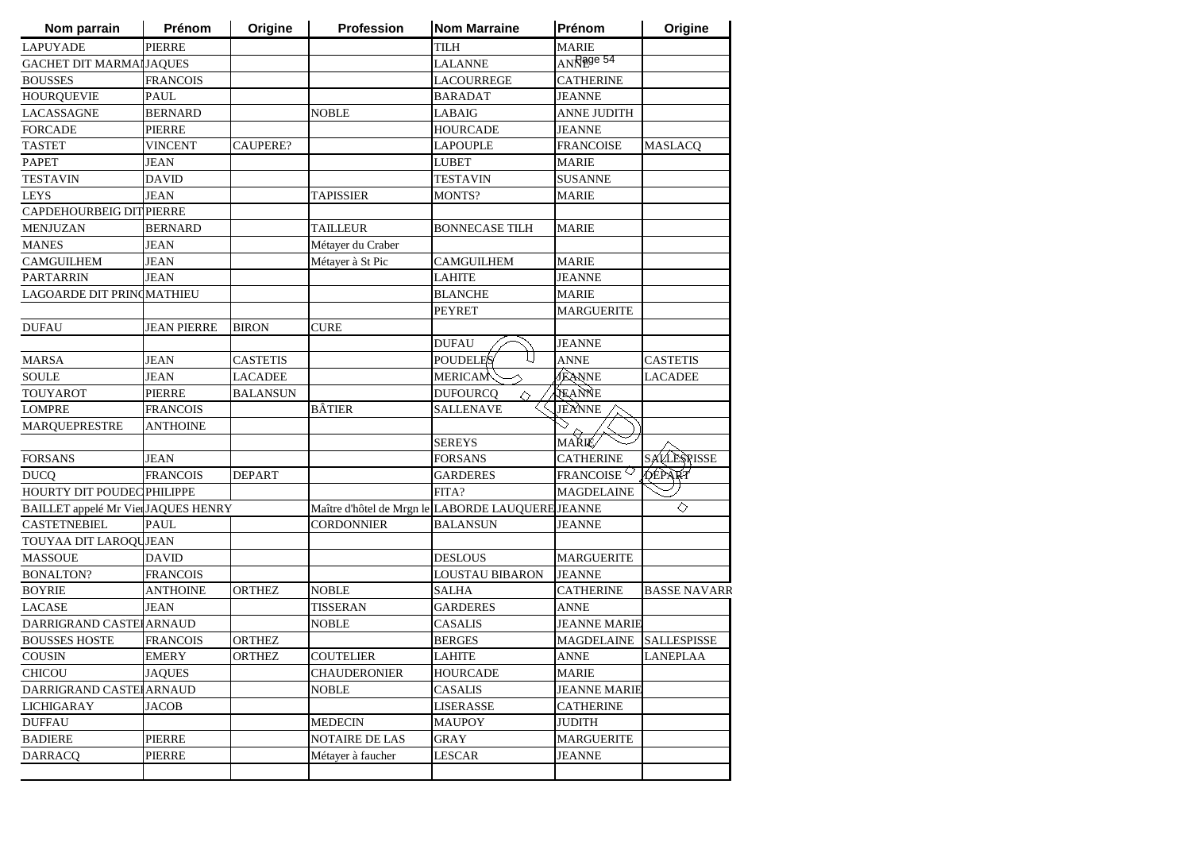| Nom parrain | Prénom | Origine | Profession | Nom Marraine | Prénom | Origine |
|---|---|---|---|---|---|---|
| LAPUYADE | PIERRE | | | TILH | MARIE | |
| GACHET DIT MARMAI | JAQUES | | | LALANNE | ANNE | |
| BOUSSES | FRANCOIS | | | LACOURREGE | CATHERINE | |
| HOURQUEVIE | PAUL | | | BARADAT | JEANNE | |
| LACASSAGNE | BERNARD | | NOBLE | LABAIG | ANNE JUDITH | |
| FORCADE | PIERRE | | | HOURCADE | JEANNE | |
| TASTET | VINCENT | CAUPERE? | | LAPOUPLE | FRANCOISE | MASLACQ |
| PAPET | JEAN | | | LUBET | MARIE | |
| TESTAVIN | DAVID | | | TESTAVIN | SUSANNE | |
| LEYS | JEAN | | TAPISSIER | MONTS? | MARIE | |
| CAPDEHOURBEIG DIT | PIERRE | | | | | |
| MENJUZAN | BERNARD | | TAILLEUR | BONNECASE TILH | MARIE | |
| MANES | JEAN | | Métayer du Craber | | | |
| CAMGUILHEM | JEAN | | Métayer à St Pic | CAMGUILHEM | MARIE | |
| PARTARRIN | JEAN | | | LAHITE | JEANNE | |
| LAGOARDE DIT PRINC | MATHIEU | | | BLANCHE | MARIE | |
| | | | | PEYRET | MARGUERITE | |
| DUFAU | JEAN PIERRE | BIRON | CURE | | | |
| | | | | DUFAU | JEANNE | |
| MARSA | JEAN | CASTETIS | | POUDELES | ANNE | CASTETIS |
| SOULE | JEAN | LACADEE | | MERICAM | JEANNE | LACADEE |
| TOUYAROT | PIERRE | BALANSUN | | DUFOURCQ | JEANNE | |
| LOMPRE | FRANCOIS | | BÂTIER | SALLENAVE | JEANNE | |
| MARQUEPRESTRE | ANTHOINE | | | | | |
| | | | | SEREYS | MARIE | |
| FORSANS | JEAN | | | FORSANS | CATHERINE | SALLESPISSE |
| DUCQ | FRANCOIS | DEPART | | GARDERES | FRANCOISE | DÉPART |
| HOURTY DIT POUDEC | PHILIPPE | | | FITA? | MAGDELAINE | |
| BAILLET appelé Mr Vie | JAQUES HENRY | | Maître d'hôtel de Mrgn le | LABORDE LAUQUERE | JEANNE | |
| CASTETNEBIEL | PAUL | | CORDONNIER | BALANSUN | JEANNE | |
| TOUYAA DIT LAROQU | JEAN | | | | | |
| MASSOUE | DAVID | | | DESLOUS | MARGUERITE | |
| BONALTON? | FRANCOIS | | | LOUSTAU BIBARON | JEANNE | |
| BOYRIE | ANTHOINE | ORTHEZ | NOBLE | SALHA | CATHERINE | BASSE NAVARR |
| LACASE | JEAN | | TISSERAN | GARDERES | ANNE | |
| DARRIGRAND CASTEI | ARNAUD | | NOBLE | CASALIS | JEANNE MARIE | |
| BOUSSES HOSTE | FRANCOIS | ORTHEZ | | BERGES | MAGDELAINE | SALLESPISSE |
| COUSIN | EMERY | ORTHEZ | COUTELIER | LAHITE | ANNE | LANEPLAA |
| CHICOU | JAQUES | | CHAUDERONIER | HOURCADE | MARIE | |
| DARRIGRAND CASTEI | ARNAUD | | NOBLE | CASALIS | JEANNE MARIE | |
| LICHIGARAY | JACOB | | | LISERASSE | CATHERINE | |
| DUFFAU | | | MEDECIN | MAUPOY | JUDITH | |
| BADIERE | PIERRE | | NOTAIRE DE LAS | GRAY | MARGUERITE | |
| DARRACQ | PIERRE | | Métayer à faucher | LESCAR | JEANNE | |
| | | | | | | |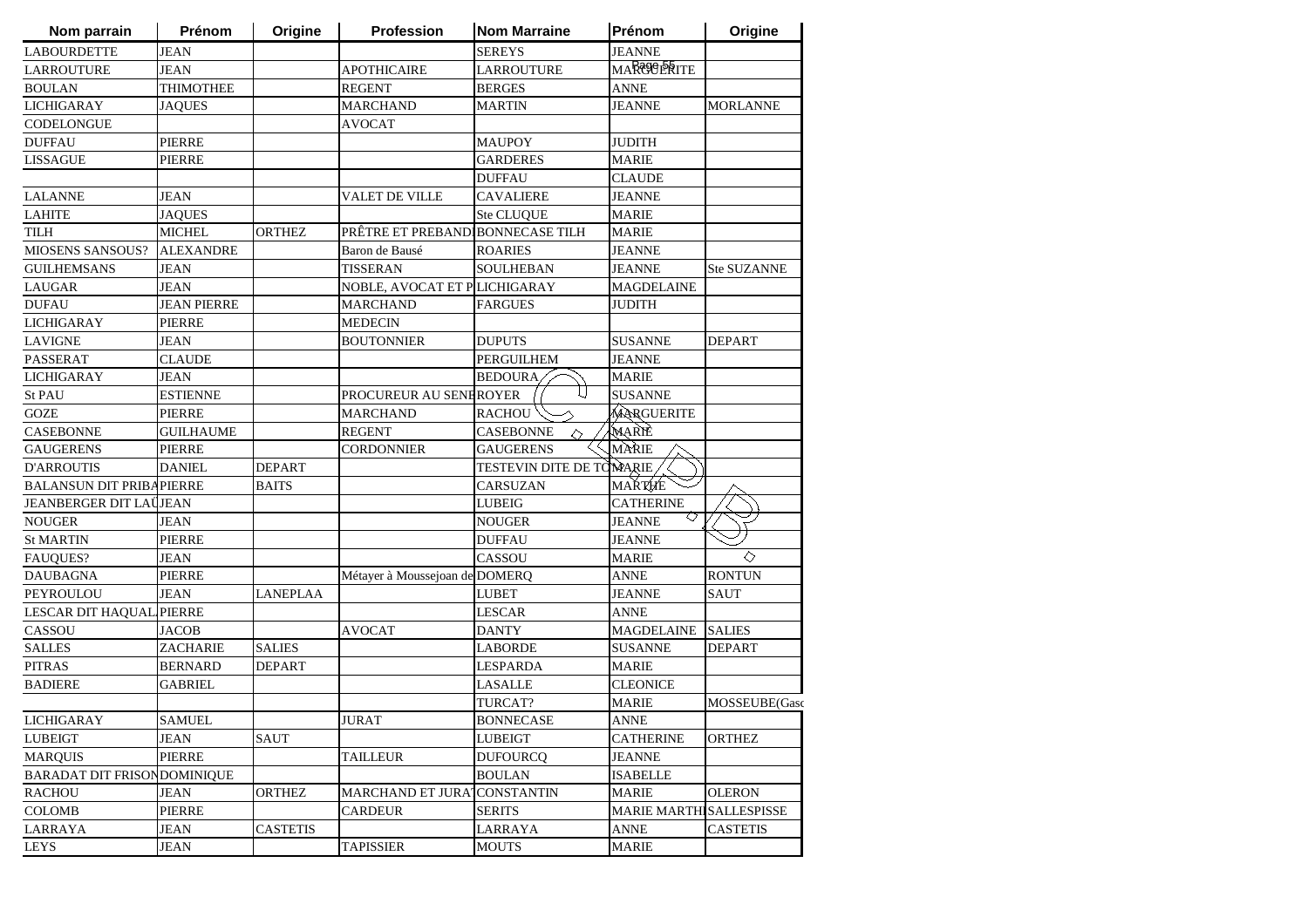| Nom parrain | Prénom | Origine | Profession | Nom Marraine | Prénom | Origine |
|---|---|---|---|---|---|---|
| LABOURDETTE | JEAN | | | SEREYS | JEANNE | |
| LARROUTURE | JEAN | | APOTHICAIRE | LARROUTURE | MARGUERITE | |
| BOULAN | THIMOTHEE | | REGENT | BERGES | ANNE | |
| LICHIGARAY | JAQUES | | MARCHAND | MARTIN | JEANNE | MORLANNE |
| CODELONGUE | | | AVOCAT | | | |
| DUFFAU | PIERRE | | | MAUPOY | JUDITH | |
| LISSAGUE | PIERRE | | | GARDERES | MARIE | |
| | | | | DUFFAU | CLAUDE | |
| LALANNE | JEAN | | VALET DE VILLE | CAVALIERE | JEANNE | |
| LAHITE | JAQUES | | | Ste CLUQUE | MARIE | |
| TILH | MICHEL | ORTHEZ | PRÊTRE ET PREBANDI | BONNECASE TILH | MARIE | |
| MIOSENS SANSOUS? | ALEXANDRE | | Baron de Bausé | ROARIES | JEANNE | |
| GUILHEMSANS | JEAN | | TISSERAN | SOULHEBAN | JEANNE | Ste SUZANNE |
| LAUGAR | JEAN | | NOBLE, AVOCAT ET P | LICHIGARAY | MAGDELAINE | |
| DUFAU | JEAN PIERRE | | MARCHAND | FARGUES | JUDITH | |
| LICHIGARAY | PIERRE | | MEDECIN | | | |
| LAVIGNE | JEAN | | BOUTONNIER | DUPUTS | SUSANNE | DEPART |
| PASSERAT | CLAUDE | | | PERGUILHEM | JEANNE | |
| LICHIGARAY | JEAN | | | BEDOURA | MARIE | |
| St PAU | ESTIENNE | | PROCUREUR AU SENE | ROYER | SUSANNE | |
| GOZE | PIERRE | | MARCHAND | RACHOU | MARGUERITE | |
| CASEBONNE | GUILHAUME | | REGENT | CASEBONNE | MARIE | |
| GAUGERENS | PIERRE | | CORDONNIER | GAUGERENS | MARIE | |
| D'ARROUTIS | DANIEL | DEPART | | TESTEVIN DITE DE TO | MARIE | |
| BALANSUN DIT PRIBA | PIERRE | BAITS | | CARSUZAN | MARTHE | |
| JEANBERGER DIT LAÜ | JEAN | | | LUBEIG | CATHERINE | |
| NOUGER | JEAN | | | NOUGER | JEANNE | |
| St MARTIN | PIERRE | | | DUFFAU | JEANNE | |
| FAUQUES? | JEAN | | | CASSOU | MARIE | |
| DAUBAGNA | PIERRE | | Métayer à Moussejoan de | DOMERQ | ANNE | RONTUN |
| PEYROULOU | JEAN | LANEPLAA | | LUBET | JEANNE | SAUT |
| LESCAR DIT HAQUAL | PIERRE | | | LESCAR | ANNE | |
| CASSOU | JACOB | | AVOCAT | DANTY | MAGDELAINE | SALIES |
| SALLES | ZACHARIE | SALIES | | LABORDE | SUSANNE | DEPART |
| PITRAS | BERNARD | DEPART | | LESPARDA | MARIE | |
| BADIERE | GABRIEL | | | LASALLE | CLEONICE | |
| | | | | TURCAT? | MARIE | MOSSEUBE(Gasc |
| LICHIGARAY | SAMUEL | | JURAT | BONNECASE | ANNE | |
| LUBEIGT | JEAN | SAUT | | LUBEIGT | CATHERINE | ORTHEZ |
| MARQUIS | PIERRE | | TAILLEUR | DUFOURCQ | JEANNE | |
| BARADAT DIT FRISON | DOMINIQUE | | | BOULAN | ISABELLE | |
| RACHOU | JEAN | ORTHEZ | MARCHAND ET JURAT | CONSTANTIN | MARIE | OLERON |
| COLOMB | PIERRE | | CARDEUR | SERITS | MARIE MARTHE | SALLESPISSE |
| LARRAYA | JEAN | CASTETIS | | LARRAYA | ANNE | CASTETIS |
| LEYS | JEAN | | TAPISSIER | MOUTS | MARIE | |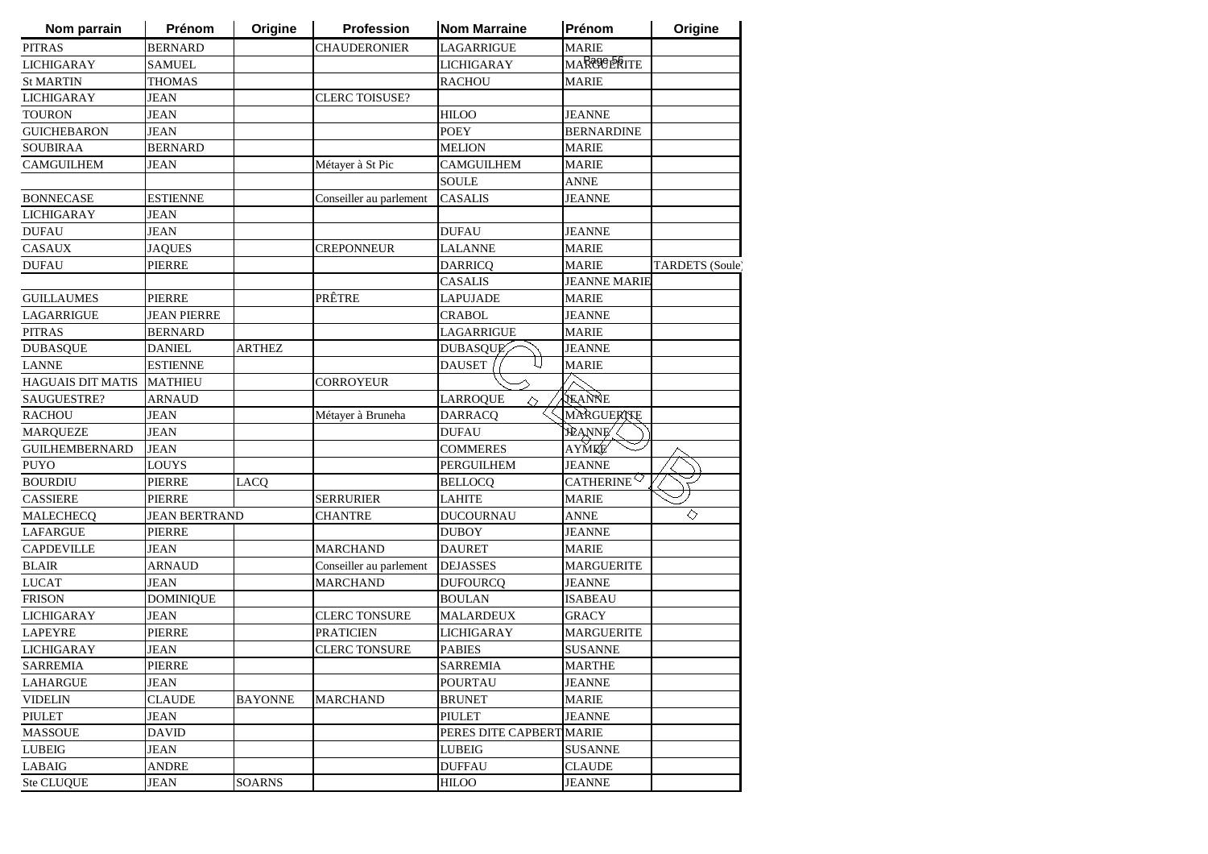| Nom parrain | Prénom | Origine | Profession | Nom Marraine | Prénom | Origine |
|---|---|---|---|---|---|---|
| PITRAS | BERNARD | | CHAUDERONIER | LAGARRIGUE | MARIE | |
| LICHIGARAY | SAMUEL | | | LICHIGARAY | MARGUERITE | |
| St MARTIN | THOMAS | | | RACHOU | MARIE | |
| LICHIGARAY | JEAN | | CLERC TOISUSE? | | | |
| TOURON | JEAN | | | HILOO | JEANNE | |
| GUICHEBARON | JEAN | | | POEY | BERNARDINE | |
| SOUBIRAA | BERNARD | | | MELION | MARIE | |
| CAMGUILHEM | JEAN | | Métayer à St Pic | CAMGUILHEM | MARIE | |
| | | | | SOULE | ANNE | |
| BONNECASE | ESTIENNE | | Conseiller au parlement | CASALIS | JEANNE | |
| LICHIGARAY | JEAN | | | | | |
| DUFAU | JEAN | | | DUFAU | JEANNE | |
| CASAUX | JAQUES | | CREPONNEUR | LALANNE | MARIE | |
| DUFAU | PIERRE | | | DARRICQ | MARIE | TARDETS (Soule) |
| | | | | CASALIS | JEANNE MARIE | |
| GUILLAUMES | PIERRE | | PRÊTRE | LAPUJADE | MARIE | |
| LAGARRIGUE | JEAN PIERRE | | | CRABOL | JEANNE | |
| PITRAS | BERNARD | | | LAGARRIGUE | MARIE | |
| DUBASQUE | DANIEL | ARTHEZ | | DUBASQUE | JEANNE | |
| LANNE | ESTIENNE | | | DAUSET | MARIE | |
| HAGUAIS DIT MATIS | MATHIEU | | CORROYEUR | | | |
| SAUGUESTRE? | ARNAUD | | | LARROQUE | JEANNE | |
| RACHOU | JEAN | | Métayer à Bruneha | DARRACQ | MARGUERITE | |
| MARQUEZE | JEAN | | | DUFAU | JEANNE | |
| GUILHEMBERNARD | JEAN | | | COMMERES | AYMEE | |
| PUYO | LOUYS | | | PERGUILHEM | JEANNE | |
| BOURDIU | PIERRE | LACQ | | BELLOCQ | CATHERINE | |
| CASSIERE | PIERRE | | SERRURIER | LAHITE | MARIE | |
| MALECHECQ | JEAN BERTRAND | | CHANTRE | DUCOURNAU | ANNE | |
| LAFARGUE | PIERRE | | | DUBOY | JEANNE | |
| CAPDEVILLE | JEAN | | MARCHAND | DAURET | MARIE | |
| BLAIR | ARNAUD | | Conseiller au parlement | DEJASSES | MARGUERITE | |
| LUCAT | JEAN | | MARCHAND | DUFOURCQ | JEANNE | |
| FRISON | DOMINIQUE | | | BOULAN | ISABEAU | |
| LICHIGARAY | JEAN | | CLERC TONSURE | MALARDEUX | GRACY | |
| LAPEYRE | PIERRE | | PRATICIEN | LICHIGARAY | MARGUERITE | |
| LICHIGARAY | JEAN | | CLERC TONSURE | PABIES | SUSANNE | |
| SARREMIA | PIERRE | | | SARREMIA | MARTHE | |
| LAHARGUE | JEAN | | | POURTAU | JEANNE | |
| VIDELIN | CLAUDE | BAYONNE | MARCHAND | BRUNET | MARIE | |
| PIULET | JEAN | | | PIULET | JEANNE | |
| MASSOUE | DAVID | | | PERES DITE CAPBERT | MARIE | |
| LUBEIG | JEAN | | | LUBEIG | SUSANNE | |
| LABAIG | ANDRE | | | DUFFAU | CLAUDE | |
| Ste CLUQUE | JEAN | SOARNS | | HILOO | JEANNE | |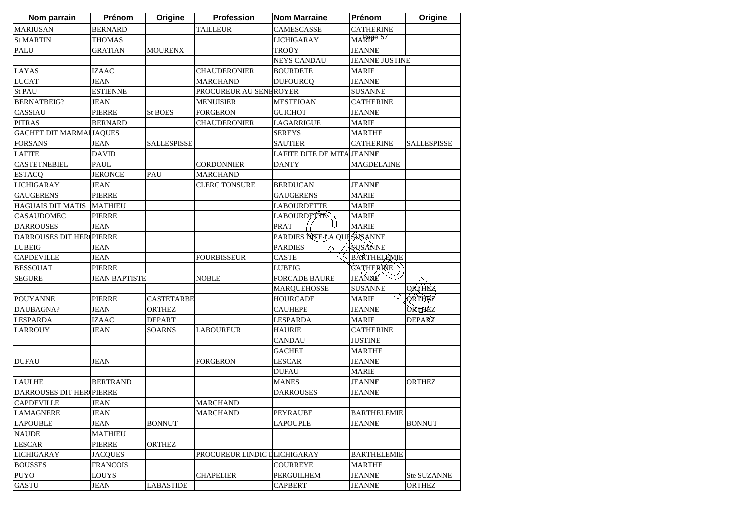| Nom parrain | Prénom | Origine | Profession | Nom Marraine | Prénom | Origine |
|---|---|---|---|---|---|---|
| MARIUSAN | BERNARD | | TAILLEUR | CAMESCASSE | CATHERINE | |
| St MARTIN | THOMAS | | | LICHIGARAY | MARIE | |
| PALU | GRATIAN | MOURENX | | TROÜY | JEANNE | |
| | | | | NEYS CANDAU | JEANNE JUSTINE | |
| LAYAS | IZAAC | | CHAUDERONIER | BOURDETE | MARIE | |
| LUCAT | JEAN | | MARCHAND | DUFOURCQ | JEANNE | |
| St PAU | ESTIENNE | | PROCUREUR AU SENE | ROYER | SUSANNE | |
| BERNATBEIG? | JEAN | | MENUISIER | MESTEIOAN | CATHERINE | |
| CASSIAU | PIERRE | St BOES | FORGERON | GUICHOT | JEANNE | |
| PITRAS | BERNARD | | CHAUDERONIER | LAGARRIGUE | MARIE | |
| GACHET DIT MARMAI | JAQUES | | | SEREYS | MARTHE | |
| FORSANS | JEAN | SALLESPISSE | | SAUTIER | CATHERINE | SALLESPISSE |
| LAFITE | DAVID | | | LAFITE DITE DE MITA | JEANNE | |
| CASTETNEBIEL | PAUL | | CORDONNIER | DANTY | MAGDELAINE | |
| ESTACQ | JERONCE | PAU | MARCHAND | | | |
| LICHIGARAY | JEAN | | CLERC TONSURE | BERDUCAN | JEANNE | |
| GAUGERENS | PIERRE | | | GAUGERENS | MARIE | |
| HAGUAIS DIT MATIS | MATHIEU | | | LABOURDETTE | MARIE | |
| CASAUDOMEC | PIERRE | | | LABOURDETTE | MARIE | |
| DARROUSES | JEAN | | | PRAT | MARIE | |
| DARROUSES DIT HER | PIERRE | | | PARDIES DITE LA QUE | SUSANNE | |
| LUBEIG | JEAN | | | PARDIES | SUSANNE | |
| CAPDEVILLE | JEAN | | FOURBISSEUR | CASTE | BARTHELEMIE | |
| BESSOUAT | PIERRE | | | LUBEIG | CATHERINE | |
| SEGURE | JEAN BAPTISTE | | NOBLE | FORCADE BAURE | JEANNE | |
| | | | | MARQUEHOSSE | SUSANNE | ORTHEZ |
| POUYANNE | PIERRE | CASTETARBE | | HOURCADE | MARIE | ORTHEZ |
| DAUBAGNA? | JEAN | ORTHEZ | | CAUHEPE | JEANNE | ORTHEZ |
| LESPARDA | IZAAC | DEPART | | LESPARDA | MARIE | DEPART |
| LARROUY | JEAN | SOARNS | LABOUREUR | HAURIE | CATHERINE | |
| | | | | CANDAU | JUSTINE | |
| | | | | GACHET | MARTHE | |
| DUFAU | JEAN | | FORGERON | LESCAR | JEANNE | |
| | | | | DUFAU | MARIE | |
| LAULHE | BERTRAND | | | MANES | JEANNE | ORTHEZ |
| DARROUSES DIT HER | PIERRE | | | DARROUSES | JEANNE | |
| CAPDEVILLE | JEAN | | MARCHAND | | | |
| LAMAGNERE | JEAN | | MARCHAND | PEYRAUBE | BARTHELEMIE | |
| LAPOUBLE | JEAN | BONNUT | | LAPOUPLE | JEANNE | BONNUT |
| NAUDE | MATHIEU | | | | | |
| LESCAR | PIERRE | ORTHEZ | | | | |
| LICHIGARAY | JACQUES | | PROCUREUR LINDIC D | LICHIGARAY | BARTHELEMIE | |
| BOUSSES | FRANCOIS | | | COURREYE | MARTHE | |
| PUYO | LOUYS | | CHAPELIER | PERGUILHEM | JEANNE | Ste SUZANNE |
| GASTU | JEAN | LABASTIDE | | CAPBERT | JEANNE | ORTHEZ |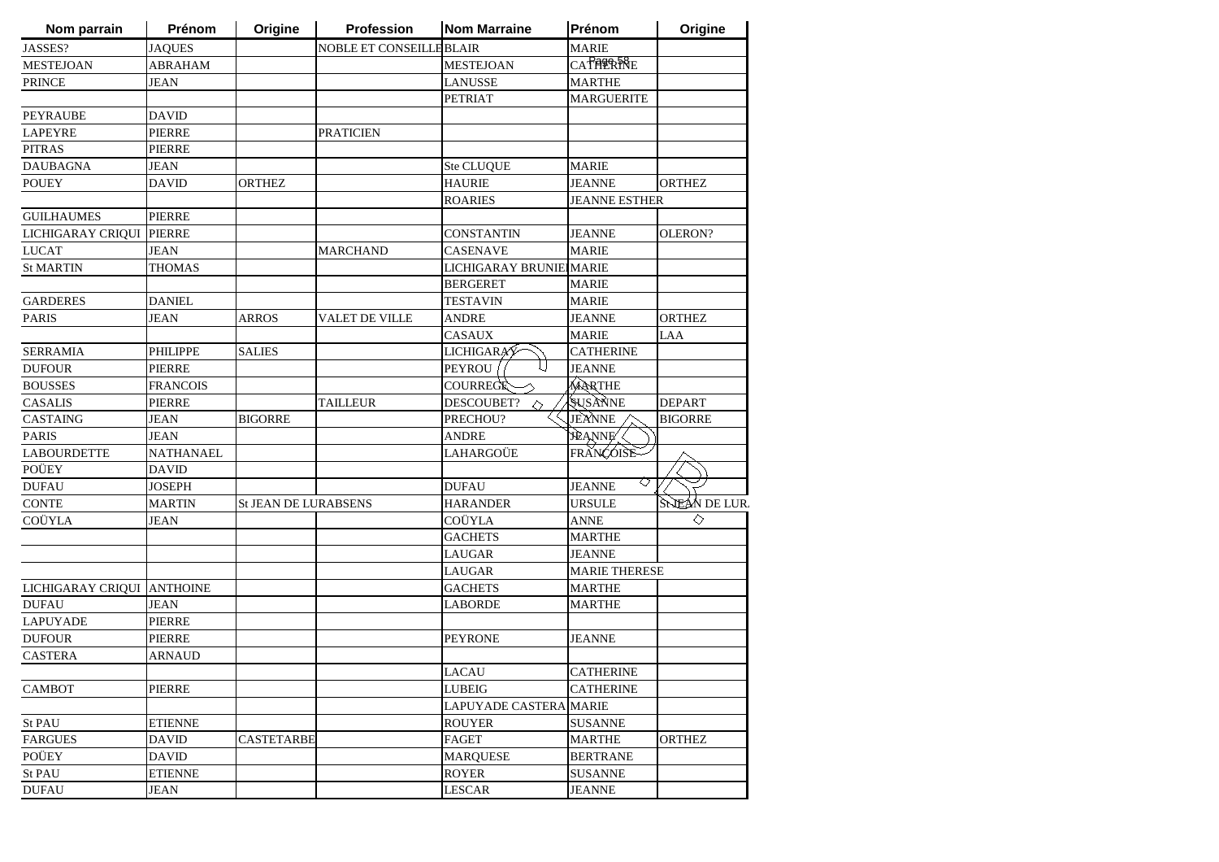| Nom parrain | Prénom | Origine | Profession | Nom Marraine | Prénom | Origine |
|---|---|---|---|---|---|---|
| JASSES? | JAQUES | | NOBLE ET CONSEILLE | BLAIR | MARIE | |
| MESTEJOAN | ABRAHAM | | | MESTEJOAN | CATHERINE | |
| PRINCE | JEAN | | | LANUSSE | MARTHE | |
| | | | | PETRIAT | MARGUERITE | |
| PEYRAUBE | DAVID | | | | | |
| LAPEYRE | PIERRE | | PRATICIEN | | | |
| PITRAS | PIERRE | | | | | |
| DAUBAGNA | JEAN | | | Ste CLUQUE | MARIE | |
| POUEY | DAVID | ORTHEZ | | HAURIE | JEANNE | ORTHEZ |
| | | | | ROARIES | JEANNE ESTHER | |
| GUILHAUMES | PIERRE | | | | | |
| LICHIGARAY CRIQUI | PIERRE | | | CONSTANTIN | JEANNE | OLERON? |
| LUCAT | JEAN | | MARCHAND | CASENAVE | MARIE | |
| St MARTIN | THOMAS | | | LICHIGARAY BRUNIE | MARIE | |
| | | | | BERGERET | MARIE | |
| GARDERES | DANIEL | | | TESTAVIN | MARIE | |
| PARIS | JEAN | ARROS | VALET DE VILLE | ANDRE | JEANNE | ORTHEZ |
| | | | | CASAUX | MARIE | LAA |
| SERRAMIA | PHILIPPE | SALIES | | LICHIGARAY | CATHERINE | |
| DUFOUR | PIERRE | | | PEYROU | JEANNE | |
| BOUSSES | FRANCOIS | | | COURREGE | MARTHE | |
| CASALIS | PIERRE | | TAILLEUR | DESCOUBET? | SUSANNE | DEPART |
| CASTAING | JEAN | BIGORRE | | PRECHOU? | JEANNE | BIGORRE |
| PARIS | JEAN | | | ANDRE | JEANNE | |
| LABOURDETTE | NATHANAEL | | | LAHARGOÜE | FRANCOISE | |
| POÜEY | DAVID | | | | | |
| DUFAU | JOSEPH | | | DUFAU | JEANNE | |
| CONTE | MARTIN | St JEAN DE LURABSENS | | HARANDER | URSULE | St JEAN DE LUR. |
| COÜYLA | JEAN | | | COÜYLA | ANNE | |
| | | | | GACHETS | MARTHE | |
| | | | | LAUGAR | JEANNE | |
| | | | | LAUGAR | MARIE THERESE | |
| LICHIGARAY CRIQUI | ANTHOINE | | | GACHETS | MARTHE | |
| DUFAU | JEAN | | | LABORDE | MARTHE | |
| LAPUYADE | PIERRE | | | | | |
| DUFOUR | PIERRE | | | PEYRONE | JEANNE | |
| CASTERA | ARNAUD | | | | | |
| | | | | LACAU | CATHERINE | |
| CAMBOT | PIERRE | | | LUBEIG | CATHERINE | |
| | | | | LAPUYADE CASTERA | MARIE | |
| St PAU | ETIENNE | | | ROUYER | SUSANNE | |
| FARGUES | DAVID | CASTETARBE | | FAGET | MARTHE | ORTHEZ |
| POÜEY | DAVID | | | MARQUESE | BERTRANE | |
| St PAU | ETIENNE | | | ROYER | SUSANNE | |
| DUFAU | JEAN | | | LESCAR | JEANNE | |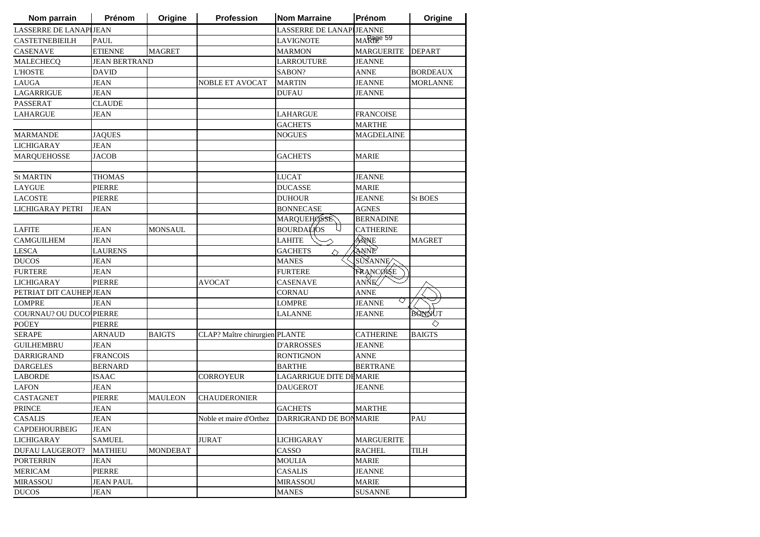| Nom parrain | Prénom | Origine | Profession | Nom Marraine | Prénom | Origine |
|---|---|---|---|---|---|---|
| LASSERRE DE LANAPI | JEAN | | | LASSERRE DE LANAPI | JEANNE | |
| CASTETNEBIEILH | PAUL | | | LAVIGNOTE | MARIE | |
| CASENAVE | ETIENNE | MAGRET | | MARMON | MARGUERITE | DEPART |
| MALECHECQ | JEAN BERTRAND | | | LARROUTURE | JEANNE | |
| L'HOSTE | DAVID | | | SABON? | ANNE | BORDEAUX |
| LAUGA | JEAN | | NOBLE ET AVOCAT | MARTIN | JEANNE | MORLANNE |
| LAGARRIGUE | JEAN | | | DUFAU | JEANNE | |
| PASSERAT | CLAUDE | | | | | |
| LAHARGUE | JEAN | | | LAHARGUE | FRANCOISE | |
| | | | | GACHETS | MARTHE | |
| MARMANDE | JAQUES | | | NOGUES | MAGDELAINE | |
| LICHIGARAY | JEAN | | | | | |
| MARQUEHOSSE | JACOB | | | GACHETS | MARIE | |
| | | | | | | |
| St MARTIN | THOMAS | | | LUCAT | JEANNE | |
| LAYGUE | PIERRE | | | DUCASSE | MARIE | |
| LACOSTE | PIERRE | | | DUHOUR | JEANNE | St BOES |
| LICHIGARAY PETRI | JEAN | | | BONNECASE | AGNES | |
| | | | | MARQUEHOSSE | BERNADINE | |
| LAFITE | JEAN | MONSAUL | | BOURDALIOS | CATHERINE | |
| CAMGUILHEM | JEAN | | | LAHITE | ANNE | MAGRET |
| LESCA | LAURENS | | | GACHETS | ANNE | |
| DUCOS | JEAN | | | MANES | SUSANNE | |
| FURTERE | JEAN | | | FURTERE | FRANCOISE | |
| LICHIGARAY | PIERRE | | AVOCAT | CASENAVE | ANNE | |
| PETRIAT DIT CAUHEP | JEAN | | | CORNAU | ANNE | |
| LOMPRE | JEAN | | | LOMPRE | JEANNE | |
| COURNAU? OU DUCO | PIERRE | | | LALANNE | JEANNE | BONNUT |
| POÜEY | PIERRE | | | | | |
| SERAPE | ARNAUD | BAIGTS | CLAP? Maître chirurgien | PLANTE | CATHERINE | BAIGTS |
| GUILHEMBRU | JEAN | | | D'ARROSSES | JEANNE | |
| DARRIGRAND | FRANCOIS | | | RONTIGNON | ANNE | |
| DARGELES | BERNARD | | | BARTHE | BERTRANE | |
| LABORDE | ISAAC | | CORROYEUR | LAGARRIGUE DITE DE | MARIE | |
| LAFON | JEAN | | | DAUGEROT | JEANNE | |
| CASTAGNET | PIERRE | MAULEON | CHAUDERONIER | | | |
| PRINCE | JEAN | | | GACHETS | MARTHE | |
| CASALIS | JEAN | | Noble et maire d'Orthez | DARRIGRAND DE BON | MARIE | PAU |
| CAPDEHOURBEIG | JEAN | | | | | |
| LICHIGARAY | SAMUEL | | JURAT | LICHIGARAY | MARGUERITE | |
| DUFAU LAUGEROT? | MATHIEU | MONDEBAT | | CASSO | RACHEL | TILH |
| PORTERRIN | JEAN | | | MOULIA | MARIE | |
| MERICAM | PIERRE | | | CASALIS | JEANNE | |
| MIRASSOU | JEAN PAUL | | | MIRASSOU | MARIE | |
| DUCOS | JEAN | | | MANES | SUSANNE | |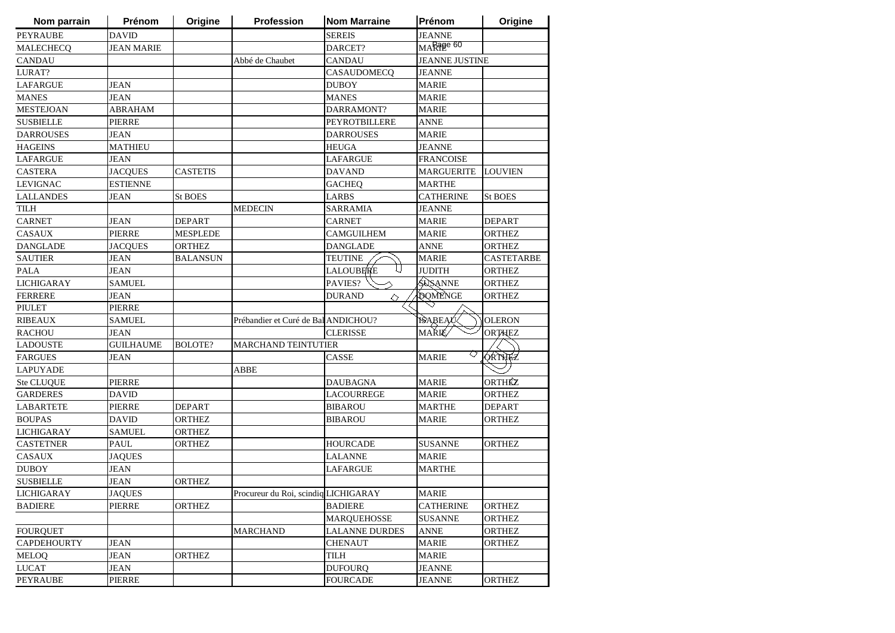| Nom parrain | Prénom | Origine | Profession | Nom Marraine | Prénom | Origine |
|---|---|---|---|---|---|---|
| PEYRAUBE | DAVID | | | SEREIS | JEANNE | |
| MALECHECQ | JEAN MARIE | | | DARCET? | MARIE | |
| CANDAU | | | Abbé de Chaubet | CANDAU | JEANNE JUSTINE | |
| LURAT? | | | | CASAUDOMECQ | JEANNE | |
| LAFARGUE | JEAN | | | DUBOY | MARIE | |
| MANES | JEAN | | | MANES | MARIE | |
| MESTEJOAN | ABRAHAM | | | DARRAMONT? | MARIE | |
| SUSBIELLE | PIERRE | | | PEYROTBILLERE | ANNE | |
| DARROUSES | JEAN | | | DARROUSES | MARIE | |
| HAGEINS | MATHIEU | | | HEUGA | JEANNE | |
| LAFARGUE | JEAN | | | LAFARGUE | FRANCOISE | |
| CASTERA | JACQUES | CASTETIS | | DAVAND | MARGUERITE | LOUVIEN |
| LEVIGNAC | ESTIENNE | | | GACHEQ | MARTHE | |
| LALLANDES | JEAN | St BOES | | LARBS | CATHERINE | St BOES |
| TILH | | | MEDECIN | SARRAMIA | JEANNE | |
| CARNET | JEAN | DEPART | | CARNET | MARIE | DEPART |
| CASAUX | PIERRE | MESPLEDE | | CAMGUILHEM | MARIE | ORTHEZ |
| DANGLADE | JACQUES | ORTHEZ | | DANGLADE | ANNE | ORTHEZ |
| SAUTIER | JEAN | BALANSUN | | TEUTINE | MARIE | CASTETARBE |
| PALA | JEAN | | | LALOUBERE | JUDITH | ORTHEZ |
| LICHIGARAY | SAMUEL | | | PAVIES? | SUSANNE | ORTHEZ |
| FERRERE | JEAN | | | DURAND | DOMENGE | ORTHEZ |
| PIULET | PIERRE | | | | | |
| RIBEAUX | SAMUEL | | Prébandier et Curé de Bal | ANDICHOU? | ISABEAU | OLERON |
| RACHOU | JEAN | | | CLERISSE | MARIE | ORTHEZ |
| LADOUSTE | GUILHAUME | BOLOTE? | MARCHAND TEINTUTIER | | | |
| FARGUES | JEAN | | | CASSE | MARIE | ORTHEZ |
| LAPUYADE | | | ABBE | | | |
| Ste CLUQUE | PIERRE | | | DAUBAGNA | MARIE | ORTHEZ |
| GARDERES | DAVID | | | LACOURREGE | MARIE | ORTHEZ |
| LABARTETE | PIERRE | DEPART | | BIBAROU | MARTHE | DEPART |
| BOUPAS | DAVID | ORTHEZ | | BIBAROU | MARIE | ORTHEZ |
| LICHIGARAY | SAMUEL | ORTHEZ | | | | |
| CASTETNER | PAUL | ORTHEZ | | HOURCADE | SUSANNE | ORTHEZ |
| CASAUX | JAQUES | | | LALANNE | MARIE | |
| DUBOY | JEAN | | | LAFARGUE | MARTHE | |
| SUSBIELLE | JEAN | ORTHEZ | | | | |
| LICHIGARAY | JAQUES | | Procureur du Roi, scindiq | LICHIGARAY | MARIE | |
| BADIERE | PIERRE | ORTHEZ | | BADIERE | CATHERINE | ORTHEZ |
| | | | | MARQUEHOSSE | SUSANNE | ORTHEZ |
| FOURQUET | | | MARCHAND | LALANNE DURDES | ANNE | ORTHEZ |
| CAPDEHOURTY | JEAN | | | CHENAUT | MARIE | ORTHEZ |
| MELOQ | JEAN | ORTHEZ | | TILH | MARIE | |
| LUCAT | JEAN | | | DUFOURQ | JEANNE | |
| PEYRAUBE | PIERRE | | | FOURCADE | JEANNE | ORTHEZ |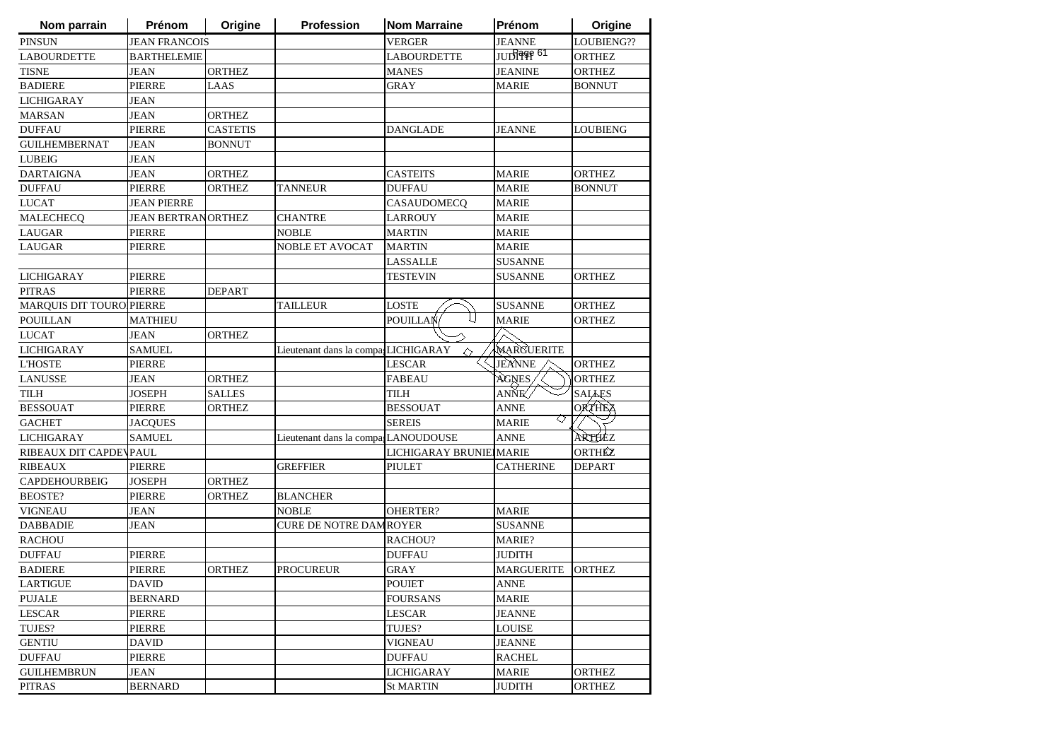| Nom parrain | Prénom | Origine | Profession | Nom Marraine | Prénom | Origine |
|---|---|---|---|---|---|---|
| PINSUN | JEAN FRANCOIS | | | VERGER | JEANNE | LOUBIENG?? |
| LABOURDETTE | BARTHELEMIE | | | LABOURDETTE | JUDITH | ORTHEZ |
| TISNE | JEAN | ORTHEZ | | MANES | JEANINE | ORTHEZ |
| BADIERE | PIERRE | LAAS | | GRAY | MARIE | BONNUT |
| LICHIGARAY | JEAN | | | | | |
| MARSAN | JEAN | ORTHEZ | | | | |
| DUFFAU | PIERRE | CASTETIS | | DANGLADE | JEANNE | LOUBIENG |
| GUILHEMBERNAT | JEAN | BONNUT | | | | |
| LUBEIG | JEAN | | | | | |
| DARTAIGNA | JEAN | ORTHEZ | | CASTEITS | MARIE | ORTHEZ |
| DUFFAU | PIERRE | ORTHEZ | TANNEUR | DUFFAU | MARIE | BONNUT |
| LUCAT | JEAN PIERRE | | | CASAUDOMECQ | MARIE | |
| MALECHECQ | JEAN BERTRAN | ORTHEZ | CHANTRE | LARROUY | MARIE | |
| LAUGAR | PIERRE | | NOBLE | MARTIN | MARIE | |
| LAUGAR | PIERRE | | NOBLE ET AVOCAT | MARTIN | MARIE | |
| | | | | LASSALLE | SUSANNE | |
| LICHIGARAY | PIERRE | | | TESTEVIN | SUSANNE | ORTHEZ |
| PITRAS | PIERRE | DEPART | | | | |
| MARQUIS DIT TOURO | PIERRE | | TAILLEUR | LOSTE | SUSANNE | ORTHEZ |
| POUILLAN | MATHIEU | | | POUILLAN | MARIE | ORTHEZ |
| LUCAT | JEAN | ORTHEZ | | | | |
| LICHIGARAY | SAMUEL | | Lieutenant dans la compa | LICHIGARAY | MARGUERITE | |
| L'HOSTE | PIERRE | | | LESCAR | JEANNE | ORTHEZ |
| LANUSSE | JEAN | ORTHEZ | | FABEAU | AGNES | ORTHEZ |
| TILH | JOSEPH | SALLES | | TILH | ANNE | SALLES |
| BESSOUAT | PIERRE | ORTHEZ | | BESSOUAT | ANNE | ORTHEZ |
| GACHET | JACQUES | | | SEREIS | MARIE | |
| LICHIGARAY | SAMUEL | | Lieutenant dans la compa | LANOUDOUSE | ANNE | ARTHEZ |
| RIBEAUX DIT CAPDEV | PAUL | | | LICHIGARAY BRUNIE | MARIE | ORTHEZ |
| RIBEAUX | PIERRE | | GREFFIER | PIULET | CATHERINE | DEPART |
| CAPDEHOURBEIG | JOSEPH | ORTHEZ | | | | |
| BEOSTE? | PIERRE | ORTHEZ | BLANCHER | | | |
| VIGNEAU | JEAN | | NOBLE | OHERTER? | MARIE | |
| DABBADIE | JEAN | | CURE DE NOTRE DAM | ROYER | SUSANNE | |
| RACHOU | | | | RACHOU? | MARIE? | |
| DUFFAU | PIERRE | | | DUFFAU | JUDITH | |
| BADIERE | PIERRE | ORTHEZ | PROCUREUR | GRAY | MARGUERITE | ORTHEZ |
| LARTIGUE | DAVID | | | POUIET | ANNE | |
| PUJALE | BERNARD | | | FOURSANS | MARIE | |
| LESCAR | PIERRE | | | LESCAR | JEANNE | |
| TUJES? | PIERRE | | | TUJES? | LOUISE | |
| GENTIU | DAVID | | | VIGNEAU | JEANNE | |
| DUFFAU | PIERRE | | | DUFFAU | RACHEL | |
| GUILHEMBRUN | JEAN | | | LICHIGARAY | MARIE | ORTHEZ |
| PITRAS | BERNARD | | | St MARTIN | JUDITH | ORTHEZ |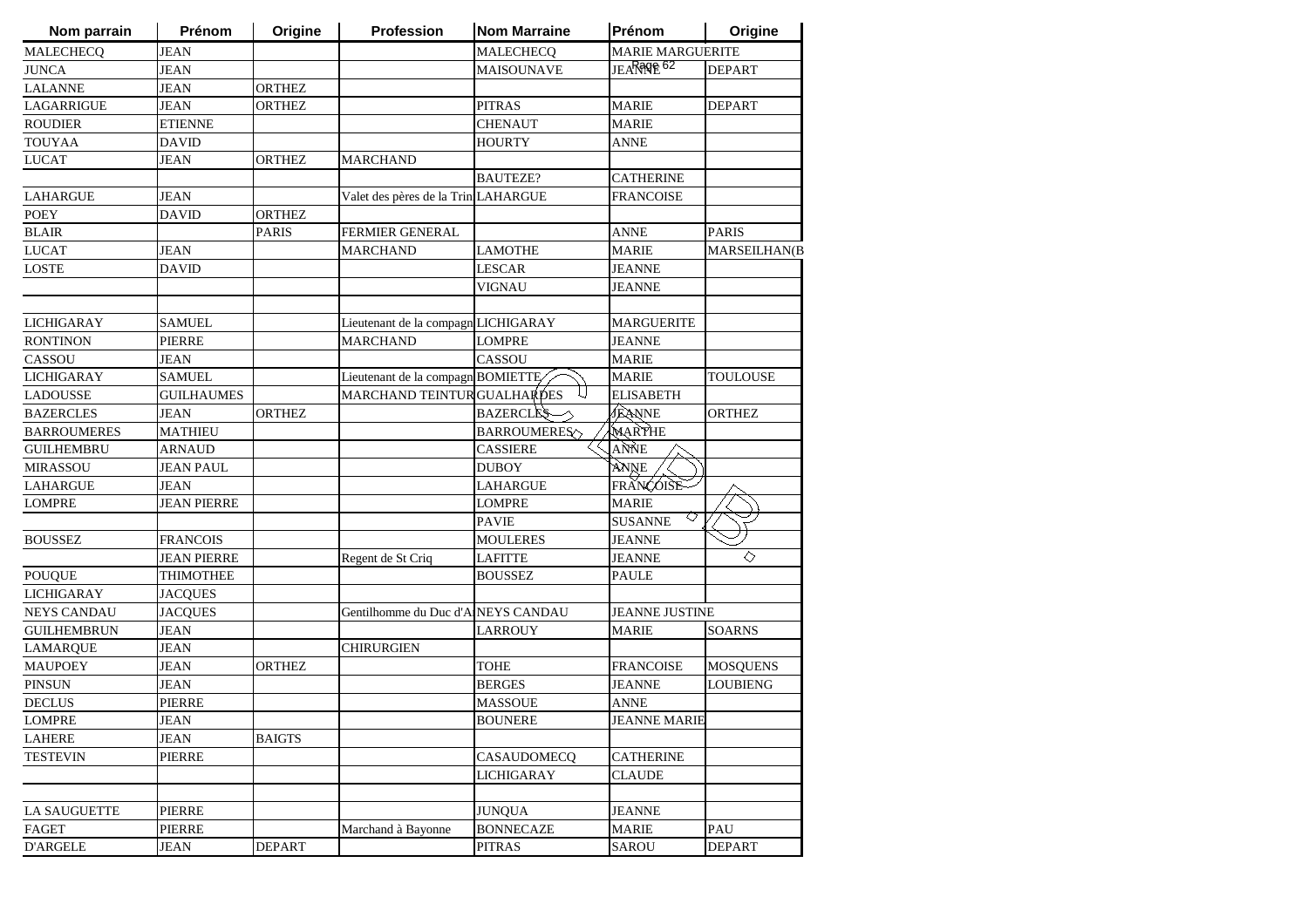| Nom parrain | Prénom | Origine | Profession | Nom Marraine | Prénom | Origine |
|---|---|---|---|---|---|---|
| MALECHECQ | JEAN | | | MALECHECQ | MARIE MARGUERITE | |
| JUNCA | JEAN | | | MAISOUNAVE | JEANNE | DEPART |
| LALANNE | JEAN | ORTHEZ | | | | |
| LAGARRIGUE | JEAN | ORTHEZ | | PITRAS | MARIE | DEPART |
| ROUDIER | ETIENNE | | | CHENAUT | MARIE | |
| TOUYAA | DAVID | | | HOURTY | ANNE | |
| LUCAT | JEAN | ORTHEZ | MARCHAND | | | |
| | | | | BAUTEZE? | CATHERINE | |
| LAHARGUE | JEAN | | Valet des pères de la Trin | LAHARGUE | FRANCOISE | |
| POEY | DAVID | ORTHEZ | | | | |
| BLAIR | | PARIS | FERMIER GENERAL | | ANNE | PARIS |
| LUCAT | JEAN | | MARCHAND | LAMOTHE | MARIE | MARSEILHAN(B |
| LOSTE | DAVID | | | LESCAR | JEANNE | |
| | | | | VIGNAU | JEANNE | |
| | | | | | | |
| LICHIGARAY | SAMUEL | | Lieutenant de la compagn | LICHIGARAY | MARGUERITE | |
| RONTINON | PIERRE | | MARCHAND | LOMPRE | JEANNE | |
| CASSOU | JEAN | | | CASSOU | MARIE | |
| LICHIGARAY | SAMUEL | | Lieutenant de la compagn | BOMIETTE | MARIE | TOULOUSE |
| LADOUSSE | GUILHAUMES | | MARCHAND TEINTUR | GUALHARDES | ELISABETH | |
| BAZERCLES | JEAN | ORTHEZ | | BAZERCLES | JEANNE | ORTHEZ |
| BARROUMERES | MATHIEU | | | BARROUMERES | MARTHE | |
| GUILHEMBRU | ARNAUD | | | CASSIERE | ANNE | |
| MIRASSOU | JEAN PAUL | | | DUBOY | ANNE | |
| LAHARGUE | JEAN | | | LAHARGUE | FRANCOISE | |
| LOMPRE | JEAN PIERRE | | | LOMPRE | MARIE | |
| | | | | PAVIE | SUSANNE | |
| BOUSSEZ | FRANCOIS | | | MOULERES | JEANNE | |
| | JEAN PIERRE | | Regent de St Criq | LAFITTE | JEANNE | |
| POUQUE | THIMOTHEE | | | BOUSSEZ | PAULE | |
| LICHIGARAY | JACQUES | | | | | |
| NEYS CANDAU | JACQUES | | Gentilhomme du Duc d'A | NEYS CANDAU | JEANNE JUSTINE | |
| GUILHEMBRUN | JEAN | | | LARROUY | MARIE | SOARNS |
| LAMARQUE | JEAN | | CHIRURGIEN | | | |
| MAUPOEY | JEAN | ORTHEZ | | TOHE | FRANCOISE | MOSQUENS |
| PINSUN | JEAN | | | BERGES | JEANNE | LOUBIENG |
| DECLUS | PIERRE | | | MASSOUE | ANNE | |
| LOMPRE | JEAN | | | BOUNERE | JEANNE MARIE | |
| LAHERE | JEAN | BAIGTS | | | | |
| TESTEVIN | PIERRE | | | CASAUDOMECQ | CATHERINE | |
| | | | | LICHIGARAY | CLAUDE | |
| | | | | | | |
| LA SAUGUETTE | PIERRE | | | JUNQUA | JEANNE | |
| FAGET | PIERRE | | Marchand à Bayonne | BONNECAZE | MARIE | PAU |
| D'ARGELE | JEAN | DEPART | | PITRAS | SAROU | DEPART |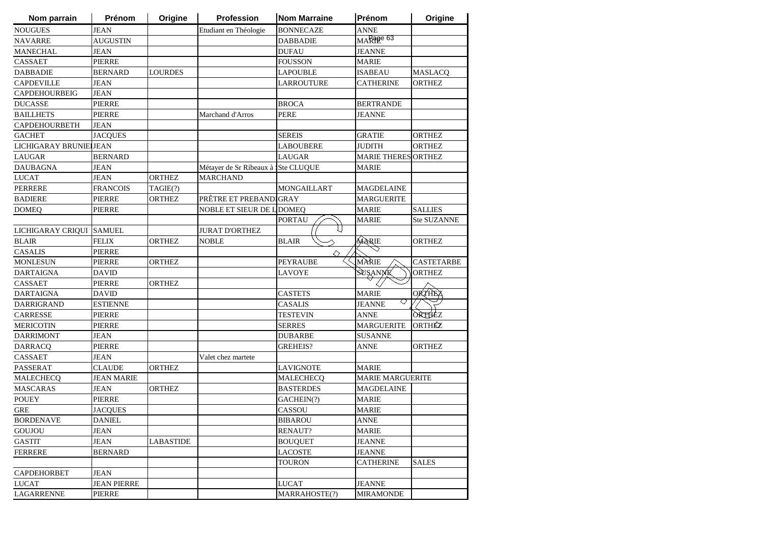| Nom parrain | Prénom | Origine | Profession | Nom Marraine | Prénom | Origine |
|---|---|---|---|---|---|---|
| NOUGUES | JEAN | | Etudiant en Théologie | BONNECAZE | ANNE | |
| NAVARRE | AUGUSTIN | | | DABBADIE | MARIE | |
| MANECHAL | JEAN | | | DUFAU | JEANNE | |
| CASSAET | PIERRE | | | FOUSSON | MARIE | |
| DABBADIE | BERNARD | LOURDES | | LAPOUBLE | ISABEAU | MASLACQ |
| CAPDEVILLE | JEAN | | | LARROUTURE | CATHERINE | ORTHEZ |
| CAPDEHOURBEIG | JEAN | | | | | |
| DUCASSE | PIERRE | | | BROCA | BERTRANDE | |
| BAILLHETS | PIERRE | | Marchand d'Arros | PERE | JEANNE | |
| CAPDEHOURBETH | JEAN | | | | | |
| GACHET | JACQUES | | | SEREIS | GRATIE | ORTHEZ |
| LICHIGARAY BRUNIEI | JEAN | | | LABOUBERE | JUDITH | ORTHEZ |
| LAUGAR | BERNARD | | | LAUGAR | MARIE THERES | ORTHEZ |
| DAUBAGNA | JEAN | | Métayer de Sr Ribeaux à | Ste CLUQUE | MARIE | |
| LUCAT | JEAN | ORTHEZ | MARCHAND | | | |
| PERRERE | FRANCOIS | TAGIE(?) | | MONGAILLART | MAGDELAINE | |
| BADIERE | PIERRE | ORTHEZ | PRÊTRE ET PREBANDI | GRAY | MARGUERITE | |
| DOMEQ | PIERRE | | NOBLE ET SIEUR DE L | DOMEQ | MARIE | SALLIES |
| | | | | PORTAU | MARIE | Ste SUZANNE |
| LICHIGARAY CRIQUI | SAMUEL | | JURAT D'ORTHEZ | | | |
| BLAIR | FELIX | ORTHEZ | NOBLE | BLAIR | MARIE | ORTHEZ |
| CASALIS | PIERRE | | | | | |
| MONLESUN | PIERRE | ORTHEZ | | PEYRAUBE | MARIE | CASTETARBE |
| DARTAIGNA | DAVID | | | LAVOYE | SUSANNE | ORTHEZ |
| CASSAET | PIERRE | ORTHEZ | | | | |
| DARTAIGNA | DAVID | | | CASTETS | MARIE | ORTHEZ |
| DARRIGRAND | ESTIENNE | | | CASALIS | JEANNE | |
| CARRESSE | PIERRE | | | TESTEVIN | ANNE | ORTHEZ |
| MERICOTIN | PIERRE | | | SERRES | MARGUERITE | ORTHEZ |
| DARRIMONT | JEAN | | | DUBARBE | SUSANNE | |
| DARRACQ | PIERRE | | | GREHEIS? | ANNE | ORTHEZ |
| CASSAET | JEAN | | Valet chez martete | | | |
| PASSERAT | CLAUDE | ORTHEZ | | LAVIGNOTE | MARIE | |
| MALECHECQ | JEAN MARIE | | | MALECHECQ | MARIE MARGUERITE | |
| MASCARAS | JEAN | ORTHEZ | | BASTERDES | MAGDELAINE | |
| POUEY | PIERRE | | | GACHEIN(?) | MARIE | |
| GRE | JACQUES | | | CASSOU | MARIE | |
| BORDENAVE | DANIEL | | | BIBAROU | ANNE | |
| GOUJOU | JEAN | | | RENAUT? | MARIE | |
| GASTIT | JEAN | LABASTIDE | | BOUQUET | JEANNE | |
| FERRERE | BERNARD | | | LACOSTE | JEANNE | |
| | | | | TOURON | CATHERINE | SALES |
| CAPDEHORBET | JEAN | | | | | |
| LUCAT | JEAN PIERRE | | | LUCAT | JEANNE | |
| LAGARRENNE | PIERRE | | | MARRAHOSTE(?) | MIRAMONDE | |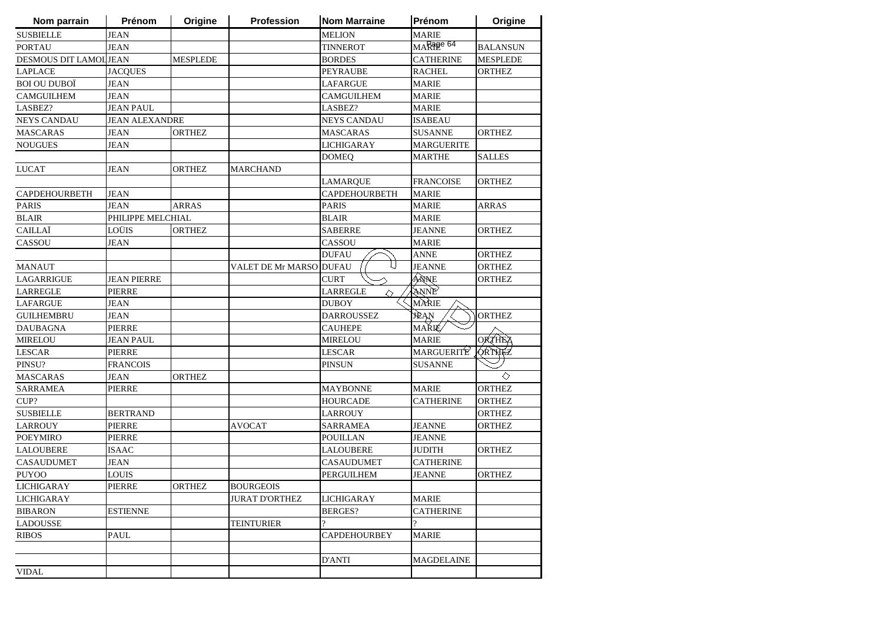| Nom parrain | Prénom | Origine | Profession | Nom Marraine | Prénom | Origine |
|---|---|---|---|---|---|---|
| SUSBIELLE | JEAN | | | MELION | MARIE | |
| PORTAU | JEAN | | | TINNEROT | MARIE | BALANSUN |
| DESMOUS DIT LAMOL | JEAN | MESPLEDE | | BORDES | CATHERINE | MESPLEDE |
| LAPLACE | JACQUES | | | PEYRAUBE | RACHEL | ORTHEZ |
| BOI OU DUBOÏ | JEAN | | | LAFARGUE | MARIE | |
| CAMGUILHEM | JEAN | | | CAMGUILHEM | MARIE | |
| LASBEZ? | JEAN PAUL | | | LASBEZ? | MARIE | |
| NEYS CANDAU | JEAN ALEXANDRE | | | NEYS CANDAU | ISABEAU | |
| MASCARAS | JEAN | ORTHEZ | | MASCARAS | SUSANNE | ORTHEZ |
| NOUGUES | JEAN | | | LICHIGARAY | MARGUERITE | |
| | | | | DOMEQ | MARTHE | SALLES |
| LUCAT | JEAN | ORTHEZ | MARCHAND | | | |
| | | | | LAMARQUE | FRANCOISE | ORTHEZ |
| CAPDEHOURBETH | JEAN | | | CAPDEHOURBETH | MARIE | |
| PARIS | JEAN | ARRAS | | PARIS | MARIE | ARRAS |
| BLAIR | PHILIPPE MELCHIAL | | | BLAIR | MARIE | |
| CAILLAÏ | LOÜIS | ORTHEZ | | SABERRE | JEANNE | ORTHEZ |
| CASSOU | JEAN | | | CASSOU | MARIE | |
| | | | | DUFAU | ANNE | ORTHEZ |
| MANAUT | | | VALET DE Mr MARSO | DUFAU | JEANNE | ORTHEZ |
| LAGARRIGUE | JEAN PIERRE | | | CURT | ANNE | ORTHEZ |
| LARREGLE | PIERRE | | | LARREGLE | ANNE | |
| LAFARGUE | JEAN | | | DUBOY | MARIE | |
| GUILHEMBRU | JEAN | | | DARROUSSEZ | JEAN | ORTHEZ |
| DAUBAGNA | PIERRE | | | CAUHEPE | MARIE | |
| MIRELOU | JEAN PAUL | | | MIRELOU | MARIE | ORTHEZ |
| LESCAR | PIERRE | | | LESCAR | MARGUERITE | ORTHEZ |
| PINSU? | FRANCOIS | | | PINSUN | SUSANNE | |
| MASCARAS | JEAN | ORTHEZ | | | | |
| SARRAMEA | PIERRE | | | MAYBONNE | MARIE | ORTHEZ |
| CUP? | | | | HOURCADE | CATHERINE | ORTHEZ |
| SUSBIELLE | BERTRAND | | | LARROUY | | ORTHEZ |
| LARROUY | PIERRE | | AVOCAT | SARRAMEA | JEANNE | ORTHEZ |
| POEYMIRO | PIERRE | | | POUILLAN | JEANNE | |
| LALOUBERE | ISAAC | | | LALOUBERE | JUDITH | ORTHEZ |
| CASAUDUMET | JEAN | | | CASAUDUMET | CATHERINE | |
| PUYOO | LOUIS | | | PERGUILHEM | JEANNE | ORTHEZ |
| LICHIGARAY | PIERRE | ORTHEZ | BOURGEOIS | | | |
| LICHIGARAY | | | JURAT D'ORTHEZ | LICHIGARAY | MARIE | |
| BIBARON | ESTIENNE | | | BERGES? | CATHERINE | |
| LADOUSSE | | | TEINTURIER | ? | ? | |
| RIBOS | PAUL | | | CAPDEHOURBEY | MARIE | |
| | | | | | | |
| | | | | D'ANTI | MAGDELAINE | |
| VIDAL | | | | | | |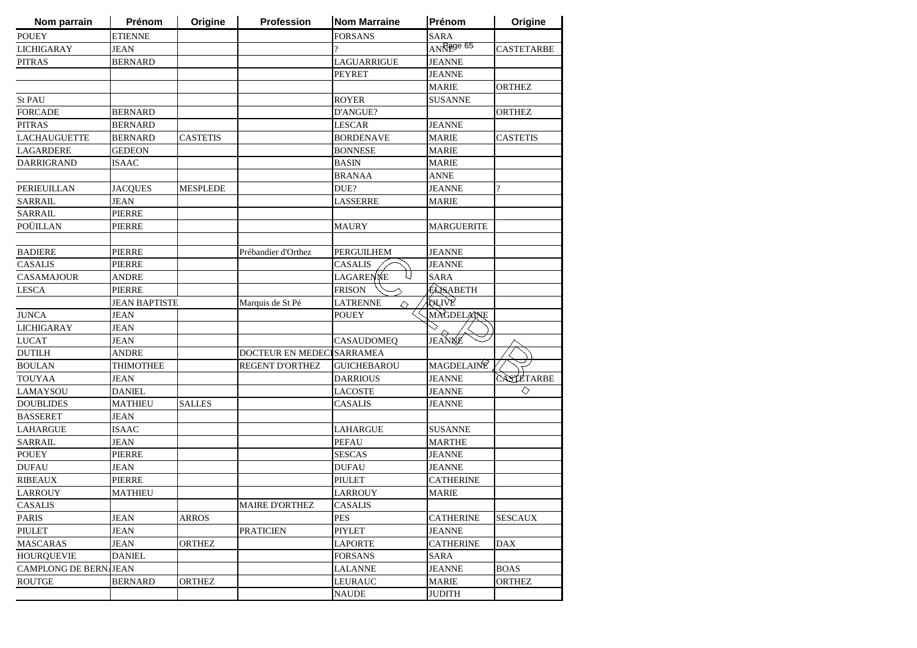| Nom parrain | Prénom | Origine | Profession | Nom Marraine | Prénom | Origine |
|---|---|---|---|---|---|---|
| POUEY | ETIENNE | | | FORSANS | SARA | |
| LICHIGARAY | JEAN | | | ? | ANNE | CASTETARBE |
| PITRAS | BERNARD | | | LAGUARRIGUE | JEANNE | |
| | | | | PEYRET | JEANNE | |
| | | | | | MARIE | ORTHEZ |
| St PAU | | | | ROYER | SUSANNE | |
| FORCADE | BERNARD | | | D'ANGUE? | | ORTHEZ |
| PITRAS | BERNARD | | | LESCAR | JEANNE | |
| LACHAUGUETTE | BERNARD | CASTETIS | | BORDENAVE | MARIE | CASTETIS |
| LAGARDERE | GEDEON | | | BONNESE | MARIE | |
| DARRIGRAND | ISAAC | | | BASIN | MARIE | |
| | | | | BRANAA | ANNE | |
| PERIEUILLAN | JACQUES | MESPLEDE | | DUE? | JEANNE | ? |
| SARRAIL | JEAN | | | LASSERRE | MARIE | |
| SARRAIL | PIERRE | | | | | |
| POÜILLAN | PIERRE | | | MAURY | MARGUERITE | |
| | | | | | | |
| BADIERE | PIERRE | | Prébandier d'Orthez | PERGUILHEM | JEANNE | |
| CASALIS | PIERRE | | | CASALIS | JEANNE | |
| CASAMAJOUR | ANDRE | | | LAGARENNE | SARA | |
| LESCA | PIERRE | | | FRISON | ELISABETH | |
| | JEAN BAPTISTE | | Marquis de St Pé | LATRENNE | OLIVE | |
| JUNCA | JEAN | | | POUEY | MAGDELAINE | |
| LICHIGARAY | JEAN | | | | | |
| LUCAT | JEAN | | | CASAUDOMEQ | JEANNE | |
| DUTILH | ANDRE | | DOCTEUR EN MEDECI | SARRAMEA | | |
| BOULAN | THIMOTHEE | | REGENT D'ORTHEZ | GUICHEBAROU | MAGDELAINE | |
| TOUYAA | JEAN | | | DARRIOUS | JEANNE | CASTETARBE |
| LAMAYSOU | DANIEL | | | LACOSTE | JEANNE | |
| DOUBLIDES | MATHIEU | SALLES | | CASALIS | JEANNE | |
| BASSERET | JEAN | | | | | |
| LAHARGUE | ISAAC | | | LAHARGUE | SUSANNE | |
| SARRAIL | JEAN | | | PEFAU | MARTHE | |
| POUEY | PIERRE | | | SESCAS | JEANNE | |
| DUFAU | JEAN | | | DUFAU | JEANNE | |
| RIBEAUX | PIERRE | | | PIULET | CATHERINE | |
| LARROUY | MATHIEU | | | LARROUY | MARIE | |
| CASALIS | | | MAIRE D'ORTHEZ | CASALIS | | |
| PARIS | JEAN | ARROS | | PES | CATHERINE | SESCAUX |
| PIULET | JEAN | | PRATICIEN | PIYLET | JEANNE | |
| MASCARAS | JEAN | ORTHEZ | | LAPORTE | CATHERINE | DAX |
| HOURQUEVIE | DANIEL | | | FORSANS | SARA | |
| CAMPLONG DE BERN | JEAN | | | LALANNE | JEANNE | BOAS |
| ROUTGE | BERNARD | ORTHEZ | | LEURAUC | MARIE | ORTHEZ |
| | | | | NAUDE | JUDITH | |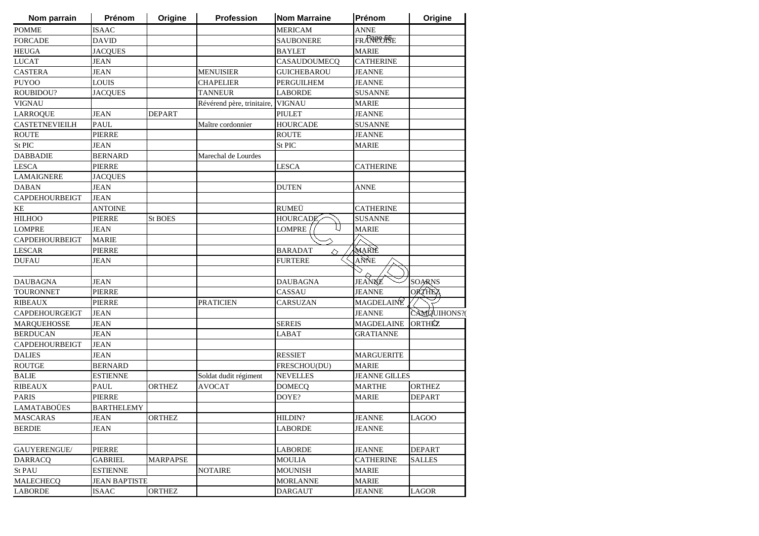| Nom parrain | Prénom | Origine | Profession | Nom Marraine | Prénom | Origine |
| --- | --- | --- | --- | --- | --- | --- |
| POMME | ISAAC | | | MERICAM | ANNE | |
| FORCADE | DAVID | | | SAUBONERE | FRANCOISE | |
| HEUGA | JACQUES | | | BAYLET | MARIE | |
| LUCAT | JEAN | | | CASAUDOUMECQ | CATHERINE | |
| CASTERA | JEAN | | MENUISIER | GUICHEBAROU | JEANNE | |
| PUYOO | LOUIS | | CHAPELIER | PERGUILHEM | JEANNE | |
| ROUBIDOU? | JACQUES | | TANNEUR | LABORDE | SUSANNE | |
| VIGNAU | | | Révérend père, trinitaire, | VIGNAU | MARIE | |
| LARROQUE | JEAN | DEPART | | PIULET | JEANNE | |
| CASTETNEVIEILH | PAUL | | Maître cordonnier | HOURCADE | SUSANNE | |
| ROUTE | PIERRE | | | ROUTE | JEANNE | |
| St PIC | JEAN | | | St PIC | MARIE | |
| DABBADIE | BERNARD | | Marechal de Lourdes | | | |
| LESCA | PIERRE | | | LESCA | CATHERINE | |
| LAMAIGNERE | JACQUES | | | | | |
| DABAN | JEAN | | | DUTEN | ANNE | |
| CAPDEHOURBEIGT | JEAN | | | | | |
| KE | ANTOINE | | | RUMEÜ | CATHERINE | |
| HILHOO | PIERRE | St BOES | | HOURCADE | SUSANNE | |
| LOMPRE | JEAN | | | LOMPRE | MARIE | |
| CAPDEHOURBEIGT | MARIE | | | | | |
| LESCAR | PIERRE | | | BARADAT | MARIE | |
| DUFAU | JEAN | | | FURTERE | ANNE | |
| | | | | | | |
| DAUBAGNA | JEAN | | | DAUBAGNA | JEANNE | SOARNS |
| TOURONNET | PIERRE | | | CASSAU | JEANNE | ORTHEZ |
| RIBEAUX | PIERRE | | PRATICIEN | CARSUZAN | MAGDELAINE | |
| CAPDEHOURGEIGT | JEAN | | | | JEANNE | CAMQUIHONS?( |
| MARQUEHOSSE | JEAN | | | SEREIS | MAGDELAINE | ORTHEZ |
| BERDUCAN | JEAN | | | LABAT | GRATIANNE | |
| CAPDEHOURBEIGT | JEAN | | | | | |
| DALIES | JEAN | | | RESSIET | MARGUERITE | |
| ROUTGE | BERNARD | | | FRESCHOU(DU) | MARIE | |
| BALIE | ESTIENNE | | Soldat dudit régiment | NEVELLES | JEANNE GILLES | |
| RIBEAUX | PAUL | ORTHEZ | AVOCAT | DOMECQ | MARTHE | ORTHEZ |
| PARIS | PIERRE | | | DOYE? | MARIE | DEPART |
| LAMATABOÜES | BARTHELEMY | | | | | |
| MASCARAS | JEAN | ORTHEZ | | HILDIN? | JEANNE | LAGOO |
| BERDIE | JEAN | | | LABORDE | JEANNE | |
| | | | | | | |
| GAUYERENGUE/ | PIERRE | | | LABORDE | JEANNE | DEPART |
| DARRACQ | GABRIEL | MARPAPSE | | MOULIA | CATHERINE | SALLES |
| St PAU | ESTIENNE | | NOTAIRE | MOUNISH | MARIE | |
| MALECHECQ | JEAN BAPTISTE | | | MORLANNE | MARIE | |
| LABORDE | ISAAC | ORTHEZ | | DARGAUT | JEANNE | LAGOR |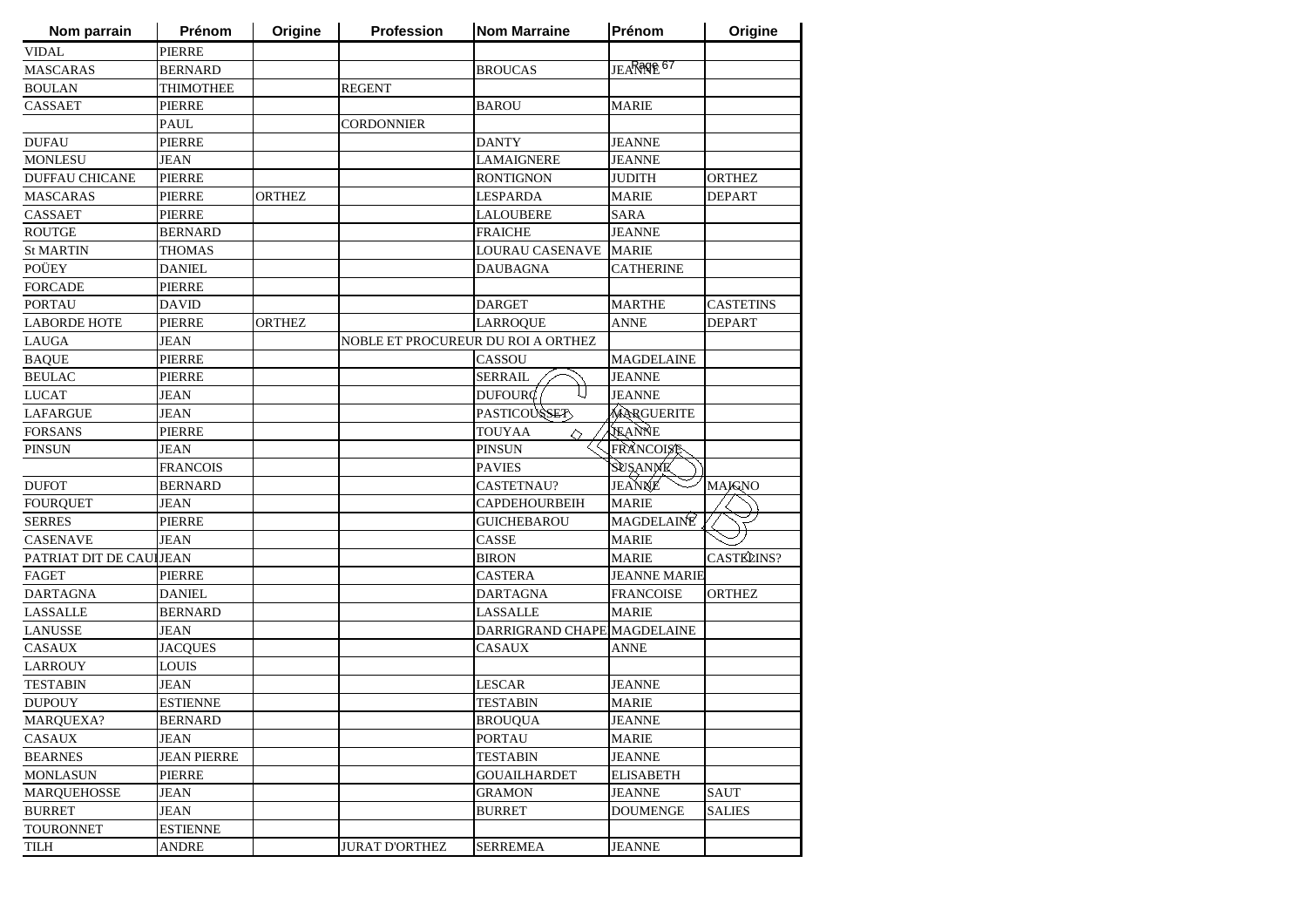| Nom parrain | Prénom | Origine | Profession | Nom Marraine | Prénom | Origine |
|---|---|---|---|---|---|---|
| VIDAL | PIERRE | | | | | |
| MASCARAS | BERNARD | | | BROUCAS | JEANNE | |
| BOULAN | THIMOTHEE | | REGENT | | | |
| CASSAET | PIERRE | | | BAROU | MARIE | |
| | PAUL | | CORDONNIER | | | |
| DUFAU | PIERRE | | | DANTY | JEANNE | |
| MONLESU | JEAN | | | LAMAIGNERE | JEANNE | |
| DUFFAU CHICANE | PIERRE | | | RONTIGNON | JUDITH | ORTHEZ |
| MASCARAS | PIERRE | ORTHEZ | | LESPARDA | MARIE | DEPART |
| CASSAET | PIERRE | | | LALOUBERE | SARA | |
| ROUTGE | BERNARD | | | FRAICHE | JEANNE | |
| St MARTIN | THOMAS | | | LOURAU CASENAVE | MARIE | |
| POÜEY | DANIEL | | | DAUBAGNA | CATHERINE | |
| FORCADE | PIERRE | | | | | |
| PORTAU | DAVID | | | DARGET | MARTHE | CASTETINS |
| LABORDE HOTE | PIERRE | ORTHEZ | | LARROQUE | ANNE | DEPART |
| LAUGA | JEAN | | NOBLE ET PROCUREUR DU ROI A ORTHEZ | | | |
| BAQUE | PIERRE | | | CASSOU | MAGDELAINE | |
| BEULAC | PIERRE | | | SERRAIL | JEANNE | |
| LUCAT | JEAN | | | DUFOURC | JEANNE | |
| LAFARGUE | JEAN | | | PASTICOUSSET | MARGUERITE | |
| FORSANS | PIERRE | | | TOUYAA | JEANNE | |
| PINSUN | JEAN | | | PINSUN | FRANCOISE | |
| | FRANCOIS | | | PAVIES | SUSANNE | |
| DUFOT | BERNARD | | | CASTETNAU? | JEANNE | MAIGNO |
| FOURQUET | JEAN | | | CAPDEHOURBEIH | MARIE | |
| SERRES | PIERRE | | | GUICHEBAROU | MAGDELAINE | |
| CASENAVE | JEAN | | | CASSE | MARIE | |
| PATRIAT DIT DE CAU | JEAN | | | BIRON | MARIE | CASTETINS? |
| FAGET | PIERRE | | | CASTERA | JEANNE MARIE | |
| DARTAGNA | DANIEL | | | DARTAGNA | FRANCOISE | ORTHEZ |
| LASSALLE | BERNARD | | | LASSALLE | MARIE | |
| LANUSSE | JEAN | | | DARRIGRAND CHAPE | MAGDELAINE | |
| CASAUX | JACQUES | | | CASAUX | ANNE | |
| LARROUY | LOUIS | | | | | |
| TESTABIN | JEAN | | | LESCAR | JEANNE | |
| DUPOUY | ESTIENNE | | | TESTABIN | MARIE | |
| MARQUEXA? | BERNARD | | | BROUQUA | JEANNE | |
| CASAUX | JEAN | | | PORTAU | MARIE | |
| BEARNES | JEAN PIERRE | | | TESTABIN | JEANNE | |
| MONLASUN | PIERRE | | | GOUAILHARDET | ELISABETH | |
| MARQUEHOSSE | JEAN | | | GRAMON | JEANNE | SAUT |
| BURRET | JEAN | | | BURRET | DOUMENGE | SALIES |
| TOURONNET | ESTIENNE | | | | | |
| TILH | ANDRE | | JURAT D'ORTHEZ | SERREMEA | JEANNE | |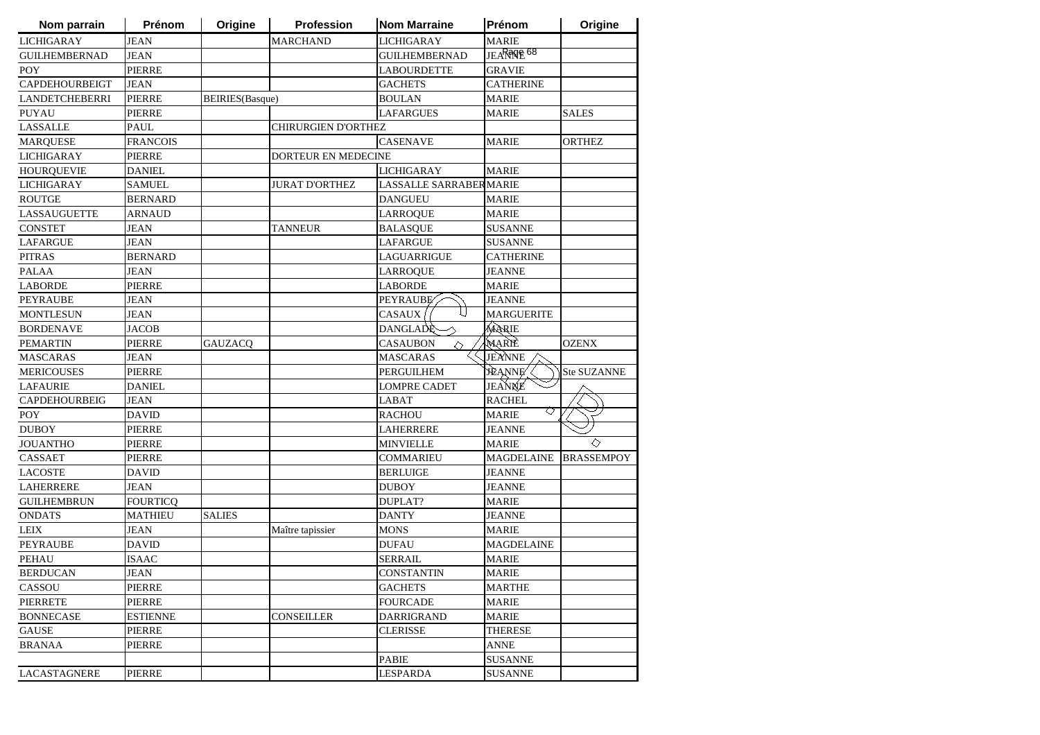| Nom parrain | Prénom | Origine | Profession | Nom Marraine | Prénom | Origine |
|---|---|---|---|---|---|---|
| LICHIGARAY | JEAN | | MARCHAND | LICHIGARAY | MARIE | |
| GUILHEMBERNAD | JEAN | | | GUILHEMBERNAD | JEANNE | |
| POY | PIERRE | | | LABOURDETTE | GRAVIE | |
| CAPDEHOURBEIGT | JEAN | | | GACHETS | CATHERINE | |
| LANDETCHEBERRI | PIERRE | BEIRIES(Basque) | | BOULAN | MARIE | |
| PUYAU | PIERRE | | | LAFARGUES | MARIE | SALES |
| LASSALLE | PAUL | | CHIRURGIEN D'ORTHEZ | | | |
| MARQUESE | FRANCOIS | | | CASENAVE | MARIE | ORTHEZ |
| LICHIGARAY | PIERRE | | DORTEUR EN MEDECINE | | | |
| HOURQUEVIE | DANIEL | | | LICHIGARAY | MARIE | |
| LICHIGARAY | SAMUEL | | JURAT D'ORTHEZ | LASSALLE SARRABER | MARIE | |
| ROUTGE | BERNARD | | | DANGUEU | MARIE | |
| LASSAUGUETTE | ARNAUD | | | LARROQUE | MARIE | |
| CONSTET | JEAN | | TANNEUR | BALASQUE | SUSANNE | |
| LAFARGUE | JEAN | | | LAFARGUE | SUSANNE | |
| PITRAS | BERNARD | | | LAGUARRIGUE | CATHERINE | |
| PALAA | JEAN | | | LARROQUE | JEANNE | |
| LABORDE | PIERRE | | | LABORDE | MARIE | |
| PEYRAUBE | JEAN | | | PEYRAUBE | JEANNE | |
| MONTLESUN | JEAN | | | CASAUX | MARGUERITE | |
| BORDENAVE | JACOB | | | DANGLADE | MARIE | |
| PEMARTIN | PIERRE | GAUZACQ | | CASAUBON | MARIE | OZENX |
| MASCARAS | JEAN | | | MASCARAS | JEANNE | |
| MERICOUSES | PIERRE | | | PERGUILHEM | JEANNE | Ste SUZANNE |
| LAFAURIE | DANIEL | | | LOMPRE CADET | JEANNE | |
| CAPDEHOURBEIG | JEAN | | | LABAT | RACHEL | |
| POY | DAVID | | | RACHOU | MARIE | |
| DUBOY | PIERRE | | | LAHERRERE | JEANNE | |
| JOUANTHO | PIERRE | | | MINVIELLE | MARIE | |
| CASSAET | PIERRE | | | COMMARIEU | MAGDELAINE | BRASSEMPOY |
| LACOSTE | DAVID | | | BERLUIGE | JEANNE | |
| LAHERRERE | JEAN | | | DUBOY | JEANNE | |
| GUILHEMBRUN | FOURTICQ | | | DUPLAT? | MARIE | |
| ONDATS | MATHIEU | SALIES | | DANTY | JEANNE | |
| LEIX | JEAN | | Maître tapissier | MONS | MARIE | |
| PEYRAUBE | DAVID | | | DUFAU | MAGDELAINE | |
| PEHAU | ISAAC | | | SERRAIL | MARIE | |
| BERDUCAN | JEAN | | | CONSTANTIN | MARIE | |
| CASSOU | PIERRE | | | GACHETS | MARTHE | |
| PIERRETE | PIERRE | | | FOURCADE | MARIE | |
| BONNECASE | ESTIENNE | | CONSEILLER | DARRIGRAND | MARIE | |
| GAUSE | PIERRE | | | CLERISSE | THERESE | |
| BRANAA | PIERRE | | | | ANNE | |
| | | | | PABIE | SUSANNE | |
| LACASTAGNERE | PIERRE | | | LESPARDA | SUSANNE | |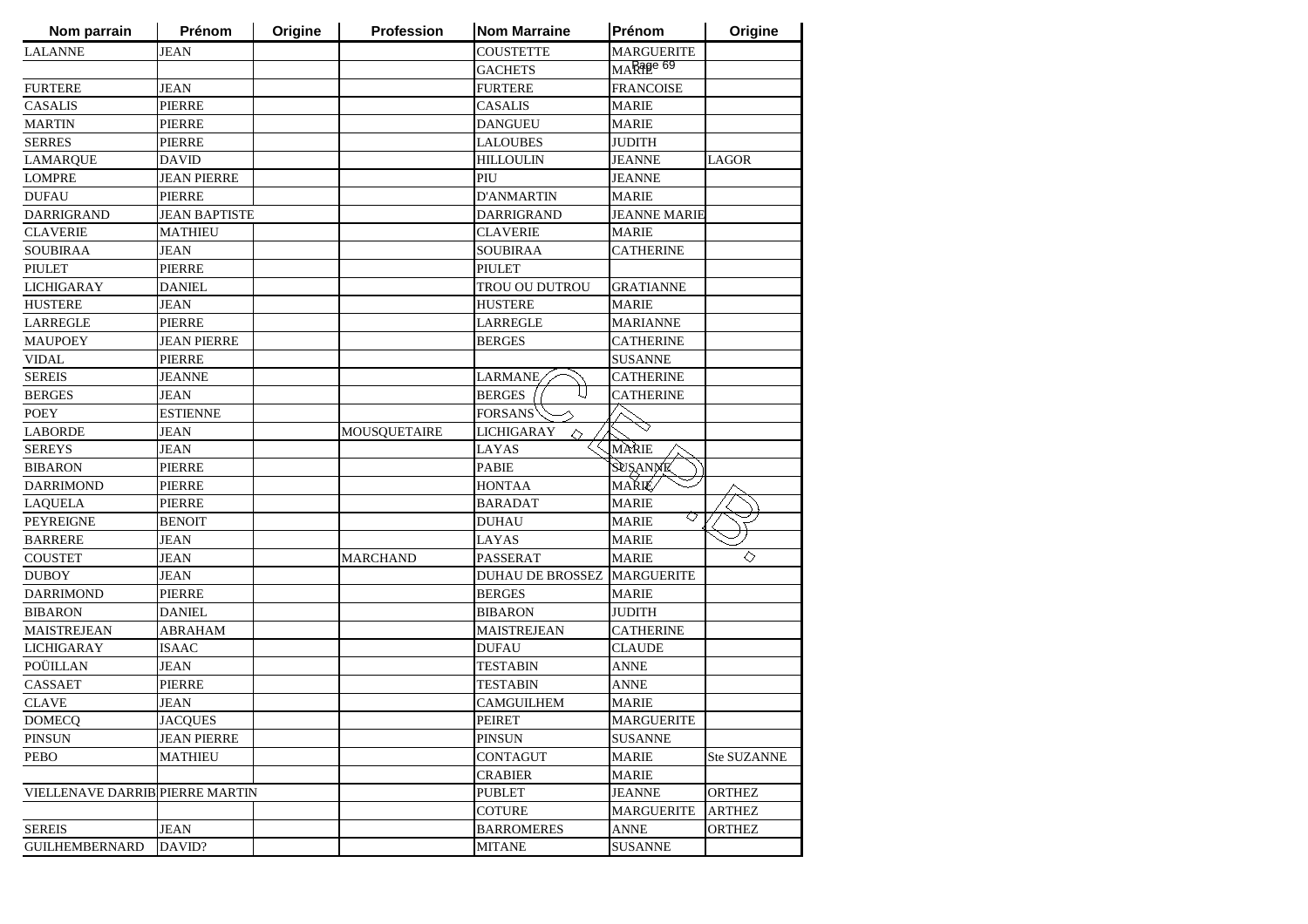| Nom parrain | Prénom | Origine | Profession | Nom Marraine | Prénom | Origine |
|---|---|---|---|---|---|---|
| LALANNE | JEAN | | | COUSTETTE | MARGUERITE | |
| | | | | GACHETS | MARIE | |
| FURTERE | JEAN | | | FURTERE | FRANCOISE | |
| CASALIS | PIERRE | | | CASALIS | MARIE | |
| MARTIN | PIERRE | | | DANGUEU | MARIE | |
| SERRES | PIERRE | | | LALOUBES | JUDITH | |
| LAMARQUE | DAVID | | | HILLOULIN | JEANNE | LAGOR |
| LOMPRE | JEAN PIERRE | | | PIU | JEANNE | |
| DUFAU | PIERRE | | | D'ANMARTIN | MARIE | |
| DARRIGRAND | JEAN BAPTISTE | | | DARRIGRAND | JEANNE MARIE | |
| CLAVERIE | MATHIEU | | | CLAVERIE | MARIE | |
| SOUBIRAA | JEAN | | | SOUBIRAA | CATHERINE | |
| PIULET | PIERRE | | | PIULET | | |
| LICHIGARAY | DANIEL | | | TROU OU DUTROU | GRATIANNE | |
| HUSTERE | JEAN | | | HUSTERE | MARIE | |
| LARREGLE | PIERRE | | | LARREGLE | MARIANNE | |
| MAUPOEY | JEAN PIERRE | | | BERGES | CATHERINE | |
| VIDAL | PIERRE | | | | SUSANNE | |
| SEREIS | JEANNE | | | LARMANE | CATHERINE | |
| BERGES | JEAN | | | BERGES | CATHERINE | |
| POEY | ESTIENNE | | | FORSANS | | |
| LABORDE | JEAN | | MOUSQUETAIRE | LICHIGARAY | | |
| SEREYS | JEAN | | | LAYAS | MARIE | |
| BIBARON | PIERRE | | | PABIE | SUSANNE | |
| DARRIMOND | PIERRE | | | HONTAA | MARIE | |
| LAQUELA | PIERRE | | | BARADAT | MARIE | |
| PEYREIGNE | BENOIT | | | DUHAU | MARIE | |
| BARRERE | JEAN | | | LAYAS | MARIE | |
| COUSTET | JEAN | | MARCHAND | PASSERAT | MARIE | |
| DUBOY | JEAN | | | DUHAU DE BROSSEZ | MARGUERITE | |
| DARRIMOND | PIERRE | | | BERGES | MARIE | |
| BIBARON | DANIEL | | | BIBARON | JUDITH | |
| MAISTREJEAN | ABRAHAM | | | MAISTREJEAN | CATHERINE | |
| LICHIGARAY | ISAAC | | | DUFAU | CLAUDE | |
| POÜILLAN | JEAN | | | TESTABIN | ANNE | |
| CASSAET | PIERRE | | | TESTABIN | ANNE | |
| CLAVE | JEAN | | | CAMGUILHEM | MARIE | |
| DOMECQ | JACQUES | | | PEIRET | MARGUERITE | |
| PINSUN | JEAN PIERRE | | | PINSUN | SUSANNE | |
| PEBO | MATHIEU | | | CONTAGUT | MARIE | Ste SUZANNE |
| | | | | CRABIER | MARIE | |
| VIELLENAVE DARRIB | PIERRE MARTIN | | | PUBLET | JEANNE | ORTHEZ |
| | | | | COTURE | MARGUERITE | ARTHEZ |
| SEREIS | JEAN | | | BARROMERES | ANNE | ORTHEZ |
| GUILHEMBERNARD | DAVID? | | | MITANE | SUSANNE | |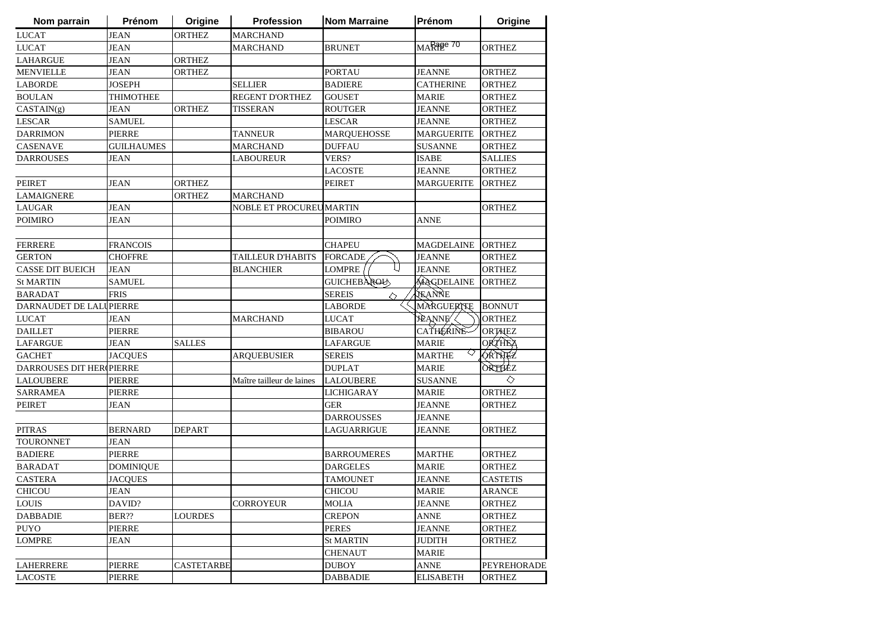| Nom parrain | Prénom | Origine | Profession | Nom Marraine | Prénom | Origine |
|---|---|---|---|---|---|---|
| LUCAT | JEAN | ORTHEZ | MARCHAND | | | |
| LUCAT | JEAN | | MARCHAND | BRUNET | MARIE | ORTHEZ |
| LAHARGUE | JEAN | ORTHEZ | | | | |
| MENVIELLE | JEAN | ORTHEZ | | PORTAU | JEANNE | ORTHEZ |
| LABORDE | JOSEPH | | SELLIER | BADIERE | CATHERINE | ORTHEZ |
| BOULAN | THIMOTHEE | | REGENT D'ORTHEZ | GOUSET | MARIE | ORTHEZ |
| CASTAIN(g) | JEAN | ORTHEZ | TISSERAN | ROUTGER | JEANNE | ORTHEZ |
| LESCAR | SAMUEL | | | LESCAR | JEANNE | ORTHEZ |
| DARRIMON | PIERRE | | TANNEUR | MARQUEHOSSE | MARGUERITE | ORTHEZ |
| CASENAVE | GUILHAUMES | | MARCHAND | DUFFAU | SUSANNE | ORTHEZ |
| DARROUSES | JEAN | | LABOUREUR | VERS? | ISABE | SALLIES |
| | | | | LACOSTE | JEANNE | ORTHEZ |
| PEIRET | JEAN | ORTHEZ | | PEIRET | MARGUERITE | ORTHEZ |
| LAMAIGNERE | | ORTHEZ | MARCHAND | | | |
| LAUGAR | JEAN | | NOBLE ET PROCUREU | MARTIN | | ORTHEZ |
| POIMIRO | JEAN | | | POIMIRO | ANNE | |
| | | | | | | |
| FERRERE | FRANCOIS | | | CHAPEU | MAGDELAINE | ORTHEZ |
| GERTON | CHOFFRE | | TAILLEUR D'HABITS | FORCADE | JEANNE | ORTHEZ |
| CASSE DIT BUEICH | JEAN | | BLANCHIER | LOMPRE | JEANNE | ORTHEZ |
| St MARTIN | SAMUEL | | | GUICHEBAROU | MAGDELAINE | ORTHEZ |
| BARADAT | FRIS | | | SEREIS | JEANNE | |
| DARNAUDET DE LALU | PIERRE | | | LABORDE | MARGUERITE | BONNUT |
| LUCAT | JEAN | | MARCHAND | LUCAT | JEANNE | ORTHEZ |
| DAILLET | PIERRE | | | BIBAROU | CATHERINE | ORTHEZ |
| LAFARGUE | JEAN | SALLES | | LAFARGUE | MARIE | ORTHEZ |
| GACHET | JACQUES | | ARQUEBUSIER | SEREIS | MARTHE | ORTHEZ |
| DARROUSES DIT HER( | PIERRE | | | DUPLAT | MARIE | ORTHEZ |
| LALOUBERE | PIERRE | | Maître tailleur de laines | LALOUBERE | SUSANNE | |
| SARRAMEA | PIERRE | | | LICHIGARAY | MARIE | ORTHEZ |
| PEIRET | JEAN | | | GER | JEANNE | ORTHEZ |
| | | | | DARROUSSES | JEANNE | |
| PITRAS | BERNARD | DEPART | | LAGUARRIGUE | JEANNE | ORTHEZ |
| TOURONNET | JEAN | | | | | |
| BADIERE | PIERRE | | | BARROUMERES | MARTHE | ORTHEZ |
| BARADAT | DOMINIQUE | | | DARGELES | MARIE | ORTHEZ |
| CASTERA | JACQUES | | | TAMOUNET | JEANNE | CASTETIS |
| CHICOU | JEAN | | | CHICOU | MARIE | ARANCE |
| LOUIS | DAVID? | | CORROYEUR | MOLIA | JEANNE | ORTHEZ |
| DABBADIE | BER?? | LOURDES | | CREPON | ANNE | ORTHEZ |
| PUYO | PIERRE | | | PERES | JEANNE | ORTHEZ |
| LOMPRE | JEAN | | | St MARTIN | JUDITH | ORTHEZ |
| | | | | CHENAUT | MARIE | |
| LAHERRERE | PIERRE | CASTETARBE | | DUBOY | ANNE | PEYREHORADE |
| LACOSTE | PIERRE | | | DABBADIE | ELISABETH | ORTHEZ |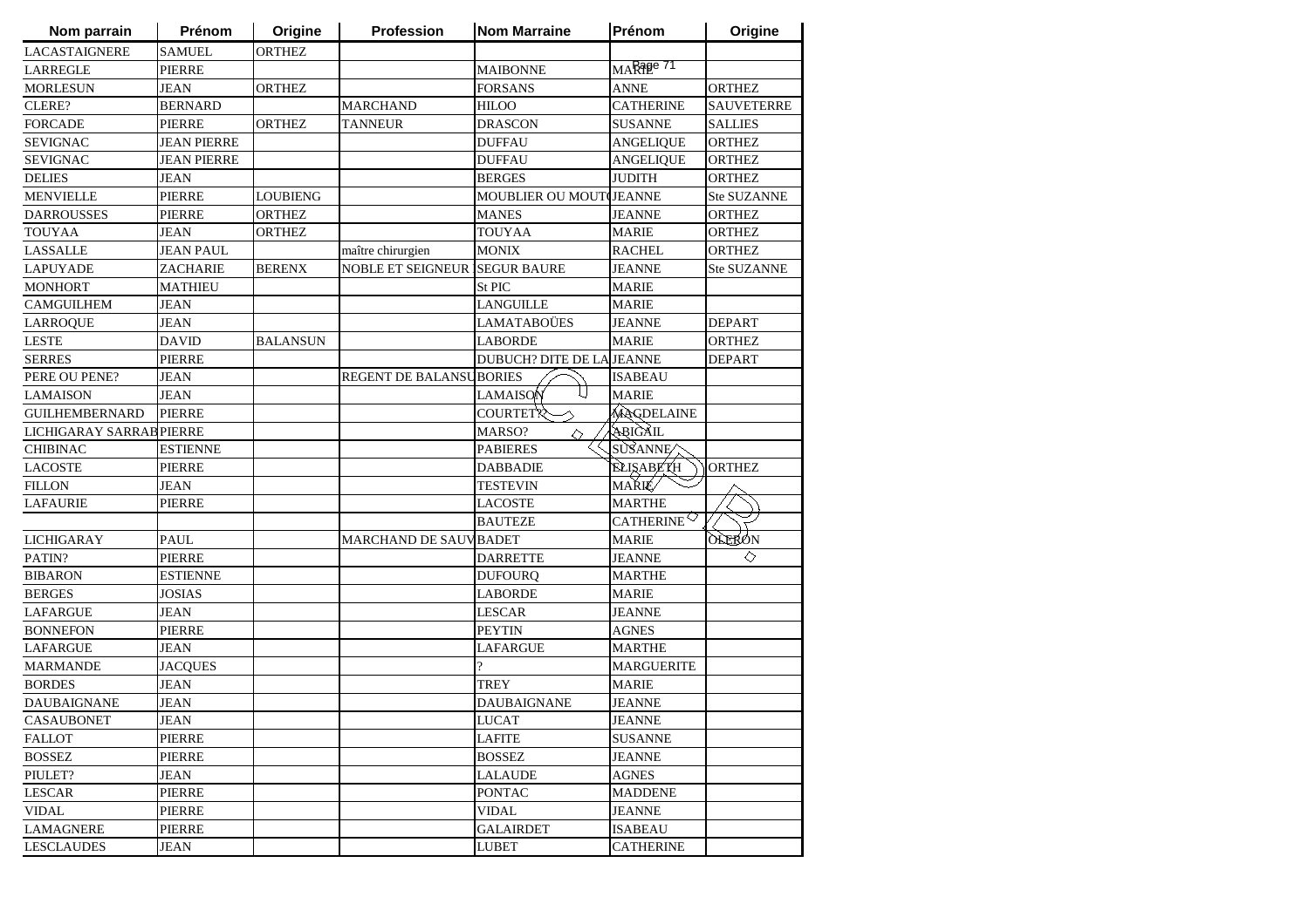| Nom parrain | Prénom | Origine | Profession | Nom Marraine | Prénom | Origine |
|---|---|---|---|---|---|---|
| LACASTAIGNERE | SAMUEL | ORTHEZ | | | | |
| LARREGLE | PIERRE | | | MAIBONNE | MARIE | |
| MORLESUN | JEAN | ORTHEZ | | FORSANS | ANNE | ORTHEZ |
| CLERE? | BERNARD | | MARCHAND | HILOO | CATHERINE | SAUVETERRE |
| FORCADE | PIERRE | ORTHEZ | TANNEUR | DRASCON | SUSANNE | SALLIES |
| SEVIGNAC | JEAN PIERRE | | | DUFFAU | ANGELIQUE | ORTHEZ |
| SEVIGNAC | JEAN PIERRE | | | DUFFAU | ANGELIQUE | ORTHEZ |
| DELIES | JEAN | | | BERGES | JUDITH | ORTHEZ |
| MENVIELLE | PIERRE | LOUBIENG | | MOUBLIER OU MOUT | JEANNE | Ste SUZANNE |
| DARROUSSES | PIERRE | ORTHEZ | | MANES | JEANNE | ORTHEZ |
| TOUYAA | JEAN | ORTHEZ | | TOUYAA | MARIE | ORTHEZ |
| LASSALLE | JEAN PAUL | | maître chirurgien | MONIX | RACHEL | ORTHEZ |
| LAPUYADE | ZACHARIE | BERENX | NOBLE ET SEIGNEUR | SEGUR BAURE | JEANNE | Ste SUZANNE |
| MONHORT | MATHIEU | | | St PIC | MARIE | |
| CAMGUILHEM | JEAN | | | LANGUILLE | MARIE | |
| LARROQUE | JEAN | | | LAMATABOÜES | JEANNE | DEPART |
| LESTE | DAVID | BALANSUN | | LABORDE | MARIE | ORTHEZ |
| SERRES | PIERRE | | | DUBUCH? DITE DE LA | JEANNE | DEPART |
| PERE OU PENE? | JEAN | | REGENT DE BALANSU | BORIES | ISABEAU | |
| LAMAISON | JEAN | | | LAMAISON | MARIE | |
| GUILHEMBERNARD | PIERRE | | | COURTET? | MAGDELAINE | |
| LICHIGARAY SARRAB | PIERRE | | | MARSO? | ABIGAIL | |
| CHIBINAC | ESTIENNE | | | PABIERES | SUSANNE | |
| LACOSTE | PIERRE | | | DABBADIE | ELISABETH | ORTHEZ |
| FILLON | JEAN | | | TESTEVIN | MARIE | |
| LAFAURIE | PIERRE | | | LACOSTE | MARTHE | |
| | | | | BAUTEZE | CATHERINE | |
| LICHIGARAY | PAUL | | MARCHAND DE SAUV | BADET | MARIE | OLERON |
| PATIN? | PIERRE | | | DARRETTE | JEANNE | |
| BIBARON | ESTIENNE | | | DUFOURQ | MARTHE | |
| BERGES | JOSIAS | | | LABORDE | MARIE | |
| LAFARGUE | JEAN | | | LESCAR | JEANNE | |
| BONNEFON | PIERRE | | | PEYTIN | AGNES | |
| LAFARGUE | JEAN | | | LAFARGUE | MARTHE | |
| MARMANDE | JACQUES | | | ? | MARGUERITE | |
| BORDES | JEAN | | | TREY | MARIE | |
| DAUBAIGNANE | JEAN | | | DAUBAIGNANE | JEANNE | |
| CASAUBONET | JEAN | | | LUCAT | JEANNE | |
| FALLOT | PIERRE | | | LAFITE | SUSANNE | |
| BOSSEZ | PIERRE | | | BOSSEZ | JEANNE | |
| PIULET? | JEAN | | | LALAUDE | AGNES | |
| LESCAR | PIERRE | | | PONTAC | MADDENE | |
| VIDAL | PIERRE | | | VIDAL | JEANNE | |
| LAMAGNERE | PIERRE | | | GALAIRDET | ISABEAU | |
| LESCLAUDES | JEAN | | | LUBET | CATHERINE | |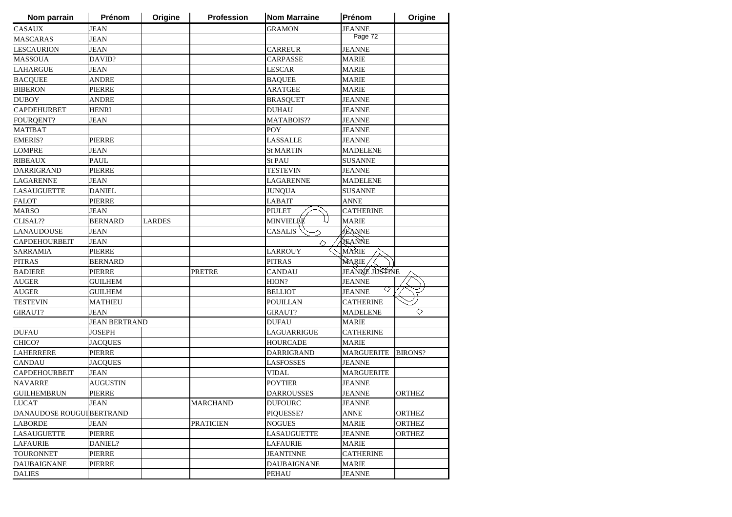| Nom parrain | Prénom | Origine | Profession | Nom Marraine | Prénom | Origine |
|---|---|---|---|---|---|---|
| CASAUX | JEAN | | | GRAMON | JEANNE | |
| MASCARAS | JEAN | | | | | |
| LESCAURION | JEAN | | | CARREUR | JEANNE | |
| MASSOUA | DAVID? | | | CARPASSE | MARIE | |
| LAHARGUE | JEAN | | | LESCAR | MARIE | |
| BACQUEE | ANDRE | | | BAQUEE | MARIE | |
| BIBERON | PIERRE | | | ARATGEE | MARIE | |
| DUBOY | ANDRE | | | BRASQUET | JEANNE | |
| CAPDEHURBET | HENRI | | | DUHAU | JEANNE | |
| FOURQENT? | JEAN | | | MATABOIS?? | JEANNE | |
| MATIBAT | | | | POY | JEANNE | |
| EMERIS? | PIERRE | | | LASSALLE | JEANNE | |
| LOMPRE | JEAN | | | St MARTIN | MADELENE | |
| RIBEAUX | PAUL | | | St PAU | SUSANNE | |
| DARRIGRAND | PIERRE | | | TESTEVIN | JEANNE | |
| LAGARENNE | JEAN | | | LAGARENNE | MADELENE | |
| LASAUGUETTE | DANIEL | | | JUNQUA | SUSANNE | |
| FALOT | PIERRE | | | LABAIT | ANNE | |
| MARSO | JEAN | | | PIULET | CATHERINE | |
| CLISAL?? | BERNARD | LARDES | | MINVIELLE | MARIE | |
| LANAUDOUSE | JEAN | | | CASALIS | JEANNE | |
| CAPDEHOURBEIT | JEAN | | | | JEANNE | |
| SARRAMIA | PIERRE | | | LARROUY | MARIE | |
| PITRAS | BERNARD | | | PITRAS | MARIE | |
| BADIERE | PIERRE | | PRETRE | CANDAU | JEANNE JUSTINE | |
| AUGER | GUILHEM | | | HION? | JEANNE | |
| AUGER | GUILHEM | | | BELLIOT | JEANNE | |
| TESTEVIN | MATHIEU | | | POUILLAN | CATHERINE | |
| GIRAUT? | JEAN | | | GIRAUT? | MADELENE | |
| | JEAN BERTRAND | | | DUFAU | MARIE | |
| DUFAU | JOSEPH | | | LAGUARRIGUE | CATHERINE | |
| CHICO? | JACQUES | | | HOURCADE | MARIE | |
| LAHERRERE | PIERRE | | | DARRIGRAND | MARGUERITE | BIRONS? |
| CANDAU | JACQUES | | | LASFOSSES | JEANNE | |
| CAPDEHOURBEIT | JEAN | | | VIDAL | MARGUERITE | |
| NAVARRE | AUGUSTIN | | | POYTIER | JEANNE | |
| GUILHEMBRUN | PIERRE | | | DARROUSSES | JEANNE | ORTHEZ |
| LUCAT | JEAN | | MARCHAND | DUFOURC | JEANNE | |
| DANAUDOSE ROUGUI | BERTRAND | | | PIQUESSE? | ANNE | ORTHEZ |
| LABORDE | JEAN | | PRATICIEN | NOGUES | MARIE | ORTHEZ |
| LASAUGUETTE | PIERRE | | | LASAUGUETTE | JEANNE | ORTHEZ |
| LAFAURIE | DANIEL? | | | LAFAURIE | MARIE | |
| TOURONNET | PIERRE | | | JEANTINNE | CATHERINE | |
| DAUBAIGNANE | PIERRE | | | DAUBAIGNANE | MARIE | |
| DALIES | | | | PEHAU | JEANNE | |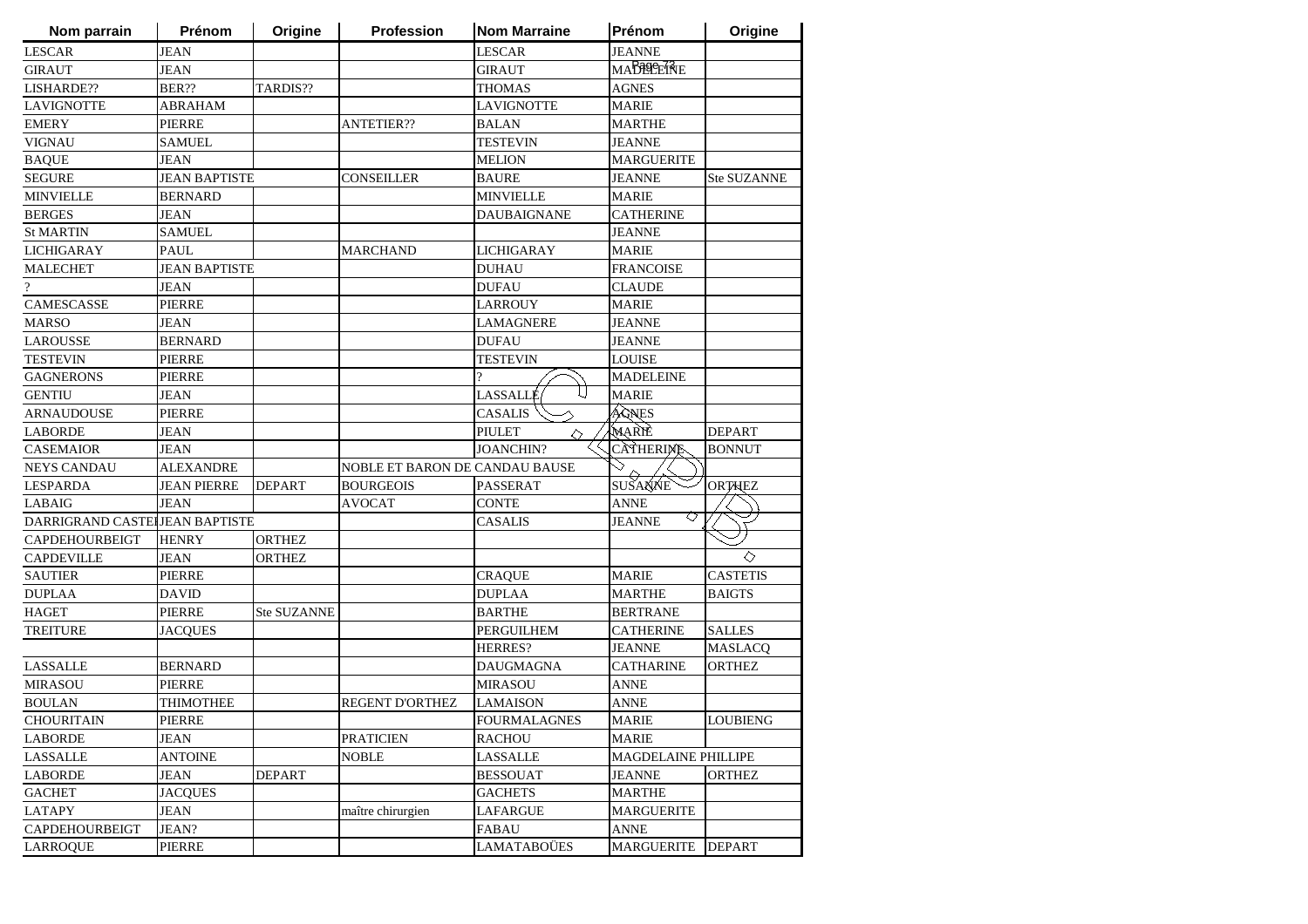| Nom parrain | Prénom | Origine | Profession | Nom Marraine | Prénom | Origine |
|---|---|---|---|---|---|---|
| LESCAR | JEAN | | | LESCAR | JEANNE | |
| GIRAUT | JEAN | | | GIRAUT | MADELEINE | |
| LISHARDE?? | BER?? | TARDIS?? | | THOMAS | AGNES | |
| LAVIGNOTTE | ABRAHAM | | | LAVIGNOTTE | MARIE | |
| EMERY | PIERRE | | ANTETIER?? | BALAN | MARTHE | |
| VIGNAU | SAMUEL | | | TESTEVIN | JEANNE | |
| BAQUE | JEAN | | | MELION | MARGUERITE | |
| SEGURE | JEAN BAPTISTE | | CONSEILLER | BAURE | JEANNE | Ste SUZANNE |
| MINVIELLE | BERNARD | | | MINVIELLE | MARIE | |
| BERGES | JEAN | | | DAUBAIGNANE | CATHERINE | |
| St MARTIN | SAMUEL | | | | JEANNE | |
| LICHIGARAY | PAUL | | MARCHAND | LICHIGARAY | MARIE | |
| MALECHET | JEAN BAPTISTE | | | DUHAU | FRANCOISE | |
| ? | JEAN | | | DUFAU | CLAUDE | |
| CAMESCASSE | PIERRE | | | LARROUY | MARIE | |
| MARSO | JEAN | | | LAMAGNERE | JEANNE | |
| LAROUSSE | BERNARD | | | DUFAU | JEANNE | |
| TESTEVIN | PIERRE | | | TESTEVIN | LOUISE | |
| GAGNERONS | PIERRE | | | ? | MADELEINE | |
| GENTIU | JEAN | | | LASSALLE | MARIE | |
| ARNAUDOUSE | PIERRE | | | CASALIS | AGNES | |
| LABORDE | JEAN | | | PIULET | MARIE | DEPART |
| CASEMAIOR | JEAN | | | JOANCHIN? | CATHERINE | BONNUT |
| NEYS CANDAU | ALEXANDRE | | NOBLE ET BARON DE CANDAU BAUSE | | | |
| LESPARDA | JEAN PIERRE | DEPART | BOURGEOIS | PASSERAT | SUSANNE | ORTHEZ |
| LABAIG | JEAN | | AVOCAT | CONTE | ANNE | |
| DARRIGRAND CASTEI | JEAN BAPTISTE | | | CASALIS | JEANNE | |
| CAPDEHOURBEIGT | HENRY | ORTHEZ | | | | |
| CAPDEVILLE | JEAN | ORTHEZ | | | | |
| SAUTIER | PIERRE | | | CRAQUE | MARIE | CASTETIS |
| DUPLAA | DAVID | | | DUPLAA | MARTHE | BAIGTS |
| HAGET | PIERRE | Ste SUZANNE | | BARTHE | BERTRANE | |
| TREITURE | JACQUES | | | PERGUILHEM | CATHERINE | SALLES |
| | | | | HERRES? | JEANNE | MASLACQ |
| LASSALLE | BERNARD | | | DAUGMAGNA | CATHARINE | ORTHEZ |
| MIRASOU | PIERRE | | | MIRASOU | ANNE | |
| BOULAN | THIMOTHEE | | REGENT D'ORTHEZ | LAMAISON | ANNE | |
| CHOURITAIN | PIERRE | | | FOURMALAGNES | MARIE | LOUBIENG |
| LABORDE | JEAN | | PRATICIEN | RACHOU | MARIE | |
| LASSALLE | ANTOINE | | NOBLE | LASSALLE | MAGDELAINE PHILLIPE | |
| LABORDE | JEAN | DEPART | | BESSOUAT | JEANNE | ORTHEZ |
| GACHET | JACQUES | | | GACHETS | MARTHE | |
| LATAPY | JEAN | | maître chirurgien | LAFARGUE | MARGUERITE | |
| CAPDEHOURBEIGT | JEAN? | | | FABAU | ANNE | |
| LARROQUE | PIERRE | | | LAMATABOÜES | MARGUERITE | DEPART |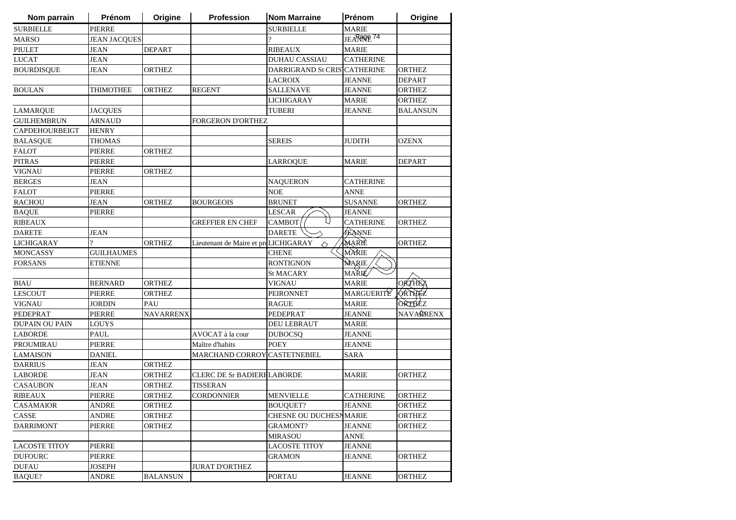| Nom parrain | Prénom | Origine | Profession | Nom Marraine | Prénom | Origine |
|---|---|---|---|---|---|---|
| SURBIELLE | PIERRE | | | SURBIELLE | MARIE | |
| MARSO | JEAN JACQUES | | | ? | JEANNE | |
| PIULET | JEAN | DEPART | | RIBEAUX | MARIE | |
| LUCAT | JEAN | | | DUHAU CASSIAU | CATHERINE | |
| BOURDISQUE | JEAN | ORTHEZ | | DARRIGRAND St CRIS | CATHERINE | ORTHEZ |
| | | | | LACROIX | JEANNE | DEPART |
| BOULAN | THIMOTHEE | ORTHEZ | REGENT | SALLENAVE | JEANNE | ORTHEZ |
| | | | | LICHIGARAY | MARIE | ORTHEZ |
| LAMARQUE | JACQUES | | | TUBERI | JEANNE | BALANSUN |
| GUILHEMBRUN | ARNAUD | | FORGERON D'ORTHEZ | | | |
| CAPDEHOURBEIGT | HENRY | | | | | |
| BALASQUE | THOMAS | | | SEREIS | JUDITH | OZENX |
| FALOT | PIERRE | ORTHEZ | | | | |
| PITRAS | PIERRE | | | LARROQUE | MARIE | DEPART |
| VIGNAU | PIERRE | ORTHEZ | | | | |
| BERGES | JEAN | | | NAQUERON | CATHERINE | |
| FALOT | PIERRE | | | NOE | ANNE | |
| RACHOU | JEAN | ORTHEZ | BOURGEOIS | BRUNET | SUSANNE | ORTHEZ |
| BAQUE | PIERRE | | | LESCAR | JEANNE | |
| RIBEAUX | | | GREFFIER EN CHEF | CAMBOT | CATHERINE | ORTHEZ |
| DARETE | JEAN | | | DARETE | JEANNE | |
| LICHIGARAY | ? | ORTHEZ | Lieutenant de Maire et pr | LICHIGARAY | MARIE | ORTHEZ |
| MONCASSY | GUILHAUMES | | | CHENE | MARIE | |
| FORSANS | ETIENNE | | | RONTIGNON | MARIE | |
| | | | | St MACARY | MARIE | |
| BIAU | BERNARD | ORTHEZ | | VIGNAU | MARIE | ORTHEZ |
| LESCOUT | PIERRE | ORTHEZ | | PEIRONNET | MARGUERITE | ORTHEZ |
| VIGNAU | JORDIN | PAU | | RAGUE | MARIE | ORTHEZ |
| PEDEPRAT | PIERRE | NAVARRENX | | PEDEPRAT | JEANNE | NAVARRENX |
| DUPAIN OU PAIN | LOUYS | | | DEU LEBRAUT | MARIE | |
| LABORDE | PAUL | | AVOCAT à la cour | DUBOCSQ | JEANNE | |
| PROUMIRAU | PIERRE | | Maître d'habits | POEY | JEANNE | |
| LAMAISON | DANIEL | | MARCHAND CORROY | CASTETNEBIEL | SARA | |
| DARRIUS | JEAN | ORTHEZ | | | | |
| LABORDE | JEAN | ORTHEZ | CLERC DE Sr BADIERE | LABORDE | MARIE | ORTHEZ |
| CASAUBON | JEAN | ORTHEZ | TISSERAN | | | |
| RIBEAUX | PIERRE | ORTHEZ | CORDONNIER | MENVIELLE | CATHERINE | ORTHEZ |
| CASAMAIOR | ANDRE | ORTHEZ | | BOUQUET? | JEANNE | ORTHEZ |
| CASSE | ANDRE | ORTHEZ | | CHESNE OU DUCHESN | MARIE | ORTHEZ |
| DARRIMONT | PIERRE | ORTHEZ | | GRAMONT? | JEANNE | ORTHEZ |
| | | | | MIRASOU | ANNE | |
| LACOSTE TITOY | PIERRE | | | LACOSTE TITOY | JEANNE | |
| DUFOURC | PIERRE | | | GRAMON | JEANNE | ORTHEZ |
| DUFAU | JOSEPH | | JURAT D'ORTHEZ | | | |
| BAQUE? | ANDRE | BALANSUN | | PORTAU | JEANNE | ORTHEZ |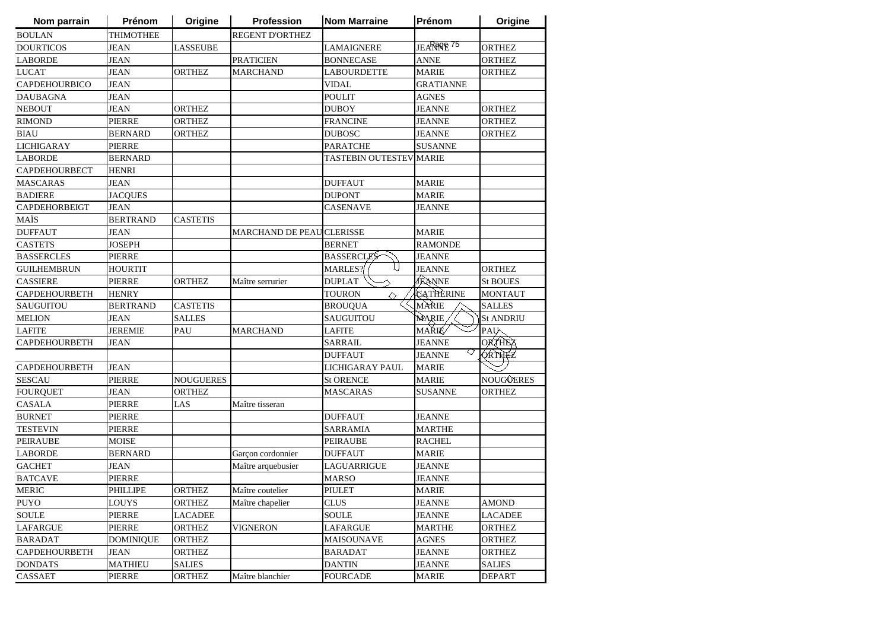| Nom parrain | Prénom | Origine | Profession | Nom Marraine | Prénom | Origine |
|---|---|---|---|---|---|---|
| BOULAN | THIMOTHEE | | REGENT D'ORTHEZ | | | |
| DOURTICOS | JEAN | LASSEUBE | | LAMAIGNERE | JEANNE | ORTHEZ |
| LABORDE | JEAN | | PRATICIEN | BONNECASE | ANNE | ORTHEZ |
| LUCAT | JEAN | ORTHEZ | MARCHAND | LABOURDETTE | MARIE | ORTHEZ |
| CAPDEHOURBICO | JEAN | | | VIDAL | GRATIANNE | |
| DAUBAGNA | JEAN | | | POULIT | AGNES | |
| NEBOUT | JEAN | ORTHEZ | | DUBOY | JEANNE | ORTHEZ |
| RIMOND | PIERRE | ORTHEZ | | FRANCINE | JEANNE | ORTHEZ |
| BIAU | BERNARD | ORTHEZ | | DUBOSC | JEANNE | ORTHEZ |
| LICHIGARAY | PIERRE | | | PARATCHE | SUSANNE | |
| LABORDE | BERNARD | | | TASTEBIN OUTESTEV | MARIE | |
| CAPDEHOURBECT | HENRI | | | | | |
| MASCARAS | JEAN | | | DUFFAUT | MARIE | |
| BADIERE | JACQUES | | | DUPONT | MARIE | |
| CAPDEHORBEIGT | JEAN | | | CASENAVE | JEANNE | |
| MAÏS | BERTRAND | CASTETIS | | | | |
| DUFFAUT | JEAN | | MARCHAND DE PEAU | CLERISSE | MARIE | |
| CASTETS | JOSEPH | | | BERNET | RAMONDE | |
| BASSERCLES | PIERRE | | | BASSERCLES | JEANNE | |
| GUILHEMBRUN | HOURTIT | | | MARLES? | JEANNE | ORTHEZ |
| CASSIERE | PIERRE | ORTHEZ | Maître serrurier | DUPLAT | JEANNE | St BOUES |
| CAPDEHOURBETH | HENRY | | | TOURON | CATHERINE | MONTAUT |
| SAUGUITOU | BERTRAND | CASTETIS | | BROUQUA | MARIE | SALLES |
| MELION | JEAN | SALLES | | SAUGUITOU | MARIE | St ANDRIU |
| LAFITE | JEREMIE | PAU | MARCHAND | LAFITE | MARIE | PAU |
| CAPDEHOURBETH | JEAN | | | SARRAIL | JEANNE | ORTHEZ |
| | | | | DUFFAUT | JEANNE | ORTHEZ |
| CAPDEHOURBETH | JEAN | | | LICHIGARAY PAUL | MARIE | |
| SESCAU | PIERRE | NOUGUERES | | St ORENCE | MARIE | NOUGUERES |
| FOURQUET | JEAN | ORTHEZ | | MASCARAS | SUSANNE | ORTHEZ |
| CASALA | PIERRE | LAS | Maître tisseran | | | |
| BURNET | PIERRE | | | DUFFAUT | JEANNE | |
| TESTEVIN | PIERRE | | | SARRAMIA | MARTHE | |
| PEIRAUBE | MOISE | | | PEIRAUBE | RACHEL | |
| LABORDE | BERNARD | | Garçon cordonnier | DUFFAUT | MARIE | |
| GACHET | JEAN | | Maître arquebusier | LAGUARRIGUE | JEANNE | |
| BATCAVE | PIERRE | | | MARSO | JEANNE | |
| MERIC | PHILLIPE | ORTHEZ | Maître coutelier | PIULET | MARIE | |
| PUYO | LOUYS | ORTHEZ | Maître chapelier | CLUS | JEANNE | AMOND |
| SOULE | PIERRE | LACADEE | | SOULE | JEANNE | LACADEE |
| LAFARGUE | PIERRE | ORTHEZ | VIGNERON | LAFARGUE | MARTHE | ORTHEZ |
| BARADAT | DOMINIQUE | ORTHEZ | | MAISOUNAVE | AGNES | ORTHEZ |
| CAPDEHOURBETH | JEAN | ORTHEZ | | BARADAT | JEANNE | ORTHEZ |
| DONDATS | MATHIEU | SALIES | | DANTIN | JEANNE | SALIES |
| CASSAET | PIERRE | ORTHEZ | Maître blanchier | FOURCADE | MARIE | DEPART |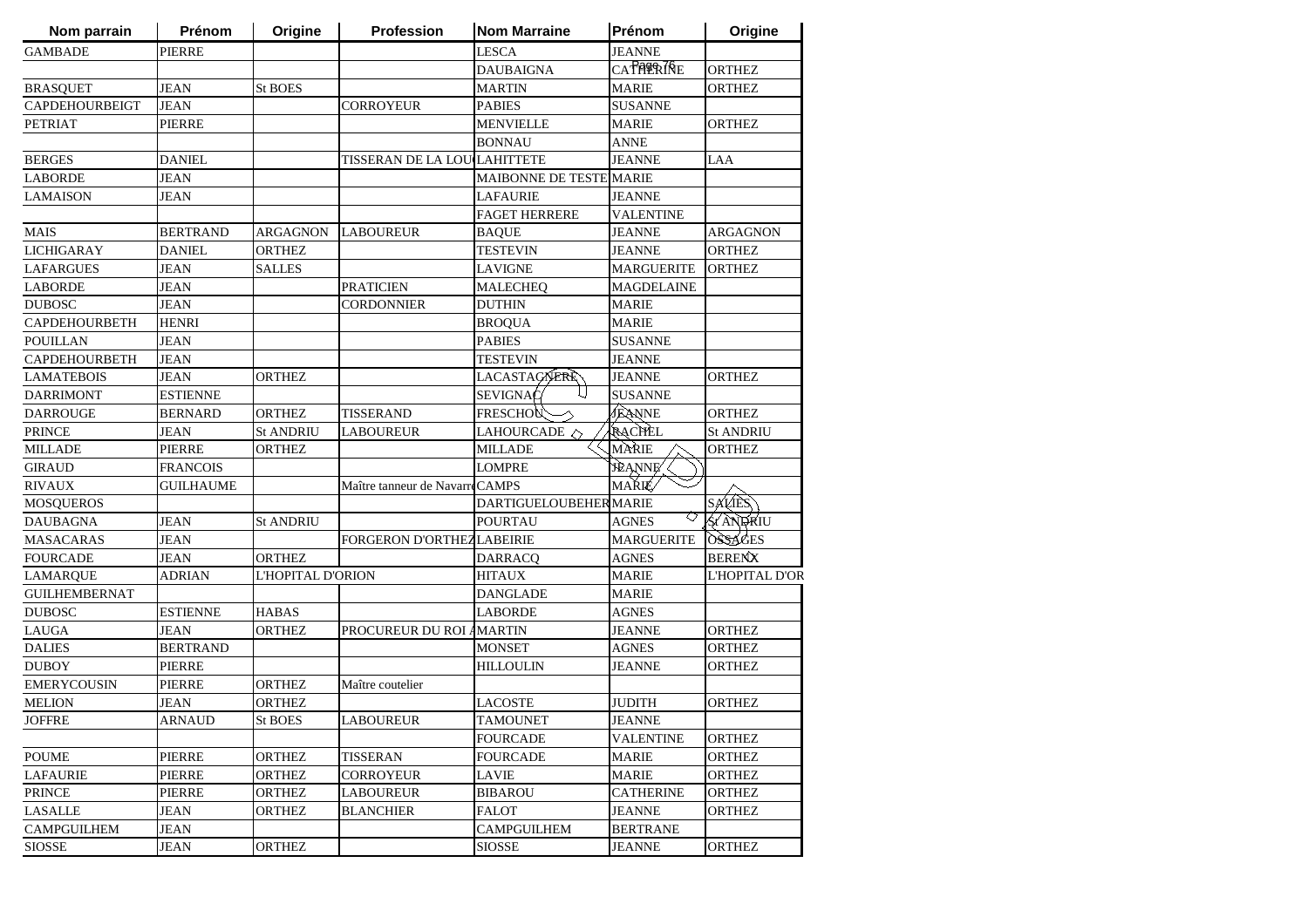| Nom parrain | Prénom | Origine | Profession | Nom Marraine | Prénom | Origine |
|---|---|---|---|---|---|---|
| GAMBADE | PIERRE | | | LESCA | JEANNE | |
| | | | | DAUBAIGNA | CATHERINE | ORTHEZ |
| BRASQUET | JEAN | St BOES | | MARTIN | MARIE | ORTHEZ |
| CAPDEHOURBEIGT | JEAN | | CORROYEUR | PABIES | SUSANNE | |
| PETRIAT | PIERRE | | | MENVIELLE | MARIE | ORTHEZ |
| | | | | BONNAU | ANNE | |
| BERGES | DANIEL | | TISSERAN DE LA LOU | LAHITTETE | JEANNE | LAA |
| LABORDE | JEAN | | | MAIBONNE DE TESTE | MARIE | |
| LAMAISON | JEAN | | | LAFAURIE | JEANNE | |
| | | | | FAGET HERRERE | VALENTINE | |
| MAIS | BERTRAND | ARGAGNON | LABOUREUR | BAQUE | JEANNE | ARGAGNON |
| LICHIGARAY | DANIEL | ORTHEZ | | TESTEVIN | JEANNE | ORTHEZ |
| LAFARGUES | JEAN | SALLES | | LAVIGNE | MARGUERITE | ORTHEZ |
| LABORDE | JEAN | | PRATICIEN | MALECHEQ | MAGDELAINE | |
| DUBOSC | JEAN | | CORDONNIER | DUTHIN | MARIE | |
| CAPDEHOURBETH | HENRI | | | BROQUA | MARIE | |
| POUILLAN | JEAN | | | PABIES | SUSANNE | |
| CAPDEHOURBETH | JEAN | | | TESTEVIN | JEANNE | |
| LAMATEBOIS | JEAN | ORTHEZ | | LACASTAGNERE | JEANNE | ORTHEZ |
| DARRIMONT | ESTIENNE | | | SEVIGNAC | SUSANNE | |
| DARROUGE | BERNARD | ORTHEZ | TISSERAND | FRESCHOU | JEANNE | ORTHEZ |
| PRINCE | JEAN | St ANDRIU | LABOUREUR | LAHOURCADE | RACHEL | St ANDRIU |
| MILLADE | PIERRE | ORTHEZ | | MILLADE | MARIE | ORTHEZ |
| GIRAUD | FRANCOIS | | | LOMPRE | JEANNE | |
| RIVAUX | GUILHAUME | | Maître tanneur de Navarr | CAMPS | MARIE | |
| MOSQUEROS | | | | DARTIGUELOUBEHER | MARIE | SALIES |
| DAUBAGNA | JEAN | St ANDRIU | | POURTAU | AGNES | St ANDRIU |
| MASACARAS | JEAN | | FORGERON D'ORTHEZ | LABEIRIE | MARGUERITE | OSSAGES |
| FOURCADE | JEAN | ORTHEZ | | DARRACQ | AGNES | BERENX |
| LAMARQUE | ADRIAN | L'HOPITAL D'ORION | | HITAUX | MARIE | L'HOPITAL D'OR |
| GUILHEMBERNAT | | | | DANGLADE | MARIE | |
| DUBOSC | ESTIENNE | HABAS | | LABORDE | AGNES | |
| LAUGA | JEAN | ORTHEZ | PROCUREUR DU ROI A | MARTIN | JEANNE | ORTHEZ |
| DALIES | BERTRAND | | | MONSET | AGNES | ORTHEZ |
| DUBOY | PIERRE | | | HILLOULIN | JEANNE | ORTHEZ |
| EMERYCOUSIN | PIERRE | ORTHEZ | Maître coutelier | | | |
| MELION | JEAN | ORTHEZ | | LACOSTE | JUDITH | ORTHEZ |
| JOFFRE | ARNAUD | St BOES | LABOUREUR | TAMOUNET | JEANNE | |
| | | | | FOURCADE | VALENTINE | ORTHEZ |
| POUME | PIERRE | ORTHEZ | TISSERAN | FOURCADE | MARIE | ORTHEZ |
| LAFAURIE | PIERRE | ORTHEZ | CORROYEUR | LAVIE | MARIE | ORTHEZ |
| PRINCE | PIERRE | ORTHEZ | LABOUREUR | BIBAROU | CATHERINE | ORTHEZ |
| LASALLE | JEAN | ORTHEZ | BLANCHIER | FALOT | JEANNE | ORTHEZ |
| CAMPGUILHEM | JEAN | | | CAMPGUILHEM | BERTRANE | |
| SIOSSE | JEAN | ORTHEZ | | SIOSSE | JEANNE | ORTHEZ |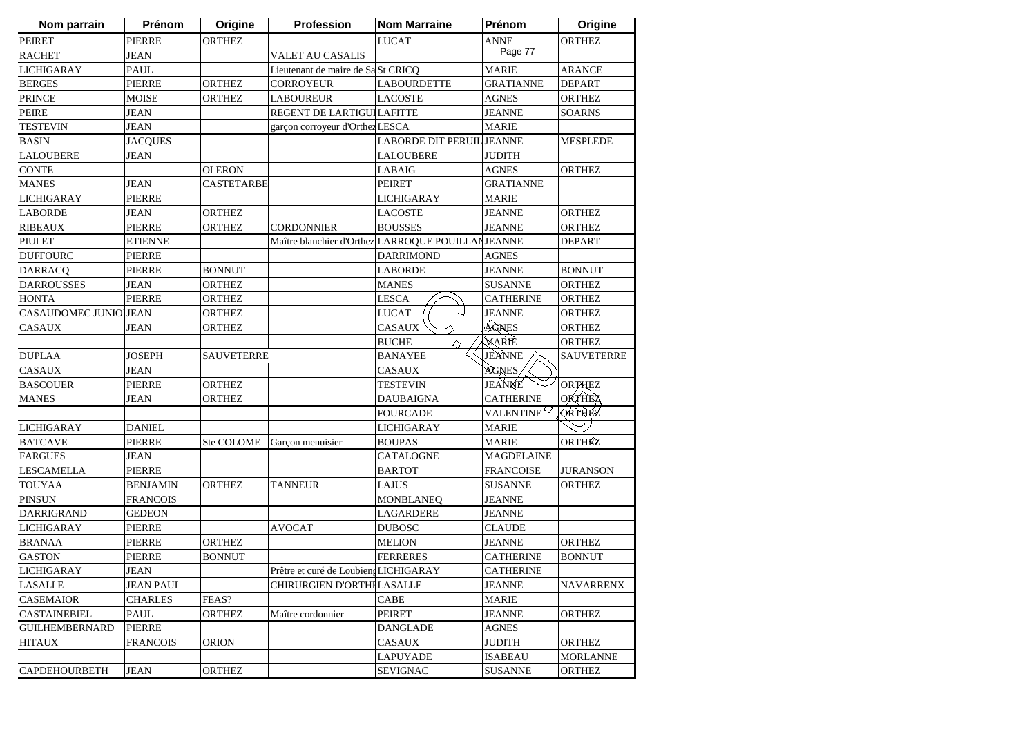| Nom parrain | Prénom | Origine | Profession | Nom Marraine | Prénom | Origine |
|---|---|---|---|---|---|---|
| PEIRET | PIERRE | ORTHEZ | | LUCAT | ANNE | ORTHEZ |
| RACHET | JEAN | | VALET AU CASALIS | | | |
| LICHIGARAY | PAUL | | Lieutenant de maire de Sa | St CRICQ | MARIE | ARANCE |
| BERGES | PIERRE | ORTHEZ | CORROYEUR | LABOURDETTE | GRATIANNE | DEPART |
| PRINCE | MOISE | ORTHEZ | LABOUREUR | LACOSTE | AGNES | ORTHEZ |
| PEIRE | JEAN | | REGENT DE LARTIGUI | LAFITTE | JEANNE | SOARNS |
| TESTEVIN | JEAN | | garçon corroyeur d'Orthez | LESCA | MARIE | |
| BASIN | JACQUES | | | LABORDE DIT PERUIL | JEANNE | MESPLEDE |
| LALOUBERE | JEAN | | | LALOUBERE | JUDITH | |
| CONTE | | OLERON | | LABAIG | AGNES | ORTHEZ |
| MANES | JEAN | CASTETARBE | | PEIRET | GRATIANNE | |
| LICHIGARAY | PIERRE | | | LICHIGARAY | MARIE | |
| LABORDE | JEAN | ORTHEZ | | LACOSTE | JEANNE | ORTHEZ |
| RIBEAUX | PIERRE | ORTHEZ | CORDONNIER | BOUSSES | JEANNE | ORTHEZ |
| PIULET | ETIENNE | | Maître blanchier d'Orthez | LARROQUE POUILLAN | JEANNE | DEPART |
| DUFFOURC | PIERRE | | | DARRIMOND | AGNES | |
| DARRACQ | PIERRE | BONNUT | | LABORDE | JEANNE | BONNUT |
| DARROUSSES | JEAN | ORTHEZ | | MANES | SUSANNE | ORTHEZ |
| HONTA | PIERRE | ORTHEZ | | LESCA | CATHERINE | ORTHEZ |
| CASAUDOMEC JUNIO | JEAN | ORTHEZ | | LUCAT | JEANNE | ORTHEZ |
| CASAUX | JEAN | ORTHEZ | | CASAUX | AGNES | ORTHEZ |
| | | | | BUCHE | MARIE | ORTHEZ |
| DUPLAA | JOSEPH | SAUVETERRE | | BANAYEE | JEANNE | SAUVETERRE |
| CASAUX | JEAN | | | CASAUX | AGNES | |
| BASCOUER | PIERRE | ORTHEZ | | TESTEVIN | JEANNE | ORTHEZ |
| MANES | JEAN | ORTHEZ | | DAUBAIGNA | CATHERINE | ORTHEZ |
| | | | | FOURCADE | VALENTINE | ORTHEZ |
| LICHIGARAY | DANIEL | | | LICHIGARAY | MARIE | |
| BATCAVE | PIERRE | Ste COLOME | Garçon menuisier | BOUPAS | MARIE | ORTHEZ |
| FARGUES | JEAN | | | CATALOGNE | MAGDELAINE | |
| LESCAMELLA | PIERRE | | | BARTOT | FRANCOISE | JURANSON |
| TOUYAA | BENJAMIN | ORTHEZ | TANNEUR | LAJUS | SUSANNE | ORTHEZ |
| PINSUN | FRANCOIS | | | MONBLANEQ | JEANNE | |
| DARRIGRAND | GEDEON | | | LAGARDERE | JEANNE | |
| LICHIGARAY | PIERRE | | AVOCAT | DUBOSC | CLAUDE | |
| BRANAA | PIERRE | ORTHEZ | | MELION | JEANNE | ORTHEZ |
| GASTON | PIERRE | BONNUT | | FERRERES | CATHERINE | BONNUT |
| LICHIGARAY | JEAN | | Prêtre et curé de Loubieng | LICHIGARAY | CATHERINE | |
| LASALLE | JEAN PAUL | | CHIRURGIEN D'ORTHI | LASALLE | JEANNE | NAVARRENX |
| CASEMAIOR | CHARLES | FEAS? | | CABE | MARIE | |
| CASTAINEBIEL | PAUL | ORTHEZ | Maître cordonnier | PEIRET | JEANNE | ORTHEZ |
| GUILHEMBERNARD | PIERRE | | | DANGLADE | AGNES | |
| HITAUX | FRANCOIS | ORION | | CASAUX | JUDITH | ORTHEZ |
| | | | | LAPUYADE | ISABEAU | MORLANNE |
| CAPDEHOURBETH | JEAN | ORTHEZ | | SEVIGNAC | SUSANNE | ORTHEZ |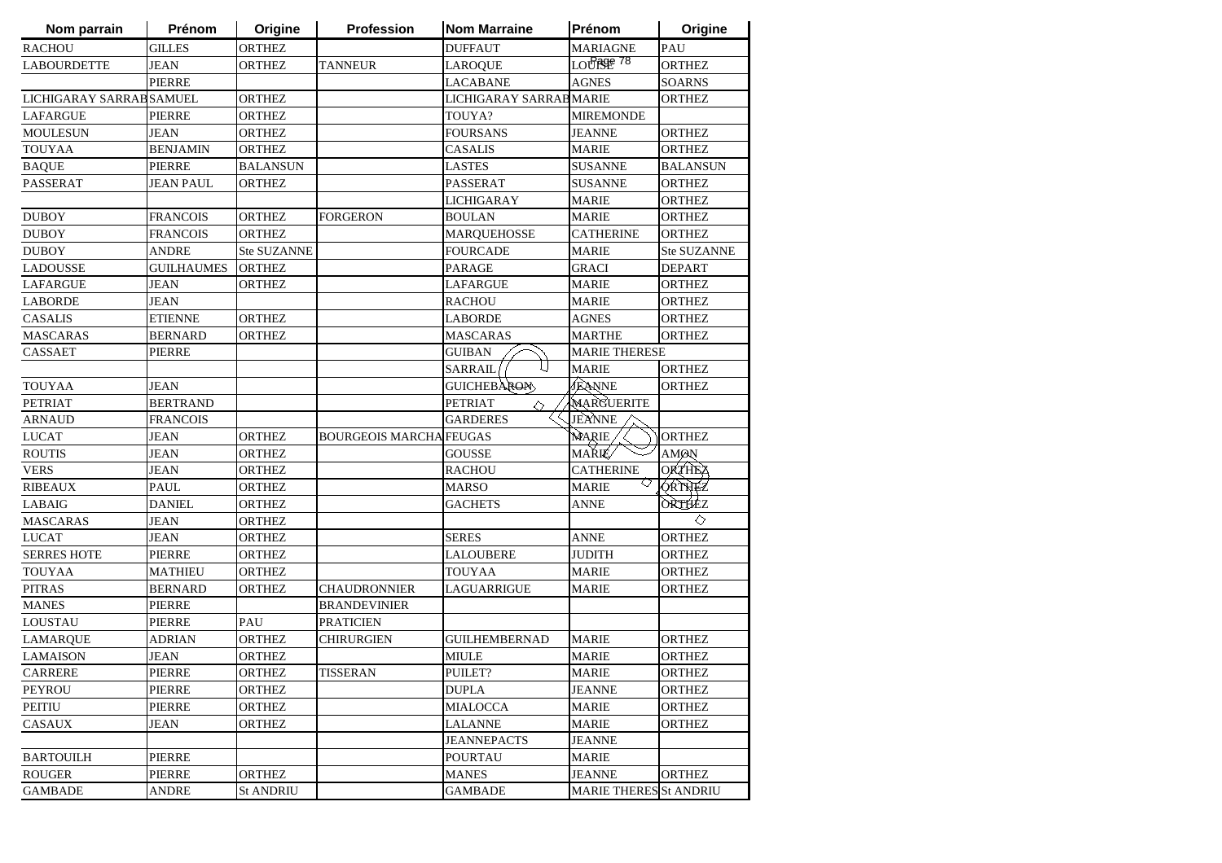| Nom parrain | Prénom | Origine | Profession | Nom Marraine | Prénom | Origine |
|---|---|---|---|---|---|---|
| RACHOU | GILLES | ORTHEZ | | DUFFAUT | MARIAGNE | PAU |
| LABOURDETTE | JEAN | ORTHEZ | TANNEUR | LAROQUE | LOUISE | ORTHEZ |
| | PIERRE | | | LACABANE | AGNES | SOARNS |
| LICHIGARAY SARRAB | SAMUEL | ORTHEZ | | LICHIGARAY SARRAB | MARIE | ORTHEZ |
| LAFARGUE | PIERRE | ORTHEZ | | TOUYA? | MIREMONDE | |
| MOULESUN | JEAN | ORTHEZ | | FOURSANS | JEANNE | ORTHEZ |
| TOUYAA | BENJAMIN | ORTHEZ | | CASALIS | MARIE | ORTHEZ |
| BAQUE | PIERRE | BALANSUN | | LASTES | SUSANNE | BALANSUN |
| PASSERAT | JEAN PAUL | ORTHEZ | | PASSERAT | SUSANNE | ORTHEZ |
| | | | | LICHIGARAY | MARIE | ORTHEZ |
| DUBOY | FRANCOIS | ORTHEZ | FORGERON | BOULAN | MARIE | ORTHEZ |
| DUBOY | FRANCOIS | ORTHEZ | | MARQUEHOSSE | CATHERINE | ORTHEZ |
| DUBOY | ANDRE | Ste SUZANNE | | FOURCADE | MARIE | Ste SUZANNE |
| LADOUSSE | GUILHAUMES | ORTHEZ | | PARAGE | GRACI | DEPART |
| LAFARGUE | JEAN | ORTHEZ | | LAFARGUE | MARIE | ORTHEZ |
| LABORDE | JEAN | | | RACHOU | MARIE | ORTHEZ |
| CASALIS | ETIENNE | ORTHEZ | | LABORDE | AGNES | ORTHEZ |
| MASCARAS | BERNARD | ORTHEZ | | MASCARAS | MARTHE | ORTHEZ |
| CASSAET | PIERRE | | | GUIBAN | MARIE THERESE | |
| | | | | SARRAIL | MARIE | ORTHEZ |
| TOUYAA | JEAN | | | GUICHEBARON | JEANNE | ORTHEZ |
| PETRIAT | BERTRAND | | | PETRIAT | MARGUERITE | |
| ARNAUD | FRANCOIS | | | GARDERES | JEANNE | |
| LUCAT | JEAN | ORTHEZ | BOURGEOIS MARCHA | FEUGAS | MARIE | ORTHEZ |
| ROUTIS | JEAN | ORTHEZ | | GOUSSE | MARIE | AMON |
| VERS | JEAN | ORTHEZ | | RACHOU | CATHERINE | ORTHEZ |
| RIBEAUX | PAUL | ORTHEZ | | MARSO | MARIE | ORTHEZ |
| LABAIG | DANIEL | ORTHEZ | | GACHETS | ANNE | ORTHEZ |
| MASCARAS | JEAN | ORTHEZ | | | | |
| LUCAT | JEAN | ORTHEZ | | SERES | ANNE | ORTHEZ |
| SERRES HOTE | PIERRE | ORTHEZ | | LALOUBERE | JUDITH | ORTHEZ |
| TOUYAA | MATHIEU | ORTHEZ | | TOUYAA | MARIE | ORTHEZ |
| PITRAS | BERNARD | ORTHEZ | CHAUDRONNIER | LAGUARRIGUE | MARIE | ORTHEZ |
| MANES | PIERRE | | BRANDEVINIER | | | |
| LOUSTAU | PIERRE | PAU | PRATICIEN | | | |
| LAMARQUE | ADRIAN | ORTHEZ | CHIRURGIEN | GUILHEMBERNAD | MARIE | ORTHEZ |
| LAMAISON | JEAN | ORTHEZ | | MIULE | MARIE | ORTHEZ |
| CARRERE | PIERRE | ORTHEZ | TISSERAN | PUILET? | MARIE | ORTHEZ |
| PEYROU | PIERRE | ORTHEZ | | DUPLA | JEANNE | ORTHEZ |
| PEITIU | PIERRE | ORTHEZ | | MIALOCCA | MARIE | ORTHEZ |
| CASAUX | JEAN | ORTHEZ | | LALANNE | MARIE | ORTHEZ |
| | | | | JEANNEPACTS | JEANNE | |
| BARTOUILH | PIERRE | | | POURTAU | MARIE | |
| ROUGER | PIERRE | ORTHEZ | | MANES | JEANNE | ORTHEZ |
| GAMBADE | ANDRE | St ANDRIU | | GAMBADE | MARIE THERES | St ANDRIU |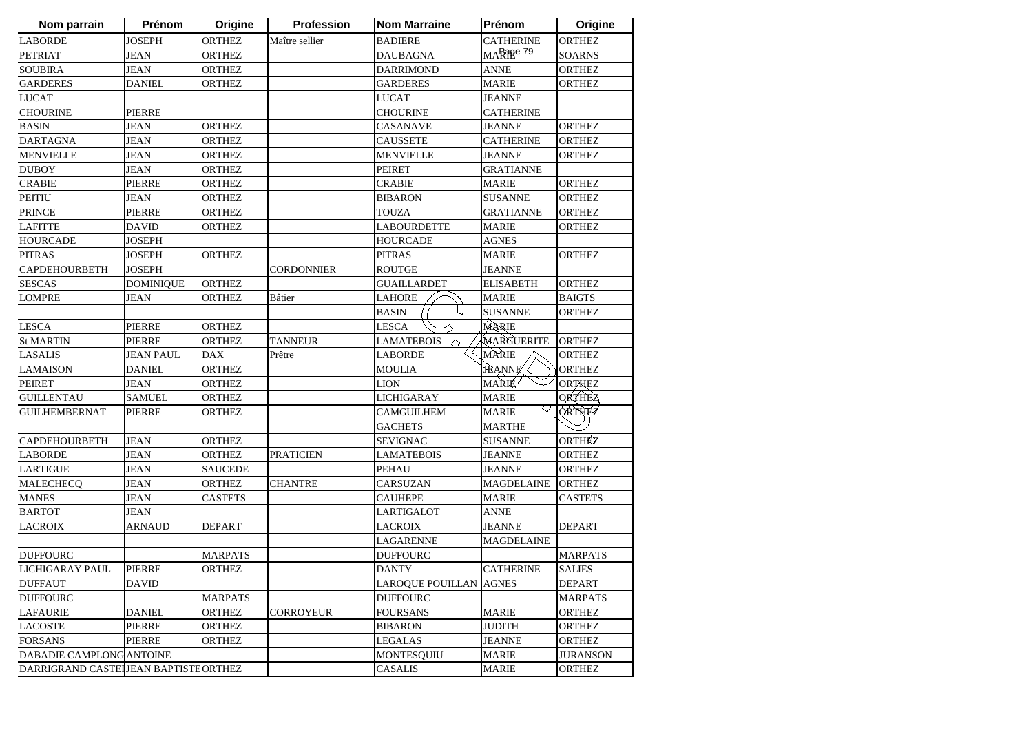| Nom parrain | Prénom | Origine | Profession | Nom Marraine | Prénom | Origine |
|---|---|---|---|---|---|---|
| LABORDE | JOSEPH | ORTHEZ | Maître sellier | BADIERE | CATHERINE | ORTHEZ |
| PETRIAT | JEAN | ORTHEZ | | DAUBAGNA | MARIE | SOARNS |
| SOUBIRA | JEAN | ORTHEZ | | DARRIMOND | ANNE | ORTHEZ |
| GARDERES | DANIEL | ORTHEZ | | GARDERES | MARIE | ORTHEZ |
| LUCAT | | | | LUCAT | JEANNE | |
| CHOURINE | PIERRE | | | CHOURINE | CATHERINE | |
| BASIN | JEAN | ORTHEZ | | CASANAVE | JEANNE | ORTHEZ |
| DARTAGNA | JEAN | ORTHEZ | | CAUSSETE | CATHERINE | ORTHEZ |
| MENVIELLE | JEAN | ORTHEZ | | MENVIELLE | JEANNE | ORTHEZ |
| DUBOY | JEAN | ORTHEZ | | PEIRET | GRATIANNE | |
| CRABIE | PIERRE | ORTHEZ | | CRABIE | MARIE | ORTHEZ |
| PEITIU | JEAN | ORTHEZ | | BIBARON | SUSANNE | ORTHEZ |
| PRINCE | PIERRE | ORTHEZ | | TOUZA | GRATIANNE | ORTHEZ |
| LAFITTE | DAVID | ORTHEZ | | LABOURDETTE | MARIE | ORTHEZ |
| HOURCADE | JOSEPH | | | HOURCADE | AGNES | |
| PITRAS | JOSEPH | ORTHEZ | | PITRAS | MARIE | ORTHEZ |
| CAPDEHOURBETH | JOSEPH | | CORDONNIER | ROUTGE | JEANNE | |
| SESCAS | DOMINIQUE | ORTHEZ | | GUAILLARDET | ELISABETH | ORTHEZ |
| LOMPRE | JEAN | ORTHEZ | Bâtier | LAHORE | MARIE | BAIGTS |
| | | | | BASIN | SUSANNE | ORTHEZ |
| LESCA | PIERRE | ORTHEZ | | LESCA | MARIE | |
| St MARTIN | PIERRE | ORTHEZ | TANNEUR | LAMATEBOIS | MARGUERITE | ORTHEZ |
| LASALIS | JEAN PAUL | DAX | Prêtre | LABORDE | MARIE | ORTHEZ |
| LAMAISON | DANIEL | ORTHEZ | | MOULIA | JEANNE | ORTHEZ |
| PEIRET | JEAN | ORTHEZ | | LION | MARIE | ORTHEZ |
| GUILLENTAU | SAMUEL | ORTHEZ | | LICHIGARAY | MARIE | ORTHEZ |
| GUILHEMBERNAT | PIERRE | ORTHEZ | | CAMGUILHEM | MARIE | ORTHEZ |
| | | | | GACHETS | MARTHE | |
| CAPDEHOURBETH | JEAN | ORTHEZ | | SEVIGNAC | SUSANNE | ORTHEZ |
| LABORDE | JEAN | ORTHEZ | PRATICIEN | LAMATEBOIS | JEANNE | ORTHEZ |
| LARTIGUE | JEAN | SAUCEDE | | PEHAU | JEANNE | ORTHEZ |
| MALECHECQ | JEAN | ORTHEZ | CHANTRE | CARSUZAN | MAGDELAINE | ORTHEZ |
| MANES | JEAN | CASTETS | | CAUHEPE | MARIE | CASTETS |
| BARTOT | JEAN | | | LARTIGALOT | ANNE | |
| LACROIX | ARNAUD | DEPART | | LACROIX | JEANNE | DEPART |
| | | | | LAGARENNE | MAGDELAINE | |
| DUFFOURC | | MARPATS | | DUFFOURC | | MARPATS |
| LICHIGARAY PAUL | PIERRE | ORTHEZ | | DANTY | CATHERINE | SALIES |
| DUFFAUT | DAVID | | | LAROQUE POUILLAN | AGNES | DEPART |
| DUFFOURC | | MARPATS | | DUFFOURC | | MARPATS |
| LAFAURIE | DANIEL | ORTHEZ | CORROYEUR | FOURSANS | MARIE | ORTHEZ |
| LACOSTE | PIERRE | ORTHEZ | | BIBARON | JUDITH | ORTHEZ |
| FORSANS | PIERRE | ORTHEZ | | LEGALAS | JEANNE | ORTHEZ |
| DABADIE CAMPLONG | ANTOINE | | | MONTESQUIU | MARIE | JURANSON |
| DARRIGRAND CASTEI | JEAN BAPTISTE | ORTHEZ | | CASALIS | MARIE | ORTHEZ |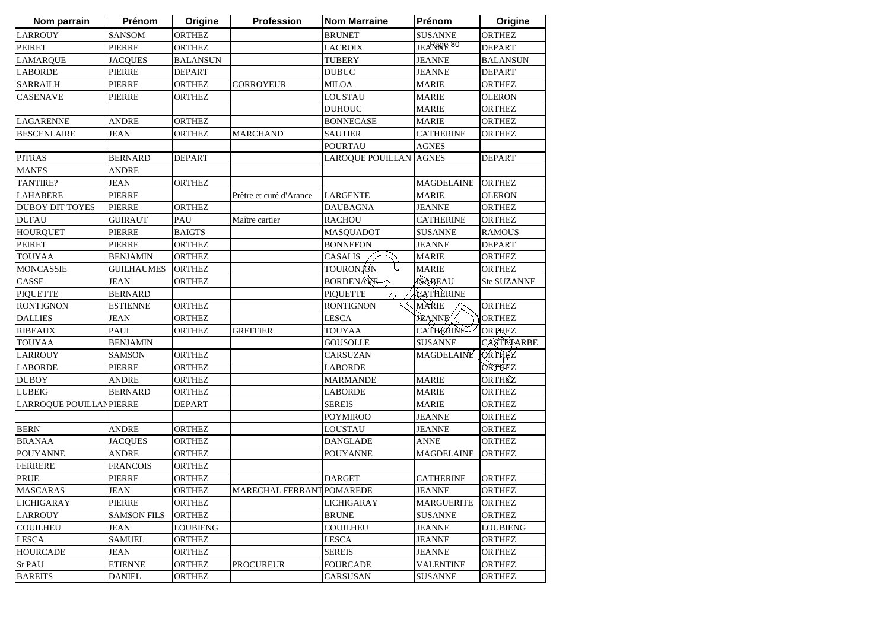| Nom parrain | Prénom | Origine | Profession | Nom Marraine | Prénom | Origine |
|---|---|---|---|---|---|---|
| LARROUY | SANSOM | ORTHEZ | | BRUNET | SUSANNE | ORTHEZ |
| PEIRET | PIERRE | ORTHEZ | | LACROIX | JEANNE | DEPART |
| LAMARQUE | JACQUES | BALANSUN | | TUBERY | JEANNE | BALANSUN |
| LABORDE | PIERRE | DEPART | | DUBUC | JEANNE | DEPART |
| SARRAILH | PIERRE | ORTHEZ | CORROYEUR | MILOA | MARIE | ORTHEZ |
| CASENAVE | PIERRE | ORTHEZ | | LOUSTAU | MARIE | OLERON |
| | | | | DUHOUC | MARIE | ORTHEZ |
| LAGARENNE | ANDRE | ORTHEZ | | BONNECASE | MARIE | ORTHEZ |
| BESCENLAIRE | JEAN | ORTHEZ | MARCHAND | SAUTIER | CATHERINE | ORTHEZ |
| | | | | POURTAU | AGNES | |
| PITRAS | BERNARD | DEPART | | LAROQUE POUILLAN | AGNES | DEPART |
| MANES | ANDRE | | | | | |
| TANTIRE? | JEAN | ORTHEZ | | | MAGDELAINE | ORTHEZ |
| LAHABERE | PIERRE | | Prêtre et curé d'Arance | LARGENTE | MARIE | OLERON |
| DUBOY DIT TOYES | PIERRE | ORTHEZ | | DAUBAGNA | JEANNE | ORTHEZ |
| DUFAU | GUIRAUT | PAU | Maître cartier | RACHOU | CATHERINE | ORTHEZ |
| HOURQUET | PIERRE | BAIGTS | | MASQUADOT | SUSANNE | RAMOUS |
| PEIRET | PIERRE | ORTHEZ | | BONNEFON | JEANNE | DEPART |
| TOUYAA | BENJAMIN | ORTHEZ | | CASALIS | MARIE | ORTHEZ |
| MONCASSIE | GUILHAUMES | ORTHEZ | | TOURONJON | MARIE | ORTHEZ |
| CASSE | JEAN | ORTHEZ | | BORDENAVE | ISABEAU | Ste SUZANNE |
| PIQUETTE | BERNARD | | | PIQUETTE | CATHERINE | |
| RONTIGNON | ESTIENNE | ORTHEZ | | RONTIGNON | MARIE | ORTHEZ |
| DALLIES | JEAN | ORTHEZ | | LESCA | JEANNE | ORTHEZ |
| RIBEAUX | PAUL | ORTHEZ | GREFFIER | TOUYAA | CATHERINE | ORTHEZ |
| TOUYAA | BENJAMIN | | | GOUSOLLE | SUSANNE | CASTETARBE |
| LARROUY | SAMSON | ORTHEZ | | CARSUZAN | MAGDELAINE | ORTHEZ |
| LABORDE | PIERRE | ORTHEZ | | LABORDE | | ORTHEZ |
| DUBOY | ANDRE | ORTHEZ | | MARMANDE | MARIE | ORTHEZ |
| LUBEIG | BERNARD | ORTHEZ | | LABORDE | MARIE | ORTHEZ |
| LARROQUE POUILLAN | PIERRE | DEPART | | SEREIS | MARIE | ORTHEZ |
| | | | | POYMIROO | JEANNE | ORTHEZ |
| BERN | ANDRE | ORTHEZ | | LOUSTAU | JEANNE | ORTHEZ |
| BRANAA | JACQUES | ORTHEZ | | DANGLADE | ANNE | ORTHEZ |
| POUYANNE | ANDRE | ORTHEZ | | POUYANNE | MAGDELAINE | ORTHEZ |
| FERRERE | FRANCOIS | ORTHEZ | | | | |
| PRUE | PIERRE | ORTHEZ | | DARGET | CATHERINE | ORTHEZ |
| MASCARAS | JEAN | ORTHEZ | MARECHAL FERRANT | POMAREDE | JEANNE | ORTHEZ |
| LICHIGARAY | PIERRE | ORTHEZ | | LICHIGARAY | MARGUERITE | ORTHEZ |
| LARROUY | SAMSON FILS | ORTHEZ | | BRUNE | SUSANNE | ORTHEZ |
| COUILHEU | JEAN | LOUBIENG | | COUILHEU | JEANNE | LOUBIENG |
| LESCA | SAMUEL | ORTHEZ | | LESCA | JEANNE | ORTHEZ |
| HOURCADE | JEAN | ORTHEZ | | SEREIS | JEANNE | ORTHEZ |
| St PAU | ETIENNE | ORTHEZ | PROCUREUR | FOURCADE | VALENTINE | ORTHEZ |
| BAREITS | DANIEL | ORTHEZ | | CARSUSAN | SUSANNE | ORTHEZ |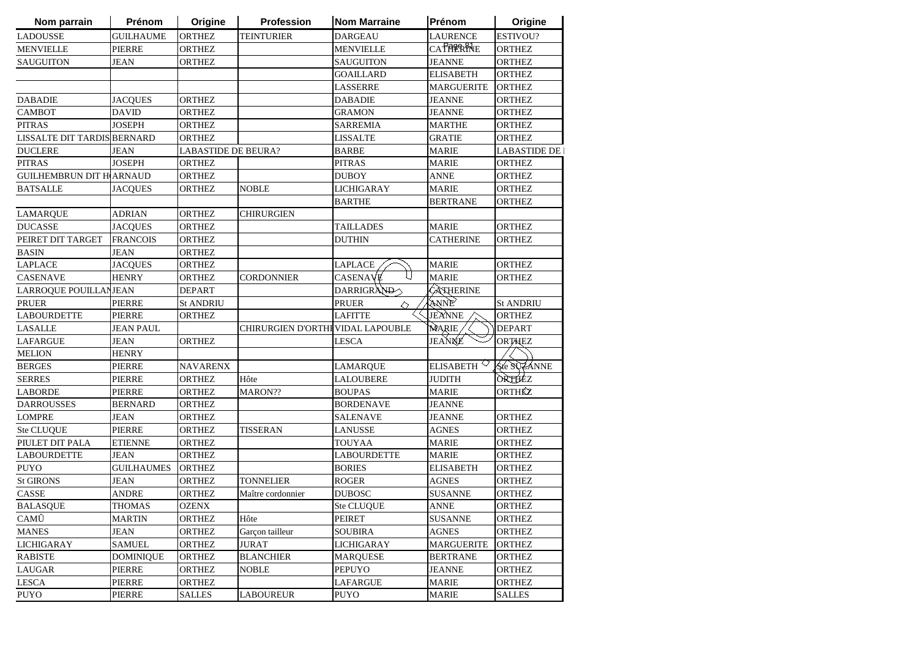| Nom parrain | Prénom | Origine | Profession | Nom Marraine | Prénom | Origine |
|---|---|---|---|---|---|---|
| LADOUSSE | GUILHAUME | ORTHEZ | TEINTURIER | DARGEAU | LAURENCE | ESTIVOU? |
| MENVIELLE | PIERRE | ORTHEZ | | MENVIELLE | CATHERINE | ORTHEZ |
| SAUGUITON | JEAN | ORTHEZ | | SAUGUITON | JEANNE | ORTHEZ |
| | | | | GOAILLARD | ELISABETH | ORTHEZ |
| | | | | LASSERRE | MARGUERITE | ORTHEZ |
| DABADIE | JACQUES | ORTHEZ | | DABADIE | JEANNE | ORTHEZ |
| CAMBOT | DAVID | ORTHEZ | | GRAMON | JEANNE | ORTHEZ |
| PITRAS | JOSEPH | ORTHEZ | | SARREMIA | MARTHE | ORTHEZ |
| LISSALTE DIT TARDIS | BERNARD | ORTHEZ | | LISSALTE | GRATIE | ORTHEZ |
| DUCLERE | JEAN | LABASTIDE DE BEURA? | | BARBE | MARIE | LABASTIDE DE |
| PITRAS | JOSEPH | ORTHEZ | | PITRAS | MARIE | ORTHEZ |
| GUILHEMBRUN DIT H | ARNAUD | ORTHEZ | | DUBOY | ANNE | ORTHEZ |
| BATSALLE | JACQUES | ORTHEZ | NOBLE | LICHIGARAY | MARIE | ORTHEZ |
| | | | | BARTHE | BERTRANE | ORTHEZ |
| LAMARQUE | ADRIAN | ORTHEZ | CHIRURGIEN | | | |
| DUCASSE | JACQUES | ORTHEZ | | TAILLADES | MARIE | ORTHEZ |
| PEIRET DIT TARGET | FRANCOIS | ORTHEZ | | DUTHIN | CATHERINE | ORTHEZ |
| BASIN | JEAN | ORTHEZ | | | | |
| LAPLACE | JACQUES | ORTHEZ | | LAPLACE | MARIE | ORTHEZ |
| CASENAVE | HENRY | ORTHEZ | CORDONNIER | CASENAVE | MARIE | ORTHEZ |
| LARROQUE POUILLAN | JEAN | DEPART | | DARRIGRAND | CATHERINE | |
| PRUER | PIERRE | St ANDRIU | | PRUER | ANNE | St ANDRIU |
| LABOURDETTE | PIERRE | ORTHEZ | | LAFITTE | JEANNE | ORTHEZ |
| LASALLE | JEAN PAUL | | CHIRURGIEN D'ORTHI | VIDAL LAPOUBLE | MARIE | DEPART |
| LAFARGUE | JEAN | ORTHEZ | | LESCA | JEANNE | ORTHEZ |
| MELION | HENRY | | | | | |
| BERGES | PIERRE | NAVARENX | | LAMARQUE | ELISABETH | Ste SUZANNE |
| SERRES | PIERRE | ORTHEZ | Hôte | LALOUBERE | JUDITH | ORTHEZ |
| LABORDE | PIERRE | ORTHEZ | MARON?? | BOUPAS | MARIE | ORTHEZ |
| DARROUSSES | BERNARD | ORTHEZ | | BORDENAVE | JEANNE | |
| LOMPRE | JEAN | ORTHEZ | | SALENAVE | JEANNE | ORTHEZ |
| Ste CLUQUE | PIERRE | ORTHEZ | TISSERAN | LANUSSE | AGNES | ORTHEZ |
| PIULET DIT PALA | ETIENNE | ORTHEZ | | TOUYAA | MARIE | ORTHEZ |
| LABOURDETTE | JEAN | ORTHEZ | | LABOURDETTE | MARIE | ORTHEZ |
| PUYO | GUILHAUMES | ORTHEZ | | BORIES | ELISABETH | ORTHEZ |
| St GIRONS | JEAN | ORTHEZ | TONNELIER | ROGER | AGNES | ORTHEZ |
| CASSE | ANDRE | ORTHEZ | Maître cordonnier | DUBOSC | SUSANNE | ORTHEZ |
| BALASQUE | THOMAS | OZENX | | Ste CLUQUE | ANNE | ORTHEZ |
| CAMÛ | MARTIN | ORTHEZ | Hôte | PEIRET | SUSANNE | ORTHEZ |
| MANES | JEAN | ORTHEZ | Garçon tailleur | SOUBIRA | AGNES | ORTHEZ |
| LICHIGARAY | SAMUEL | ORTHEZ | JURAT | LICHIGARAY | MARGUERITE | ORTHEZ |
| RABISTE | DOMINIQUE | ORTHEZ | BLANCHIER | MARQUESE | BERTRANE | ORTHEZ |
| LAUGAR | PIERRE | ORTHEZ | NOBLE | PEPUYO | JEANNE | ORTHEZ |
| LESCA | PIERRE | ORTHEZ | | LAFARGUE | MARIE | ORTHEZ |
| PUYO | PIERRE | SALLES | LABOUREUR | PUYO | MARIE | SALLES |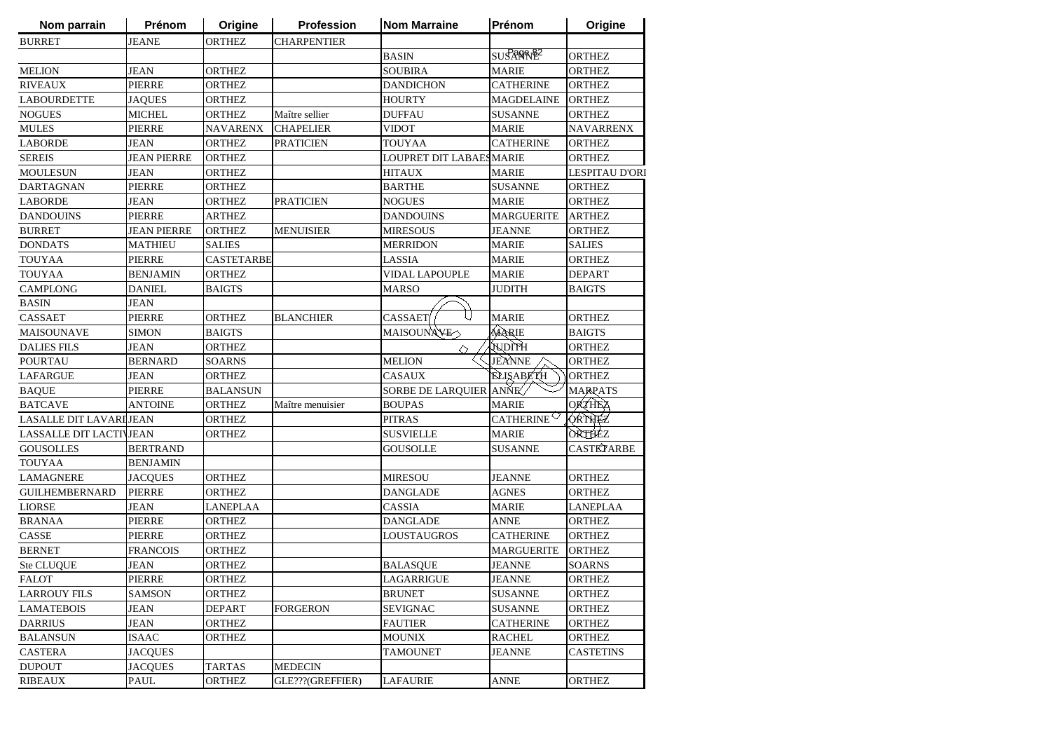| Nom parrain | Prénom | Origine | Profession | Nom Marraine | Prénom | Origine |
| --- | --- | --- | --- | --- | --- | --- |
| BURRET | JEANE | ORTHEZ | CHARPENTIER | | | |
| | | | | BASIN | SUSANNE | ORTHEZ |
| MELION | JEAN | ORTHEZ | | SOUBIRA | MARIE | ORTHEZ |
| RIVEAUX | PIERRE | ORTHEZ | | DANDICHON | CATHERINE | ORTHEZ |
| LABOURDETTE | JAQUES | ORTHEZ | | HOURTY | MAGDELAINE | ORTHEZ |
| NOGUES | MICHEL | ORTHEZ | Maître sellier | DUFFAU | SUSANNE | ORTHEZ |
| MULES | PIERRE | NAVARENX | CHAPELIER | VIDOT | MARIE | NAVARRENX |
| LABORDE | JEAN | ORTHEZ | PRATICIEN | TOUYAA | CATHERINE | ORTHEZ |
| SEREIS | JEAN PIERRE | ORTHEZ | | LOUPRET DIT LABAES | MARIE | ORTHEZ |
| MOULESUN | JEAN | ORTHEZ | | HITAUX | MARIE | LESPITAU D'ORI |
| DARTAGNAN | PIERRE | ORTHEZ | | BARTHE | SUSANNE | ORTHEZ |
| LABORDE | JEAN | ORTHEZ | PRATICIEN | NOGUES | MARIE | ORTHEZ |
| DANDOUINS | PIERRE | ARTHEZ | | DANDOUINS | MARGUERITE | ARTHEZ |
| BURRET | JEAN PIERRE | ORTHEZ | MENUISIER | MIRESOUS | JEANNE | ORTHEZ |
| DONDATS | MATHIEU | SALIES | | MERRIDON | MARIE | SALIES |
| TOUYAA | PIERRE | CASTETARBE | | LASSIA | MARIE | ORTHEZ |
| TOUYAA | BENJAMIN | ORTHEZ | | VIDAL LAPOUPLE | MARIE | DEPART |
| CAMPLONG | DANIEL | BAIGTS | | MARSO | JUDITH | BAIGTS |
| BASIN | JEAN | | | | | |
| CASSAET | PIERRE | ORTHEZ | BLANCHIER | CASSAET | MARIE | ORTHEZ |
| MAISOUNAVE | SIMON | BAIGTS | | MAISOUNAVE | MARIE | BAIGTS |
| DALIES FILS | JEAN | ORTHEZ | | | JUDITH | ORTHEZ |
| POURTAU | BERNARD | SOARNS | | MELION | JEANNE | ORTHEZ |
| LAFARGUE | JEAN | ORTHEZ | | CASAUX | ELISABETH | ORTHEZ |
| BAQUE | PIERRE | BALANSUN | | SORBE DE LARQUIER | ANNE | MARPATS |
| BATCAVE | ANTOINE | ORTHEZ | Maître menuisier | BOUPAS | MARIE | ORTHEZ |
| LASALLE DIT LAVARI | JEAN | ORTHEZ | | PITRAS | CATHERINE | ORTHEZ |
| LASSALLE DIT LACTIV | JEAN | ORTHEZ | | SUSVIELLE | MARIE | ORTHEZ |
| GOUSOLLES | BERTRAND | | | GOUSOLLE | SUSANNE | CASTETARBE |
| TOUYAA | BENJAMIN | | | | | |
| LAMAGNERE | JACQUES | ORTHEZ | | MIRESOU | JEANNE | ORTHEZ |
| GUILHEMBERNARD | PIERRE | ORTHEZ | | DANGLADE | AGNES | ORTHEZ |
| LIORSE | JEAN | LANEPLAA | | CASSIA | MARIE | LANEPLAA |
| BRANAA | PIERRE | ORTHEZ | | DANGLADE | ANNE | ORTHEZ |
| CASSE | PIERRE | ORTHEZ | | LOUSTAUGROS | CATHERINE | ORTHEZ |
| BERNET | FRANCOIS | ORTHEZ | | | MARGUERITE | ORTHEZ |
| Ste CLUQUE | JEAN | ORTHEZ | | BALASQUE | JEANNE | SOARNS |
| FALOT | PIERRE | ORTHEZ | | LAGARRIGUE | JEANNE | ORTHEZ |
| LARROUY FILS | SAMSON | ORTHEZ | | BRUNET | SUSANNE | ORTHEZ |
| LAMATEBOIS | JEAN | DEPART | FORGERON | SEVIGNAC | SUSANNE | ORTHEZ |
| DARRIUS | JEAN | ORTHEZ | | FAUTIER | CATHERINE | ORTHEZ |
| BALANSUN | ISAAC | ORTHEZ | | MOUNIX | RACHEL | ORTHEZ |
| CASTERA | JACQUES | | | TAMOUNET | JEANNE | CASTETINS |
| DUPOUT | JACQUES | TARTAS | MEDECIN | | | |
| RIBEAUX | PAUL | ORTHEZ | GLE???(GREFFIER) | LAFAURIE | ANNE | ORTHEZ |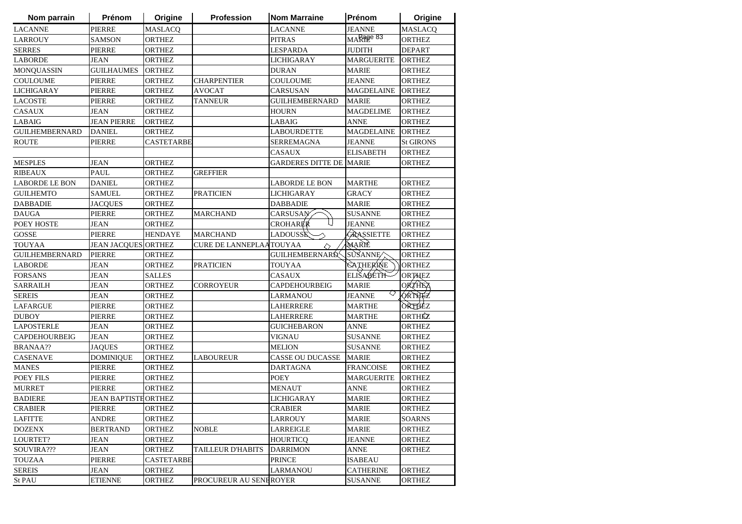| Nom parrain | Prénom | Origine | Profession | Nom Marraine | Prénom | Origine |
|---|---|---|---|---|---|---|
| LACANNE | PIERRE | MASLACQ | | LACANNE | JEANNE | MASLACQ |
| LARROUY | SAMSON | ORTHEZ | | PITRAS | MARIE | ORTHEZ |
| SERRES | PIERRE | ORTHEZ | | LESPARDA | JUDITH | DEPART |
| LABORDE | JEAN | ORTHEZ | | LICHIGARAY | MARGUERITE | ORTHEZ |
| MONQUASSIN | GUILHAUMES | ORTHEZ | | DURAN | MARIE | ORTHEZ |
| COULOUME | PIERRE | ORTHEZ | CHARPENTIER | COULOUME | JEANNE | ORTHEZ |
| LICHIGARAY | PIERRE | ORTHEZ | AVOCAT | CARSUSAN | MAGDELAINE | ORTHEZ |
| LACOSTE | PIERRE | ORTHEZ | TANNEUR | GUILHEMBERNARD | MARIE | ORTHEZ |
| CASAUX | JEAN | ORTHEZ | | HOURN | MAGDELIME | ORTHEZ |
| LABAIG | JEAN PIERRE | ORTHEZ | | LABAIG | ANNE | ORTHEZ |
| GUILHEMBERNARD | DANIEL | ORTHEZ | | LABOURDETTE | MAGDELAINE | ORTHEZ |
| ROUTE | PIERRE | CASTETARBE | | SERREMAGNA | JEANNE | St GIRONS |
| | | | | CASAUX | ELISABETH | ORTHEZ |
| MESPLES | JEAN | ORTHEZ | | GARDERES DITTE DE | MARIE | ORTHEZ |
| RIBEAUX | PAUL | ORTHEZ | GREFFIER | | | |
| LABORDE LE BON | DANIEL | ORTHEZ | | LABORDE LE BON | MARTHE | ORTHEZ |
| GUILHEMTO | SAMUEL | ORTHEZ | PRATICIEN | LICHIGARAY | GRACY | ORTHEZ |
| DABBADIE | JACQUES | ORTHEZ | | DABBADIE | MARIE | ORTHEZ |
| DAUGA | PIERRE | ORTHEZ | MARCHAND | CARSUSAN | SUSANNE | ORTHEZ |
| POEY HOSTE | JEAN | ORTHEZ | | CROHARER | JEANNE | ORTHEZ |
| GOSSE | PIERRE | HENDAYE | MARCHAND | LADOUSSE | GRASSIETTE | ORTHEZ |
| TOUYAA | JEAN JACQUES | ORTHEZ | CURE DE LANNEPLAA | TOUYAA | MARIE | ORTHEZ |
| GUILHEMBERNARD | PIERRE | ORTHEZ | | GUILHEMBERNARD | SUSANNE | ORTHEZ |
| LABORDE | JEAN | ORTHEZ | PRATICIEN | TOUYAA | CATHERINE | ORTHEZ |
| FORSANS | JEAN | SALLES | | CASAUX | ELISABETH | ORTHEZ |
| SARRAILH | JEAN | ORTHEZ | CORROYEUR | CAPDEHOURBEIG | MARIE | ORTHEZ |
| SEREIS | JEAN | ORTHEZ | | LARMANOU | JEANNE | ORTHEZ |
| LAFARGUE | PIERRE | ORTHEZ | | LAHERRERE | MARTHE | ORTHEZ |
| DUBOY | PIERRE | ORTHEZ | | LAHERRERE | MARTHE | ORTHEZ |
| LAPOSTERLE | JEAN | ORTHEZ | | GUICHEBARON | ANNE | ORTHEZ |
| CAPDEHOURBEIG | JEAN | ORTHEZ | | VIGNAU | SUSANNE | ORTHEZ |
| BRANAA?? | JAQUES | ORTHEZ | | MELION | SUSANNE | ORTHEZ |
| CASENAVE | DOMINIQUE | ORTHEZ | LABOUREUR | CASSE OU DUCASSE | MARIE | ORTHEZ |
| MANES | PIERRE | ORTHEZ | | DARTAGNA | FRANCOISE | ORTHEZ |
| POEY FILS | PIERRE | ORTHEZ | | POEY | MARGUERITE | ORTHEZ |
| MURRET | PIERRE | ORTHEZ | | MENAUT | ANNE | ORTHEZ |
| BADIERE | JEAN BAPTISTE | ORTHEZ | | LICHIGARAY | MARIE | ORTHEZ |
| CRABIER | PIERRE | ORTHEZ | | CRABIER | MARIE | ORTHEZ |
| LAFITTE | ANDRE | ORTHEZ | | LARROUY | MARIE | SOARNS |
| DOZENX | BERTRAND | ORTHEZ | NOBLE | LARREIGLE | MARIE | ORTHEZ |
| LOURTET? | JEAN | ORTHEZ | | HOURTICQ | JEANNE | ORTHEZ |
| SOUVIRA??? | JEAN | ORTHEZ | TAILLEUR D'HABITS | DARRIMON | ANNE | ORTHEZ |
| TOUZAA | PIERRE | CASTETARBE | | PRINCE | ISABEAU | |
| SEREIS | JEAN | ORTHEZ | | LARMANOU | CATHERINE | ORTHEZ |
| St PAU | ETIENNE | ORTHEZ | PROCUREUR AU SENE | ROYER | SUSANNE | ORTHEZ |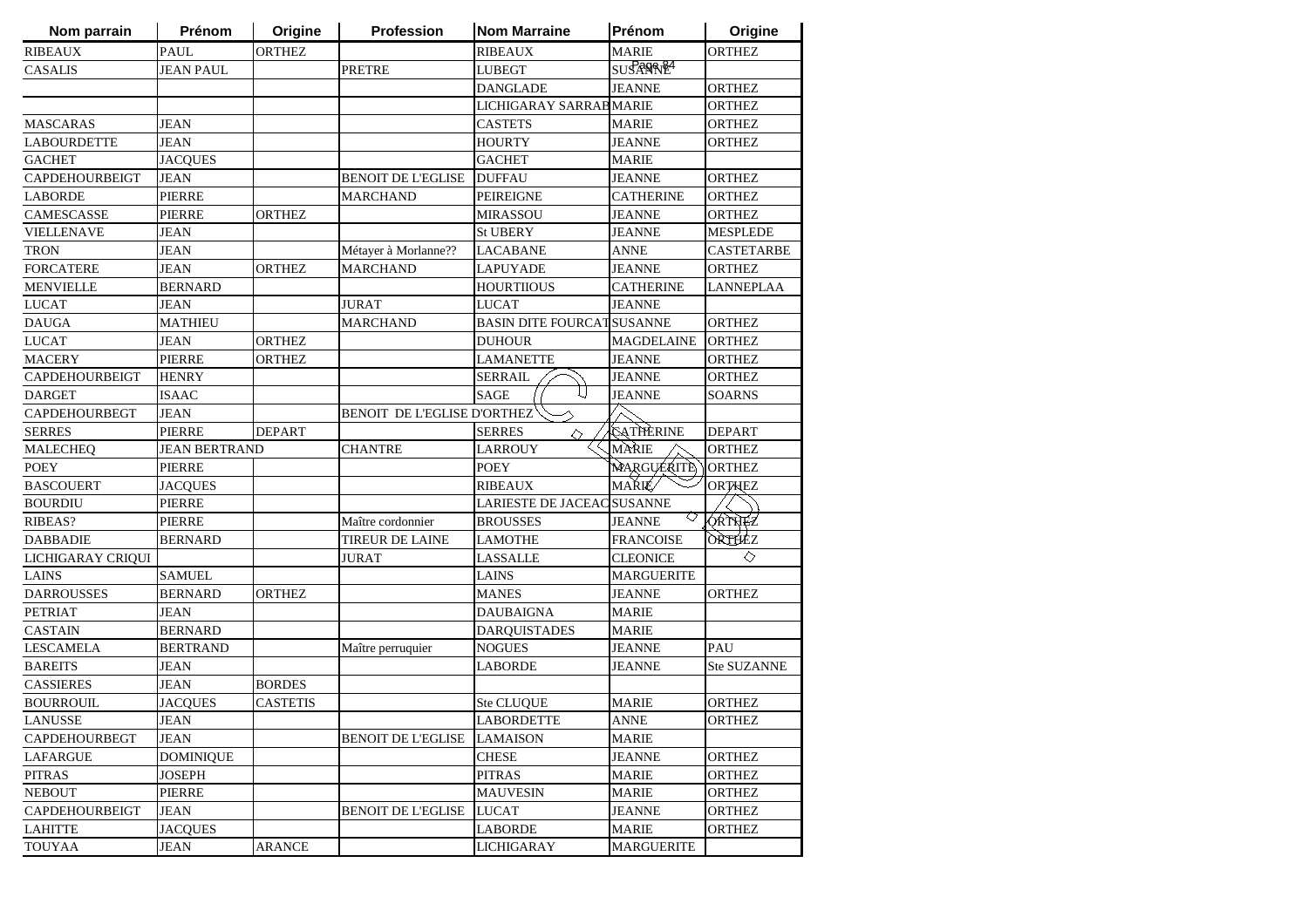| Nom parrain | Prénom | Origine | Profession | Nom Marraine | Prénom | Origine |
|---|---|---|---|---|---|---|
| RIBEAUX | PAUL | ORTHEZ | | RIBEAUX | MARIE | ORTHEZ |
| CASALIS | JEAN PAUL | | PRETRE | LUBEGT | SUSANNE | |
| | | | | DANGLADE | JEANNE | ORTHEZ |
| | | | | LICHIGARAY SARRAB | MARIE | ORTHEZ |
| MASCARAS | JEAN | | | CASTETS | MARIE | ORTHEZ |
| LABOURDETTE | JEAN | | | HOURTY | JEANNE | ORTHEZ |
| GACHET | JACQUES | | | GACHET | MARIE | |
| CAPDEHOURBEIGT | JEAN | | BENOIT DE L'EGLISE | DUFFAU | JEANNE | ORTHEZ |
| LABORDE | PIERRE | | MARCHAND | PEIREIGNE | CATHERINE | ORTHEZ |
| CAMESCASSE | PIERRE | ORTHEZ | | MIRASSOU | JEANNE | ORTHEZ |
| VIELLENAVE | JEAN | | | St UBERY | JEANNE | MESPLEDE |
| TRON | JEAN | | Métayer à Morlanne?? | LACABANE | ANNE | CASTETARBE |
| FORCATERE | JEAN | ORTHEZ | MARCHAND | LAPUYADE | JEANNE | ORTHEZ |
| MENVIELLE | BERNARD | | | HOURTIIOUS | CATHERINE | LANNEPLAA |
| LUCAT | JEAN | | JURAT | LUCAT | JEANNE | |
| DAUGA | MATHIEU | | MARCHAND | BASIN DITE FOURCAT | SUSANNE | ORTHEZ |
| LUCAT | JEAN | ORTHEZ | | DUHOUR | MAGDELAINE | ORTHEZ |
| MACERY | PIERRE | ORTHEZ | | LAMANETTE | JEANNE | ORTHEZ |
| CAPDEHOURBEIGT | HENRY | | | SERRAIL | JEANNE | ORTHEZ |
| DARGET | ISAAC | | | SAGE | JEANNE | SOARNS |
| CAPDEHOURBEGT | JEAN | | BENOIT DE L'EGLISE D'ORTHEZ | | | |
| SERRES | PIERRE | DEPART | | SERRES | CATHERINE | DEPART |
| MALECHEQ | JEAN BERTRAND | | CHANTRE | LARROUY | MARIE | ORTHEZ |
| POEY | PIERRE | | | POEY | MARGUERITE | ORTHEZ |
| BASCOUERT | JACQUES | | | RIBEAUX | MARIE | ORTHEZ |
| BOURDIU | PIERRE | | | LARIESTE DE JACEAC | SUSANNE | |
| RIBEAS? | PIERRE | | Maître cordonnier | BROUSSES | JEANNE | ORTHEZ |
| DABBADIE | BERNARD | | TIREUR DE LAINE | LAMOTHE | FRANCOISE | ORTHEZ |
| LICHIGARAY CRIQUI | | | JURAT | LASSALLE | CLEONICE | |
| LAINS | SAMUEL | | | LAINS | MARGUERITE | |
| DARROUSSES | BERNARD | ORTHEZ | | MANES | JEANNE | ORTHEZ |
| PETRIAT | JEAN | | | DAUBAIGNA | MARIE | |
| CASTAIN | BERNARD | | | DARQUISTADES | MARIE | |
| LESCAMELA | BERTRAND | | Maître perruquier | NOGUES | JEANNE | PAU |
| BAREITS | JEAN | | | LABORDE | JEANNE | Ste SUZANNE |
| CASSIERES | JEAN | BORDES | | | | |
| BOURROUIL | JACQUES | CASTETIS | | Ste CLUQUE | MARIE | ORTHEZ |
| LANUSSE | JEAN | | | LABORDETTE | ANNE | ORTHEZ |
| CAPDEHOURBEGT | JEAN | | BENOIT DE L'EGLISE | LAMAISON | MARIE | |
| LAFARGUE | DOMINIQUE | | | CHESE | JEANNE | ORTHEZ |
| PITRAS | JOSEPH | | | PITRAS | MARIE | ORTHEZ |
| NEBOUT | PIERRE | | | MAUVESIN | MARIE | ORTHEZ |
| CAPDEHOURBEIGT | JEAN | | BENOIT DE L'EGLISE | LUCAT | JEANNE | ORTHEZ |
| LAHITTE | JACQUES | | | LABORDE | MARIE | ORTHEZ |
| TOUYAA | JEAN | ARANCE | | LICHIGARAY | MARGUERITE | |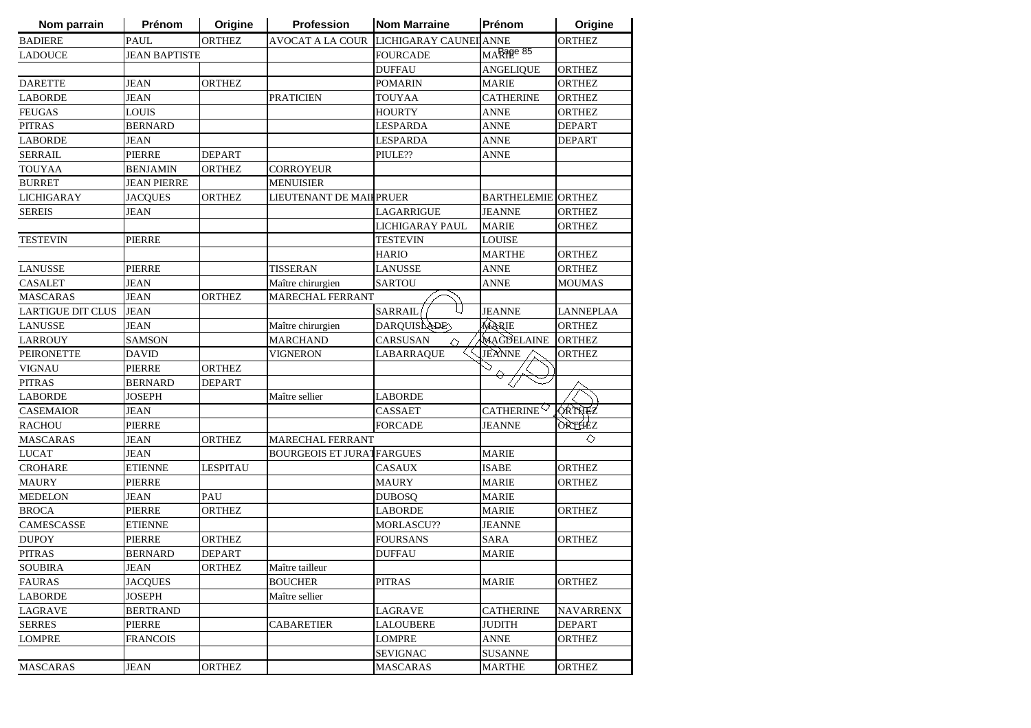| Nom parrain | Prénom | Origine | Profession | Nom Marraine | Prénom | Origine |
|---|---|---|---|---|---|---|
| BADIERE | PAUL | ORTHEZ | AVOCAT A LA COUR | LICHIGARAY CAUNEI | ANNE | ORTHEZ |
| LADOUCE | JEAN BAPTISTE | | | FOURCADE | MARIE | |
| | | | | DUFFAU | ANGELIQUE | ORTHEZ |
| DARETTE | JEAN | ORTHEZ | | POMARIN | MARIE | ORTHEZ |
| LABORDE | JEAN | | PRATICIEN | TOUYAA | CATHERINE | ORTHEZ |
| FEUGAS | LOUIS | | | HOURTY | ANNE | ORTHEZ |
| PITRAS | BERNARD | | | LESPARDA | ANNE | DEPART |
| LABORDE | JEAN | | | LESPARDA | ANNE | DEPART |
| SERRAIL | PIERRE | DEPART | | PIULE?? | ANNE | |
| TOUYAA | BENJAMIN | ORTHEZ | CORROYEUR | | | |
| BURRET | JEAN PIERRE | | MENUISIER | | | |
| LICHIGARAY | JACQUES | ORTHEZ | LIEUTENANT DE MAI | PRUER | BARTHELEMIE | ORTHEZ |
| SEREIS | JEAN | | | LAGARRIGUE | JEANNE | ORTHEZ |
| | | | | LICHIGARAY PAUL | MARIE | ORTHEZ |
| TESTEVIN | PIERRE | | | TESTEVIN | LOUISE | |
| | | | | HARIO | MARTHE | ORTHEZ |
| LANUSSE | PIERRE | | TISSERAN | LANUSSE | ANNE | ORTHEZ |
| CASALET | JEAN | | Maître chirurgien | SARTOU | ANNE | MOUMAS |
| MASCARAS | JEAN | ORTHEZ | MARECHAL FERRANT | | | |
| LARTIGUE DIT CLUS | JEAN | | | SARRAIL | JEANNE | LANNEPLAA |
| LANUSSE | JEAN | | Maître chirurgien | DARQUISLADE | MARIE | ORTHEZ |
| LARROUY | SAMSON | | MARCHAND | CARSUSAN | MAGDELAINE | ORTHEZ |
| PEIRONETTE | DAVID | | VIGNERON | LABARRAQUE | JEANNE | ORTHEZ |
| VIGNAU | PIERRE | ORTHEZ | | | | |
| PITRAS | BERNARD | DEPART | | | | |
| LABORDE | JOSEPH | | Maître sellier | LABORDE | | |
| CASEMAIOR | JEAN | | | CASSAET | CATHERINE | ORTHEZ |
| RACHOU | PIERRE | | | FORCADE | JEANNE | ORTHEZ |
| MASCARAS | JEAN | ORTHEZ | MARECHAL FERRANT | | | |
| LUCAT | JEAN | | BOURGEOIS ET JURAT | FARGUES | MARIE | |
| CROHARE | ETIENNE | LESPITAU | | CASAUX | ISABE | ORTHEZ |
| MAURY | PIERRE | | | MAURY | MARIE | ORTHEZ |
| MEDELON | JEAN | PAU | | DUBOSQ | MARIE | |
| BROCA | PIERRE | ORTHEZ | | LABORDE | MARIE | ORTHEZ |
| CAMESCASSE | ETIENNE | | | MORLASCU?? | JEANNE | |
| DUPOY | PIERRE | ORTHEZ | | FOURSANS | SARA | ORTHEZ |
| PITRAS | BERNARD | DEPART | | DUFFAU | MARIE | |
| SOUBIRA | JEAN | ORTHEZ | Maître tailleur | | | |
| FAURAS | JACQUES | | BOUCHER | PITRAS | MARIE | ORTHEZ |
| LABORDE | JOSEPH | | Maître sellier | | | |
| LAGRAVE | BERTRAND | | | LAGRAVE | CATHERINE | NAVARRENX |
| SERRES | PIERRE | | CABARETIER | LALOUBERE | JUDITH | DEPART |
| LOMPRE | FRANCOIS | | | LOMPRE | ANNE | ORTHEZ |
| | | | | SEVIGNAC | SUSANNE | |
| MASCARAS | JEAN | ORTHEZ | | MASCARAS | MARTHE | ORTHEZ |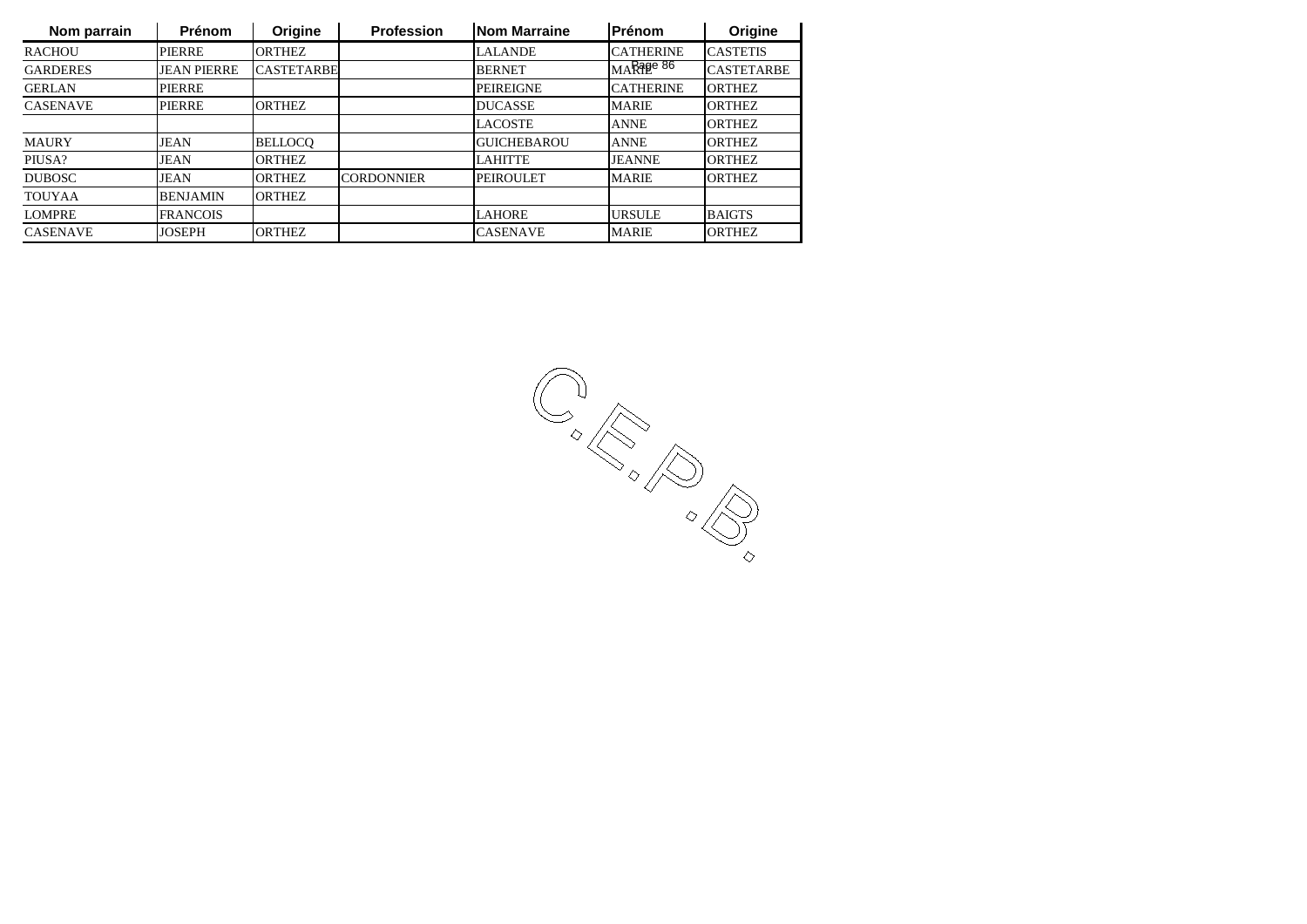| Nom parrain | Prénom | Origine | Profession | Nom Marraine | Prénom | Origine |
|---|---|---|---|---|---|---|
| RACHOU | PIERRE | ORTHEZ | | LALANDE | CATHERINE | CASTETIS |
| GARDERES | JEAN PIERRE | CASTETARBE | | BERNET | MARIE | CASTETARBE |
| GERLAN | PIERRE | | | PEIREIGNE | CATHERINE | ORTHEZ |
| CASENAVE | PIERRE | ORTHEZ | | DUCASSE | MARIE | ORTHEZ |
| | | | | LACOSTE | ANNE | ORTHEZ |
| MAURY | JEAN | BELLOCQ | | GUICHEBAROU | ANNE | ORTHEZ |
| PIUSA? | JEAN | ORTHEZ | | LAHITTE | JEANNE | ORTHEZ |
| DUBOSC | JEAN | ORTHEZ | CORDONNIER | PEIROULET | MARIE | ORTHEZ |
| TOUYAA | BENJAMIN | ORTHEZ | | | | |
| LOMPRE | FRANCOIS | | | LAHORE | URSULE | BAIGTS |
| CASENAVE | JOSEPH | ORTHEZ | | CASENAVE | MARIE | ORTHEZ |

C.E.P.B.